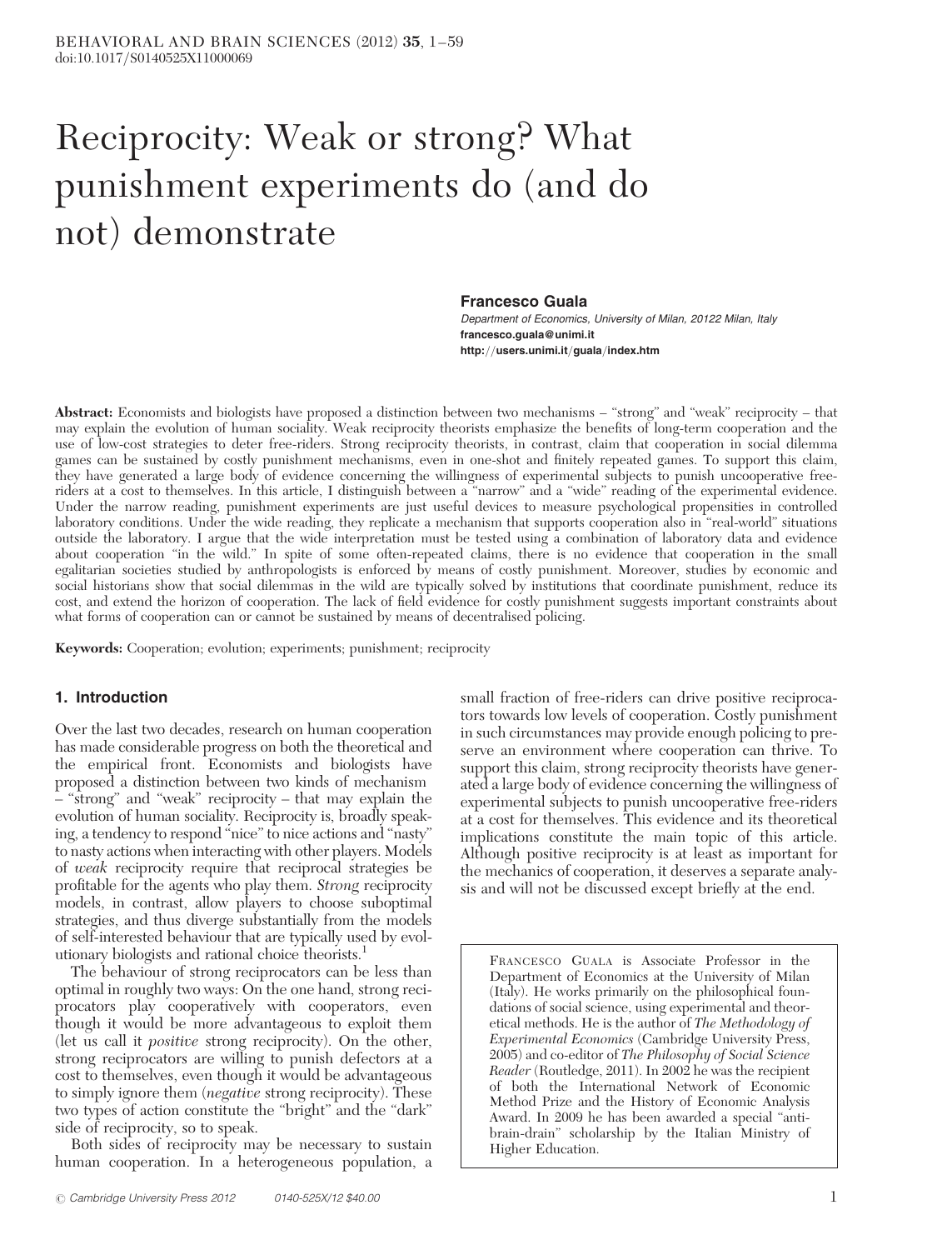# Reciprocity: Weak or strong? What punishment experiments do (and do not) demonstrate

**Francesco Guala**

*Department of Economics, University of Milan, 20122 Milan, Italy*
**francesco.guala@unimi.it**
**http://users.unimi.it/guala/index.htm**

**Abstract:** Economists and biologists have proposed a distinction between two mechanisms – "strong" and "weak" reciprocity – that may explain the evolution of human sociality. Weak reciprocity theorists emphasize the benefits of long-term cooperation and the use of low-cost strategies to deter free-riders. Strong reciprocity theorists, in contrast, claim that cooperation in social dilemma games can be sustained by costly punishment mechanisms, even in one-shot and finitely repeated games. To support this claim, they have generated a large body of evidence concerning the willingness of experimental subjects to punish uncooperative free-riders at a cost to themselves. In this article, I distinguish between a "narrow" and a "wide" reading of the experimental evidence. Under the narrow reading, punishment experiments are just useful devices to measure psychological propensities in controlled laboratory conditions. Under the wide reading, they replicate a mechanism that supports cooperation also in "real-world" situations outside the laboratory. I argue that the wide interpretation must be tested using a combination of laboratory data and evidence about cooperation "in the wild." In spite of some often-repeated claims, there is no evidence that cooperation in the small egalitarian societies studied by anthropologists is enforced by means of costly punishment. Moreover, studies by economic and social historians show that social dilemmas in the wild are typically solved by institutions that coordinate punishment, reduce its cost, and extend the horizon of cooperation. The lack of field evidence for costly punishment suggests important constraints about what forms of cooperation can or cannot be sustained by means of decentralised policing.

**Keywords:** Cooperation; evolution; experiments; punishment; reciprocity

## 1. Introduction

Over the last two decades, research on human cooperation has made considerable progress on both the theoretical and the empirical front. Economists and biologists have proposed a distinction between two kinds of mechanism – "strong" and "weak" reciprocity – that may explain the evolution of human sociality. Reciprocity is, broadly speaking, a tendency to respond "nice" to nice actions and "nasty" to nasty actions when interacting with other players. Models of *weak* reciprocity require that reciprocal strategies be profitable for the agents who play them. *Strong* reciprocity models, in contrast, allow players to choose suboptimal strategies, and thus diverge substantially from the models of self-interested behaviour that are typically used by evolutionary biologists and rational choice theorists.[1]

The behaviour of strong reciprocators can be less than optimal in roughly two ways: On the one hand, strong reciprocators play cooperatively with cooperators, even though it would be more advantageous to exploit them (let us call it *positive* strong reciprocity). On the other, strong reciprocators are willing to punish defectors at a cost to themselves, even though it would be advantageous to simply ignore them (*negative* strong reciprocity). These two types of action constitute the "bright" and the "dark" side of reciprocity, so to speak.

Both sides of reciprocity may be necessary to sustain human cooperation. In a heterogeneous population, a small fraction of free-riders can drive positive reciprocators towards low levels of cooperation. Costly punishment in such circumstances may provide enough policing to preserve an environment where cooperation can thrive. To support this claim, strong reciprocity theorists have generated a large body of evidence concerning the willingness of experimental subjects to punish uncooperative free-riders at a cost for themselves. This evidence and its theoretical implications constitute the main topic of this article. Although positive reciprocity is at least as important for the mechanics of cooperation, it deserves a separate analysis and will not be discussed except briefly at the end.

Francesco Guala is Associate Professor in the Department of Economics at the University of Milan (Italy). He works primarily on the philosophical foundations of social science, using experimental and theoretical methods. He is the author of *The Methodology of Experimental Economics* (Cambridge University Press, 2005) and co-editor of *The Philosophy of Social Science Reader* (Routledge, 2011). In 2002 he was the recipient of both the International Network of Economic Method Prize and the History of Economic Analysis Award. In 2009 he has been awarded a special "anti-brain-drain" scholarship by the Italian Ministry of Higher Education.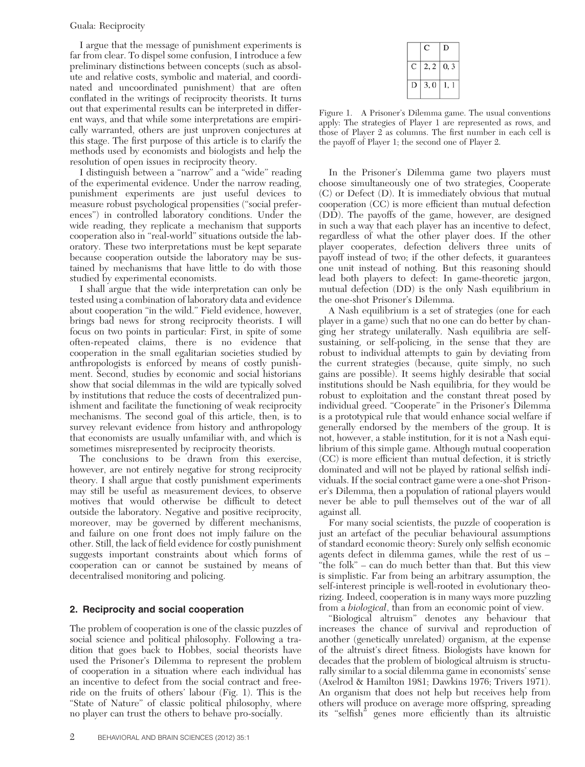I argue that the message of punishment experiments is far from clear. To dispel some confusion, I introduce a few preliminary distinctions between concepts (such as absolute and relative costs, symbolic and material, and coordinated and uncoordinated punishment) that are often conflated in the writings of reciprocity theorists. It turns out that experimental results can be interpreted in different ways, and that while some interpretations are empirically warranted, others are just unproven conjectures at this stage. The first purpose of this article is to clarify the methods used by economists and biologists and help the resolution of open issues in reciprocity theory.

I distinguish between a "narrow" and a "wide" reading of the experimental evidence. Under the narrow reading, punishment experiments are just useful devices to measure robust psychological propensities ("social preferences") in controlled laboratory conditions. Under the wide reading, they replicate a mechanism that supports cooperation also in "real-world" situations outside the laboratory. These two interpretations must be kept separate because cooperation outside the laboratory may be sustained by mechanisms that have little to do with those studied by experimental economists.

I shall argue that the wide interpretation can only be tested using a combination of laboratory data and evidence about cooperation "in the wild." Field evidence, however, brings bad news for strong reciprocity theorists. I will focus on two points in particular: First, in spite of some often-repeated claims, there is no evidence that cooperation in the small egalitarian societies studied by anthropologists is enforced by means of costly punishment. Second, studies by economic and social historians show that social dilemmas in the wild are typically solved by institutions that reduce the costs of decentralized punishment and facilitate the functioning of weak reciprocity mechanisms. The second goal of this article, then, is to survey relevant evidence from history and anthropology that economists are usually unfamiliar with, and which is sometimes misrepresented by reciprocity theorists.

The conclusions to be drawn from this exercise, however, are not entirely negative for strong reciprocity theory. I shall argue that costly punishment experiments may still be useful as measurement devices, to observe motives that would otherwise be difficult to detect outside the laboratory. Negative and positive reciprocity, moreover, may be governed by different mechanisms, and failure on one front does not imply failure on the other. Still, the lack of field evidence for costly punishment suggests important constraints about which forms of cooperation can or cannot be sustained by means of decentralised monitoring and policing.

## 2. Reciprocity and social cooperation

The problem of cooperation is one of the classic puzzles of social science and political philosophy. Following a tradition that goes back to Hobbes, social theorists have used the Prisoner's Dilemma to represent the problem of cooperation in a situation where each individual has an incentive to defect from the social contract and free-ride on the fruits of others' labour (Fig. 1). This is the "State of Nature" of classic political philosophy, where no player can trust the others to behave pro-socially.

| | C | D |
|---|---|---|
| C | 2, 2 | 0, 3 |
| D | 3, 0 | 1, 1 |

Figure 1. A Prisoner's Dilemma game. The usual conventions apply: The strategies of Player 1 are represented as rows, and those of Player 2 as columns. The first number in each cell is the payoff of Player 1; the second one of Player 2.

In the Prisoner's Dilemma game two players must choose simultaneously one of two strategies, Cooperate (C) or Defect (D). It is immediately obvious that mutual cooperation (CC) is more efficient than mutual defection (DD). The payoffs of the game, however, are designed in such a way that each player has an incentive to defect, regardless of what the other player does. If the other player cooperates, defection delivers three units of payoff instead of two; if the other defects, it guarantees one unit instead of nothing. But this reasoning should lead both players to defect: In game-theoretic jargon, mutual defection (DD) is the only Nash equilibrium in the one-shot Prisoner's Dilemma.

A Nash equilibrium is a set of strategies (one for each player in a game) such that no one can do better by changing her strategy unilaterally. Nash equilibria are self-sustaining, or self-policing, in the sense that they are robust to individual attempts to gain by deviating from the current strategies (because, quite simply, no such gains are possible). It seems highly desirable that social institutions should be Nash equilibria, for they would be robust to exploitation and the constant threat posed by individual greed. "Cooperate" in the Prisoner's Dilemma is a prototypical rule that would enhance social welfare if generally endorsed by the members of the group. It is not, however, a stable institution, for it is not a Nash equilibrium of this simple game. Although mutual cooperation (CC) is more efficient than mutual defection, it is strictly dominated and will not be played by rational selfish individuals. If the social contract game were a one-shot Prisoner's Dilemma, then a population of rational players would never be able to pull themselves out of the war of all against all.

For many social scientists, the puzzle of cooperation is just an artefact of the peculiar behavioural assumptions of standard economic theory: Surely only selfish economic agents defect in dilemma games, while the rest of us – "the folk" – can do much better than that. But this view is simplistic. Far from being an arbitrary assumption, the self-interest principle is well-rooted in evolutionary theorizing. Indeed, cooperation is in many ways more puzzling from a *biological*, than from an economic point of view.

"Biological altruism" denotes any behaviour that increases the chance of survival and reproduction of another (genetically unrelated) organism, at the expense of the altruist's direct fitness. Biologists have known for decades that the problem of biological altruism is structurally similar to a social dilemma game in economists' sense (Axelrod & Hamilton 1981; Dawkins 1976; Trivers 1971). An organism that does not help but receives help from others will produce on average more offspring, spreading its "selfish" genes more efficiently than its altruistic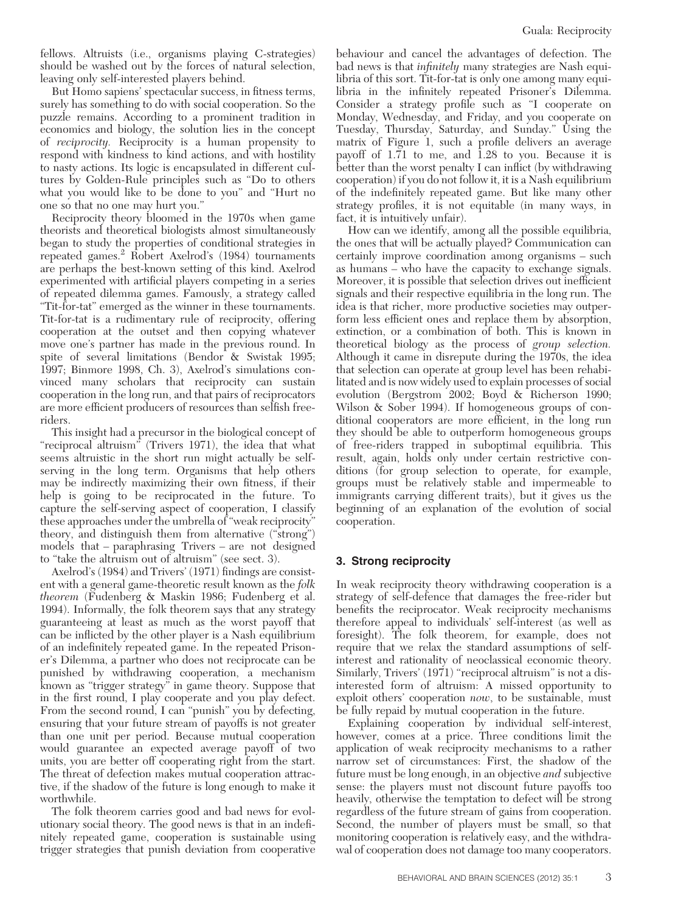fellows. Altruists (i.e., organisms playing C-strategies) should be washed out by the forces of natural selection, leaving only self-interested players behind.

But Homo sapiens' spectacular success, in fitness terms, surely has something to do with social cooperation. So the puzzle remains. According to a prominent tradition in economics and biology, the solution lies in the concept of *reciprocity*. Reciprocity is a human propensity to respond with kindness to kind actions, and with hostility to nasty actions. Its logic is encapsulated in different cultures by Golden-Rule principles such as "Do to others what you would like to be done to you" and "Hurt no one so that no one may hurt you."

Reciprocity theory bloomed in the 1970s when game theorists and theoretical biologists almost simultaneously began to study the properties of conditional strategies in repeated games.[2] Robert Axelrod's (1984) tournaments are perhaps the best-known setting of this kind. Axelrod experimented with artificial players competing in a series of repeated dilemma games. Famously, a strategy called "Tit-for-tat" emerged as the winner in these tournaments. Tit-for-tat is a rudimentary rule of reciprocity, offering cooperation at the outset and then copying whatever move one's partner has made in the previous round. In spite of several limitations (Bendor & Swistak 1995; 1997; Binmore 1998, Ch. 3), Axelrod's simulations convinced many scholars that reciprocity can sustain cooperation in the long run, and that pairs of reciprocators are more efficient producers of resources than selfish free-riders.

This insight had a precursor in the biological concept of "reciprocal altruism" (Trivers 1971), the idea that what seems altruistic in the short run might actually be self-serving in the long term. Organisms that help others may be indirectly maximizing their own fitness, if their help is going to be reciprocated in the future. To capture the self-serving aspect of cooperation, I classify these approaches under the umbrella of "weak reciprocity" theory, and distinguish them from alternative ("strong") models that – paraphrasing Trivers – are not designed to "take the altruism out of altruism" (see sect. 3).

Axelrod's (1984) and Trivers' (1971) findings are consistent with a general game-theoretic result known as the *folk theorem* (Fudenberg & Maskin 1986; Fudenberg et al. 1994). Informally, the folk theorem says that any strategy guaranteeing at least as much as the worst payoff that can be inflicted by the other player is a Nash equilibrium of an indefinitely repeated game. In the repeated Prisoner's Dilemma, a partner who does not reciprocate can be punished by withdrawing cooperation, a mechanism known as "trigger strategy" in game theory. Suppose that in the first round, I play cooperate and you play defect. From the second round, I can "punish" you by defecting, ensuring that your future stream of payoffs is not greater than one unit per period. Because mutual cooperation would guarantee an expected average payoff of two units, you are better off cooperating right from the start. The threat of defection makes mutual cooperation attractive, if the shadow of the future is long enough to make it worthwhile.

The folk theorem carries good and bad news for evolutionary social theory. The good news is that in an indefinitely repeated game, cooperation is sustainable using trigger strategies that punish deviation from cooperative behaviour and cancel the advantages of defection. The bad news is that *infinitely* many strategies are Nash equilibria of this sort. Tit-for-tat is only one among many equilibria in the infinitely repeated Prisoner's Dilemma. Consider a strategy profile such as "I cooperate on Monday, Wednesday, and Friday, and you cooperate on Tuesday, Thursday, Saturday, and Sunday." Using the matrix of Figure 1, such a profile delivers an average payoff of 1.71 to me, and 1.28 to you. Because it is better than the worst penalty I can inflict (by withdrawing cooperation) if you do not follow it, it is a Nash equilibrium of the indefinitely repeated game. But like many other strategy profiles, it is not equitable (in many ways, in fact, it is intuitively unfair).

How can we identify, among all the possible equilibria, the ones that will be actually played? Communication can certainly improve coordination among organisms – such as humans – who have the capacity to exchange signals. Moreover, it is possible that selection drives out inefficient signals and their respective equilibria in the long run. The idea is that richer, more productive societies may outperform less efficient ones and replace them by absorption, extinction, or a combination of both. This is known in theoretical biology as the process of *group selection*. Although it came in disrepute during the 1970s, the idea that selection can operate at group level has been rehabilitated and is now widely used to explain processes of social evolution (Bergstrom 2002; Boyd & Richerson 1990; Wilson & Sober 1994). If homogeneous groups of conditional cooperators are more efficient, in the long run they should be able to outperform homogeneous groups of free-riders trapped in suboptimal equilibria. This result, again, holds only under certain restrictive conditions (for group selection to operate, for example, groups must be relatively stable and impermeable to immigrants carrying different traits), but it gives us the beginning of an explanation of the evolution of social cooperation.

## 3. Strong reciprocity

In weak reciprocity theory withdrawing cooperation is a strategy of self-defence that damages the free-rider but benefits the reciprocator. Weak reciprocity mechanisms therefore appeal to individuals' self-interest (as well as foresight). The folk theorem, for example, does not require that we relax the standard assumptions of self-interest and rationality of neoclassical economic theory. Similarly, Trivers' (1971) "reciprocal altruism" is not a disinterested form of altruism: A missed opportunity to exploit others' cooperation *now*, to be sustainable, must be fully repaid by mutual cooperation in the future.

Explaining cooperation by individual self-interest, however, comes at a price. Three conditions limit the application of weak reciprocity mechanisms to a rather narrow set of circumstances: First, the shadow of the future must be long enough, in an objective *and* subjective sense: the players must not discount future payoffs too heavily, otherwise the temptation to defect will be strong regardless of the future stream of gains from cooperation. Second, the number of players must be small, so that monitoring cooperation is relatively easy, and the withdrawal of cooperation does not damage too many cooperators.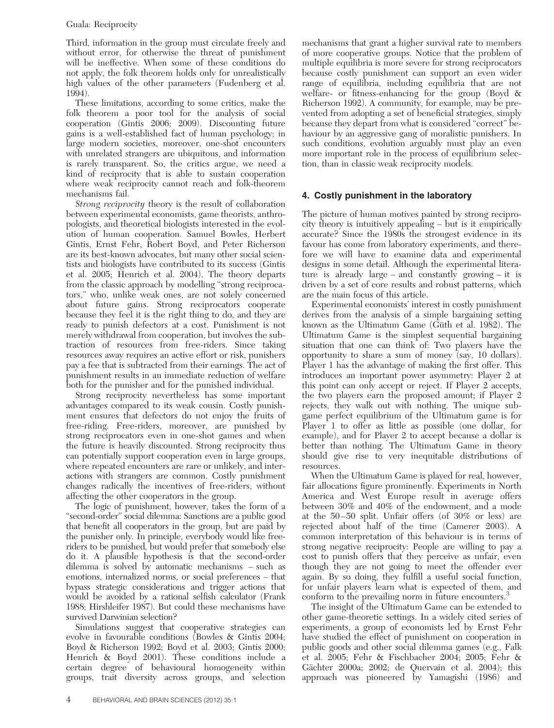Third, information in the group must circulate freely and without error, for otherwise the threat of punishment will be ineffective. When some of these conditions do not apply, the folk theorem holds only for unrealistically high values of the other parameters (Fudenberg et al. 1994).

These limitations, according to some critics, make the folk theorem a poor tool for the analysis of social cooperation (Gintis 2006; 2009). Discounting future gains is a well-established fact of human psychology; in large modern societies, moreover, one-shot encounters with unrelated strangers are ubiquitous, and information is rarely transparent. So, the critics argue, we need a kind of reciprocity that is able to sustain cooperation where weak reciprocity cannot reach and folk-theorem mechanisms fail.

*Strong reciprocity* theory is the result of collaboration between experimental economists, game theorists, anthropologists, and theoretical biologists interested in the evolution of human cooperation. Samuel Bowles, Herbert Gintis, Ernst Fehr, Robert Boyd, and Peter Richerson are its best-known advocates, but many other social scientists and biologists have contributed to its success (Gintis et al. 2005; Henrich et al. 2004). The theory departs from the classic approach by modelling "strong reciprocators," who, unlike weak ones, are not solely concerned about future gains. Strong reciprocators cooperate because they feel it is the right thing to do, and they are ready to punish defectors at a cost. Punishment is not merely withdrawal from cooperation, but involves the subtraction of resources from free-riders. Since taking resources away requires an active effort or risk, punishers pay a fee that is subtracted from their earnings. The act of punishment results in an immediate reduction of welfare both for the punisher and for the punished individual.

Strong reciprocity nevertheless has some important advantages compared to its weak cousin. Costly punishment ensures that defectors do not enjoy the fruits of free-riding. Free-riders, moreover, are punished by strong reciprocators even in one-shot games and when the future is heavily discounted. Strong reciprocity thus can potentially support cooperation even in large groups, where repeated encounters are rare or unlikely, and interactions with strangers are common. Costly punishment changes radically the incentives of free-riders, without affecting the other cooperators in the group.

The logic of punishment, however, takes the form of a "second-order" social dilemma: Sanctions are a public good that benefit all cooperators in the group, but are paid by the punisher only. In principle, everybody would like free-riders to be punished, but would prefer that somebody else do it. A plausible hypothesis is that the second-order dilemma is solved by automatic mechanisms – such as emotions, internalized norms, or social preferences – that bypass strategic considerations and trigger actions that would be avoided by a rational selfish calculator (Frank 1988; Hirshleifer 1987). But could these mechanisms have survived Darwinian selection?

Simulations suggest that cooperative strategies can evolve in favourable conditions (Bowles & Gintis 2004; Boyd & Richerson 1992; Boyd et al. 2003; Gintis 2000; Henrich & Boyd 2001). These conditions include a certain degree of behavioural homogeneity within groups, trait diversity across groups, and selection mechanisms that grant a higher survival rate to members of more cooperative groups. Notice that the problem of multiple equilibria is more severe for strong reciprocators because costly punishment can support an even wider range of equilibria, including equilibria that are not welfare- or fitness-enhancing for the group (Boyd & Richerson 1992). A community, for example, may be prevented from adopting a set of beneficial strategies, simply because they depart from what is considered "correct" behaviour by an aggressive gang of moralistic punishers. In such conditions, evolution arguably must play an even more important role in the process of equilibrium selection, than in classic weak reciprocity models.

## 4. Costly punishment in the laboratory

The picture of human motives painted by strong reciprocity theory is intuitively appealing – but is it empirically accurate? Since the 1980s the strongest evidence in its favour has come from laboratory experiments, and therefore we will have to examine data and experimental designs in some detail. Although the experimental literature is already large – and constantly growing – it is driven by a set of core results and robust patterns, which are the main focus of this article.

Experimental economists' interest in costly punishment derives from the analysis of a simple bargaining setting known as the Ultimatum Game (Güth et al. 1982). The Ultimatum Game is the simplest sequential bargaining situation that one can think of: Two players have the opportunity to share a sum of money (say, 10 dollars). Player 1 has the advantage of making the first offer. This introduces an important power asymmetry: Player 2 at this point can only accept or reject. If Player 2 accepts, the two players earn the proposed amount; if Player 2 rejects, they walk out with nothing. The unique subgame perfect equilibrium of the Ultimatum game is for Player 1 to offer as little as possible (one dollar, for example), and for Player 2 to accept because a dollar is better than nothing. The Ultimatum Game in theory should give rise to very inequitable distributions of resources.

When the Ultimatum Game is played for real, however, fair allocations figure prominently. Experiments in North America and West Europe result in average offers between 30% and 40% of the endowment, and a mode at the 50–50 split. Unfair offers (of 30% or less) are rejected about half of the time (Camerer 2003). A common interpretation of this behaviour is in terms of strong negative reciprocity: People are willing to pay a cost to punish offers that they perceive as unfair, even though they are not going to meet the offender ever again. By so doing, they fulfill a useful social function, for unfair players learn what is expected of them, and conform to the prevailing norm in future encounters.[3]

The insight of the Ultimatum Game can be extended to other game-theoretic settings. In a widely cited series of experiments, a group of economists led by Ernst Fehr have studied the effect of punishment on cooperation in public goods and other social dilemma games (e.g., Falk et al. 2005; Fehr & Fischbacher 2004; 2005; Fehr & Gächter 2000a; 2002; de Quervain et al. 2004); this approach was pioneered by Yamagishi (1986) and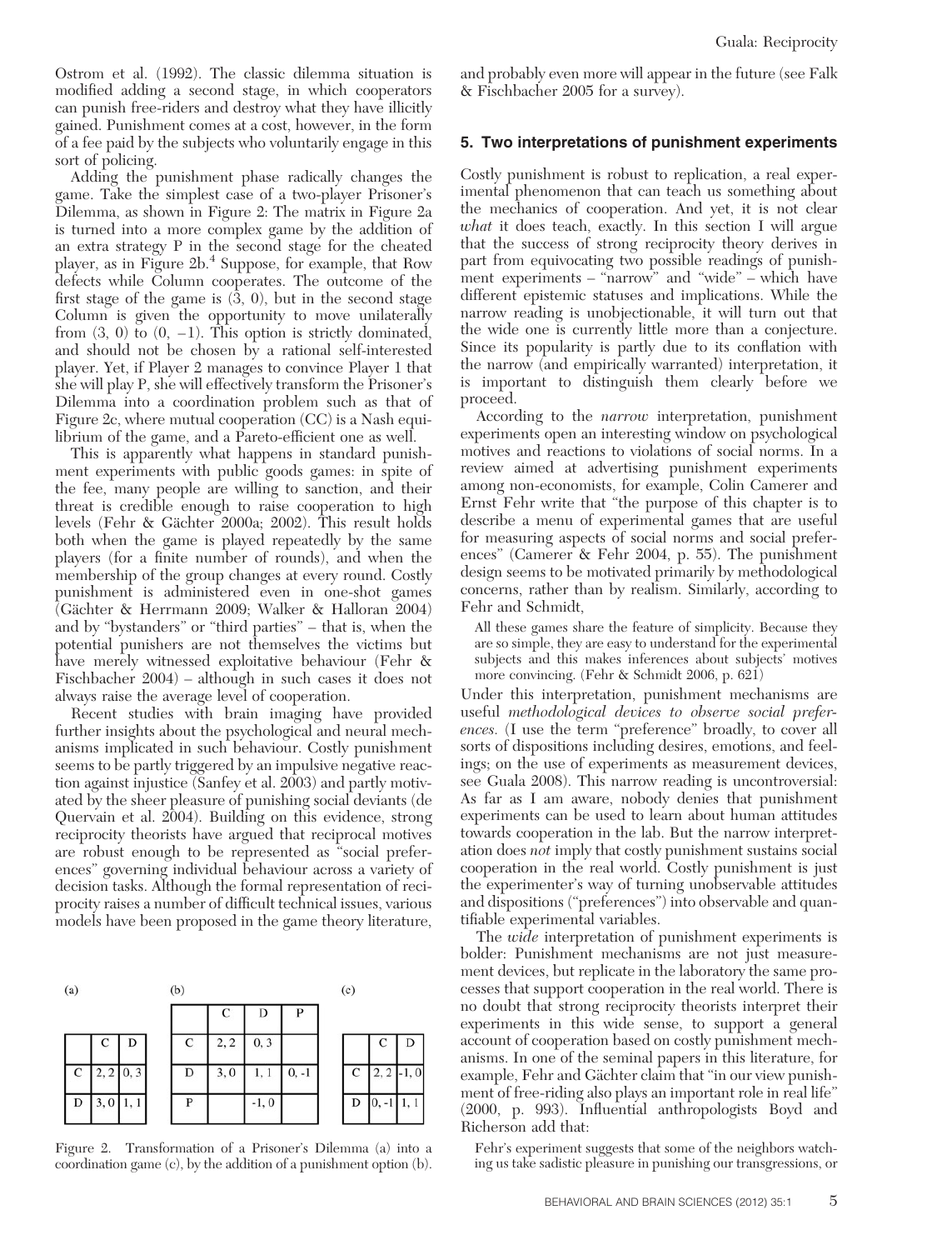Ostrom et al. (1992). The classic dilemma situation is modified adding a second stage, in which cooperators can punish free-riders and destroy what they have illicitly gained. Punishment comes at a cost, however, in the form of a fee paid by the subjects who voluntarily engage in this sort of policing.

Adding the punishment phase radically changes the game. Take the simplest case of a two-player Prisoner's Dilemma, as shown in Figure 2: The matrix in Figure 2a is turned into a more complex game by the addition of an extra strategy P in the second stage for the cheated player, as in Figure 2b.[4] Suppose, for example, that Row defects while Column cooperates. The outcome of the first stage of the game is (3, 0), but in the second stage Column is given the opportunity to move unilaterally from (3, 0) to (0, −1). This option is strictly dominated, and should not be chosen by a rational self-interested player. Yet, if Player 2 manages to convince Player 1 that she will play P, she will effectively transform the Prisoner's Dilemma into a coordination problem such as that of Figure 2c, where mutual cooperation (CC) is a Nash equilibrium of the game, and a Pareto-efficient one as well.

This is apparently what happens in standard punishment experiments with public goods games: in spite of the fee, many people are willing to sanction, and their threat is credible enough to raise cooperation to high levels (Fehr & Gächter 2000a; 2002). This result holds both when the game is played repeatedly by the same players (for a finite number of rounds), and when the membership of the group changes at every round. Costly punishment is administered even in one-shot games (Gächter & Herrmann 2009; Walker & Halloran 2004) and by "bystanders" or "third parties" – that is, when the potential punishers are not themselves the victims but have merely witnessed exploitative behaviour (Fehr & Fischbacher 2004) – although in such cases it does not always raise the average level of cooperation.

Recent studies with brain imaging have provided further insights about the psychological and neural mechanisms implicated in such behaviour. Costly punishment seems to be partly triggered by an impulsive negative reaction against injustice (Sanfey et al. 2003) and partly motivated by the sheer pleasure of punishing social deviants (de Quervain et al. 2004). Building on this evidence, strong reciprocity theorists have argued that reciprocal motives are robust enough to be represented as "social preferences" governing individual behaviour across a variety of decision tasks. Although the formal representation of reciprocity raises a number of difficult technical issues, various models have been proposed in the game theory literature,

(a)

| | C | D |
|---|---|---|
| C | 2, 2 | 0, 3 |
| D | 3, 0 | 1, 1 |

(b)

| | C | D | P |
|---|---|---|---|
| C | 2, 2 | 0, 3 | |
| D | 3, 0 | 1, 1 | 0, -1 |
| P | | -1, 0 | |

(c)

| | C | D |
|---|---|---|
| C | 2, 2 | -1, 0 |
| D | 0, -1 | 1, 1 |

Figure 2. Transformation of a Prisoner's Dilemma (a) into a coordination game (c), by the addition of a punishment option (b).

and probably even more will appear in the future (see Falk & Fischbacher 2005 for a survey).

## 5. Two interpretations of punishment experiments

Costly punishment is robust to replication, a real experimental phenomenon that can teach us something about the mechanics of cooperation. And yet, it is not clear *what* it does teach, exactly. In this section I will argue that the success of strong reciprocity theory derives in part from equivocating two possible readings of punishment experiments – "narrow" and "wide" – which have different epistemic statuses and implications. While the narrow reading is unobjectionable, it will turn out that the wide one is currently little more than a conjecture. Since its popularity is partly due to its conflation with the narrow (and empirically warranted) interpretation, it is important to distinguish them clearly before we proceed.

According to the *narrow* interpretation, punishment experiments open an interesting window on psychological motives and reactions to violations of social norms. In a review aimed at advertising punishment experiments among non-economists, for example, Colin Camerer and Ernst Fehr write that "the purpose of this chapter is to describe a menu of experimental games that are useful for measuring aspects of social norms and social preferences" (Camerer & Fehr 2004, p. 55). The punishment design seems to be motivated primarily by methodological concerns, rather than by realism. Similarly, according to Fehr and Schmidt,

> All these games share the feature of simplicity. Because they are so simple, they are easy to understand for the experimental subjects and this makes inferences about subjects' motives more convincing. (Fehr & Schmidt 2006, p. 621)

Under this interpretation, punishment mechanisms are useful *methodological devices to observe social preferences.* (I use the term "preference" broadly, to cover all sorts of dispositions including desires, emotions, and feelings; on the use of experiments as measurement devices, see Guala 2008). This narrow reading is uncontroversial: As far as I am aware, nobody denies that punishment experiments can be used to learn about human attitudes towards cooperation in the lab. But the narrow interpretation does *not* imply that costly punishment sustains social cooperation in the real world. Costly punishment is just the experimenter's way of turning unobservable attitudes and dispositions ("preferences") into observable and quantifiable experimental variables.

The *wide* interpretation of punishment experiments is bolder: Punishment mechanisms are not just measurement devices, but replicate in the laboratory the same processes that support cooperation in the real world. There is no doubt that strong reciprocity theorists interpret their experiments in this wide sense, to support a general account of cooperation based on costly punishment mechanisms. In one of the seminal papers in this literature, for example, Fehr and Gächter claim that "in our view punishment of free-riding also plays an important role in real life" (2000, p. 993). Influential anthropologists Boyd and Richerson add that:

> Fehr's experiment suggests that some of the neighbors watching us take sadistic pleasure in punishing our transgressions, or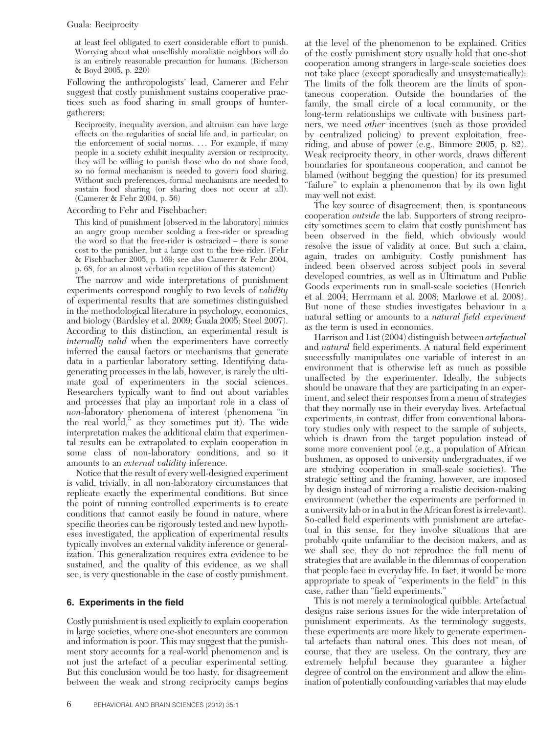at least feel obligated to exert considerable effort to punish. Worrying about what unselfishly moralistic neighbors will do is an entirely reasonable precaution for humans. (Richerson & Boyd 2005, p. 220)

Following the anthropologists' lead, Camerer and Fehr suggest that costly punishment sustains cooperative practices such as food sharing in small groups of hunter-gatherers:

> Reciprocity, inequality aversion, and altruism can have large effects on the regularities of social life and, in particular, on the enforcement of social norms. ... For example, if many people in a society exhibit inequality aversion or reciprocity, they will be willing to punish those who do not share food, so no formal mechanism is needed to govern food sharing. Without such preferences, formal mechanisms are needed to sustain food sharing (or sharing does not occur at all). (Camerer & Fehr 2004, p. 56)

According to Fehr and Fischbacher:

> This kind of punishment [observed in the laboratory] mimics an angry group member scolding a free-rider or spreading the word so that the free-rider is ostracized – there is some cost to the punisher, but a large cost to the free-rider. (Fehr & Fischbacher 2005, p. 169; see also Camerer & Fehr 2004, p. 68, for an almost verbatim repetition of this statement)

The narrow and wide interpretations of punishment experiments correspond roughly to two levels of *validity* of experimental results that are sometimes distinguished in the methodological literature in psychology, economics, and biology (Bardsley et al. 2009; Guala 2005; Steel 2007). According to this distinction, an experimental result is *internally valid* when the experimenters have correctly inferred the causal factors or mechanisms that generate data in a particular laboratory setting. Identifying data-generating processes in the lab, however, is rarely the ultimate goal of experimenters in the social sciences. Researchers typically want to find out about variables and processes that play an important role in a class of *non*-laboratory phenomena of interest (phenomena "in the real world," as they sometimes put it). The wide interpretation makes the additional claim that experimental results can be extrapolated to explain cooperation in some class of non-laboratory conditions, and so it amounts to an *external validity* inference.

Notice that the result of every well-designed experiment is valid, trivially, in all non-laboratory circumstances that replicate exactly the experimental conditions. But since the point of running controlled experiments is to create conditions that cannot easily be found in nature, where specific theories can be rigorously tested and new hypotheses investigated, the application of experimental results typically involves an external validity inference or generalization. This generalization requires extra evidence to be sustained, and the quality of this evidence, as we shall see, is very questionable in the case of costly punishment.

## 6. Experiments in the field

Costly punishment is used explicitly to explain cooperation in large societies, where one-shot encounters are common and information is poor. This may suggest that the punishment story accounts for a real-world phenomenon and is not just the artefact of a peculiar experimental setting. But this conclusion would be too hasty, for disagreement between the weak and strong reciprocity camps begins at the level of the phenomenon to be explained. Critics of the costly punishment story usually hold that one-shot cooperation among strangers in large-scale societies does not take place (except sporadically and unsystematically): The limits of the folk theorem are the limits of spontaneous cooperation. Outside the boundaries of the family, the small circle of a local community, or the long-term relationships we cultivate with business partners, we need *other* incentives (such as those provided by centralized policing) to prevent exploitation, free-riding, and abuse of power (e.g., Binmore 2005, p. 82). Weak reciprocity theory, in other words, draws different boundaries for spontaneous cooperation, and cannot be blamed (without begging the question) for its presumed "failure" to explain a phenomenon that by its own light may well not exist.

The key source of disagreement, then, is spontaneous cooperation *outside* the lab. Supporters of strong reciprocity sometimes seem to claim that costly punishment has been observed in the field, which obviously would resolve the issue of validity at once. But such a claim, again, trades on ambiguity. Costly punishment has indeed been observed across subject pools in several developed countries, as well as in Ultimatum and Public Goods experiments run in small-scale societies (Henrich et al. 2004; Herrmann et al. 2008; Marlowe et al. 2008). But none of these studies investigates behaviour in a natural setting or amounts to a *natural field experiment* as the term is used in economics.

Harrison and List (2004) distinguish between *artefactual* and *natural* field experiments. A natural field experiment successfully manipulates one variable of interest in an environment that is otherwise left as much as possible unaffected by the experimenter. Ideally, the subjects should be unaware that they are participating in an experiment, and select their responses from a menu of strategies that they normally use in their everyday lives. Artefactual experiments, in contrast, differ from conventional laboratory studies only with respect to the sample of subjects, which is drawn from the target population instead of some more convenient pool (e.g., a population of African bushmen, as opposed to university undergraduates, if we are studying cooperation in small-scale societies). The strategic setting and the framing, however, are imposed by design instead of mirroring a realistic decision-making environment (whether the experiments are performed in a university lab or in a hut in the African forest is irrelevant). So-called field experiments with punishment are artefactual in this sense, for they involve situations that are probably quite unfamiliar to the decision makers, and as we shall see, they do not reproduce the full menu of strategies that are available in the dilemmas of cooperation that people face in everyday life. In fact, it would be more appropriate to speak of "experiments in the field" in this case, rather than "field experiments."

This is not merely a terminological quibble. Artefactual designs raise serious issues for the wide interpretation of punishment experiments. As the terminology suggests, these experiments are more likely to generate experimental artefacts than natural ones. This does not mean, of course, that they are useless. On the contrary, they are extremely helpful because they guarantee a higher degree of control on the environment and allow the elimination of potentially confounding variables that may elude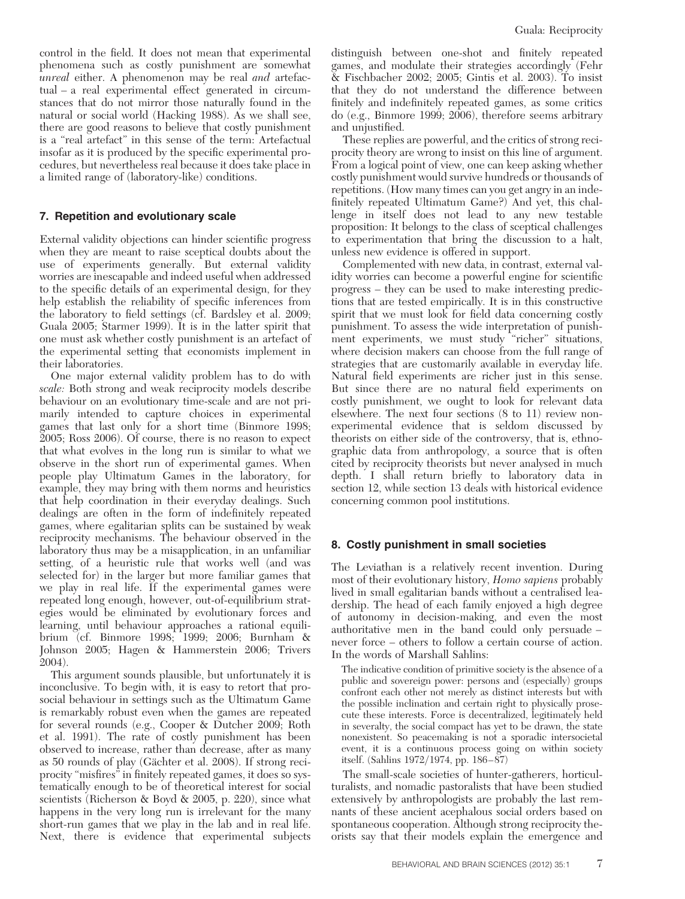control in the field. It does not mean that experimental phenomena such as costly punishment are somewhat *unreal* either. A phenomenon may be real *and* artefactual – a real experimental effect generated in circumstances that do not mirror those naturally found in the natural or social world (Hacking 1988). As we shall see, there are good reasons to believe that costly punishment is a "real artefact" in this sense of the term: Artefactual insofar as it is produced by the specific experimental procedures, but nevertheless real because it does take place in a limited range of (laboratory-like) conditions.

## 7. Repetition and evolutionary scale

External validity objections can hinder scientific progress when they are meant to raise sceptical doubts about the use of experiments generally. But external validity worries are inescapable and indeed useful when addressed to the specific details of an experimental design, for they help establish the reliability of specific inferences from the laboratory to field settings (cf. Bardsley et al. 2009; Guala 2005; Starmer 1999). It is in the latter spirit that one must ask whether costly punishment is an artefact of the experimental setting that economists implement in their laboratories.

One major external validity problem has to do with *scale:* Both strong and weak reciprocity models describe behaviour on an evolutionary time-scale and are not primarily intended to capture choices in experimental games that last only for a short time (Binmore 1998; 2005; Ross 2006). Of course, there is no reason to expect that what evolves in the long run is similar to what we observe in the short run of experimental games. When people play Ultimatum Games in the laboratory, for example, they may bring with them norms and heuristics that help coordination in their everyday dealings. Such dealings are often in the form of indefinitely repeated games, where egalitarian splits can be sustained by weak reciprocity mechanisms. The behaviour observed in the laboratory thus may be a misapplication, in an unfamiliar setting, of a heuristic rule that works well (and was selected for) in the larger but more familiar games that we play in real life. If the experimental games were repeated long enough, however, out-of-equilibrium strategies would be eliminated by evolutionary forces and learning, until behaviour approaches a rational equilibrium (cf. Binmore 1998; 1999; 2006; Burnham & Johnson 2005; Hagen & Hammerstein 2006; Trivers 2004).

This argument sounds plausible, but unfortunately it is inconclusive. To begin with, it is easy to retort that prosocial behaviour in settings such as the Ultimatum Game is remarkably robust even when the games are repeated for several rounds (e.g., Cooper & Dutcher 2009; Roth et al. 1991). The rate of costly punishment has been observed to increase, rather than decrease, after as many as 50 rounds of play (Gächter et al. 2008). If strong reciprocity "misfires" in finitely repeated games, it does so systematically enough to be of theoretical interest for social scientists (Richerson & Boyd & 2005, p. 220), since what happens in the very long run is irrelevant for the many short-run games that we play in the lab and in real life. Next, there is evidence that experimental subjects distinguish between one-shot and finitely repeated games, and modulate their strategies accordingly (Fehr & Fischbacher 2002; 2005; Gintis et al. 2003). To insist that they do not understand the difference between finitely and indefinitely repeated games, as some critics do (e.g., Binmore 1999; 2006), therefore seems arbitrary and unjustified.

These replies are powerful, and the critics of strong reciprocity theory are wrong to insist on this line of argument. From a logical point of view, one can keep asking whether costly punishment would survive hundreds or thousands of repetitions. (How many times can you get angry in an indefinitely repeated Ultimatum Game?) And yet, this challenge in itself does not lead to any new testable proposition: It belongs to the class of sceptical challenges to experimentation that bring the discussion to a halt, unless new evidence is offered in support.

Complemented with new data, in contrast, external validity worries can become a powerful engine for scientific progress – they can be used to make interesting predictions that are tested empirically. It is in this constructive spirit that we must look for field data concerning costly punishment. To assess the wide interpretation of punishment experiments, we must study "richer" situations, where decision makers can choose from the full range of strategies that are customarily available in everyday life. Natural field experiments are richer just in this sense. But since there are no natural field experiments on costly punishment, we ought to look for relevant data elsewhere. The next four sections (8 to 11) review nonexperimental evidence that is seldom discussed by theorists on either side of the controversy, that is, ethnographic data from anthropology, a source that is often cited by reciprocity theorists but never analysed in much depth. I shall return briefly to laboratory data in section 12, while section 13 deals with historical evidence concerning common pool institutions.

## 8. Costly punishment in small societies

The Leviathan is a relatively recent invention. During most of their evolutionary history, *Homo sapiens* probably lived in small egalitarian bands without a centralised leadership. The head of each family enjoyed a high degree of autonomy in decision-making, and even the most authoritative men in the band could only persuade – never force – others to follow a certain course of action. In the words of Marshall Sahlins:

> The indicative condition of primitive society is the absence of a public and sovereign power: persons and (especially) groups confront each other not merely as distinct interests but with the possible inclination and certain right to physically prosecute these interests. Force is decentralized, legitimately held in severalty, the social compact has yet to be drawn, the state nonexistent. So peacemaking is not a sporadic intersocietal event, it is a continuous process going on within society itself. (Sahlins 1972/1974, pp. 186–87)

The small-scale societies of hunter-gatherers, horticulturalists, and nomadic pastoralists that have been studied extensively by anthropologists are probably the last remnants of these ancient acephalous social orders based on spontaneous cooperation. Although strong reciprocity theorists say that their models explain the emergence and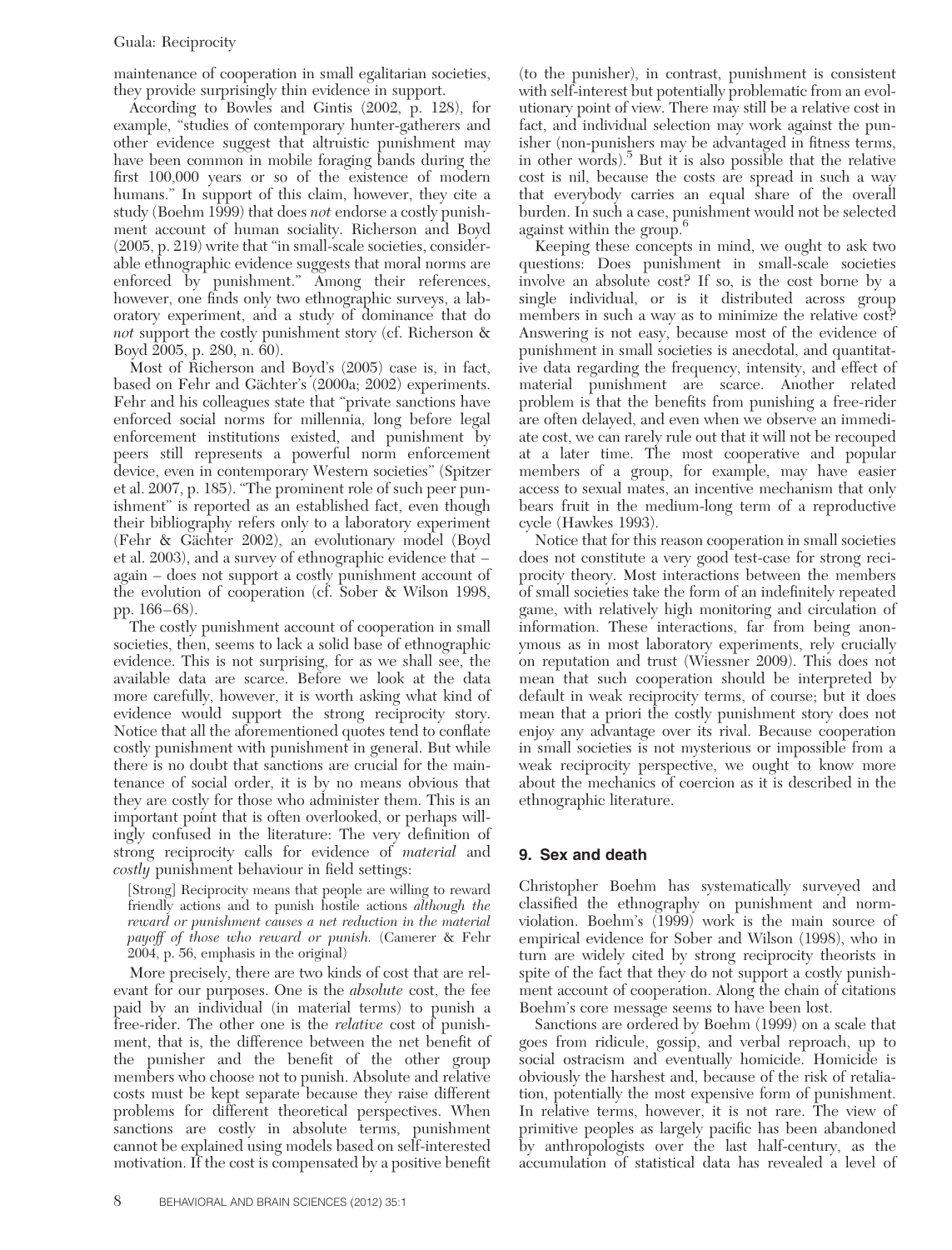maintenance of cooperation in small egalitarian societies, they provide surprisingly thin evidence in support.

According to Bowles and Gintis (2002, p. 128), for example, "studies of contemporary hunter-gatherers and other evidence suggest that altruistic punishment may have been common in mobile foraging bands during the first 100,000 years or so of the existence of modern humans." In support of this claim, however, they cite a study (Boehm 1999) that does *not* endorse a costly punishment account of human sociality. Richerson and Boyd (2005, p. 219) write that "in small-scale societies, considerable ethnographic evidence suggests that moral norms are enforced by punishment." Among their references, however, one finds only two ethnographic surveys, a laboratory experiment, and a study of dominance that do *not* support the costly punishment story (cf. Richerson & Boyd 2005, p. 280, n. 60).

Most of Richerson and Boyd's (2005) case is, in fact, based on Fehr and Gächter's (2000a; 2002) experiments. Fehr and his colleagues state that "private sanctions have enforced social norms for millennia, long before legal enforcement institutions existed, and punishment by peers still represents a powerful norm enforcement device, even in contemporary Western societies" (Spitzer et al. 2007, p. 185). "The prominent role of such peer punishment" is reported as an established fact, even though their bibliography refers only to a laboratory experiment (Fehr & Gächter 2002), an evolutionary model (Boyd et al. 2003), and a survey of ethnographic evidence that – again – does not support a costly punishment account of the evolution of cooperation (cf. Sober & Wilson 1998, pp. 166–68).

The costly punishment account of cooperation in small societies, then, seems to lack a solid base of ethnographic evidence. This is not surprising, for as we shall see, the available data are scarce. Before we look at the data more carefully, however, it is worth asking what kind of evidence would support the strong reciprocity story. Notice that all the aforementioned quotes tend to conflate costly punishment with punishment in general. But while there is no doubt that sanctions are crucial for the maintenance of social order, it is by no means obvious that they are costly for those who administer them. This is an important point that is often overlooked, or perhaps willingly confused in the literature: The very definition of strong reciprocity calls for evidence of *material* and *costly* punishment behaviour in field settings:

> [Strong] Reciprocity means that people are willing to reward friendly actions and to punish hostile actions *although the reward or punishment causes a net reduction in the material payoff of those who reward or punish.* (Camerer & Fehr 2004, p. 56, emphasis in the original)

More precisely, there are two kinds of cost that are relevant for our purposes. One is the *absolute* cost, the fee paid by an individual (in material terms) to punish a free-rider. The other one is the *relative* cost of punishment, that is, the difference between the net benefit of the punisher and the benefit of the other group members who choose not to punish. Absolute and relative costs must be kept separate because they raise different problems for different theoretical perspectives. When sanctions are costly in absolute terms, punishment cannot be explained using models based on self-interested motivation. If the cost is compensated by a positive benefit (to the punisher), in contrast, punishment is consistent with self-interest but potentially problematic from an evolutionary point of view. There may still be a relative cost in fact, and individual selection may work against the punisher (non-punishers may be advantaged in fitness terms, in other words).[5] But it is also possible that the relative cost is nil, because the costs are spread in such a way that everybody carries an equal share of the overall burden. In such a case, punishment would not be selected against within the group.[6]

Keeping these concepts in mind, we ought to ask two questions: Does punishment in small-scale societies involve an absolute cost? If so, is the cost borne by a single individual, or is it distributed across group members in such a way as to minimize the relative cost? Answering is not easy, because most of the evidence of punishment in small societies is anecdotal, and quantitative data regarding the frequency, intensity, and effect of material punishment are scarce. Another related problem is that the benefits from punishing a free-rider are often delayed, and even when we observe an immediate cost, we can rarely rule out that it will not be recouped at a later time. The most cooperative and popular members of a group, for example, may have easier access to sexual mates, an incentive mechanism that only bears fruit in the medium-long term of a reproductive cycle (Hawkes 1993).

Notice that for this reason cooperation in small societies does not constitute a very good test-case for strong reciprocity theory. Most interactions between the members of small societies take the form of an indefinitely repeated game, with relatively high monitoring and circulation of information. These interactions, far from being anonymous as in most laboratory experiments, rely crucially on reputation and trust (Wiessner 2009). This does not mean that such cooperation should be interpreted by default in weak reciprocity terms, of course; but it does mean that a priori the costly punishment story does not enjoy any advantage over its rival. Because cooperation in small societies is not mysterious or impossible from a weak reciprocity perspective, we ought to know more about the mechanics of coercion as it is described in the ethnographic literature.

## 9. Sex and death

Christopher Boehm has systematically surveyed and classified the ethnography on punishment and norm-violation. Boehm's (1999) work is the main source of empirical evidence for Sober and Wilson (1998), who in turn are widely cited by strong reciprocity theorists in spite of the fact that they do not support a costly punishment account of cooperation. Along the chain of citations Boehm's core message seems to have been lost.

Sanctions are ordered by Boehm (1999) on a scale that goes from ridicule, gossip, and verbal reproach, up to social ostracism and eventually homicide. Homicide is obviously the harshest and, because of the risk of retaliation, potentially the most expensive form of punishment. In relative terms, however, it is not rare. The view of primitive peoples as largely pacific has been abandoned by anthropologists over the last half-century, as the accumulation of statistical data has revealed a level of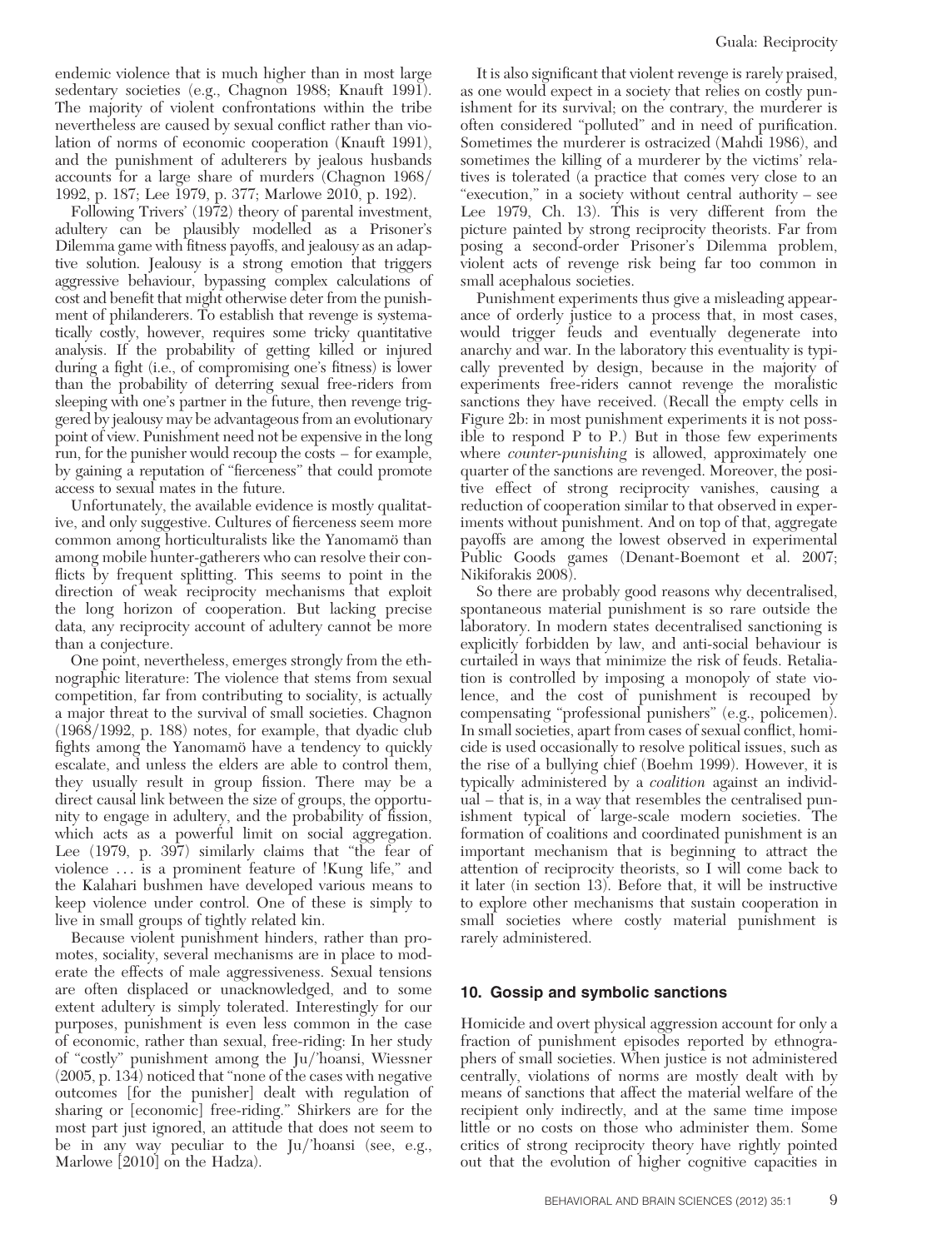endemic violence that is much higher than in most large sedentary societies (e.g., Chagnon 1988; Knauft 1991). The majority of violent confrontations within the tribe nevertheless are caused by sexual conflict rather than violation of norms of economic cooperation (Knauft 1991), and the punishment of adulterers by jealous husbands accounts for a large share of murders (Chagnon 1968/1992, p. 187; Lee 1979, p. 377; Marlowe 2010, p. 192).

Following Trivers' (1972) theory of parental investment, adultery can be plausibly modelled as a Prisoner's Dilemma game with fitness payoffs, and jealousy as an adaptive solution. Jealousy is a strong emotion that triggers aggressive behaviour, bypassing complex calculations of cost and benefit that might otherwise deter from the punishment of philanderers. To establish that revenge is systematically costly, however, requires some tricky quantitative analysis. If the probability of getting killed or injured during a fight (i.e., of compromising one's fitness) is lower than the probability of deterring sexual free-riders from sleeping with one's partner in the future, then revenge triggered by jealousy may be advantageous from an evolutionary point of view. Punishment need not be expensive in the long run, for the punisher would recoup the costs – for example, by gaining a reputation of "fierceness" that could promote access to sexual mates in the future.

Unfortunately, the available evidence is mostly qualitative, and only suggestive. Cultures of fierceness seem more common among horticulturalists like the Yanomamö than among mobile hunter-gatherers who can resolve their conflicts by frequent splitting. This seems to point in the direction of weak reciprocity mechanisms that exploit the long horizon of cooperation. But lacking precise data, any reciprocity account of adultery cannot be more than a conjecture.

One point, nevertheless, emerges strongly from the ethnographic literature: The violence that stems from sexual competition, far from contributing to sociality, is actually a major threat to the survival of small societies. Chagnon (1968/1992, p. 188) notes, for example, that dyadic club fights among the Yanomamö have a tendency to quickly escalate, and unless the elders are able to control them, they usually result in group fission. There may be a direct causal link between the size of groups, the opportunity to engage in adultery, and the probability of fission, which acts as a powerful limit on social aggregation. Lee (1979, p. 397) similarly claims that "the fear of violence … is a prominent feature of !Kung life," and the Kalahari bushmen have developed various means to keep violence under control. One of these is simply to live in small groups of tightly related kin.

Because violent punishment hinders, rather than promotes, sociality, several mechanisms are in place to moderate the effects of male aggressiveness. Sexual tensions are often displaced or unacknowledged, and to some extent adultery is simply tolerated. Interestingly for our purposes, punishment is even less common in the case of economic, rather than sexual, free-riding: In her study of "costly" punishment among the Ju/'hoansi, Wiessner (2005, p. 134) noticed that "none of the cases with negative outcomes [for the punisher] dealt with regulation of sharing or [economic] free-riding." Shirkers are for the most part just ignored, an attitude that does not seem to be in any way peculiar to the Ju/'hoansi (see, e.g., Marlowe [2010] on the Hadza).

It is also significant that violent revenge is rarely praised, as one would expect in a society that relies on costly punishment for its survival; on the contrary, the murderer is often considered "polluted" and in need of purification. Sometimes the murderer is ostracized (Mahdi 1986), and sometimes the killing of a murderer by the victims' relatives is tolerated (a practice that comes very close to an "execution," in a society without central authority – see Lee 1979, Ch. 13). This is very different from the picture painted by strong reciprocity theorists. Far from posing a second-order Prisoner's Dilemma problem, violent acts of revenge risk being far too common in small acephalous societies.

Punishment experiments thus give a misleading appearance of orderly justice to a process that, in most cases, would trigger feuds and eventually degenerate into anarchy and war. In the laboratory this eventuality is typically prevented by design, because in the majority of experiments free-riders cannot revenge the moralistic sanctions they have received. (Recall the empty cells in Figure 2b: in most punishment experiments it is not possible to respond P to P.) But in those few experiments where *counter-punishing* is allowed, approximately one quarter of the sanctions are revenged. Moreover, the positive effect of strong reciprocity vanishes, causing a reduction of cooperation similar to that observed in experiments without punishment. And on top of that, aggregate payoffs are among the lowest observed in experimental Public Goods games (Denant-Boemont et al. 2007; Nikiforakis 2008).

So there are probably good reasons why decentralised, spontaneous material punishment is so rare outside the laboratory. In modern states decentralised sanctioning is explicitly forbidden by law, and anti-social behaviour is curtailed in ways that minimize the risk of feuds. Retaliation is controlled by imposing a monopoly of state violence, and the cost of punishment is recouped by compensating "professional punishers" (e.g., policemen). In small societies, apart from cases of sexual conflict, homicide is used occasionally to resolve political issues, such as the rise of a bullying chief (Boehm 1999). However, it is typically administered by a *coalition* against an individual – that is, in a way that resembles the centralised punishment typical of large-scale modern societies. The formation of coalitions and coordinated punishment is an important mechanism that is beginning to attract the attention of reciprocity theorists, so I will come back to it later (in section 13). Before that, it will be instructive to explore other mechanisms that sustain cooperation in small societies where costly material punishment is rarely administered.

## 10. Gossip and symbolic sanctions

Homicide and overt physical aggression account for only a fraction of punishment episodes reported by ethnographers of small societies. When justice is not administered centrally, violations of norms are mostly dealt with by means of sanctions that affect the material welfare of the recipient only indirectly, and at the same time impose little or no costs on those who administer them. Some critics of strong reciprocity theory have rightly pointed out that the evolution of higher cognitive capacities in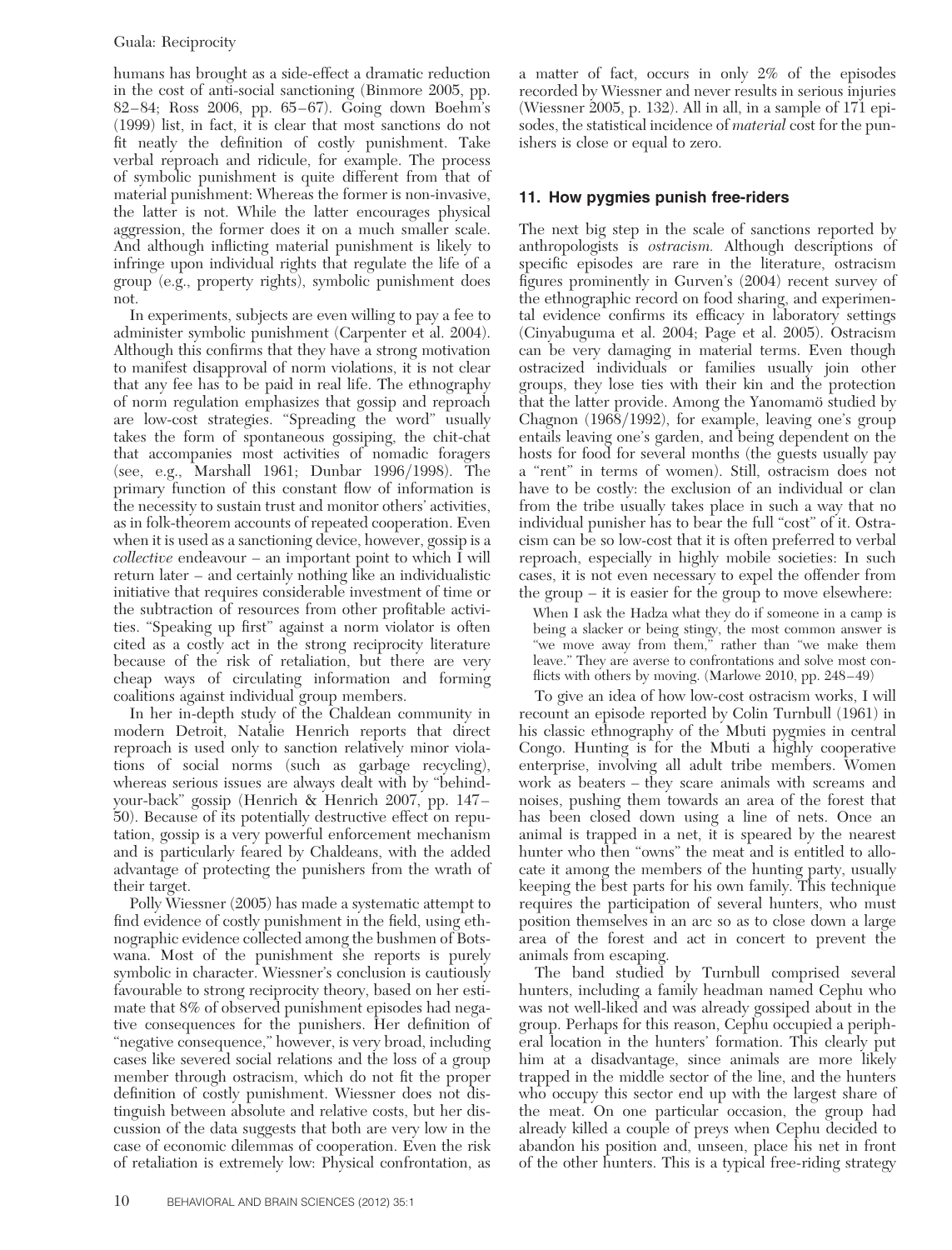humans has brought as a side-effect a dramatic reduction in the cost of anti-social sanctioning (Binmore 2005, pp. 82–84; Ross 2006, pp. 65–67). Going down Boehm's (1999) list, in fact, it is clear that most sanctions do not fit neatly the definition of costly punishment. Take verbal reproach and ridicule, for example. The process of symbolic punishment is quite different from that of material punishment: Whereas the former is non-invasive, the latter is not. While the latter encourages physical aggression, the former does it on a much smaller scale. And although inflicting material punishment is likely to infringe upon individual rights that regulate the life of a group (e.g., property rights), symbolic punishment does not.

In experiments, subjects are even willing to pay a fee to administer symbolic punishment (Carpenter et al. 2004). Although this confirms that they have a strong motivation to manifest disapproval of norm violations, it is not clear that any fee has to be paid in real life. The ethnography of norm regulation emphasizes that gossip and reproach are low-cost strategies. "Spreading the word" usually takes the form of spontaneous gossiping, the chit-chat that accompanies most activities of nomadic foragers (see, e.g., Marshall 1961; Dunbar 1996/1998). The primary function of this constant flow of information is the necessity to sustain trust and monitor others' activities, as in folk-theorem accounts of repeated cooperation. Even when it is used as a sanctioning device, however, gossip is a *collective* endeavour – an important point to which I will return later – and certainly nothing like an individualistic initiative that requires considerable investment of time or the subtraction of resources from other profitable activities. "Speaking up first" against a norm violator is often cited as a costly act in the strong reciprocity literature because of the risk of retaliation, but there are very cheap ways of circulating information and forming coalitions against individual group members.

In her in-depth study of the Chaldean community in modern Detroit, Natalie Henrich reports that direct reproach is used only to sanction relatively minor violations of social norms (such as garbage recycling), whereas serious issues are always dealt with by "behind-your-back" gossip (Henrich & Henrich 2007, pp. 147–50). Because of its potentially destructive effect on reputation, gossip is a very powerful enforcement mechanism and is particularly feared by Chaldeans, with the added advantage of protecting the punishers from the wrath of their target.

Polly Wiessner (2005) has made a systematic attempt to find evidence of costly punishment in the field, using ethnographic evidence collected among the bushmen of Botswana. Most of the punishment she reports is purely symbolic in character. Wiessner's conclusion is cautiously favourable to strong reciprocity theory, based on her estimate that 8% of observed punishment episodes had negative consequences for the punishers. Her definition of "negative consequence," however, is very broad, including cases like severed social relations and the loss of a group member through ostracism, which do not fit the proper definition of costly punishment. Wiessner does not distinguish between absolute and relative costs, but her discussion of the data suggests that both are very low in the case of economic dilemmas of cooperation. Even the risk of retaliation is extremely low: Physical confrontation, as a matter of fact, occurs in only 2% of the episodes recorded by Wiessner and never results in serious injuries (Wiessner 2005, p. 132). All in all, in a sample of 171 episodes, the statistical incidence of *material* cost for the punishers is close or equal to zero.

## 11. How pygmies punish free-riders

The next big step in the scale of sanctions reported by anthropologists is *ostracism*. Although descriptions of specific episodes are rare in the literature, ostracism figures prominently in Gurven's (2004) recent survey of the ethnographic record on food sharing, and experimental evidence confirms its efficacy in laboratory settings (Cinyabuguma et al. 2004; Page et al. 2005). Ostracism can be very damaging in material terms. Even though ostracized individuals or families usually join other groups, they lose ties with their kin and the protection that the latter provide. Among the Yanomamö studied by Chagnon (1968/1992), for example, leaving one's group entails leaving one's garden, and being dependent on the hosts for food for several months (the guests usually pay a "rent" in terms of women). Still, ostracism does not have to be costly: the exclusion of an individual or clan from the tribe usually takes place in such a way that no individual punisher has to bear the full "cost" of it. Ostracism can be so low-cost that it is often preferred to verbal reproach, especially in highly mobile societies: In such cases, it is not even necessary to expel the offender from the group – it is easier for the group to move elsewhere:

> When I ask the Hadza what they do if someone in a camp is being a slacker or being stingy, the most common answer is "we move away from them," rather than "we make them leave." They are averse to confrontations and solve most conflicts with others by moving. (Marlowe 2010, pp. 248–49)

To give an idea of how low-cost ostracism works, I will recount an episode reported by Colin Turnbull (1961) in his classic ethnography of the Mbuti pygmies in central Congo. Hunting is for the Mbuti a highly cooperative enterprise, involving all adult tribe members. Women work as beaters – they scare animals with screams and noises, pushing them towards an area of the forest that has been closed down using a line of nets. Once an animal is trapped in a net, it is speared by the nearest hunter who then "owns" the meat and is entitled to allocate it among the members of the hunting party, usually keeping the best parts for his own family. This technique requires the participation of several hunters, who must position themselves in an arc so as to close down a large area of the forest and act in concert to prevent the animals from escaping.

The band studied by Turnbull comprised several hunters, including a family headman named Cephu who was not well-liked and was already gossiped about in the group. Perhaps for this reason, Cephu occupied a peripheral location in the hunters' formation. This clearly put him at a disadvantage, since animals are more likely trapped in the middle sector of the line, and the hunters who occupy this sector end up with the largest share of the meat. On one particular occasion, the group had already killed a couple of preys when Cephu decided to abandon his position and, unseen, place his net in front of the other hunters. This is a typical free-riding strategy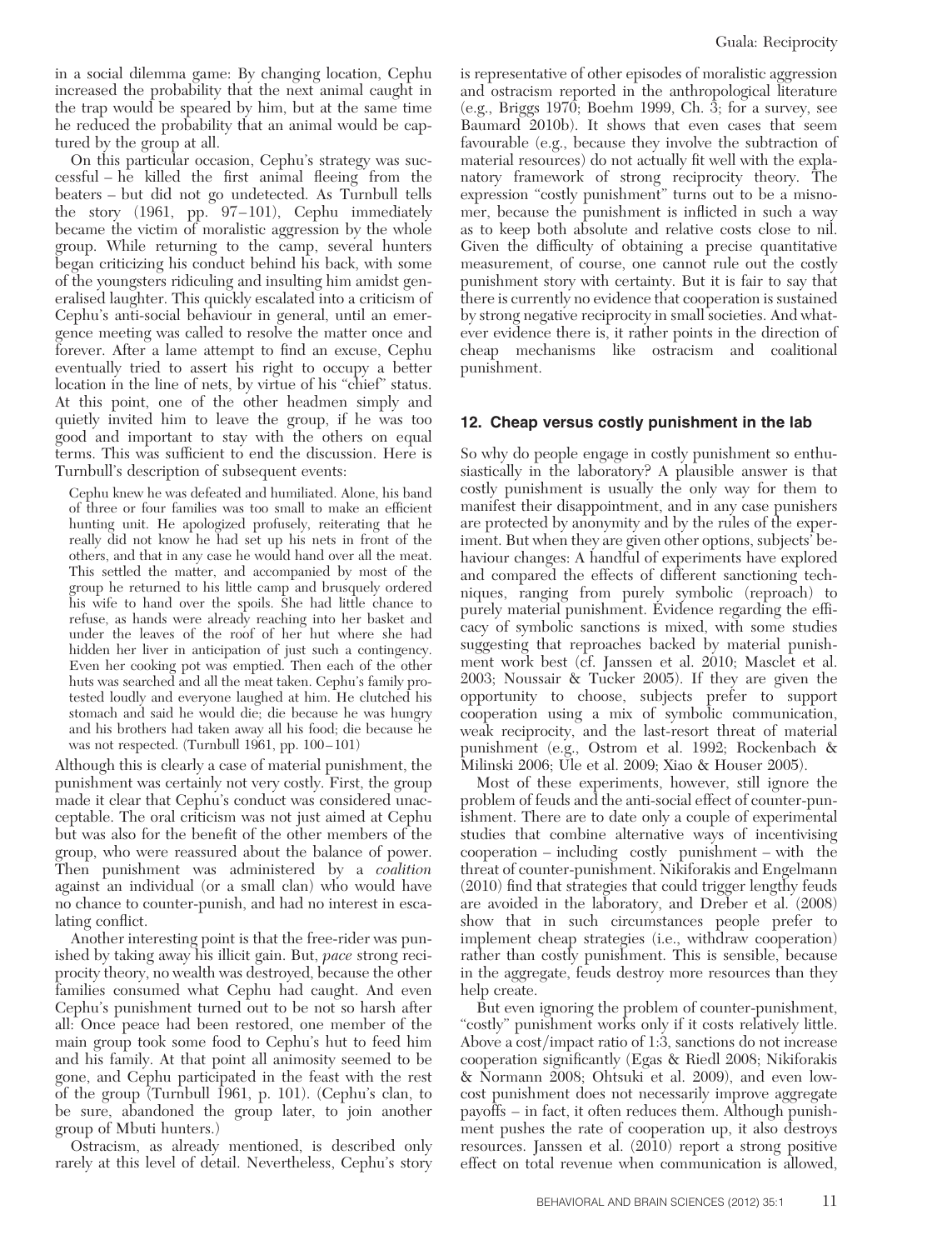in a social dilemma game: By changing location, Cephu increased the probability that the next animal caught in the trap would be speared by him, but at the same time he reduced the probability that an animal would be captured by the group at all.

On this particular occasion, Cephu's strategy was successful – he killed the first animal fleeing from the beaters – but did not go undetected. As Turnbull tells the story (1961, pp. 97–101), Cephu immediately became the victim of moralistic aggression by the whole group. While returning to the camp, several hunters began criticizing his conduct behind his back, with some of the youngsters ridiculing and insulting him amidst generalised laughter. This quickly escalated into a criticism of Cephu's anti-social behaviour in general, until an emergence meeting was called to resolve the matter once and forever. After a lame attempt to find an excuse, Cephu eventually tried to assert his right to occupy a better location in the line of nets, by virtue of his "chief" status. At this point, one of the other headmen simply and quietly invited him to leave the group, if he was too good and important to stay with the others on equal terms. This was sufficient to end the discussion. Here is Turnbull's description of subsequent events:

> Cephu knew he was defeated and humiliated. Alone, his band of three or four families was too small to make an efficient hunting unit. He apologized profusely, reiterating that he really did not know he had set up his nets in front of the others, and that in any case he would hand over all the meat. This settled the matter, and accompanied by most of the group he returned to his little camp and brusquely ordered his wife to hand over the spoils. She had little chance to refuse, as hands were already reaching into her basket and under the leaves of the roof of her hut where she had hidden her liver in anticipation of just such a contingency. Even her cooking pot was emptied. Then each of the other huts was searched and all the meat taken. Cephu's family protested loudly and everyone laughed at him. He clutched his stomach and said he would die; die because he was hungry and his brothers had taken away all his food; die because he was not respected. (Turnbull 1961, pp. 100–101)

Although this is clearly a case of material punishment, the punishment was certainly not very costly. First, the group made it clear that Cephu's conduct was considered unacceptable. The oral criticism was not just aimed at Cephu but was also for the benefit of the other members of the group, who were reassured about the balance of power. Then punishment was administered by a *coalition* against an individual (or a small clan) who would have no chance to counter-punish, and had no interest in escalating conflict.

Another interesting point is that the free-rider was punished by taking away his illicit gain. But, *pace* strong reciprocity theory, no wealth was destroyed, because the other families consumed what Cephu had caught. And even Cephu's punishment turned out to be not so harsh after all: Once peace had been restored, one member of the main group took some food to Cephu's hut to feed him and his family. At that point all animosity seemed to be gone, and Cephu participated in the feast with the rest of the group (Turnbull 1961, p. 101). (Cephu's clan, to be sure, abandoned the group later, to join another group of Mbuti hunters.)

Ostracism, as already mentioned, is described only rarely at this level of detail. Nevertheless, Cephu's story is representative of other episodes of moralistic aggression and ostracism reported in the anthropological literature (e.g., Briggs 1970; Boehm 1999, Ch. 3; for a survey, see Baumard 2010b). It shows that even cases that seem favourable (e.g., because they involve the subtraction of material resources) do not actually fit well with the explanatory framework of strong reciprocity theory. The expression "costly punishment" turns out to be a misnomer, because the punishment is inflicted in such a way as to keep both absolute and relative costs close to nil. Given the difficulty of obtaining a precise quantitative measurement, of course, one cannot rule out the costly punishment story with certainty. But it is fair to say that there is currently no evidence that cooperation is sustained by strong negative reciprocity in small societies. And whatever evidence there is, it rather points in the direction of cheap mechanisms like ostracism and coalitional punishment.

## 12. Cheap versus costly punishment in the lab

So why do people engage in costly punishment so enthusiastically in the laboratory? A plausible answer is that costly punishment is usually the only way for them to manifest their disappointment, and in any case punishers are protected by anonymity and by the rules of the experiment. But when they are given other options, subjects' behaviour changes: A handful of experiments have explored and compared the effects of different sanctioning techniques, ranging from purely symbolic (reproach) to purely material punishment. Evidence regarding the efficacy of symbolic sanctions is mixed, with some studies suggesting that reproaches backed by material punishment work best (cf. Janssen et al. 2010; Masclet et al. 2003; Noussair & Tucker 2005). If they are given the opportunity to choose, subjects prefer to support cooperation using a mix of symbolic communication, weak reciprocity, and the last-resort threat of material punishment (e.g., Ostrom et al. 1992; Rockenbach & Milinski 2006; Ule et al. 2009; Xiao & Houser 2005).

Most of these experiments, however, still ignore the problem of feuds and the anti-social effect of counter-punishment. There are to date only a couple of experimental studies that combine alternative ways of incentivising cooperation – including costly punishment – with the threat of counter-punishment. Nikiforakis and Engelmann (2010) find that strategies that could trigger lengthy feuds are avoided in the laboratory, and Dreber et al. (2008) show that in such circumstances people prefer to implement cheap strategies (i.e., withdraw cooperation) rather than costly punishment. This is sensible, because in the aggregate, feuds destroy more resources than they help create.

But even ignoring the problem of counter-punishment, "costly" punishment works only if it costs relatively little. Above a cost/impact ratio of 1:3, sanctions do not increase cooperation significantly (Egas & Riedl 2008; Nikiforakis & Normann 2008; Ohtsuki et al. 2009), and even low-cost punishment does not necessarily improve aggregate payoffs – in fact, it often reduces them. Although punishment pushes the rate of cooperation up, it also destroys resources. Janssen et al. (2010) report a strong positive effect on total revenue when communication is allowed,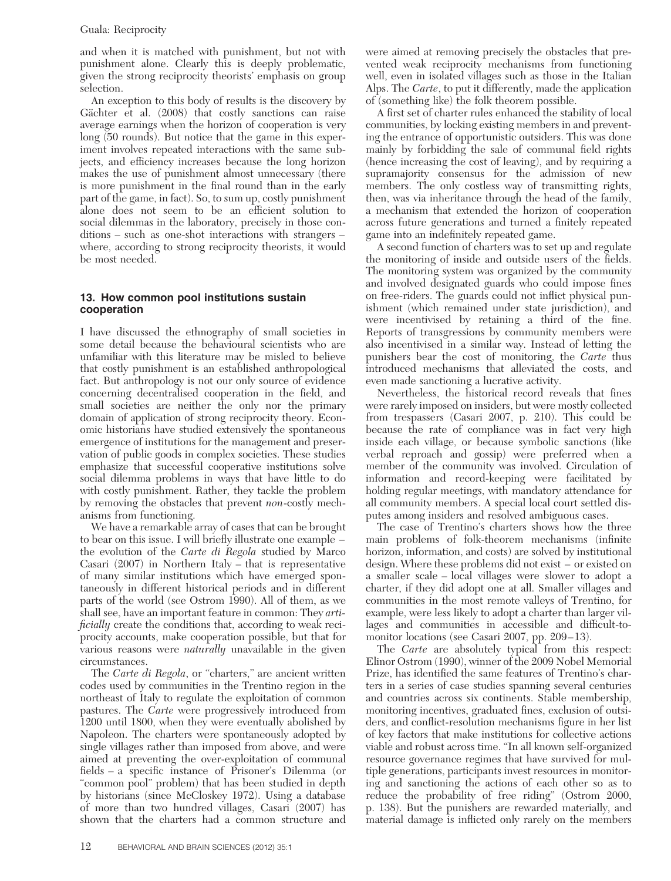and when it is matched with punishment, but not with punishment alone. Clearly this is deeply problematic, given the strong reciprocity theorists' emphasis on group selection.

An exception to this body of results is the discovery by Gächter et al. (2008) that costly sanctions can raise average earnings when the horizon of cooperation is very long (50 rounds). But notice that the game in this experiment involves repeated interactions with the same subjects, and efficiency increases because the long horizon makes the use of punishment almost unnecessary (there is more punishment in the final round than in the early part of the game, in fact). So, to sum up, costly punishment alone does not seem to be an efficient solution to social dilemmas in the laboratory, precisely in those conditions – such as one-shot interactions with strangers – where, according to strong reciprocity theorists, it would be most needed.

## 13. How common pool institutions sustain cooperation

I have discussed the ethnography of small societies in some detail because the behavioural scientists who are unfamiliar with this literature may be misled to believe that costly punishment is an established anthropological fact. But anthropology is not our only source of evidence concerning decentralised cooperation in the field, and small societies are neither the only nor the primary domain of application of strong reciprocity theory. Economic historians have studied extensively the spontaneous emergence of institutions for the management and preservation of public goods in complex societies. These studies emphasize that successful cooperative institutions solve social dilemma problems in ways that have little to do with costly punishment. Rather, they tackle the problem by removing the obstacles that prevent *non*-costly mechanisms from functioning.

We have a remarkable array of cases that can be brought to bear on this issue. I will briefly illustrate one example – the evolution of the *Carte di Regola* studied by Marco Casari (2007) in Northern Italy – that is representative of many similar institutions which have emerged spontaneously in different historical periods and in different parts of the world (see Ostrom 1990). All of them, as we shall see, have an important feature in common: They *artificially* create the conditions that, according to weak reciprocity accounts, make cooperation possible, but that for various reasons were *naturally* unavailable in the given circumstances.

The *Carte di Regola*, or "charters," are ancient written codes used by communities in the Trentino region in the northeast of Italy to regulate the exploitation of common pastures. The *Carte* were progressively introduced from 1200 until 1800, when they were eventually abolished by Napoleon. The charters were spontaneously adopted by single villages rather than imposed from above, and were aimed at preventing the over-exploitation of communal fields – a specific instance of Prisoner's Dilemma (or "common pool" problem) that has been studied in depth by historians (since McCloskey 1972). Using a database of more than two hundred villages, Casari (2007) has shown that the charters had a common structure and were aimed at removing precisely the obstacles that prevented weak reciprocity mechanisms from functioning well, even in isolated villages such as those in the Italian Alps. The *Carte*, to put it differently, made the application of (something like) the folk theorem possible.

A first set of charter rules enhanced the stability of local communities, by locking existing members in and preventing the entrance of opportunistic outsiders. This was done mainly by forbidding the sale of communal field rights (hence increasing the cost of leaving), and by requiring a supramajority consensus for the admission of new members. The only costless way of transmitting rights, then, was via inheritance through the head of the family, a mechanism that extended the horizon of cooperation across future generations and turned a finitely repeated game into an indefinitely repeated game.

A second function of charters was to set up and regulate the monitoring of inside and outside users of the fields. The monitoring system was organized by the community and involved designated guards who could impose fines on free-riders. The guards could not inflict physical punishment (which remained under state jurisdiction), and were incentivised by retaining a third of the fine. Reports of transgressions by community members were also incentivised in a similar way. Instead of letting the punishers bear the cost of monitoring, the *Carte* thus introduced mechanisms that alleviated the costs, and even made sanctioning a lucrative activity.

Nevertheless, the historical record reveals that fines were rarely imposed on insiders, but were mostly collected from trespassers (Casari 2007, p. 210). This could be because the rate of compliance was in fact very high inside each village, or because symbolic sanctions (like verbal reproach and gossip) were preferred when a member of the community was involved. Circulation of information and record-keeping were facilitated by holding regular meetings, with mandatory attendance for all community members. A special local court settled disputes among insiders and resolved ambiguous cases.

The case of Trentino's charters shows how the three main problems of folk-theorem mechanisms (infinite horizon, information, and costs) are solved by institutional design. Where these problems did not exist – or existed on a smaller scale – local villages were slower to adopt a charter, if they did adopt one at all. Smaller villages and communities in the most remote valleys of Trentino, for example, were less likely to adopt a charter than larger villages and communities in accessible and difficult-to-monitor locations (see Casari 2007, pp. 209–13).

The *Carte* are absolutely typical from this respect: Elinor Ostrom (1990), winner of the 2009 Nobel Memorial Prize, has identified the same features of Trentino's charters in a series of case studies spanning several centuries and countries across six continents. Stable membership, monitoring incentives, graduated fines, exclusion of outsiders, and conflict-resolution mechanisms figure in her list of key factors that make institutions for collective actions viable and robust across time. "In all known self-organized resource governance regimes that have survived for multiple generations, participants invest resources in monitoring and sanctioning the actions of each other so as to reduce the probability of free riding" (Ostrom 2000, p. 138). But the punishers are rewarded materially, and material damage is inflicted only rarely on the members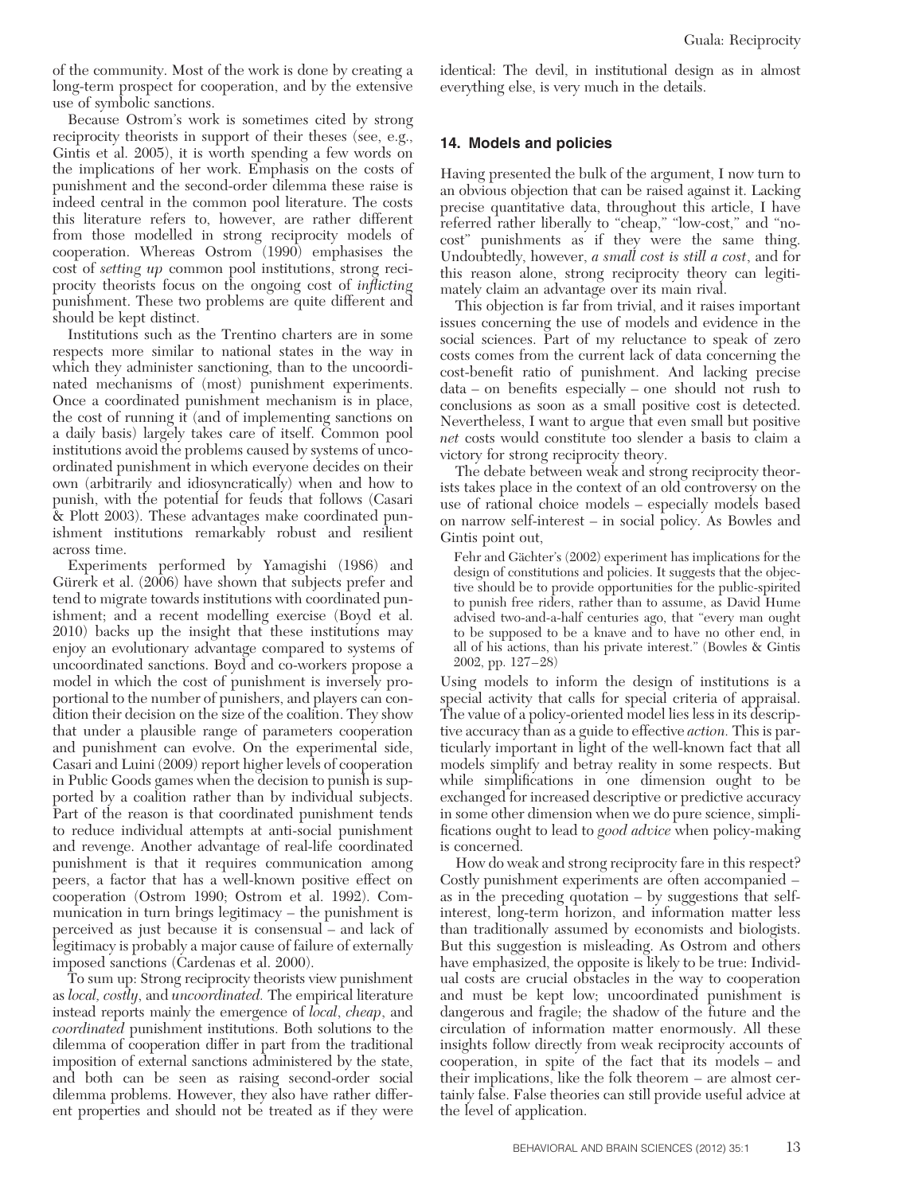of the community. Most of the work is done by creating a long-term prospect for cooperation, and by the extensive use of symbolic sanctions.

Because Ostrom's work is sometimes cited by strong reciprocity theorists in support of their theses (see, e.g., Gintis et al. 2005), it is worth spending a few words on the implications of her work. Emphasis on the costs of punishment and the second-order dilemma these raise is indeed central in the common pool literature. The costs this literature refers to, however, are rather different from those modelled in strong reciprocity models of cooperation. Whereas Ostrom (1990) emphasises the cost of *setting up* common pool institutions, strong reciprocity theorists focus on the ongoing cost of *inflicting* punishment. These two problems are quite different and should be kept distinct.

Institutions such as the Trentino charters are in some respects more similar to national states in the way in which they administer sanctioning, than to the uncoordinated mechanisms of (most) punishment experiments. Once a coordinated punishment mechanism is in place, the cost of running it (and of implementing sanctions on a daily basis) largely takes care of itself. Common pool institutions avoid the problems caused by systems of uncoordinated punishment in which everyone decides on their own (arbitrarily and idiosyncratically) when and how to punish, with the potential for feuds that follows (Casari & Plott 2003). These advantages make coordinated punishment institutions remarkably robust and resilient across time.

Experiments performed by Yamagishi (1986) and Gürerk et al. (2006) have shown that subjects prefer and tend to migrate towards institutions with coordinated punishment; and a recent modelling exercise (Boyd et al. 2010) backs up the insight that these institutions may enjoy an evolutionary advantage compared to systems of uncoordinated sanctions. Boyd and co-workers propose a model in which the cost of punishment is inversely proportional to the number of punishers, and players can condition their decision on the size of the coalition. They show that under a plausible range of parameters cooperation and punishment can evolve. On the experimental side, Casari and Luini (2009) report higher levels of cooperation in Public Goods games when the decision to punish is supported by a coalition rather than by individual subjects. Part of the reason is that coordinated punishment tends to reduce individual attempts at anti-social punishment and revenge. Another advantage of real-life coordinated punishment is that it requires communication among peers, a factor that has a well-known positive effect on cooperation (Ostrom 1990; Ostrom et al. 1992). Communication in turn brings legitimacy – the punishment is perceived as just because it is consensual – and lack of legitimacy is probably a major cause of failure of externally imposed sanctions (Cardenas et al. 2000).

To sum up: Strong reciprocity theorists view punishment as *local, costly*, and *uncoordinated.* The empirical literature instead reports mainly the emergence of *local*, *cheap*, and *coordinated* punishment institutions. Both solutions to the dilemma of cooperation differ in part from the traditional imposition of external sanctions administered by the state, and both can be seen as raising second-order social dilemma problems. However, they also have rather different properties and should not be treated as if they were identical: The devil, in institutional design as in almost everything else, is very much in the details.

## 14. Models and policies

Having presented the bulk of the argument, I now turn to an obvious objection that can be raised against it. Lacking precise quantitative data, throughout this article, I have referred rather liberally to "cheap," "low-cost," and "no-cost" punishments as if they were the same thing. Undoubtedly, however, *a small cost is still a cost*, and for this reason alone, strong reciprocity theory can legitimately claim an advantage over its main rival.

This objection is far from trivial, and it raises important issues concerning the use of models and evidence in the social sciences. Part of my reluctance to speak of zero costs comes from the current lack of data concerning the cost-benefit ratio of punishment. And lacking precise data – on benefits especially – one should not rush to conclusions as soon as a small positive cost is detected. Nevertheless, I want to argue that even small but positive *net* costs would constitute too slender a basis to claim a victory for strong reciprocity theory.

The debate between weak and strong reciprocity theorists takes place in the context of an old controversy on the use of rational choice models – especially models based on narrow self-interest – in social policy. As Bowles and Gintis point out,

> Fehr and Gächter's (2002) experiment has implications for the design of constitutions and policies. It suggests that the objective should be to provide opportunities for the public-spirited to punish free riders, rather than to assume, as David Hume advised two-and-a-half centuries ago, that "every man ought to be supposed to be a knave and to have no other end, in all of his actions, than his private interest." (Bowles & Gintis 2002, pp. 127–28)

Using models to inform the design of institutions is a special activity that calls for special criteria of appraisal. The value of a policy-oriented model lies less in its descriptive accuracy than as a guide to effective *action*. This is particularly important in light of the well-known fact that all models simplify and betray reality in some respects. But while simplifications in one dimension ought to be exchanged for increased descriptive or predictive accuracy in some other dimension when we do pure science, simplifications ought to lead to *good advice* when policy-making is concerned.

How do weak and strong reciprocity fare in this respect? Costly punishment experiments are often accompanied – as in the preceding quotation – by suggestions that self-interest, long-term horizon, and information matter less than traditionally assumed by economists and biologists. But this suggestion is misleading. As Ostrom and others have emphasized, the opposite is likely to be true: Individual costs are crucial obstacles in the way to cooperation and must be kept low; uncoordinated punishment is dangerous and fragile; the shadow of the future and the circulation of information matter enormously. All these insights follow directly from weak reciprocity accounts of cooperation, in spite of the fact that its models – and their implications, like the folk theorem – are almost certainly false. False theories can still provide useful advice at the level of application.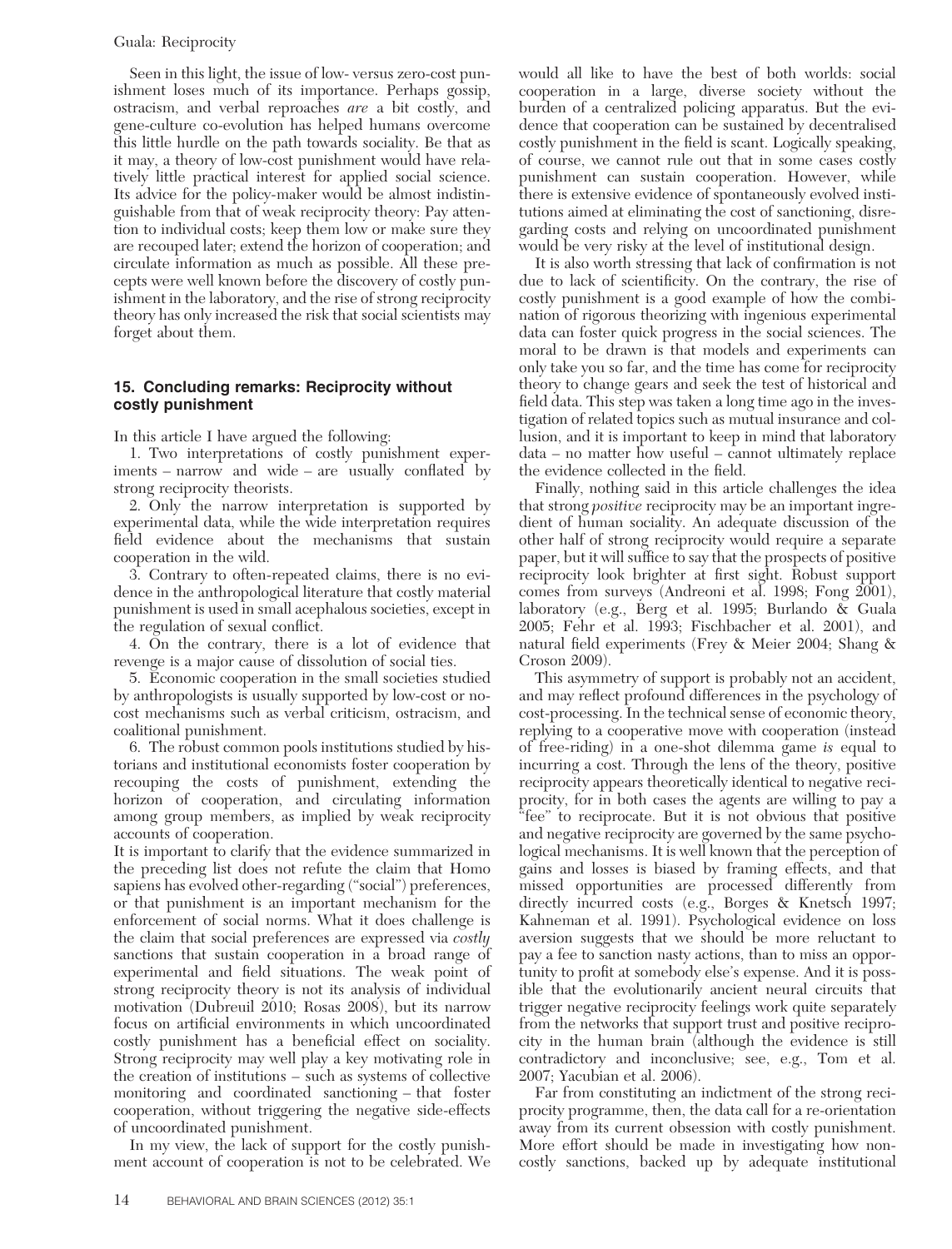Seen in this light, the issue of low- versus zero-cost punishment loses much of its importance. Perhaps gossip, ostracism, and verbal reproaches *are* a bit costly, and gene-culture co-evolution has helped humans overcome this little hurdle on the path towards sociality. Be that as it may, a theory of low-cost punishment would have relatively little practical interest for applied social science. Its advice for the policy-maker would be almost indistinguishable from that of weak reciprocity theory: Pay attention to individual costs; keep them low or make sure they are recouped later; extend the horizon of cooperation; and circulate information as much as possible. All these precepts were well known before the discovery of costly punishment in the laboratory, and the rise of strong reciprocity theory has only increased the risk that social scientists may forget about them.

## 15. Concluding remarks: Reciprocity without costly punishment

In this article I have argued the following:

1. Two interpretations of costly punishment experiments – narrow and wide – are usually conflated by strong reciprocity theorists.
2. Only the narrow interpretation is supported by experimental data, while the wide interpretation requires field evidence about the mechanisms that sustain cooperation in the wild.
3. Contrary to often-repeated claims, there is no evidence in the anthropological literature that costly material punishment is used in small acephalous societies, except in the regulation of sexual conflict.
4. On the contrary, there is a lot of evidence that revenge is a major cause of dissolution of social ties.
5. Economic cooperation in the small societies studied by anthropologists is usually supported by low-cost or no-cost mechanisms such as verbal criticism, ostracism, and coalitional punishment.
6. The robust common pools institutions studied by historians and institutional economists foster cooperation by recouping the costs of punishment, extending the horizon of cooperation, and circulating information among group members, as implied by weak reciprocity accounts of cooperation.

It is important to clarify that the evidence summarized in the preceding list does not refute the claim that Homo sapiens has evolved other-regarding ("social") preferences, or that punishment is an important mechanism for the enforcement of social norms. What it does challenge is the claim that social preferences are expressed via *costly* sanctions that sustain cooperation in a broad range of experimental and field situations. The weak point of strong reciprocity theory is not its analysis of individual motivation (Dubreuil 2010; Rosas 2008), but its narrow focus on artificial environments in which uncoordinated costly punishment has a beneficial effect on sociality. Strong reciprocity may well play a key motivating role in the creation of institutions – such as systems of collective monitoring and coordinated sanctioning – that foster cooperation, without triggering the negative side-effects of uncoordinated punishment.

In my view, the lack of support for the costly punishment account of cooperation is not to be celebrated. We would all like to have the best of both worlds: social cooperation in a large, diverse society without the burden of a centralized policing apparatus. But the evidence that cooperation can be sustained by decentralised costly punishment in the field is scant. Logically speaking, of course, we cannot rule out that in some cases costly punishment can sustain cooperation. However, while there is extensive evidence of spontaneously evolved institutions aimed at eliminating the cost of sanctioning, disregarding costs and relying on uncoordinated punishment would be very risky at the level of institutional design.

It is also worth stressing that lack of confirmation is not due to lack of scientificity. On the contrary, the rise of costly punishment is a good example of how the combination of rigorous theorizing with ingenious experimental data can foster quick progress in the social sciences. The moral to be drawn is that models and experiments can only take you so far, and the time has come for reciprocity theory to change gears and seek the test of historical and field data. This step was taken a long time ago in the investigation of related topics such as mutual insurance and collusion, and it is important to keep in mind that laboratory data – no matter how useful – cannot ultimately replace the evidence collected in the field.

Finally, nothing said in this article challenges the idea that strong *positive* reciprocity may be an important ingredient of human sociality. An adequate discussion of the other half of strong reciprocity would require a separate paper, but it will suffice to say that the prospects of positive reciprocity look brighter at first sight. Robust support comes from surveys (Andreoni et al. 1998; Fong 2001), laboratory (e.g., Berg et al. 1995; Burlando & Guala 2005; Fehr et al. 1993; Fischbacher et al. 2001), and natural field experiments (Frey & Meier 2004; Shang & Croson 2009).

This asymmetry of support is probably not an accident, and may reflect profound differences in the psychology of cost-processing. In the technical sense of economic theory, replying to a cooperative move with cooperation (instead of free-riding) in a one-shot dilemma game *is* equal to incurring a cost. Through the lens of the theory, positive reciprocity appears theoretically identical to negative reciprocity, for in both cases the agents are willing to pay a "fee" to reciprocate. But it is not obvious that positive and negative reciprocity are governed by the same psychological mechanisms. It is well known that the perception of gains and losses is biased by framing effects, and that missed opportunities are processed differently from directly incurred costs (e.g., Borges & Knetsch 1997; Kahneman et al. 1991). Psychological evidence on loss aversion suggests that we should be more reluctant to pay a fee to sanction nasty actions, than to miss an opportunity to profit at somebody else's expense. And it is possible that the evolutionarily ancient neural circuits that trigger negative reciprocity feelings work quite separately from the networks that support trust and positive reciprocity in the human brain (although the evidence is still contradictory and inconclusive; see, e.g., Tom et al. 2007; Yacubian et al. 2006).

Far from constituting an indictment of the strong reciprocity programme, then, the data call for a re-orientation away from its current obsession with costly punishment. More effort should be made in investigating how non-costly sanctions, backed up by adequate institutional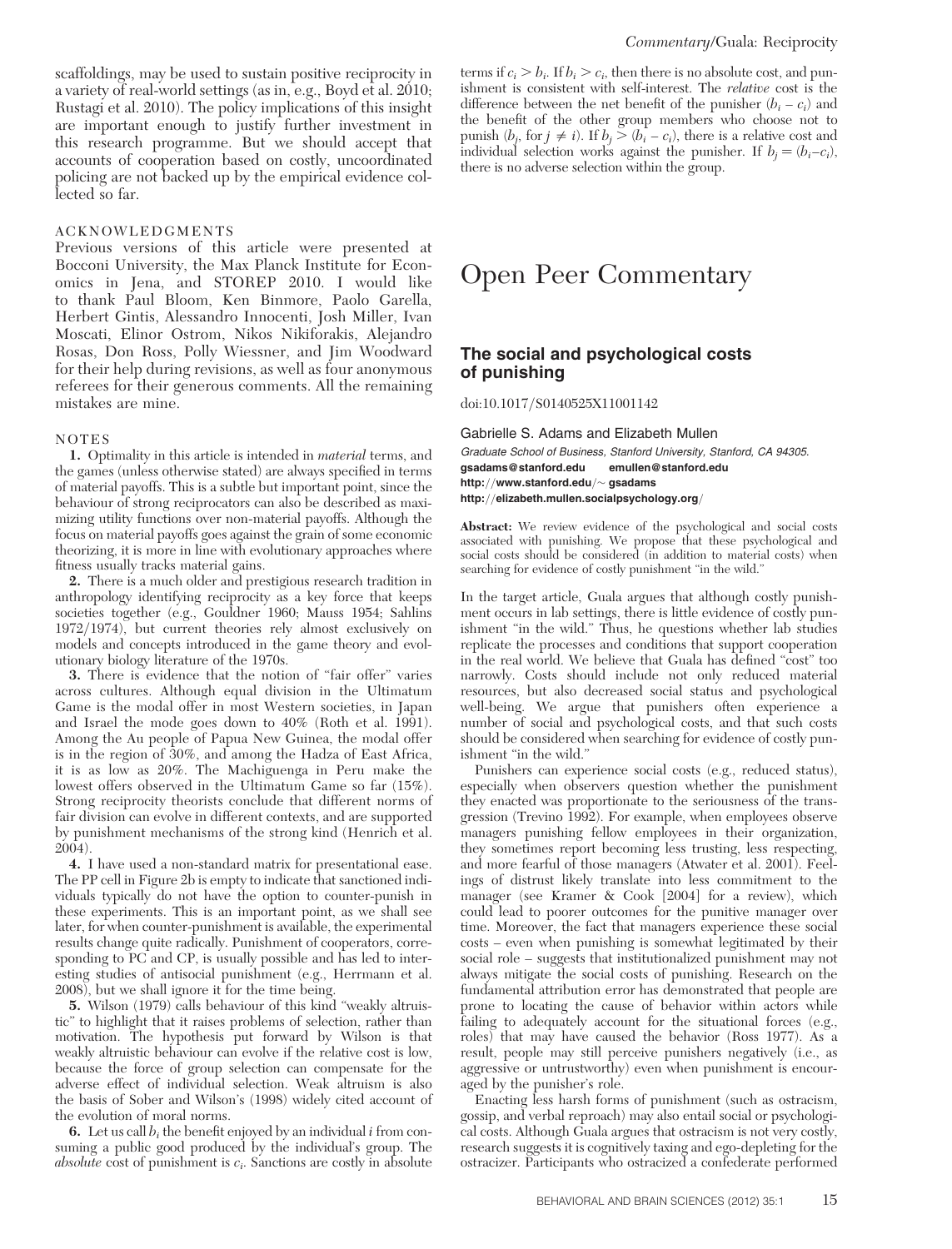scaffoldings, may be used to sustain positive reciprocity in a variety of real-world settings (as in, e.g., Boyd et al. 2010; Rustagi et al. 2010). The policy implications of this insight are important enough to justify further investment in this research programme. But we should accept that accounts of cooperation based on costly, uncoordinated policing are not backed up by the empirical evidence collected so far.

### ACKNOWLEDGMENTS

Previous versions of this article were presented at Bocconi University, the Max Planck Institute for Economics in Jena, and STOREP 2010. I would like to thank Paul Bloom, Ken Binmore, Paolo Garella, Herbert Gintis, Alessandro Innocenti, Josh Miller, Ivan Moscati, Elinor Ostrom, Nikos Nikiforakis, Alejandro Rosas, Don Ross, Polly Wiessner, and Jim Woodward for their help during revisions, as well as four anonymous referees for their generous comments. All the remaining mistakes are mine.

### NOTES

**1.** Optimality in this article is intended in *material* terms, and the games (unless otherwise stated) are always specified in terms of material payoffs. This is a subtle but important point, since the behaviour of strong reciprocators can also be described as maximizing utility functions over non-material payoffs. Although the focus on material payoffs goes against the grain of some economic theorizing, it is more in line with evolutionary approaches where fitness usually tracks material gains.

**2.** There is a much older and prestigious research tradition in anthropology identifying reciprocity as a key force that keeps societies together (e.g., Gouldner 1960; Mauss 1954; Sahlins 1972/1974), but current theories rely almost exclusively on models and concepts introduced in the game theory and evolutionary biology literature of the 1970s.

**3.** There is evidence that the notion of "fair offer" varies across cultures. Although equal division in the Ultimatum Game is the modal offer in most Western societies, in Japan and Israel the mode goes down to 40% (Roth et al. 1991). Among the Au people of Papua New Guinea, the modal offer is in the region of 30%, and among the Hadza of East Africa, it is as low as 20%. The Machiguenga in Peru make the lowest offers observed in the Ultimatum Game so far (15%). Strong reciprocity theorists conclude that different norms of fair division can evolve in different contexts, and are supported by punishment mechanisms of the strong kind (Henrich et al. 2004).

**4.** I have used a non-standard matrix for presentational ease. The PP cell in Figure 2b is empty to indicate that sanctioned individuals typically do not have the option to counter-punish in these experiments. This is an important point, as we shall see later, for when counter-punishment is available, the experimental results change quite radically. Punishment of cooperators, corresponding to PC and CP, is usually possible and has led to interesting studies of antisocial punishment (e.g., Herrmann et al. 2008), but we shall ignore it for the time being.

**5.** Wilson (1979) calls behaviour of this kind "weakly altruistic" to highlight that it raises problems of selection, rather than motivation. The hypothesis put forward by Wilson is that weakly altruistic behaviour can evolve if the relative cost is low, because the force of group selection can compensate for the adverse effect of individual selection. Weak altruism is also the basis of Sober and Wilson's (1998) widely cited account of the evolution of moral norms.

**6.** Let us call $b_i$ the benefit enjoyed by an individual $i$ from consuming a public good produced by the individual's group. The *absolute* cost of punishment is $c_i$. Sanctions are costly in absolute terms if $c_i > b_i$. If $b_i > c_i$, then there is no absolute cost, and punishment is consistent with self-interest. The *relative* cost is the difference between the net benefit of the punisher $(b_i - c_i)$ and the benefit of the other group members who choose not to punish ($b_j$, for $j \neq i$). If $b_j > (b_i - c_i)$, there is a relative cost and individual selection works against the punisher. If $b_j = (b_i - c_i)$, there is no adverse selection within the group.

# Open Peer Commentary

## The social and psychological costs of punishing

doi:10.1017/S0140525X11001142

Gabrielle S. Adams and Elizabeth Mullen

*Graduate School of Business, Stanford University, Stanford, CA 94305.*
**gsadams@stanford.edu emullen@stanford.edu**
**http://www.stanford.edu/~gsadams**
**http://elizabeth.mullen.socialpsychology.org/**

**Abstract:** We review evidence of the psychological and social costs associated with punishing. We propose that these psychological and social costs should be considered (in addition to material costs) when searching for evidence of costly punishment "in the wild."

In the target article, Guala argues that although costly punishment occurs in lab settings, there is little evidence of costly punishment "in the wild." Thus, he questions whether lab studies replicate the processes and conditions that support cooperation in the real world. We believe that Guala has defined "cost" too narrowly. Costs should include not only reduced material resources, but also decreased social status and psychological well-being. We argue that punishers often experience a number of social and psychological costs, and that such costs should be considered when searching for evidence of costly punishment "in the wild."

Punishers can experience social costs (e.g., reduced status), especially when observers question whether the punishment they enacted was proportionate to the seriousness of the transgression (Trevino 1992). For example, when employees observe managers punishing fellow employees in their organization, they sometimes report becoming less trusting, less respecting, and more fearful of those managers (Atwater et al. 2001). Feelings of distrust likely translate into less commitment to the manager (see Kramer & Cook [2004] for a review), which could lead to poorer outcomes for the punitive manager over time. Moreover, the fact that managers experience these social costs – even when punishing is somewhat legitimated by their social role – suggests that institutionalized punishment may not always mitigate the social costs of punishing. Research on the fundamental attribution error has demonstrated that people are prone to locating the cause of behavior within actors while failing to adequately account for the situational forces (e.g., roles) that may have caused the behavior (Ross 1977). As a result, people may still perceive punishers negatively (i.e., as aggressive or untrustworthy) even when punishment is encouraged by the punisher's role.

Enacting less harsh forms of punishment (such as ostracism, gossip, and verbal reproach) may also entail social or psychological costs. Although Guala argues that ostracism is not very costly, research suggests it is cognitively taxing and ego-depleting for the ostracizer. Participants who ostracized a confederate performed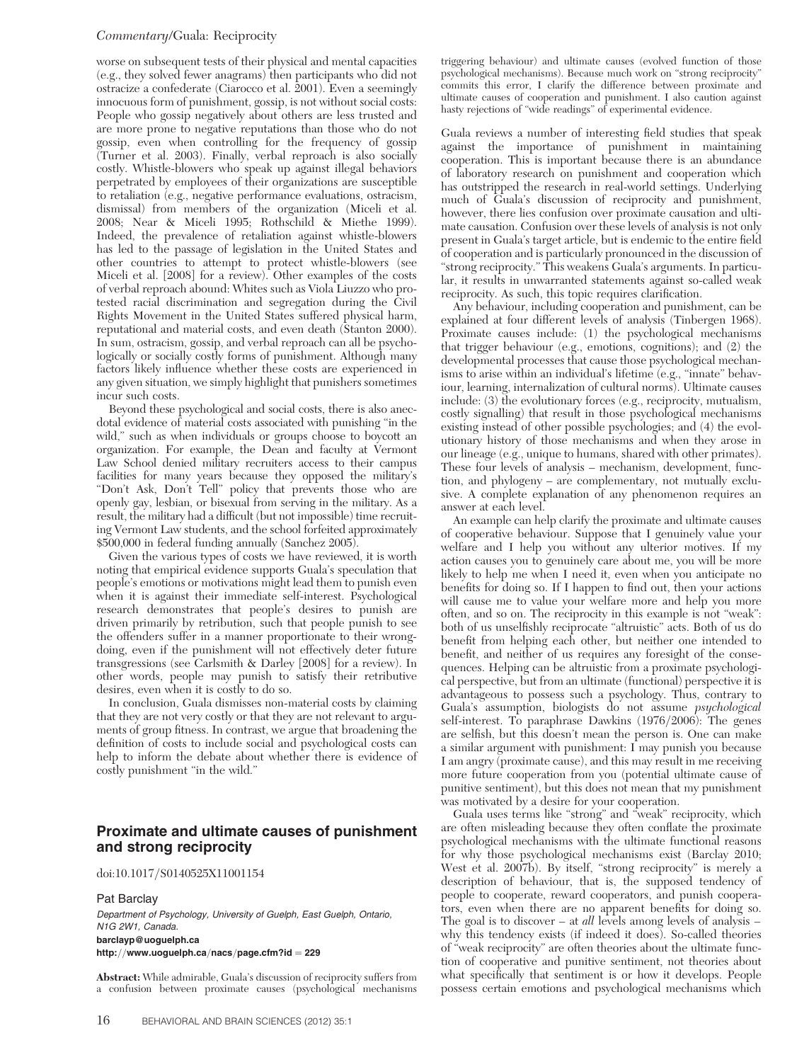worse on subsequent tests of their physical and mental capacities (e.g., they solved fewer anagrams) then participants who did not ostracize a confederate (Ciarocco et al. 2001). Even a seemingly innocuous form of punishment, gossip, is not without social costs: People who gossip negatively about others are less trusted and are more prone to negative reputations than those who do not gossip, even when controlling for the frequency of gossip (Turner et al. 2003). Finally, verbal reproach is also socially costly. Whistle-blowers who speak up against illegal behaviors perpetrated by employees of their organizations are susceptible to retaliation (e.g., negative performance evaluations, ostracism, dismissal) from members of the organization (Miceli et al. 2008; Near & Miceli 1995; Rothschild & Miethe 1999). Indeed, the prevalence of retaliation against whistle-blowers has led to the passage of legislation in the United States and other countries to attempt to protect whistle-blowers (see Miceli et al. [2008] for a review). Other examples of the costs of verbal reproach abound: Whites such as Viola Liuzzo who protested racial discrimination and segregation during the Civil Rights Movement in the United States suffered physical harm, reputational and material costs, and even death (Stanton 2000). In sum, ostracism, gossip, and verbal reproach can all be psychologically or socially costly forms of punishment. Although many factors likely influence whether these costs are experienced in any given situation, we simply highlight that punishers sometimes incur such costs.

Beyond these psychological and social costs, there is also anecdotal evidence of material costs associated with punishing "in the wild," such as when individuals or groups choose to boycott an organization. For example, the Dean and faculty at Vermont Law School denied military recruiters access to their campus facilities for many years because they opposed the military's "Don't Ask, Don't Tell" policy that prevents those who are openly gay, lesbian, or bisexual from serving in the military. As a result, the military had a difficult (but not impossible) time recruiting Vermont Law students, and the school forfeited approximately $500,000 in federal funding annually (Sanchez 2005).

Given the various types of costs we have reviewed, it is worth noting that empirical evidence supports Guala's speculation that people's emotions or motivations might lead them to punish even when it is against their immediate self-interest. Psychological research demonstrates that people's desires to punish are driven primarily by retribution, such that people punish to see the offenders suffer in a manner proportionate to their wrongdoing, even if the punishment will not effectively deter future transgressions (see Carlsmith & Darley [2008] for a review). In other words, people may punish to satisfy their retributive desires, even when it is costly to do so.

In conclusion, Guala dismisses non-material costs by claiming that they are not very costly or that they are not relevant to arguments of group fitness. In contrast, we argue that broadening the definition of costs to include social and psychological costs can help to inform the debate about whether there is evidence of costly punishment "in the wild."

## Proximate and ultimate causes of punishment and strong reciprocity

doi:10.1017/S0140525X11001154

Pat Barclay

*Department of Psychology, University of Guelph, East Guelph, Ontario, N1G 2W1, Canada.*
**barclayp@uoguelph.ca**
**http://www.uoguelph.ca/nacs/page.cfm?id = 229**

**Abstract:** While admirable, Guala's discussion of reciprocity suffers from a confusion between proximate causes (psychological mechanisms triggering behaviour) and ultimate causes (evolved function of those psychological mechanisms). Because much work on "strong reciprocity" commits this error, I clarify the difference between proximate and ultimate causes of cooperation and punishment. I also caution against hasty rejections of "wide readings" of experimental evidence.

Guala reviews a number of interesting field studies that speak against the importance of punishment in maintaining cooperation. This is important because there is an abundance of laboratory research on punishment and cooperation which has outstripped the research in real-world settings. Underlying much of Guala's discussion of reciprocity and punishment, however, there lies confusion over proximate causation and ultimate causation. Confusion over these levels of analysis is not only present in Guala's target article, but is endemic to the entire field of cooperation and is particularly pronounced in the discussion of "strong reciprocity." This weakens Guala's arguments. In particular, it results in unwarranted statements against so-called weak reciprocity. As such, this topic requires clarification.

Any behaviour, including cooperation and punishment, can be explained at four different levels of analysis (Tinbergen 1968). Proximate causes include: (1) the psychological mechanisms that trigger behaviour (e.g., emotions, cognitions); and (2) the developmental processes that cause those psychological mechanisms to arise within an individual's lifetime (e.g., "innate" behaviour, learning, internalization of cultural norms). Ultimate causes include: (3) the evolutionary forces (e.g., reciprocity, mutualism, costly signalling) that result in those psychological mechanisms existing instead of other possible psychologies; and (4) the evolutionary history of those mechanisms and when they arose in our lineage (e.g., unique to humans, shared with other primates). These four levels of analysis – mechanism, development, function, and phylogeny – are complementary, not mutually exclusive. A complete explanation of any phenomenon requires an answer at each level.

An example can help clarify the proximate and ultimate causes of cooperative behaviour. Suppose that I genuinely value your welfare and I help you without any ulterior motives. If my action causes you to genuinely care about me, you will be more likely to help me when I need it, even when you anticipate no benefits for doing so. If I happen to find out, then your actions will cause me to value your welfare more and help you more often, and so on. The reciprocity in this example is not "weak": both of us unselfishly reciprocate "altruistic" acts. Both of us do benefit from helping each other, but neither one intended to benefit, and neither of us requires any foresight of the consequences. Helping can be altruistic from a proximate psychological perspective, but from an ultimate (functional) perspective it is advantageous to possess such a psychology. Thus, contrary to Guala's assumption, biologists do not assume *psychological* self-interest. To paraphrase Dawkins (1976/2006): The genes are selfish, but this doesn't mean the person is. One can make a similar argument with punishment: I may punish you because I am angry (proximate cause), and this may result in me receiving more future cooperation from you (potential ultimate cause of punitive sentiment), but this does not mean that my punishment was motivated by a desire for your cooperation.

Guala uses terms like "strong" and "weak" reciprocity, which are often misleading because they often conflate the proximate psychological mechanisms with the ultimate functional reasons for why those psychological mechanisms exist (Barclay 2010; West et al. 2007b). By itself, "strong reciprocity" is merely a description of behaviour, that is, the supposed tendency of people to cooperate, reward cooperators, and punish cooperators, even when there are no apparent benefits for doing so. The goal is to discover – at *all* levels among levels of analysis – why this tendency exists (if indeed it does). So-called theories of "weak reciprocity" are often theories about the ultimate function of cooperative and punitive sentiment, not theories about what specifically that sentiment is or how it develops. People possess certain emotions and psychological mechanisms which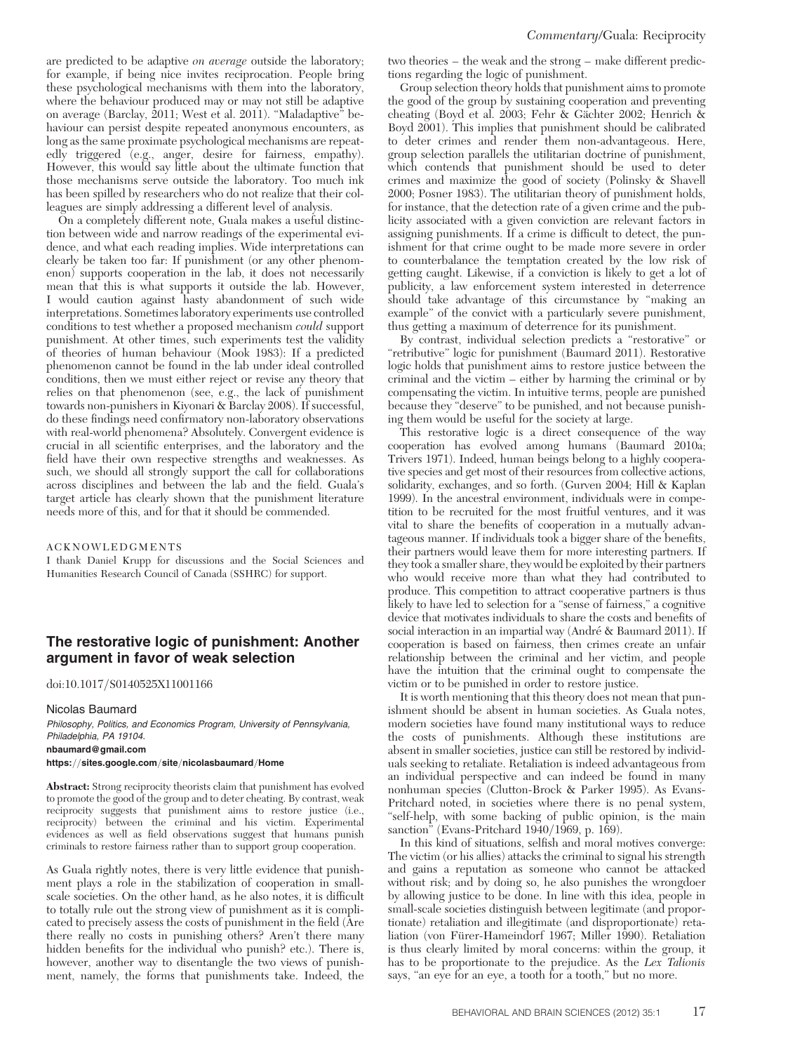are predicted to be adaptive *on average* outside the laboratory; for example, if being nice invites reciprocation. People bring these psychological mechanisms with them into the laboratory, where the behaviour produced may or may not still be adaptive on average (Barclay, 2011; West et al. 2011). "Maladaptive" behaviour can persist despite repeated anonymous encounters, as long as the same proximate psychological mechanisms are repeatedly triggered (e.g., anger, desire for fairness, empathy). However, this would say little about the ultimate function that those mechanisms serve outside the laboratory. Too much ink has been spilled by researchers who do not realize that their colleagues are simply addressing a different level of analysis.

On a completely different note, Guala makes a useful distinction between wide and narrow readings of the experimental evidence, and what each reading implies. Wide interpretations can clearly be taken too far: If punishment (or any other phenomenon) supports cooperation in the lab, it does not necessarily mean that this is what supports it outside the lab. However, I would caution against hasty abandonment of such wide interpretations. Sometimes laboratory experiments use controlled conditions to test whether a proposed mechanism *could* support punishment. At other times, such experiments test the validity of theories of human behaviour (Mook 1983): If a predicted phenomenon cannot be found in the lab under ideal controlled conditions, then we must either reject or revise any theory that relies on that phenomenon (see, e.g., the lack of punishment towards non-punishers in Kiyonari & Barclay 2008). If successful, do these findings need confirmatory non-laboratory observations with real-world phenomena? Absolutely. Convergent evidence is crucial in all scientific enterprises, and the laboratory and the field have their own respective strengths and weaknesses. As such, we should all strongly support the call for collaborations across disciplines and between the lab and the field. Guala's target article has clearly shown that the punishment literature needs more of this, and for that it should be commended.

ACKNOWLEDGMENTS

I thank Daniel Krupp for discussions and the Social Sciences and Humanities Research Council of Canada (SSHRC) for support.

## The restorative logic of punishment: Another argument in favor of weak selection

doi:10.1017/S0140525X11001166

Nicolas Baumard

*Philosophy, Politics, and Economics Program, University of Pennsylvania, Philadelphia, PA 19104.*

**nbaumard@gmail.com**

**https://sites.google.com/site/nicolasbaumard/Home**

**Abstract:** Strong reciprocity theorists claim that punishment has evolved to promote the good of the group and to deter cheating. By contrast, weak reciprocity suggests that punishment aims to restore justice (i.e., reciprocity) between the criminal and his victim. Experimental evidences as well as field observations suggest that humans punish criminals to restore fairness rather than to support group cooperation.

As Guala rightly notes, there is very little evidence that punishment plays a role in the stabilization of cooperation in small-scale societies. On the other hand, as he also notes, it is difficult to totally rule out the strong view of punishment as it is complicated to precisely assess the costs of punishment in the field (Are there really no costs in punishing others? Aren't there many hidden benefits for the individual who punish? etc.). There is, however, another way to disentangle the two views of punishment, namely, the forms that punishments take. Indeed, the two theories – the weak and the strong – make different predictions regarding the logic of punishment.

Group selection theory holds that punishment aims to promote the good of the group by sustaining cooperation and preventing cheating (Boyd et al. 2003; Fehr & Gächter 2002; Henrich & Boyd 2001). This implies that punishment should be calibrated to deter crimes and render them non-advantageous. Here, group selection parallels the utilitarian doctrine of punishment, which contends that punishment should be used to deter crimes and maximize the good of society (Polinsky & Shavell 2000; Posner 1983). The utilitarian theory of punishment holds, for instance, that the detection rate of a given crime and the publicity associated with a given conviction are relevant factors in assigning punishments. If a crime is difficult to detect, the punishment for that crime ought to be made more severe in order to counterbalance the temptation created by the low risk of getting caught. Likewise, if a conviction is likely to get a lot of publicity, a law enforcement system interested in deterrence should take advantage of this circumstance by "making an example" of the convict with a particularly severe punishment, thus getting a maximum of deterrence for its punishment.

By contrast, individual selection predicts a "restorative" or "retributive" logic for punishment (Baumard 2011). Restorative logic holds that punishment aims to restore justice between the criminal and the victim – either by harming the criminal or by compensating the victim. In intuitive terms, people are punished because they "deserve" to be punished, and not because punishing them would be useful for the society at large.

This restorative logic is a direct consequence of the way cooperation has evolved among humans (Baumard 2010a; Trivers 1971). Indeed, human beings belong to a highly cooperative species and get most of their resources from collective actions, solidarity, exchanges, and so forth. (Gurven 2004; Hill & Kaplan 1999). In the ancestral environment, individuals were in competition to be recruited for the most fruitful ventures, and it was vital to share the benefits of cooperation in a mutually advantageous manner. If individuals took a bigger share of the benefits, their partners would leave them for more interesting partners. If they took a smaller share, they would be exploited by their partners who would receive more than what they had contributed to produce. This competition to attract cooperative partners is thus likely to have led to selection for a "sense of fairness," a cognitive device that motivates individuals to share the costs and benefits of social interaction in an impartial way (André & Baumard 2011). If cooperation is based on fairness, then crimes create an unfair relationship between the criminal and her victim, and people have the intuition that the criminal ought to compensate the victim or to be punished in order to restore justice.

It is worth mentioning that this theory does not mean that punishment should be absent in human societies. As Guala notes, modern societies have found many institutional ways to reduce the costs of punishments. Although these institutions are absent in smaller societies, justice can still be restored by individuals seeking to retaliate. Retaliation is indeed advantageous from an individual perspective and can indeed be found in many nonhuman species (Clutton-Brock & Parker 1995). As Evans-Pritchard noted, in societies where there is no penal system, "self-help, with some backing of public opinion, is the main sanction" (Evans-Pritchard 1940/1969, p. 169).

In this kind of situations, selfish and moral motives converge: The victim (or his allies) attacks the criminal to signal his strength and gains a reputation as someone who cannot be attacked without risk; and by doing so, he also punishes the wrongdoer by allowing justice to be done. In line with this idea, people in small-scale societies distinguish between legitimate (and proportionate) retaliation and illegitimate (and disproportionate) retaliation (von Fürer-Hameindorf 1967; Miller 1990). Retaliation is thus clearly limited by moral concerns: within the group, it has to be proportionate to the prejudice. As the *Lex Talionis* says, "an eye for an eye, a tooth for a tooth," but no more.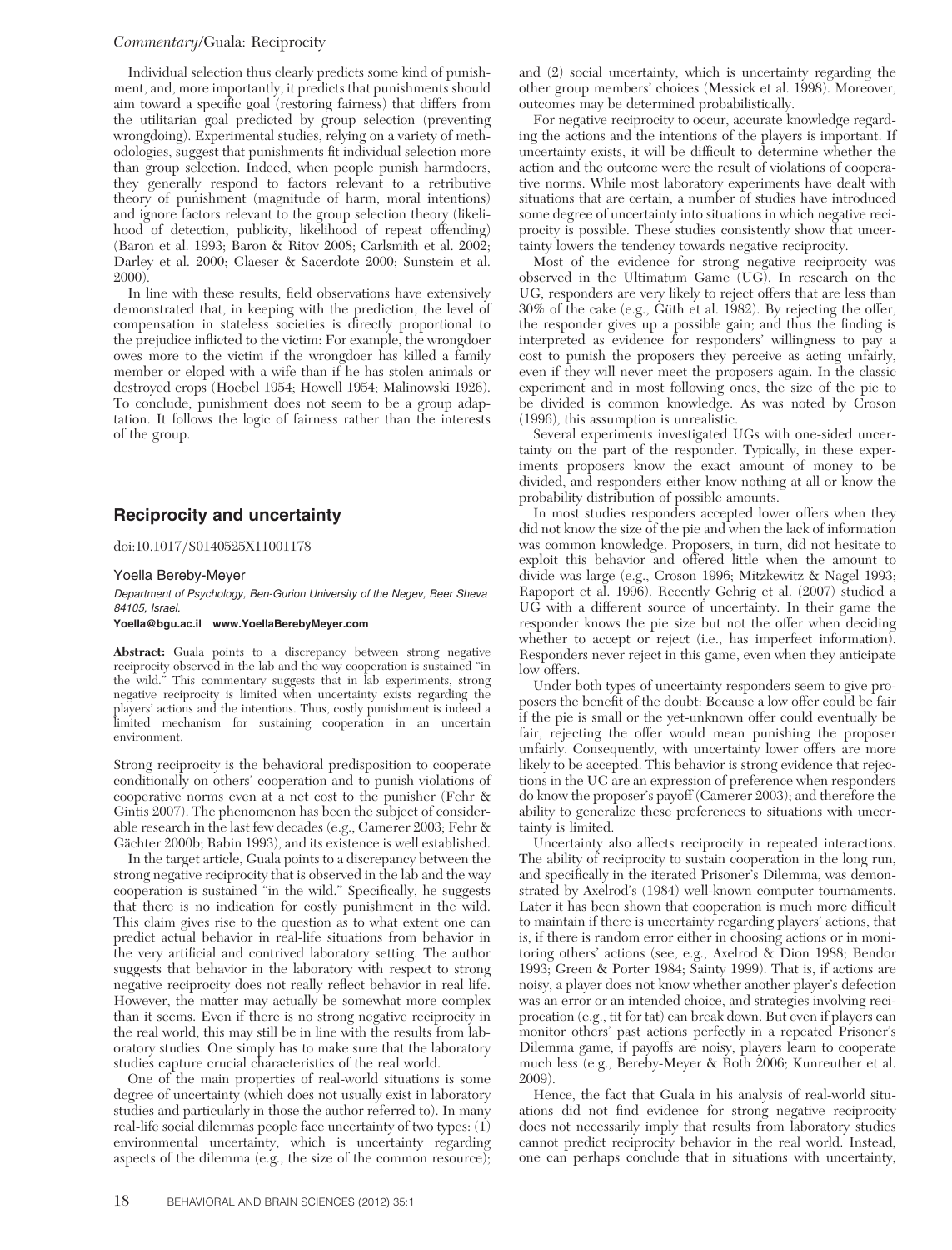Individual selection thus clearly predicts some kind of punishment, and, more importantly, it predicts that punishments should aim toward a specific goal (restoring fairness) that differs from the utilitarian goal predicted by group selection (preventing wrongdoing). Experimental studies, relying on a variety of methodologies, suggest that punishments fit individual selection more than group selection. Indeed, when people punish harmdoers, they generally respond to factors relevant to a retributive theory of punishment (magnitude of harm, moral intentions) and ignore factors relevant to the group selection theory (likelihood of detection, publicity, likelihood of repeat offending) (Baron et al. 1993; Baron & Ritov 2008; Carlsmith et al. 2002; Darley et al. 2000; Glaeser & Sacerdote 2000; Sunstein et al. 2000).

In line with these results, field observations have extensively demonstrated that, in keeping with the prediction, the level of compensation in stateless societies is directly proportional to the prejudice inflicted to the victim: For example, the wrongdoer owes more to the victim if the wrongdoer has killed a family member or eloped with a wife than if he has stolen animals or destroyed crops (Hoebel 1954; Howell 1954; Malinowski 1926). To conclude, punishment does not seem to be a group adaptation. It follows the logic of fairness rather than the interests of the group.

## Reciprocity and uncertainty

doi:10.1017/S0140525X11001178

Yoella Bereby-Meyer

*Department of Psychology, Ben-Gurion University of the Negev, Beer Sheva 84105, Israel.*

**Yoella@bgu.ac.il www.YoellaBerebyMeyer.com**

**Abstract:** Guala points to a discrepancy between strong negative reciprocity observed in the lab and the way cooperation is sustained "in the wild." This commentary suggests that in lab experiments, strong negative reciprocity is limited when uncertainty exists regarding the players' actions and the intentions. Thus, costly punishment is indeed a limited mechanism for sustaining cooperation in an uncertain environment.

Strong reciprocity is the behavioral predisposition to cooperate conditionally on others' cooperation and to punish violations of cooperative norms even at a net cost to the punisher (Fehr & Gintis 2007). The phenomenon has been the subject of considerable research in the last few decades (e.g., Camerer 2003; Fehr & Gächter 2000b; Rabin 1993), and its existence is well established.

In the target article, Guala points to a discrepancy between the strong negative reciprocity that is observed in the lab and the way cooperation is sustained "in the wild." Specifically, he suggests that there is no indication for costly punishment in the wild. This claim gives rise to the question as to what extent one can predict actual behavior in real-life situations from behavior in the very artificial and contrived laboratory setting. The author suggests that behavior in the laboratory with respect to strong negative reciprocity does not really reflect behavior in real life. However, the matter may actually be somewhat more complex than it seems. Even if there is no strong negative reciprocity in the real world, this may still be in line with the results from laboratory studies. One simply has to make sure that the laboratory studies capture crucial characteristics of the real world.

One of the main properties of real-world situations is some degree of uncertainty (which does not usually exist in laboratory studies and particularly in those the author referred to). In many real-life social dilemmas people face uncertainty of two types: (1) environmental uncertainty, which is uncertainty regarding aspects of the dilemma (e.g., the size of the common resource); and (2) social uncertainty, which is uncertainty regarding the other group members' choices (Messick et al. 1998). Moreover, outcomes may be determined probabilistically.

For negative reciprocity to occur, accurate knowledge regarding the actions and the intentions of the players is important. If uncertainty exists, it will be difficult to determine whether the action and the outcome were the result of violations of cooperative norms. While most laboratory experiments have dealt with situations that are certain, a number of studies have introduced some degree of uncertainty into situations in which negative reciprocity is possible. These studies consistently show that uncertainty lowers the tendency towards negative reciprocity.

Most of the evidence for strong negative reciprocity was observed in the Ultimatum Game (UG). In research on the UG, responders are very likely to reject offers that are less than 30% of the cake (e.g., Güth et al. 1982). By rejecting the offer, the responder gives up a possible gain; and thus the finding is interpreted as evidence for responders' willingness to pay a cost to punish the proposers they perceive as acting unfairly, even if they will never meet the proposers again. In the classic experiment and in most following ones, the size of the pie to be divided is common knowledge. As was noted by Croson (1996), this assumption is unrealistic.

Several experiments investigated UGs with one-sided uncertainty on the part of the responder. Typically, in these experiments proposers know the exact amount of money to be divided, and responders either know nothing at all or know the probability distribution of possible amounts.

In most studies responders accepted lower offers when they did not know the size of the pie and when the lack of information was common knowledge. Proposers, in turn, did not hesitate to exploit this behavior and offered little when the amount to divide was large (e.g., Croson 1996; Mitzkewitz & Nagel 1993; Rapoport et al. 1996). Recently Gehrig et al. (2007) studied a UG with a different source of uncertainty. In their game the responder knows the pie size but not the offer when deciding whether to accept or reject (i.e., has imperfect information). Responders never reject in this game, even when they anticipate low offers.

Under both types of uncertainty responders seem to give proposers the benefit of the doubt: Because a low offer could be fair if the pie is small or the yet-unknown offer could eventually be fair, rejecting the offer would mean punishing the proposer unfairly. Consequently, with uncertainty lower offers are more likely to be accepted. This behavior is strong evidence that rejections in the UG are an expression of preference when responders do know the proposer's payoff (Camerer 2003); and therefore the ability to generalize these preferences to situations with uncertainty is limited.

Uncertainty also affects reciprocity in repeated interactions. The ability of reciprocity to sustain cooperation in the long run, and specifically in the iterated Prisoner's Dilemma, was demonstrated by Axelrod's (1984) well-known computer tournaments. Later it has been shown that cooperation is much more difficult to maintain if there is uncertainty regarding players' actions, that is, if there is random error either in choosing actions or in monitoring others' actions (see, e.g., Axelrod & Dion 1988; Bendor 1993; Green & Porter 1984; Sainty 1999). That is, if actions are noisy, a player does not know whether another player's defection was an error or an intended choice, and strategies involving reciprocation (e.g., tit for tat) can break down. But even if players can monitor others' past actions perfectly in a repeated Prisoner's Dilemma game, if payoffs are noisy, players learn to cooperate much less (e.g., Bereby-Meyer & Roth 2006; Kunreuther et al. 2009).

Hence, the fact that Guala in his analysis of real-world situations did not find evidence for strong negative reciprocity does not necessarily imply that results from laboratory studies cannot predict reciprocity behavior in the real world. Instead, one can perhaps conclude that in situations with uncertainty,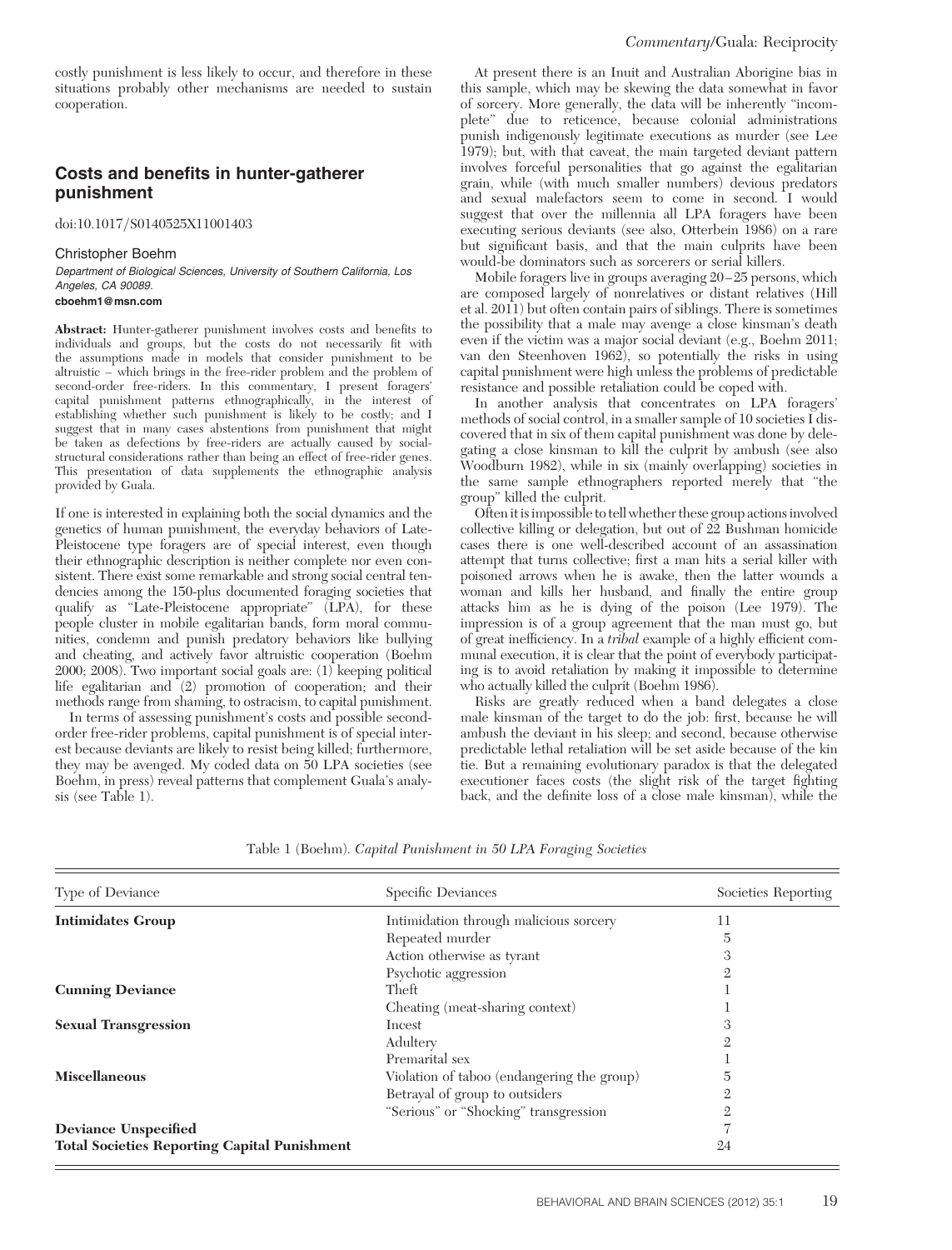costly punishment is less likely to occur, and therefore in these situations probably other mechanisms are needed to sustain cooperation.

## Costs and benefits in hunter-gatherer punishment

doi:10.1017/S0140525X11001403

Christopher Boehm

*Department of Biological Sciences, University of Southern California, Los Angeles, CA 90089.*
**cboehm1@msn.com**

**Abstract:** Hunter-gatherer punishment involves costs and benefits to individuals and groups, but the costs do not necessarily fit with the assumptions made in models that consider punishment to be altruistic – which brings in the free-rider problem and the problem of second-order free-riders. In this commentary, I present foragers' capital punishment patterns ethnographically, in the interest of establishing whether such punishment is likely to be costly; and I suggest that in many cases abstentions from punishment that might be taken as defections by free-riders are actually caused by social-structural considerations rather than being an effect of free-rider genes. This presentation of data supplements the ethnographic analysis provided by Guala.

If one is interested in explaining both the social dynamics and the genetics of human punishment, the everyday behaviors of Late-Pleistocene type foragers are of special interest, even though their ethnographic description is neither complete nor even consistent. There exist some remarkable and strong social central tendencies among the 150-plus documented foraging societies that qualify as "Late-Pleistocene appropriate" (LPA), for these people cluster in mobile egalitarian bands, form moral communities, condemn and punish predatory behaviors like bullying and cheating, and actively favor altruistic cooperation (Boehm 2000; 2008). Two important social goals are: (1) keeping political life egalitarian and (2) promotion of cooperation; and their methods range from shaming, to ostracism, to capital punishment.

In terms of assessing punishment's costs and possible second-order free-rider problems, capital punishment is of special interest because deviants are likely to resist being killed; furthermore, they may be avenged. My coded data on 50 LPA societies (see Boehm, in press) reveal patterns that complement Guala's analysis (see Table 1).

At present there is an Inuit and Australian Aborigine bias in this sample, which may be skewing the data somewhat in favor of sorcery. More generally, the data will be inherently "incomplete" due to reticence, because colonial administrations punish indigenously legitimate executions as murder (see Lee 1979); but, with that caveat, the main targeted deviant pattern involves forceful personalities that go against the egalitarian grain, while (with much smaller numbers) devious predators and sexual malefactors seem to come in second. I would suggest that over the millennia all LPA foragers have been executing serious deviants (see also, Otterbein 1986) on a rare but significant basis, and that the main culprits have been would-be dominators such as sorcerers or serial killers.

Mobile foragers live in groups averaging 20–25 persons, which are composed largely of nonrelatives or distant relatives (Hill et al. 2011) but often contain pairs of siblings. There is sometimes the possibility that a male may avenge a close kinsman's death even if the victim was a major social deviant (e.g., Boehm 2011; van den Steenhoven 1962), so potentially the risks in using capital punishment were high unless the problems of predictable resistance and possible retaliation could be coped with.

In another analysis that concentrates on LPA foragers' methods of social control, in a smaller sample of 10 societies I discovered that in six of them capital punishment was done by delegating a close kinsman to kill the culprit by ambush (see also Woodburn 1982), while in six (mainly overlapping) societies in the same sample ethnographers reported merely that "the group" killed the culprit.

Often it is impossible to tell whether these group actions involved collective killing or delegation, but out of 22 Bushman homicide cases there is one well-described account of an assassination attempt that turns collective; first a man hits a serial killer with poisoned arrows when he is awake, then the latter wounds a woman and kills her husband, and finally the entire group attacks him as he is dying of the poison (Lee 1979). The impression is of a group agreement that the man must go, but of great inefficiency. In a *tribal* example of a highly efficient communal execution, it is clear that the point of everybody participating is to avoid retaliation by making it impossible to determine who actually killed the culprit (Boehm 1986).

Risks are greatly reduced when a band delegates a close male kinsman of the target to do the job: first, because he will ambush the deviant in his sleep; and second, because otherwise predictable lethal retaliation will be set aside because of the kin tie. But a remaining evolutionary paradox is that the delegated executioner faces costs (the slight risk of the target fighting back, and the definite loss of a close male kinsman), while the

Table 1 (Boehm). *Capital Punishment in 50 LPA Foraging Societies*

| Type of Deviance | Specific Deviances | Societies Reporting |
|---|---|---|
| **Intimidates Group** | Intimidation through malicious sorcery | 11 |
| | Repeated murder | 5 |
| | Action otherwise as tyrant | 3 |
| | Psychotic aggression | 2 |
| **Cunning Deviance** | Theft | 1 |
| | Cheating (meat-sharing context) | 1 |
| **Sexual Transgression** | Incest | 3 |
| | Adultery | 2 |
| | Premarital sex | 1 |
| **Miscellaneous** | Violation of taboo (endangering the group) | 5 |
| | Betrayal of group to outsiders | 2 |
| | "Serious" or "Shocking" transgression | 2 |
| **Deviance Unspecified** | | 7 |
| **Total Societies Reporting Capital Punishment** | | 24 |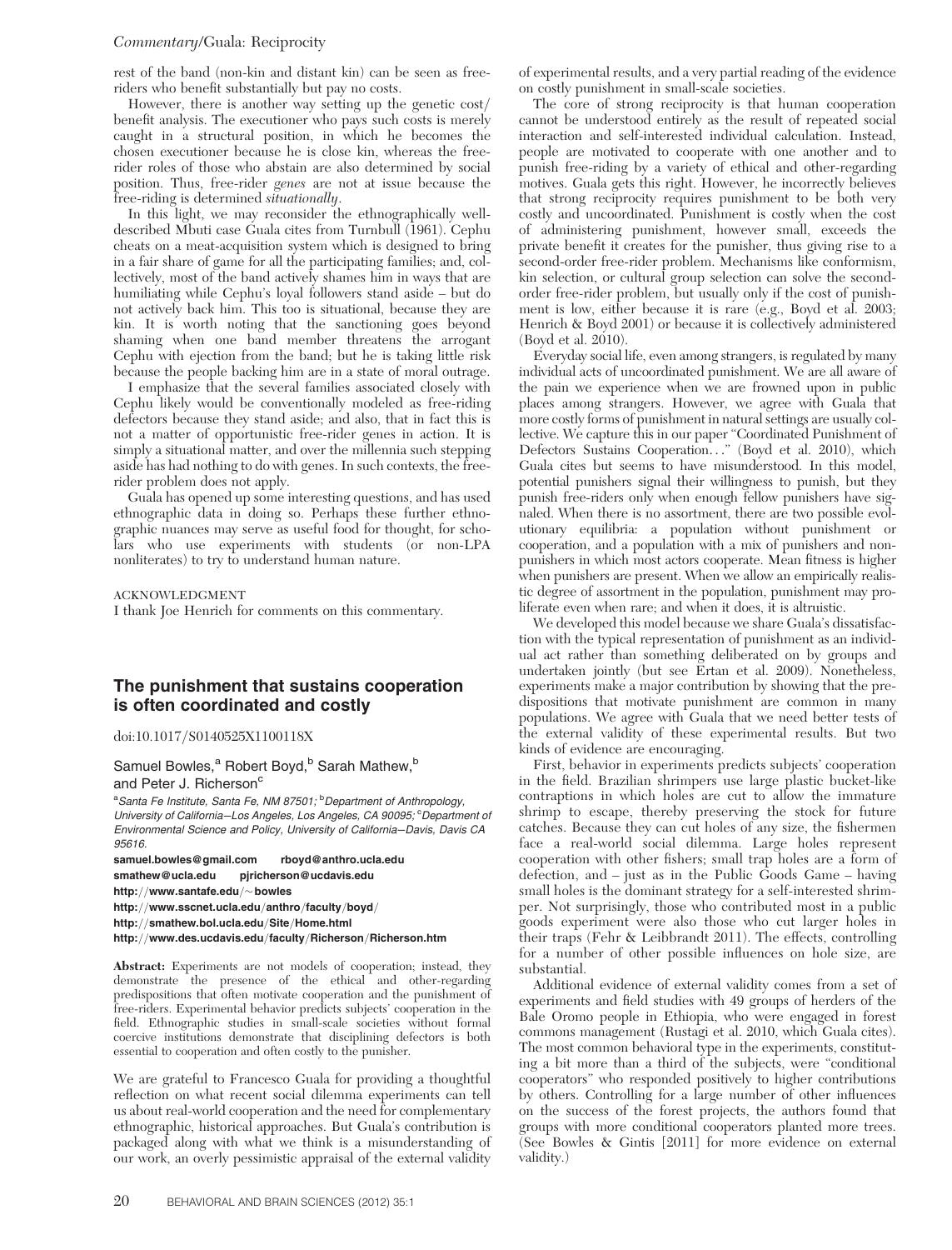rest of the band (non-kin and distant kin) can be seen as free-riders who benefit substantially but pay no costs.

However, there is another way setting up the genetic cost/benefit analysis. The executioner who pays such costs is merely caught in a structural position, in which he becomes the chosen executioner because he is close kin, whereas the free-rider roles of those who abstain are also determined by social position. Thus, free-rider *genes* are not at issue because the free-riding is determined *situationally*.

In this light, we may reconsider the ethnographically well-described Mbuti case Guala cites from Turnbull (1961). Cephu cheats on a meat-acquisition system which is designed to bring in a fair share of game for all the participating families; and, collectively, most of the band actively shames him in ways that are humiliating while Cephu's loyal followers stand aside – but do not actively back him. This too is situational, because they are kin. It is worth noting that the sanctioning goes beyond shaming when one band member threatens the arrogant Cephu with ejection from the band; but he is taking little risk because the people backing him are in a state of moral outrage.

I emphasize that the several families associated closely with Cephu likely would be conventionally modeled as free-riding defectors because they stand aside; and also, that in fact this is not a matter of opportunistic free-rider genes in action. It is simply a situational matter, and over the millennia such stepping aside has had nothing to do with genes. In such contexts, the free-rider problem does not apply.

Guala has opened up some interesting questions, and has used ethnographic data in doing so. Perhaps these further ethnographic nuances may serve as useful food for thought, for scholars who use experiments with students (or non-LPA nonliterates) to try to understand human nature.

ACKNOWLEDGMENT

I thank Joe Henrich for comments on this commentary.

## The punishment that sustains cooperation is often coordinated and costly

doi:10.1017/S0140525X1100118X

Samuel Bowles,[a] Robert Boyd,[b] Sarah Mathew,[b] and Peter J. Richerson[c]

[a]*Santa Fe Institute, Santa Fe, NM 87501;* [b]*Department of Anthropology, University of California–Los Angeles, Los Angeles, CA 90095;* [c]*Department of Environmental Science and Policy, University of California–Davis, Davis CA 95616.*

**samuel.bowles@gmail.com rboyd@anthro.ucla.edu smathew@ucla.edu pjricherson@ucdavis.edu**
**http://www.santafe.edu/~bowles**
**http://www.sscnet.ucla.edu/anthro/faculty/boyd/**
**http://smathew.bol.ucla.edu/Site/Home.html**
**http://www.des.ucdavis.edu/faculty/Richerson/Richerson.htm**

**Abstract:** Experiments are not models of cooperation; instead, they demonstrate the presence of the ethical and other-regarding predispositions that often motivate cooperation and the punishment of free-riders. Experimental behavior predicts subjects' cooperation in the field. Ethnographic studies in small-scale societies without formal coercive institutions demonstrate that disciplining defectors is both essential to cooperation and often costly to the punisher.

We are grateful to Francesco Guala for providing a thoughtful reflection on what recent social dilemma experiments can tell us about real-world cooperation and the need for complementary ethnographic, historical approaches. But Guala's contribution is packaged along with what we think is a misunderstanding of our work, an overly pessimistic appraisal of the external validity of experimental results, and a very partial reading of the evidence on costly punishment in small-scale societies.

The core of strong reciprocity is that human cooperation cannot be understood entirely as the result of repeated social interaction and self-interested individual calculation. Instead, people are motivated to cooperate with one another and to punish free-riding by a variety of ethical and other-regarding motives. Guala gets this right. However, he incorrectly believes that strong reciprocity requires punishment to be both very costly and uncoordinated. Punishment is costly when the cost of administering punishment, however small, exceeds the private benefit it creates for the punisher, thus giving rise to a second-order free-rider problem. Mechanisms like conformism, kin selection, or cultural group selection can solve the second-order free-rider problem, but usually only if the cost of punishment is low, either because it is rare (e.g., Boyd et al. 2003; Henrich & Boyd 2001) or because it is collectively administered (Boyd et al. 2010).

Everyday social life, even among strangers, is regulated by many individual acts of uncoordinated punishment. We are all aware of the pain we experience when we are frowned upon in public places among strangers. However, we agree with Guala that more costly forms of punishment in natural settings are usually collective. We capture this in our paper "Coordinated Punishment of Defectors Sustains Cooperation…" (Boyd et al. 2010), which Guala cites but seems to have misunderstood. In this model, potential punishers signal their willingness to punish, but they punish free-riders only when enough fellow punishers have signaled. When there is no assortment, there are two possible evolutionary equilibria: a population without punishment or cooperation, and a population with a mix of punishers and non-punishers in which most actors cooperate. Mean fitness is higher when punishers are present. When we allow an empirically realistic degree of assortment in the population, punishment may proliferate even when rare; and when it does, it is altruistic.

We developed this model because we share Guala's dissatisfaction with the typical representation of punishment as an individual act rather than something deliberated on by groups and undertaken jointly (but see Ertan et al. 2009). Nonetheless, experiments make a major contribution by showing that the predispositions that motivate punishment are common in many populations. We agree with Guala that we need better tests of the external validity of these experimental results. But two kinds of evidence are encouraging.

First, behavior in experiments predicts subjects' cooperation in the field. Brazilian shrimpers use large plastic bucket-like contraptions in which holes are cut to allow the immature shrimp to escape, thereby preserving the stock for future catches. Because they can cut holes of any size, the fishermen face a real-world social dilemma. Large holes represent cooperation with other fishers; small trap holes are a form of defection, and – just as in the Public Goods Game – having small holes is the dominant strategy for a self-interested shrimper. Not surprisingly, those who contributed most in a public goods experiment were also those who cut larger holes in their traps (Fehr & Leibbrandt 2011). The effects, controlling for a number of other possible influences on hole size, are substantial.

Additional evidence of external validity comes from a set of experiments and field studies with 49 groups of herders of the Bale Oromo people in Ethiopia, who were engaged in forest commons management (Rustagi et al. 2010, which Guala cites). The most common behavioral type in the experiments, constituting a bit more than a third of the subjects, were "conditional cooperators" who responded positively to higher contributions by others. Controlling for a large number of other influences on the success of the forest projects, the authors found that groups with more conditional cooperators planted more trees. (See Bowles & Gintis [2011] for more evidence on external validity.)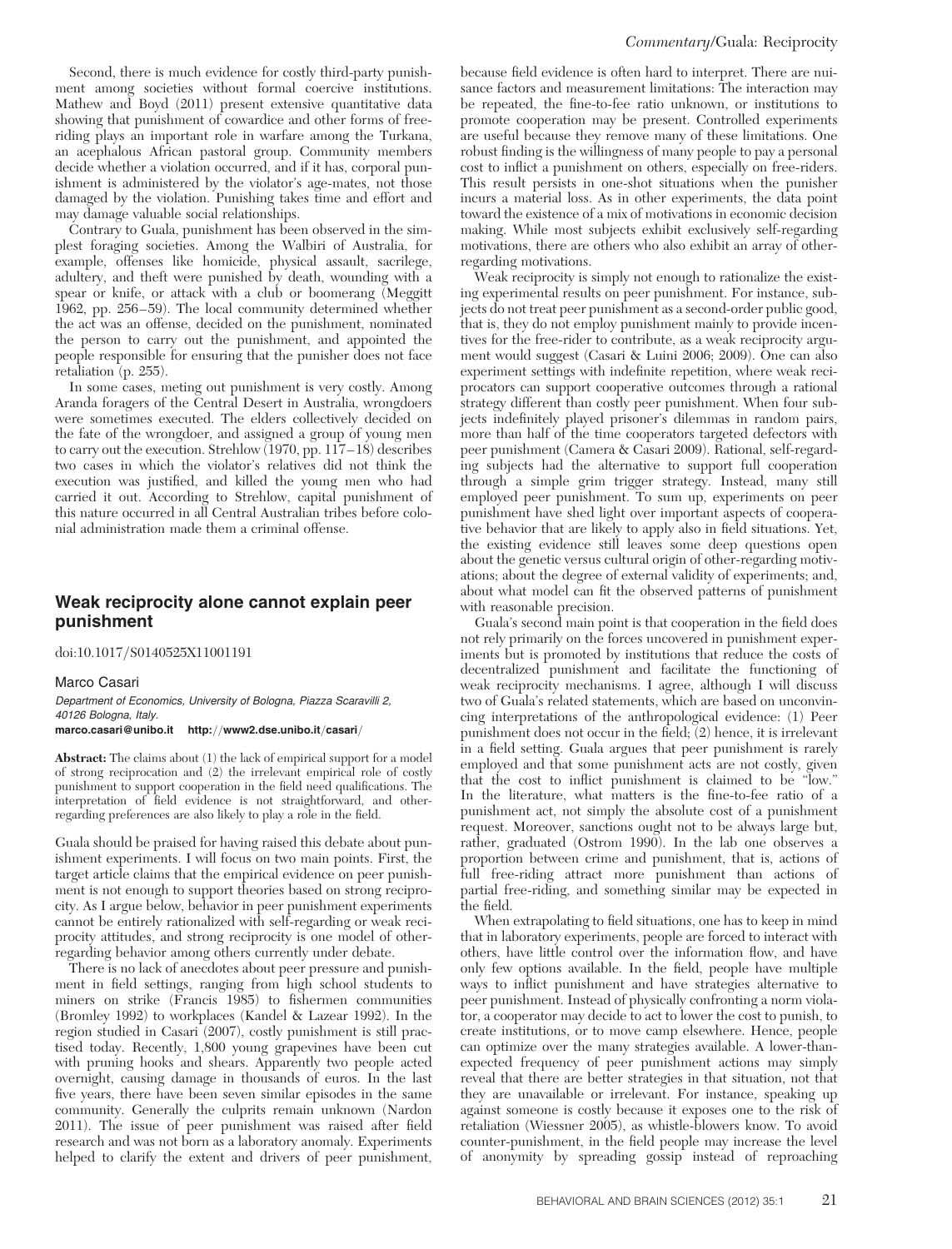Second, there is much evidence for costly third-party punishment among societies without formal coercive institutions. Mathew and Boyd (2011) present extensive quantitative data showing that punishment of cowardice and other forms of free-riding plays an important role in warfare among the Turkana, an acephalous African pastoral group. Community members decide whether a violation occurred, and if it has, corporal punishment is administered by the violator's age-mates, not those damaged by the violation. Punishing takes time and effort and may damage valuable social relationships.

Contrary to Guala, punishment has been observed in the simplest foraging societies. Among the Walbiri of Australia, for example, offenses like homicide, physical assault, sacrilege, adultery, and theft were punished by death, wounding with a spear or knife, or attack with a club or boomerang (Meggitt 1962, pp. 256–59). The local community determined whether the act was an offense, decided on the punishment, nominated the person to carry out the punishment, and appointed the people responsible for ensuring that the punisher does not face retaliation (p. 255).

In some cases, meting out punishment is very costly. Among Aranda foragers of the Central Desert in Australia, wrongdoers were sometimes executed. The elders collectively decided on the fate of the wrongdoer, and assigned a group of young men to carry out the execution. Strehlow (1970, pp. 117–18) describes two cases in which the violator's relatives did not think the execution was justified, and killed the young men who had carried it out. According to Strehlow, capital punishment of this nature occurred in all Central Australian tribes before colonial administration made them a criminal offense.

## Weak reciprocity alone cannot explain peer punishment

doi:10.1017/S0140525X11001191

Marco Casari

*Department of Economics, University of Bologna, Piazza Scaravilli 2, 40126 Bologna, Italy.*
**marco.casari@unibo.it http://www2.dse.unibo.it/casari/**

**Abstract:** The claims about (1) the lack of empirical support for a model of strong reciprocation and (2) the irrelevant empirical role of costly punishment to support cooperation in the field need qualifications. The interpretation of field evidence is not straightforward, and other-regarding preferences are also likely to play a role in the field.

Guala should be praised for having raised this debate about punishment experiments. I will focus on two main points. First, the target article claims that the empirical evidence on peer punishment is not enough to support theories based on strong reciprocity. As I argue below, behavior in peer punishment experiments cannot be entirely rationalized with self-regarding or weak reciprocity attitudes, and strong reciprocity is one model of other-regarding behavior among others currently under debate.

There is no lack of anecdotes about peer pressure and punishment in field settings, ranging from high school students to miners on strike (Francis 1985) to fishermen communities (Bromley 1992) to workplaces (Kandel & Lazear 1992). In the region studied in Casari (2007), costly punishment is still practised today. Recently, 1,800 young grapevines have been cut with pruning hooks and shears. Apparently two people acted overnight, causing damage in thousands of euros. In the last five years, there have been seven similar episodes in the same community. Generally the culprits remain unknown (Nardon 2011). The issue of peer punishment was raised after field research and was not born as a laboratory anomaly. Experiments helped to clarify the extent and drivers of peer punishment, because field evidence is often hard to interpret. There are nuisance factors and measurement limitations: The interaction may be repeated, the fine-to-fee ratio unknown, or institutions to promote cooperation may be present. Controlled experiments are useful because they remove many of these limitations. One robust finding is the willingness of many people to pay a personal cost to inflict a punishment on others, especially on free-riders. This result persists in one-shot situations when the punisher incurs a material loss. As in other experiments, the data point toward the existence of a mix of motivations in economic decision making. While most subjects exhibit exclusively self-regarding motivations, there are others who also exhibit an array of other-regarding motivations.

Weak reciprocity is simply not enough to rationalize the existing experimental results on peer punishment. For instance, subjects do not treat peer punishment as a second-order public good, that is, they do not employ punishment mainly to provide incentives for the free-rider to contribute, as a weak reciprocity argument would suggest (Casari & Luini 2006; 2009). One can also experiment settings with indefinite repetition, where weak reciprocators can support cooperative outcomes through a rational strategy different than costly peer punishment. When four subjects indefinitely played prisoner's dilemmas in random pairs, more than half of the time cooperators targeted defectors with peer punishment (Camera & Casari 2009). Rational, self-regarding subjects had the alternative to support full cooperation through a simple grim trigger strategy. Instead, many still employed peer punishment. To sum up, experiments on peer punishment have shed light over important aspects of cooperative behavior that are likely to apply also in field situations. Yet, the existing evidence still leaves some deep questions open about the genetic versus cultural origin of other-regarding motivations; about the degree of external validity of experiments; and, about what model can fit the observed patterns of punishment with reasonable precision.

Guala's second main point is that cooperation in the field does not rely primarily on the forces uncovered in punishment experiments but is promoted by institutions that reduce the costs of decentralized punishment and facilitate the functioning of weak reciprocity mechanisms. I agree, although I will discuss two of Guala's related statements, which are based on unconvincing interpretations of the anthropological evidence: (1) Peer punishment does not occur in the field; (2) hence, it is irrelevant in a field setting. Guala argues that peer punishment is rarely employed and that some punishment acts are not costly, given that the cost to inflict punishment is claimed to be "low." In the literature, what matters is the fine-to-fee ratio of a punishment act, not simply the absolute cost of a punishment request. Moreover, sanctions ought not to be always large but, rather, graduated (Ostrom 1990). In the lab one observes a proportion between crime and punishment, that is, actions of full free-riding attract more punishment than actions of partial free-riding, and something similar may be expected in the field.

When extrapolating to field situations, one has to keep in mind that in laboratory experiments, people are forced to interact with others, have little control over the information flow, and have only few options available. In the field, people have multiple ways to inflict punishment and have strategies alternative to peer punishment. Instead of physically confronting a norm violator, a cooperator may decide to act to lower the cost to punish, to create institutions, or to move camp elsewhere. Hence, people can optimize over the many strategies available. A lower-than-expected frequency of peer punishment actions may simply reveal that there are better strategies in that situation, not that they are unavailable or irrelevant. For instance, speaking up against someone is costly because it exposes one to the risk of retaliation (Wiessner 2005), as whistle-blowers know. To avoid counter-punishment, in the field people may increase the level of anonymity by spreading gossip instead of reproaching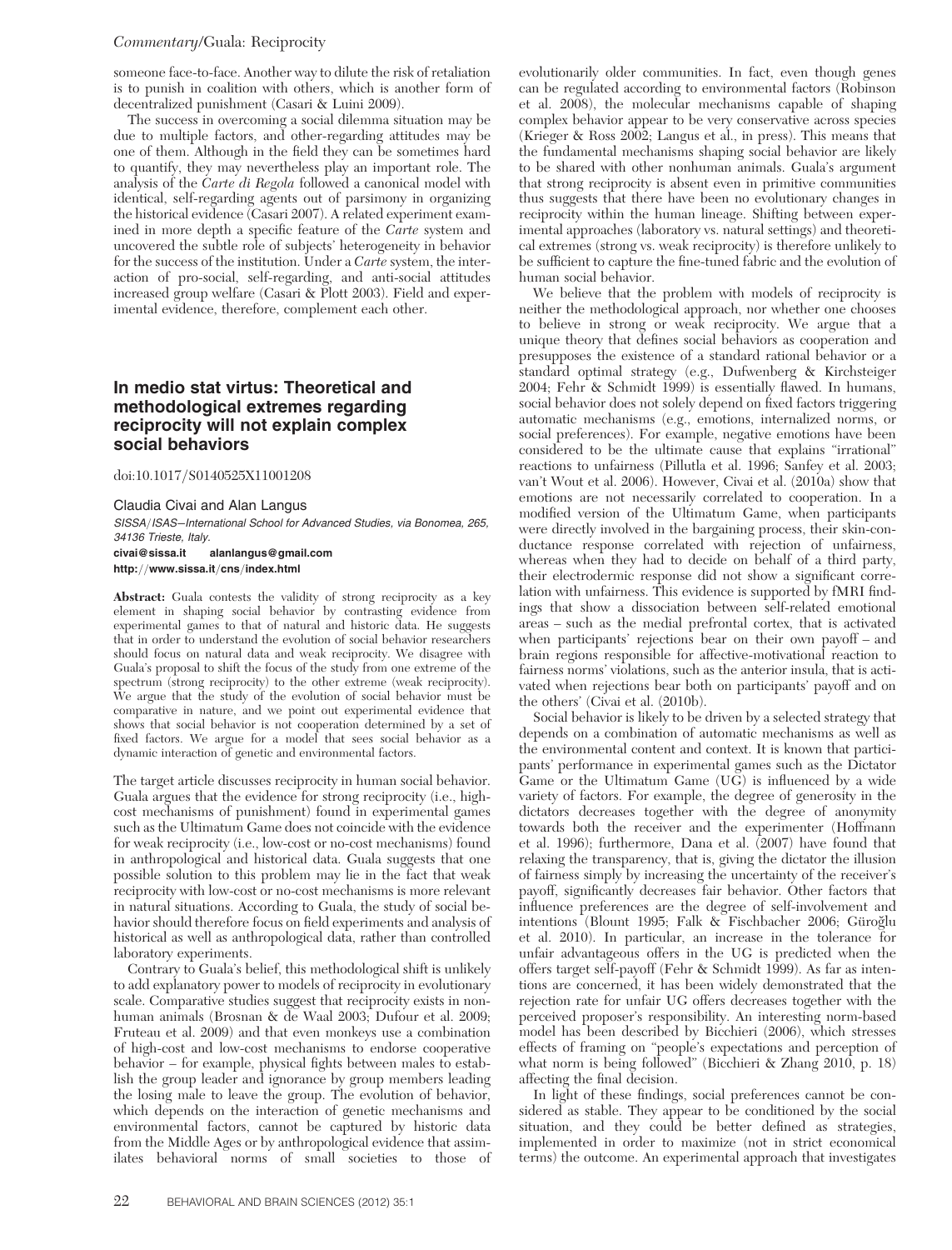someone face-to-face. Another way to dilute the risk of retaliation is to punish in coalition with others, which is another form of decentralized punishment (Casari & Luini 2009).

The success in overcoming a social dilemma situation may be due to multiple factors, and other-regarding attitudes may be one of them. Although in the field they can be sometimes hard to quantify, they may nevertheless play an important role. The analysis of the *Carte di Regola* followed a canonical model with identical, self-regarding agents out of parsimony in organizing the historical evidence (Casari 2007). A related experiment examined in more depth a specific feature of the *Carte* system and uncovered the subtle role of subjects' heterogeneity in behavior for the success of the institution. Under a *Carte* system, the interaction of pro-social, self-regarding, and anti-social attitudes increased group welfare (Casari & Plott 2003). Field and experimental evidence, therefore, complement each other.

## In medio stat virtus: Theoretical and methodological extremes regarding reciprocity will not explain complex social behaviors

doi:10.1017/S0140525X11001208

Claudia Civai and Alan Langus

*SISSA/ISAS—International School for Advanced Studies, via Bonomea, 265, 34136 Trieste, Italy.*

**civai@sissa.it alanlangus@gmail.com**

**http://www.sissa.it/cns/index.html**

**Abstract:** Guala contests the validity of strong reciprocity as a key element in shaping social behavior by contrasting evidence from experimental games to that of natural and historic data. He suggests that in order to understand the evolution of social behavior researchers should focus on natural data and weak reciprocity. We disagree with Guala's proposal to shift the focus of the study from one extreme of the spectrum (strong reciprocity) to the other extreme (weak reciprocity). We argue that the study of the evolution of social behavior must be comparative in nature, and we point out experimental evidence that shows that social behavior is not cooperation determined by a set of fixed factors. We argue for a model that sees social behavior as a dynamic interaction of genetic and environmental factors.

The target article discusses reciprocity in human social behavior. Guala argues that the evidence for strong reciprocity (i.e., high-cost mechanisms of punishment) found in experimental games such as the Ultimatum Game does not coincide with the evidence for weak reciprocity (i.e., low-cost or no-cost mechanisms) found in anthropological and historical data. Guala suggests that one possible solution to this problem may lie in the fact that weak reciprocity with low-cost or no-cost mechanisms is more relevant in natural situations. According to Guala, the study of social behavior should therefore focus on field experiments and analysis of historical as well as anthropological data, rather than controlled laboratory experiments.

Contrary to Guala's belief, this methodological shift is unlikely to add explanatory power to models of reciprocity in evolutionary scale. Comparative studies suggest that reciprocity exists in nonhuman animals (Brosnan & de Waal 2003; Dufour et al. 2009; Fruteau et al. 2009) and that even monkeys use a combination of high-cost and low-cost mechanisms to endorse cooperative behavior – for example, physical fights between males to establish the group leader and ignorance by group members leading the losing male to leave the group. The evolution of behavior, which depends on the interaction of genetic mechanisms and environmental factors, cannot be captured by historic data from the Middle Ages or by anthropological evidence that assimilates behavioral norms of small societies to those of evolutionarily older communities. In fact, even though genes can be regulated according to environmental factors (Robinson et al. 2008), the molecular mechanisms capable of shaping complex behavior appear to be very conservative across species (Krieger & Ross 2002; Langus et al., in press). This means that the fundamental mechanisms shaping social behavior are likely to be shared with other nonhuman animals. Guala's argument that strong reciprocity is absent even in primitive communities thus suggests that there have been no evolutionary changes in reciprocity within the human lineage. Shifting between experimental approaches (laboratory vs. natural settings) and theoretical extremes (strong vs. weak reciprocity) is therefore unlikely to be sufficient to capture the fine-tuned fabric and the evolution of human social behavior.

We believe that the problem with models of reciprocity is neither the methodological approach, nor whether one chooses to believe in strong or weak reciprocity. We argue that a unique theory that defines social behaviors as cooperation and presupposes the existence of a standard rational behavior or a standard optimal strategy (e.g., Dufwenberg & Kirchsteiger 2004; Fehr & Schmidt 1999) is essentially flawed. In humans, social behavior does not solely depend on fixed factors triggering automatic mechanisms (e.g., emotions, internalized norms, or social preferences). For example, negative emotions have been considered to be the ultimate cause that explains "irrational" reactions to unfairness (Pillutla et al. 1996; Sanfey et al. 2003; van't Wout et al. 2006). However, Civai et al. (2010a) show that emotions are not necessarily correlated to cooperation. In a modified version of the Ultimatum Game, when participants were directly involved in the bargaining process, their skin-conductance response correlated with rejection of unfairness, whereas when they had to decide on behalf of a third party, their electrodermic response did not show a significant correlation with unfairness. This evidence is supported by fMRI findings that show a dissociation between self-related emotional areas – such as the medial prefrontal cortex, that is activated when participants' rejections bear on their own payoff – and brain regions responsible for affective-motivational reaction to fairness norms' violations, such as the anterior insula, that is activated when rejections bear both on participants' payoff and on the others' (Civai et al. (2010b).

Social behavior is likely to be driven by a selected strategy that depends on a combination of automatic mechanisms as well as the environmental content and context. It is known that participants' performance in experimental games such as the Dictator Game or the Ultimatum Game (UG) is influenced by a wide variety of factors. For example, the degree of generosity in the dictators decreases together with the degree of anonymity towards both the receiver and the experimenter (Hoffmann et al. 1996); furthermore, Dana et al. (2007) have found that relaxing the transparency, that is, giving the dictator the illusion of fairness simply by increasing the uncertainty of the receiver's payoff, significantly decreases fair behavior. Other factors that influence preferences are the degree of self-involvement and intentions (Blount 1995; Falk & Fischbacher 2006; Güroğlu et al. 2010). In particular, an increase in the tolerance for unfair advantageous offers in the UG is predicted when the offers target self-payoff (Fehr & Schmidt 1999). As far as intentions are concerned, it has been widely demonstrated that the rejection rate for unfair UG offers decreases together with the perceived proposer's responsibility. An interesting norm-based model has been described by Bicchieri (2006), which stresses effects of framing on "people's expectations and perception of what norm is being followed" (Bicchieri & Zhang 2010, p. 18) affecting the final decision.

In light of these findings, social preferences cannot be considered as stable. They appear to be conditioned by the social situation, and they could be better defined as strategies, implemented in order to maximize (not in strict economical terms) the outcome. An experimental approach that investigates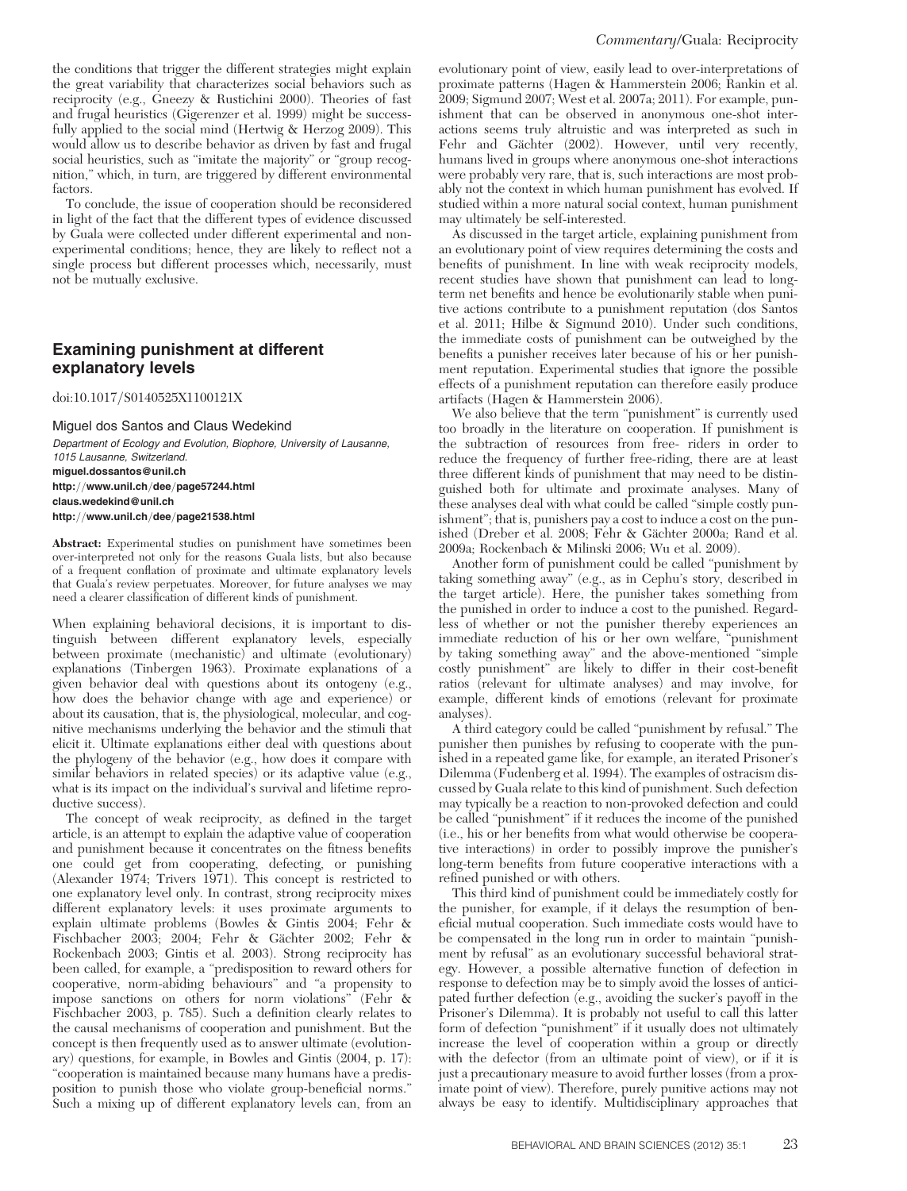the conditions that trigger the different strategies might explain the great variability that characterizes social behaviors such as reciprocity (e.g., Gneezy & Rustichini 2000). Theories of fast and frugal heuristics (Gigerenzer et al. 1999) might be successfully applied to the social mind (Hertwig & Herzog 2009). This would allow us to describe behavior as driven by fast and frugal social heuristics, such as "imitate the majority" or "group recognition," which, in turn, are triggered by different environmental factors.

To conclude, the issue of cooperation should be reconsidered in light of the fact that the different types of evidence discussed by Guala were collected under different experimental and nonexperimental conditions; hence, they are likely to reflect not a single process but different processes which, necessarily, must not be mutually exclusive.

## Examining punishment at different explanatory levels

doi:10.1017/S0140525X1100121X

Miguel dos Santos and Claus Wedekind

*Department of Ecology and Evolution, Biophore, University of Lausanne, 1015 Lausanne, Switzerland.*
**miguel.dossantos@unil.ch**
**http://www.unil.ch/dee/page57244.html**
**claus.wedekind@unil.ch**
**http://www.unil.ch/dee/page21538.html**

**Abstract:** Experimental studies on punishment have sometimes been over-interpreted not only for the reasons Guala lists, but also because of a frequent conflation of proximate and ultimate explanatory levels that Guala's review perpetuates. Moreover, for future analyses we may need a clearer classification of different kinds of punishment.

When explaining behavioral decisions, it is important to distinguish between different explanatory levels, especially between proximate (mechanistic) and ultimate (evolutionary) explanations (Tinbergen 1963). Proximate explanations of a given behavior deal with questions about its ontogeny (e.g., how does the behavior change with age and experience) or about its causation, that is, the physiological, molecular, and cognitive mechanisms underlying the behavior and the stimuli that elicit it. Ultimate explanations either deal with questions about the phylogeny of the behavior (e.g., how does it compare with similar behaviors in related species) or its adaptive value (e.g., what is its impact on the individual's survival and lifetime reproductive success).

The concept of weak reciprocity, as defined in the target article, is an attempt to explain the adaptive value of cooperation and punishment because it concentrates on the fitness benefits one could get from cooperating, defecting, or punishing (Alexander 1974; Trivers 1971). This concept is restricted to one explanatory level only. In contrast, strong reciprocity mixes different explanatory levels: it uses proximate arguments to explain ultimate problems (Bowles & Gintis 2004; Fehr & Fischbacher 2003; 2004; Fehr & Gächter 2002; Fehr & Rockenbach 2003; Gintis et al. 2003). Strong reciprocity has been called, for example, a "predisposition to reward others for cooperative, norm-abiding behaviours" and "a propensity to impose sanctions on others for norm violations" (Fehr & Fischbacher 2003, p. 785). Such a definition clearly relates to the causal mechanisms of cooperation and punishment. But the concept is then frequently used as to answer ultimate (evolutionary) questions, for example, in Bowles and Gintis (2004, p. 17): "cooperation is maintained because many humans have a predisposition to punish those who violate group-beneficial norms." Such a mixing up of different explanatory levels can, from an evolutionary point of view, easily lead to over-interpretations of proximate patterns (Hagen & Hammerstein 2006; Rankin et al. 2009; Sigmund 2007; West et al. 2007a; 2011). For example, punishment that can be observed in anonymous one-shot interactions seems truly altruistic and was interpreted as such in Fehr and Gächter (2002). However, until very recently, humans lived in groups where anonymous one-shot interactions were probably very rare, that is, such interactions are most probably not the context in which human punishment has evolved. If studied within a more natural social context, human punishment may ultimately be self-interested.

As discussed in the target article, explaining punishment from an evolutionary point of view requires determining the costs and benefits of punishment. In line with weak reciprocity models, recent studies have shown that punishment can lead to long-term net benefits and hence be evolutionarily stable when punitive actions contribute to a punishment reputation (dos Santos et al. 2011; Hilbe & Sigmund 2010). Under such conditions, the immediate costs of punishment can be outweighed by the benefits a punisher receives later because of his or her punishment reputation. Experimental studies that ignore the possible effects of a punishment reputation can therefore easily produce artifacts (Hagen & Hammerstein 2006).

We also believe that the term "punishment" is currently used too broadly in the literature on cooperation. If punishment is the subtraction of resources from free- riders in order to reduce the frequency of further free-riding, there are at least three different kinds of punishment that may need to be distinguished both for ultimate and proximate analyses. Many of these analyses deal with what could be called "simple costly punishment"; that is, punishers pay a cost to induce a cost on the punished (Dreber et al. 2008; Fehr & Gächter 2000a; Rand et al. 2009a; Rockenbach & Milinski 2006; Wu et al. 2009).

Another form of punishment could be called "punishment by taking something away" (e.g., as in Cephu's story, described in the target article). Here, the punisher takes something from the punished in order to induce a cost to the punished. Regardless of whether or not the punisher thereby experiences an immediate reduction of his or her own welfare, "punishment by taking something away" and the above-mentioned "simple costly punishment" are likely to differ in their cost-benefit ratios (relevant for ultimate analyses) and may involve, for example, different kinds of emotions (relevant for proximate analyses).

A third category could be called "punishment by refusal." The punisher then punishes by refusing to cooperate with the punished in a repeated game like, for example, an iterated Prisoner's Dilemma (Fudenberg et al. 1994). The examples of ostracism discussed by Guala relate to this kind of punishment. Such defection may typically be a reaction to non-provoked defection and could be called "punishment" if it reduces the income of the punished (i.e., his or her benefits from what would otherwise be cooperative interactions) in order to possibly improve the punisher's long-term benefits from future cooperative interactions with a refined punished or with others.

This third kind of punishment could be immediately costly for the punisher, for example, if it delays the resumption of beneficial mutual cooperation. Such immediate costs would have to be compensated in the long run in order to maintain "punishment by refusal" as an evolutionary successful behavioral strategy. However, a possible alternative function of defection in response to defection may be to simply avoid the losses of anticipated further defection (e.g., avoiding the sucker's payoff in the Prisoner's Dilemma). It is probably not useful to call this latter form of defection "punishment" if it usually does not ultimately increase the level of cooperation within a group or directly with the defector (from an ultimate point of view), or if it is just a precautionary measure to avoid further losses (from a proximate point of view). Therefore, purely punitive actions may not always be easy to identify. Multidisciplinary approaches that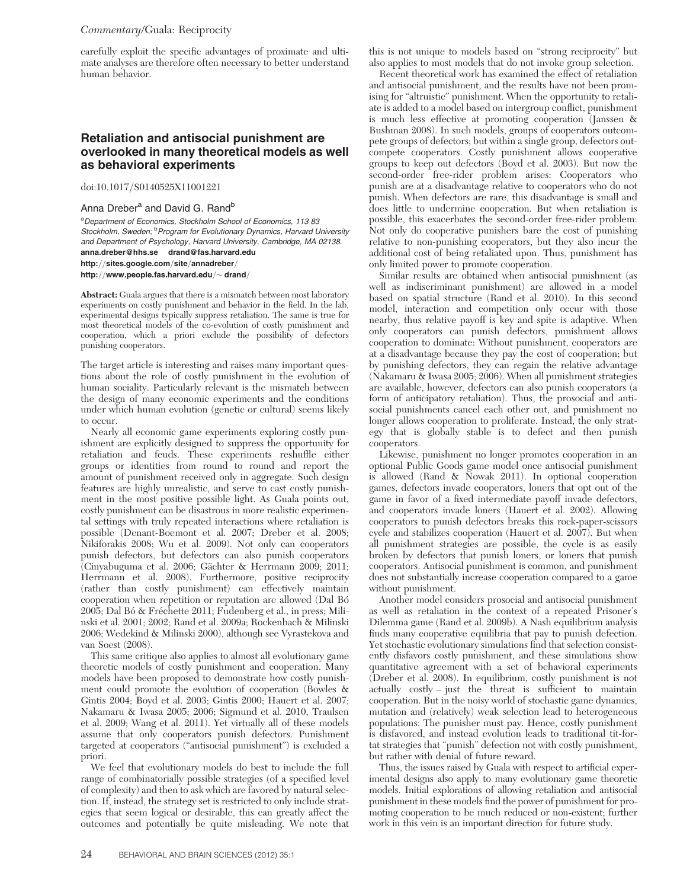carefully exploit the specific advantages of proximate and ultimate analyses are therefore often necessary to better understand human behavior.

## Retaliation and antisocial punishment are overlooked in many theoretical models as well as behavioral experiments

doi:10.1017/S0140525X11001221

Anna Dreber[a] and David G. Rand[b]

[a]Department of Economics, Stockholm School of Economics, 113 83 Stockholm, Sweden; [b]Program for Evolutionary Dynamics, Harvard University and Department of Psychology, Harvard University, Cambridge, MA 02138.
**anna.dreber@hhs.se drand@fas.harvard.edu**
**http://sites.google.com/site/annadreber/**
**http://www.people.fas.harvard.edu/~ drand/**

**Abstract:** Guala argues that there is a mismatch between most laboratory experiments on costly punishment and behavior in the field. In the lab, experimental designs typically suppress retaliation. The same is true for most theoretical models of the co-evolution of costly punishment and cooperation, which a priori exclude the possibility of defectors punishing cooperators.

The target article is interesting and raises many important questions about the role of costly punishment in the evolution of human sociality. Particularly relevant is the mismatch between the design of many economic experiments and the conditions under which human evolution (genetic or cultural) seems likely to occur.

Nearly all economic game experiments exploring costly punishment are explicitly designed to suppress the opportunity for retaliation and feuds. These experiments reshuffle either groups or identities from round to round and report the amount of punishment received only in aggregate. Such design features are highly unrealistic, and serve to cast costly punishment in the most positive possible light. As Guala points out, costly punishment can be disastrous in more realistic experimental settings with truly repeated interactions where retaliation is possible (Denant-Boemont et al. 2007; Dreber et al. 2008; Nikiforakis 2008; Wu et al. 2009). Not only can cooperators punish defectors, but defectors can also punish cooperators (Cinyabuguma et al. 2006; Gächter & Herrmann 2009; 2011; Herrmann et al. 2008). Furthermore, positive reciprocity (rather than costly punishment) can effectively maintain cooperation when repetition or reputation are allowed (Dal Bó 2005; Dal Bó & Fréchette 2011; Fudenberg et al., in press; Milinski et al. 2001; 2002; Rand et al. 2009a; Rockenbach & Milinski 2006; Wedekind & Milinski 2000), although see Vyrastekova and van Soest (2008).

This same critique also applies to almost all evolutionary game theoretic models of costly punishment and cooperation. Many models have been proposed to demonstrate how costly punishment could promote the evolution of cooperation (Bowles & Gintis 2004; Boyd et al. 2003; Gintis 2000; Hauert et al. 2007; Nakamaru & Iwasa 2005; 2006; Sigmund et al. 2010, Traulsen et al. 2009; Wang et al. 2011). Yet virtually all of these models assume that only cooperators punish defectors. Punishment targeted at cooperators ("antisocial punishment") is excluded a priori.

We feel that evolutionary models do best to include the full range of combinatorially possible strategies (of a specified level of complexity) and then to ask which are favored by natural selection. If, instead, the strategy set is restricted to only include strategies that seem logical or desirable, this can greatly affect the outcomes and potentially be quite misleading. We note that this is not unique to models based on "strong reciprocity" but also applies to most models that do not invoke group selection.

Recent theoretical work has examined the effect of retaliation and antisocial punishment, and the results have not been promising for "altruistic" punishment. When the opportunity to retaliate is added to a model based on intergroup conflict, punishment is much less effective at promoting cooperation (Janssen & Bushman 2008). In such models, groups of cooperators outcompete groups of defectors; but within a single group, defectors outcompete cooperators. Costly punishment allows cooperative groups to keep out defectors (Boyd et al. 2003). But now the second-order free-rider problem arises: Cooperators who punish are at a disadvantage relative to cooperators who do not punish. When defectors are rare, this disadvantage is small and does little to undermine cooperation. But when retaliation is possible, this exacerbates the second-order free-rider problem: Not only do cooperative punishers bare the cost of punishing relative to non-punishing cooperators, but they also incur the additional cost of being retaliated upon. Thus, punishment has only limited power to promote cooperation.

Similar results are obtained when antisocial punishment (as well as indiscriminant punishment) are allowed in a model based on spatial structure (Rand et al. 2010). In this second model, interaction and competition only occur with those nearby, thus relative payoff is key and spite is adaptive. When only cooperators can punish defectors, punishment allows cooperation to dominate: Without punishment, cooperators are at a disadvantage because they pay the cost of cooperation; but by punishing defectors, they can regain the relative advantage (Nakamaru & Iwasa 2005; 2006). When all punishment strategies are available, however, defectors can also punish cooperators (a form of anticipatory retaliation). Thus, the prosocial and antisocial punishments cancel each other out, and punishment no longer allows cooperation to proliferate. Instead, the only strategy that is globally stable is to defect and then punish cooperators.

Likewise, punishment no longer promotes cooperation in an optional Public Goods game model once antisocial punishment is allowed (Rand & Nowak 2011). In optional cooperation games, defectors invade cooperators, loners that opt out of the game in favor of a fixed intermediate payoff invade defectors, and cooperators invade loners (Hauert et al. 2002). Allowing cooperators to punish defectors breaks this rock-paper-scissors cycle and stabilizes cooperation (Hauert et al. 2007). But when all punishment strategies are possible, the cycle is as easily broken by defectors that punish loners, or loners that punish cooperators. Antisocial punishment is common, and punishment does not substantially increase cooperation compared to a game without punishment.

Another model considers prosocial and antisocial punishment as well as retaliation in the context of a repeated Prisoner's Dilemma game (Rand et al. 2009b). A Nash equilibrium analysis finds many cooperative equilibria that pay to punish defection. Yet stochastic evolutionary simulations find that selection consistently disfavors costly punishment, and these simulations show quantitative agreement with a set of behavioral experiments (Dreber et al. 2008). In equilibrium, costly punishment is not actually costly – just the threat is sufficient to maintain cooperation. But in the noisy world of stochastic game dynamics, mutation and (relatively) weak selection lead to heterogeneous populations: The punisher must pay. Hence, costly punishment is disfavored, and instead evolution leads to traditional tit-for-tat strategies that "punish" defection not with costly punishment, but rather with denial of future reward.

Thus, the issues raised by Guala with respect to artificial experimental designs also apply to many evolutionary game theoretic models. Initial explorations of allowing retaliation and antisocial punishment in these models find the power of punishment for promoting cooperation to be much reduced or non-existent; further work in this vein is an important direction for future study.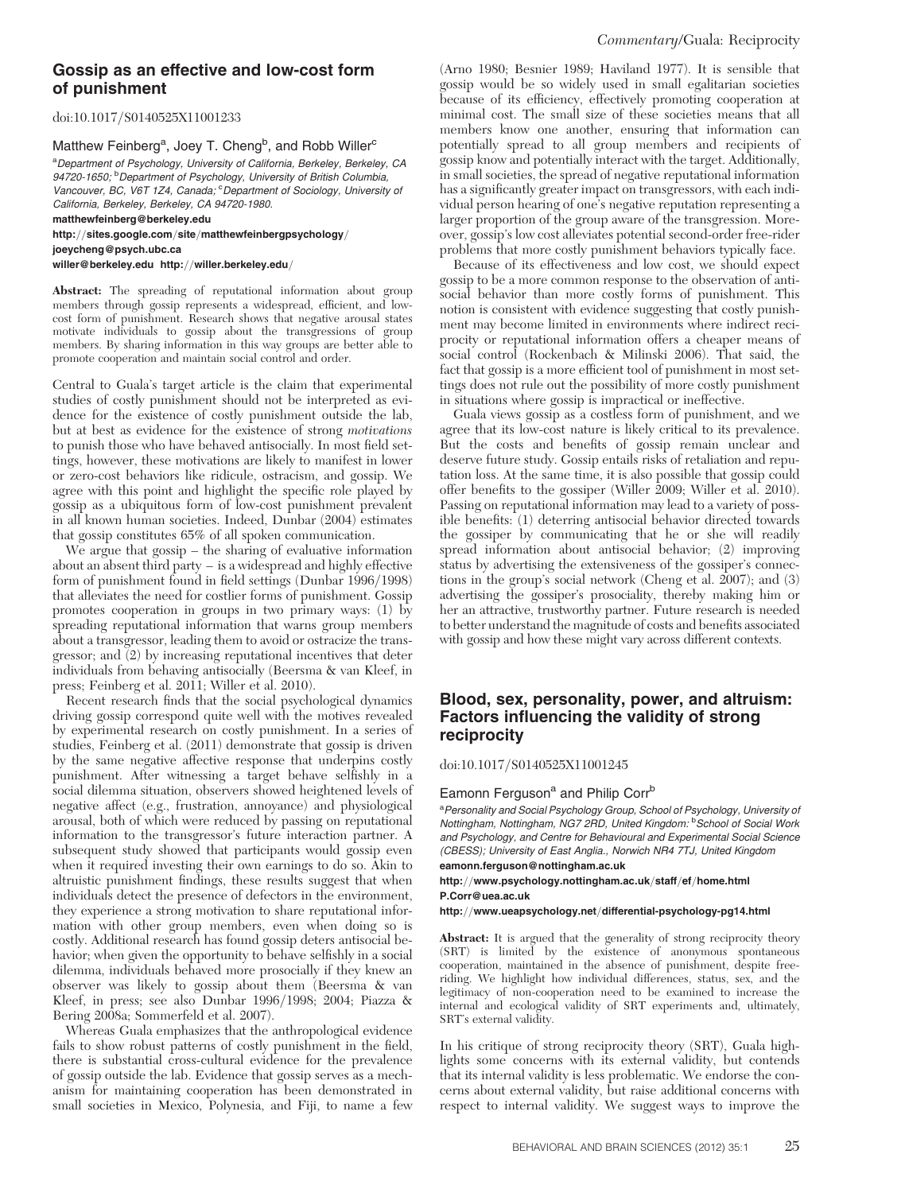## Gossip as an effective and low-cost form of punishment

doi:10.1017/S0140525X11001233

Matthew Feinberg[a], Joey T. Cheng[b], and Robb Willer[c]

[a]*Department of Psychology, University of California, Berkeley, Berkeley, CA 94720-1650;* [b]*Department of Psychology, University of British Columbia, Vancouver, BC, V6T 1Z4, Canada;* [c]*Department of Sociology, University of California, Berkeley, Berkeley, CA 94720-1980.*

**matthewfeinberg@berkeley.edu**

**http://sites.google.com/site/matthewfeinbergpsychology/**

**joeycheng@psych.ubc.ca**

**willer@berkeley.edu http://willer.berkeley.edu/**

**Abstract:** The spreading of reputational information about group members through gossip represents a widespread, efficient, and low-cost form of punishment. Research shows that negative arousal states motivate individuals to gossip about the transgressions of group members. By sharing information in this way groups are better able to promote cooperation and maintain social control and order.

Central to Guala's target article is the claim that experimental studies of costly punishment should not be interpreted as evidence for the existence of costly punishment outside the lab, but at best as evidence for the existence of strong *motivations* to punish those who have behaved antisocially. In most field settings, however, these motivations are likely to manifest in lower or zero-cost behaviors like ridicule, ostracism, and gossip. We agree with this point and highlight the specific role played by gossip as a ubiquitous form of low-cost punishment prevalent in all known human societies. Indeed, Dunbar (2004) estimates that gossip constitutes 65% of all spoken communication.

We argue that gossip – the sharing of evaluative information about an absent third party – is a widespread and highly effective form of punishment found in field settings (Dunbar 1996/1998) that alleviates the need for costlier forms of punishment. Gossip promotes cooperation in groups in two primary ways: (1) by spreading reputational information that warns group members about a transgressor, leading them to avoid or ostracize the transgressor; and (2) by increasing reputational incentives that deter individuals from behaving antisocially (Beersma & van Kleef, in press; Feinberg et al. 2011; Willer et al. 2010).

Recent research finds that the social psychological dynamics driving gossip correspond quite well with the motives revealed by experimental research on costly punishment. In a series of studies, Feinberg et al. (2011) demonstrate that gossip is driven by the same negative affective response that underpins costly punishment. After witnessing a target behave selfishly in a social dilemma situation, observers showed heightened levels of negative affect (e.g., frustration, annoyance) and physiological arousal, both of which were reduced by passing on reputational information to the transgressor's future interaction partner. A subsequent study showed that participants would gossip even when it required investing their own earnings to do so. Akin to altruistic punishment findings, these results suggest that when individuals detect the presence of defectors in the environment, they experience a strong motivation to share reputational information with other group members, even when doing so is costly. Additional research has found gossip deters antisocial behavior; when given the opportunity to behave selfishly in a social dilemma, individuals behaved more prosocially if they knew an observer was likely to gossip about them (Beersma & van Kleef, in press; see also Dunbar 1996/1998; 2004; Piazza & Bering 2008a; Sommerfeld et al. 2007).

Whereas Guala emphasizes that the anthropological evidence fails to show robust patterns of costly punishment in the field, there is substantial cross-cultural evidence for the prevalence of gossip outside the lab. Evidence that gossip serves as a mechanism for maintaining cooperation has been demonstrated in small societies in Mexico, Polynesia, and Fiji, to name a few (Arno 1980; Besnier 1989; Haviland 1977). It is sensible that gossip would be so widely used in small egalitarian societies because of its efficiency, effectively promoting cooperation at minimal cost. The small size of these societies means that all members know one another, ensuring that information can potentially spread to all group members and recipients of gossip know and potentially interact with the target. Additionally, in small societies, the spread of negative reputational information has a significantly greater impact on transgressors, with each individual person hearing of one's negative reputation representing a larger proportion of the group aware of the transgression. Moreover, gossip's low cost alleviates potential second-order free-rider problems that more costly punishment behaviors typically face.

Because of its effectiveness and low cost, we should expect gossip to be a more common response to the observation of antisocial behavior than more costly forms of punishment. This notion is consistent with evidence suggesting that costly punishment may become limited in environments where indirect reciprocity or reputational information offers a cheaper means of social control (Rockenbach & Milinski 2006). That said, the fact that gossip is a more efficient tool of punishment in most settings does not rule out the possibility of more costly punishment in situations where gossip is impractical or ineffective.

Guala views gossip as a costless form of punishment, and we agree that its low-cost nature is likely critical to its prevalence. But the costs and benefits of gossip remain unclear and deserve future study. Gossip entails risks of retaliation and reputation loss. At the same time, it is also possible that gossip could offer benefits to the gossiper (Willer 2009; Willer et al. 2010). Passing on reputational information may lead to a variety of possible benefits: (1) deterring antisocial behavior directed towards the gossiper by communicating that he or she will readily spread information about antisocial behavior; (2) improving status by advertising the extensiveness of the gossiper's connections in the group's social network (Cheng et al. 2007); and (3) advertising the gossiper's prosociality, thereby making him or her an attractive, trustworthy partner. Future research is needed to better understand the magnitude of costs and benefits associated with gossip and how these might vary across different contexts.

## Blood, sex, personality, power, and altruism: Factors influencing the validity of strong reciprocity

doi:10.1017/S0140525X11001245

Eamonn Ferguson[a] and Philip Corr[b]

[a]*Personality and Social Psychology Group, School of Psychology, University of Nottingham, Nottingham, NG7 2RD, United Kingdom:* [b]*School of Social Work and Psychology, and Centre for Behavioural and Experimental Social Science (CBESS); University of East Anglia., Norwich NR4 7TJ, United Kingdom*

**eamonn.ferguson@nottingham.ac.uk**

**http://www.psychology.nottingham.ac.uk/staff/ef/home.html**

**P.Corr@uea.ac.uk**

**http://www.ueapsychology.net/differential-psychology-pg14.html**

**Abstract:** It is argued that the generality of strong reciprocity theory (SRT) is limited by the existence of anonymous spontaneous cooperation, maintained in the absence of punishment, despite free-riding. We highlight how individual differences, status, sex, and the legitimacy of non-cooperation need to be examined to increase the internal and ecological validity of SRT experiments and, ultimately, SRT's external validity.

In his critique of strong reciprocity theory (SRT), Guala highlights some concerns with its external validity, but contends that its internal validity is less problematic. We endorse the concerns about external validity, but raise additional concerns with respect to internal validity. We suggest ways to improve the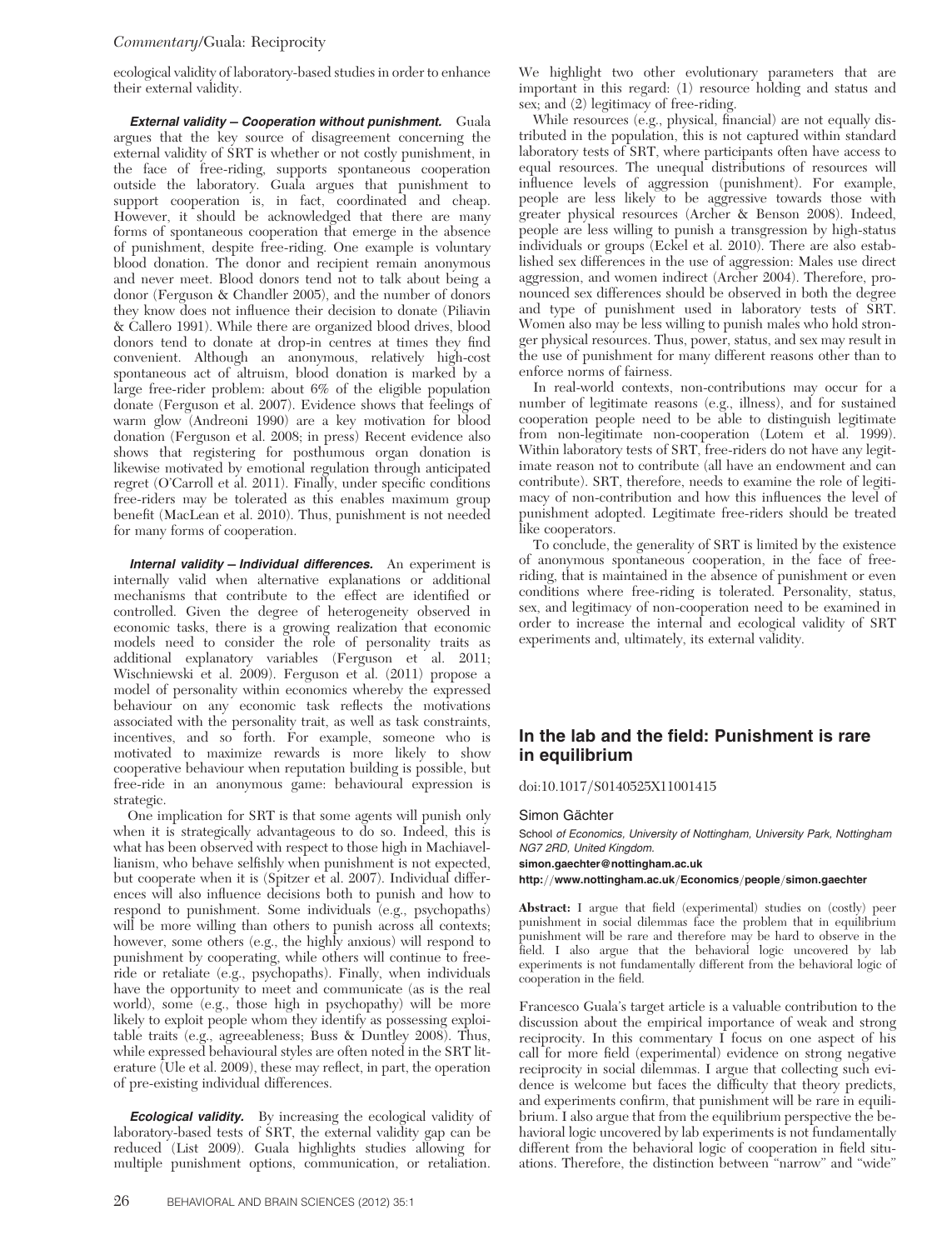ecological validity of laboratory-based studies in order to enhance their external validity.

***External validity – Cooperation without punishment.*** Guala argues that the key source of disagreement concerning the external validity of SRT is whether or not costly punishment, in the face of free-riding, supports spontaneous cooperation outside the laboratory. Guala argues that punishment to support cooperation is, in fact, coordinated and cheap. However, it should be acknowledged that there are many forms of spontaneous cooperation that emerge in the absence of punishment, despite free-riding. One example is voluntary blood donation. The donor and recipient remain anonymous and never meet. Blood donors tend not to talk about being a donor (Ferguson & Chandler 2005), and the number of donors they know does not influence their decision to donate (Piliavin & Callero 1991). While there are organized blood drives, blood donors tend to donate at drop-in centres at times they find convenient. Although an anonymous, relatively high-cost spontaneous act of altruism, blood donation is marked by a large free-rider problem: about 6% of the eligible population donate (Ferguson et al. 2007). Evidence shows that feelings of warm glow (Andreoni 1990) are a key motivation for blood donation (Ferguson et al. 2008; in press) Recent evidence also shows that registering for posthumous organ donation is likewise motivated by emotional regulation through anticipated regret (O'Carroll et al. 2011). Finally, under specific conditions free-riders may be tolerated as this enables maximum group benefit (MacLean et al. 2010). Thus, punishment is not needed for many forms of cooperation.

***Internal validity – Individual differences.*** An experiment is internally valid when alternative explanations or additional mechanisms that contribute to the effect are identified or controlled. Given the degree of heterogeneity observed in economic tasks, there is a growing realization that economic models need to consider the role of personality traits as additional explanatory variables (Ferguson et al. 2011; Wischniewski et al. 2009). Ferguson et al. (2011) propose a model of personality within economics whereby the expressed behaviour on any economic task reflects the motivations associated with the personality trait, as well as task constraints, incentives, and so forth. For example, someone who is motivated to maximize rewards is more likely to show cooperative behaviour when reputation building is possible, but free-ride in an anonymous game: behavioural expression is strategic.

One implication for SRT is that some agents will punish only when it is strategically advantageous to do so. Indeed, this is what has been observed with respect to those high in Machiavellianism, who behave selfishly when punishment is not expected, but cooperate when it is (Spitzer et al. 2007). Individual differences will also influence decisions both to punish and how to respond to punishment. Some individuals (e.g., psychopaths) will be more willing than others to punish across all contexts; however, some others (e.g., the highly anxious) will respond to punishment by cooperating, while others will continue to free-ride or retaliate (e.g., psychopaths). Finally, when individuals have the opportunity to meet and communicate (as is the real world), some (e.g., those high in psychopathy) will be more likely to exploit people whom they identify as possessing exploitable traits (e.g., agreeableness; Buss & Duntley 2008). Thus, while expressed behavioural styles are often noted in the SRT literature (Ule et al. 2009), these may reflect, in part, the operation of pre-existing individual differences.

***Ecological validity.*** By increasing the ecological validity of laboratory-based tests of SRT, the external validity gap can be reduced (List 2009). Guala highlights studies allowing for multiple punishment options, communication, or retaliation. We highlight two other evolutionary parameters that are important in this regard: (1) resource holding and status and sex; and (2) legitimacy of free-riding.

While resources (e.g., physical, financial) are not equally distributed in the population, this is not captured within standard laboratory tests of SRT, where participants often have access to equal resources. The unequal distributions of resources will influence levels of aggression (punishment). For example, people are less likely to be aggressive towards those with greater physical resources (Archer & Benson 2008). Indeed, people are less willing to punish a transgression by high-status individuals or groups (Eckel et al. 2010). There are also established sex differences in the use of aggression: Males use direct aggression, and women indirect (Archer 2004). Therefore, pronounced sex differences should be observed in both the degree and type of punishment used in laboratory tests of SRT. Women also may be less willing to punish males who hold stronger physical resources. Thus, power, status, and sex may result in the use of punishment for many different reasons other than to enforce norms of fairness.

In real-world contexts, non-contributions may occur for a number of legitimate reasons (e.g., illness), and for sustained cooperation people need to be able to distinguish legitimate from non-legitimate non-cooperation (Lotem et al. 1999). Within laboratory tests of SRT, free-riders do not have any legitimate reason not to contribute (all have an endowment and can contribute). SRT, therefore, needs to examine the role of legitimacy of non-contribution and how this influences the level of punishment adopted. Legitimate free-riders should be treated like cooperators.

To conclude, the generality of SRT is limited by the existence of anonymous spontaneous cooperation, in the face of free-riding, that is maintained in the absence of punishment or even conditions where free-riding is tolerated. Personality, status, sex, and legitimacy of non-cooperation need to be examined in order to increase the internal and ecological validity of SRT experiments and, ultimately, its external validity.

## In the lab and the field: Punishment is rare in equilibrium

doi:10.1017/S0140525X11001415

Simon Gächter

*School of Economics, University of Nottingham, University Park, Nottingham NG7 2RD, United Kingdom.*
**simon.gaechter@nottingham.ac.uk**
**http://www.nottingham.ac.uk/Economics/people/simon.gaechter**

**Abstract:** I argue that field (experimental) studies on (costly) peer punishment in social dilemmas face the problem that in equilibrium punishment will be rare and therefore may be hard to observe in the field. I also argue that the behavioral logic uncovered by lab experiments is not fundamentally different from the behavioral logic of cooperation in the field.

Francesco Guala's target article is a valuable contribution to the discussion about the empirical importance of weak and strong reciprocity. In this commentary I focus on one aspect of his call for more field (experimental) evidence on strong negative reciprocity in social dilemmas. I argue that collecting such evidence is welcome but faces the difficulty that theory predicts, and experiments confirm, that punishment will be rare in equilibrium. I also argue that from the equilibrium perspective the behavioral logic uncovered by lab experiments is not fundamentally different from the behavioral logic of cooperation in field situations. Therefore, the distinction between "narrow" and "wide"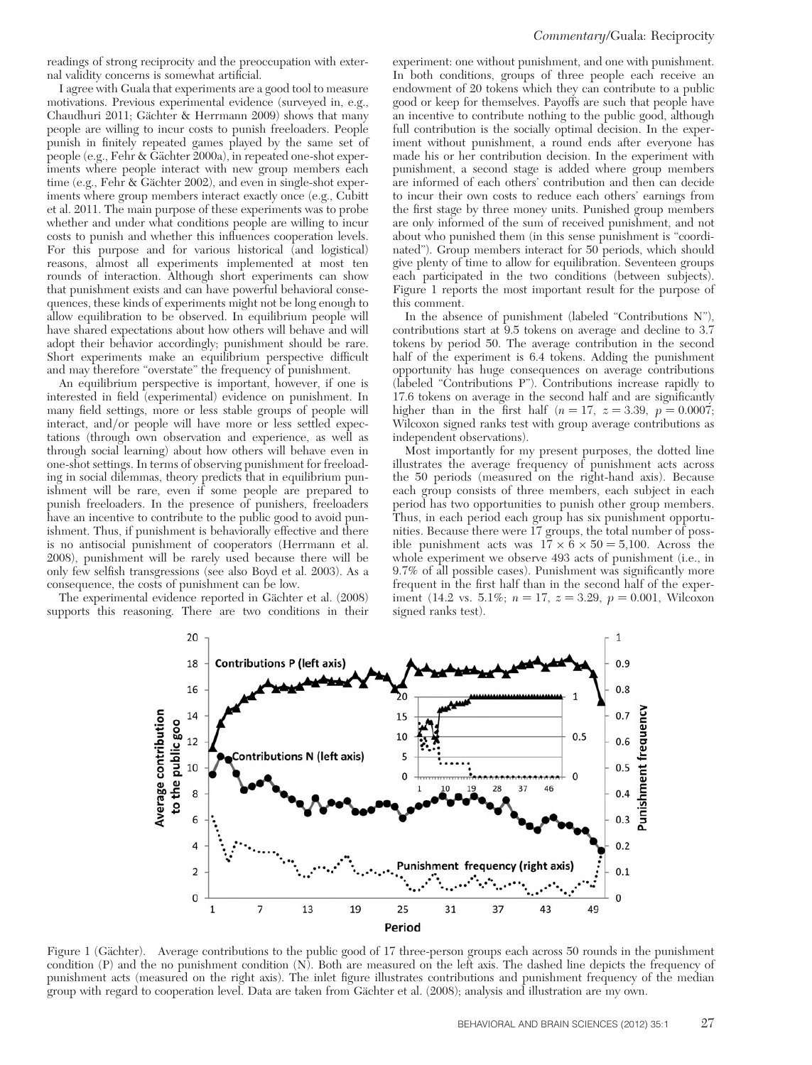readings of strong reciprocity and the preoccupation with external validity concerns is somewhat artificial.

I agree with Guala that experiments are a good tool to measure motivations. Previous experimental evidence (surveyed in, e.g., Chaudhuri 2011; Gächter & Herrmann 2009) shows that many people are willing to incur costs to punish freeloaders. People punish in finitely repeated games played by the same set of people (e.g., Fehr & Gächter 2000a), in repeated one-shot experiments where people interact with new group members each time (e.g., Fehr & Gächter 2002), and even in single-shot experiments where group members interact exactly once (e.g., Cubitt et al. 2011. The main purpose of these experiments was to probe whether and under what conditions people are willing to incur costs to punish and whether this influences cooperation levels. For this purpose and for various historical (and logistical) reasons, almost all experiments implemented at most ten rounds of interaction. Although short experiments can show that punishment exists and can have powerful behavioral consequences, these kinds of experiments might not be long enough to allow equilibration to be observed. In equilibrium people will have shared expectations about how others will behave and will adopt their behavior accordingly; punishment should be rare. Short experiments make an equilibrium perspective difficult and may therefore "overstate" the frequency of punishment.

An equilibrium perspective is important, however, if one is interested in field (experimental) evidence on punishment. In many field settings, more or less stable groups of people will interact, and/or people will have more or less settled expectations (through own observation and experience, as well as through social learning) about how others will behave even in one-shot settings. In terms of observing punishment for freeloading in social dilemmas, theory predicts that in equilibrium punishment will be rare, even if some people are prepared to punish freeloaders. In the presence of punishers, freeloaders have an incentive to contribute to the public good to avoid punishment. Thus, if punishment is behaviorally effective and there is no antisocial punishment of cooperators (Herrmann et al. 2008), punishment will be rarely used because there will be only few selfish transgressions (see also Boyd et al. 2003). As a consequence, the costs of punishment can be low.

The experimental evidence reported in Gächter et al. (2008) supports this reasoning. There are two conditions in their experiment: one without punishment, and one with punishment. In both conditions, groups of three people each receive an endowment of 20 tokens which they can contribute to a public good or keep for themselves. Payoffs are such that people have an incentive to contribute nothing to the public good, although full contribution is the socially optimal decision. In the experiment without punishment, a round ends after everyone has made his or her contribution decision. In the experiment with punishment, a second stage is added where group members are informed of each others' contribution and then can decide to incur their own costs to reduce each others' earnings from the first stage by three money units. Punished group members are only informed of the sum of received punishment, and not about who punished them (in this sense punishment is "coordinated"). Group members interact for 50 periods, which should give plenty of time to allow for equilibration. Seventeen groups each participated in the two conditions (between subjects). Figure 1 reports the most important result for the purpose of this comment.

In the absence of punishment (labeled "Contributions N"), contributions start at 9.5 tokens on average and decline to 3.7 tokens by period 50. The average contribution in the second half of the experiment is 6.4 tokens. Adding the punishment opportunity has huge consequences on average contributions (labeled "Contributions P"). Contributions increase rapidly to 17.6 tokens on average in the second half and are significantly higher than in the first half ($n = 17$, $z = 3.39$, $p = 0.0007$; Wilcoxon signed ranks test with group average contributions as independent observations).

Most importantly for my present purposes, the dotted line illustrates the average frequency of punishment acts across the 50 periods (measured on the right-hand axis). Because each group consists of three members, each subject in each period has two opportunities to punish other group members. Thus, in each period each group has six punishment opportunities. Because there were 17 groups, the total number of possible punishment acts was $17 \times 6 \times 50 = 5{,}100$. Across the whole experiment we observe 493 acts of punishment (i.e., in 9.7% of all possible cases). Punishment was significantly more frequent in the first half than in the second half of the experiment (14.2 vs. 5.1%; $n = 17$, $z = 3.29$, $p = 0.001$, Wilcoxon signed ranks test).

Contributions P (left axis)
Contributions N (left axis)
Punishment frequency (right axis)
Average contribution to the public goo
Punishment frequency
Period

Figure 1 (Gächter). Average contributions to the public good of 17 three-person groups each across 50 rounds in the punishment condition (P) and the no punishment condition (N). Both are measured on the left axis. The dashed line depicts the frequency of punishment acts (measured on the right axis). The inlet figure illustrates contributions and punishment frequency of the median group with regard to cooperation level. Data are taken from Gächter et al. (2008); analysis and illustration are my own.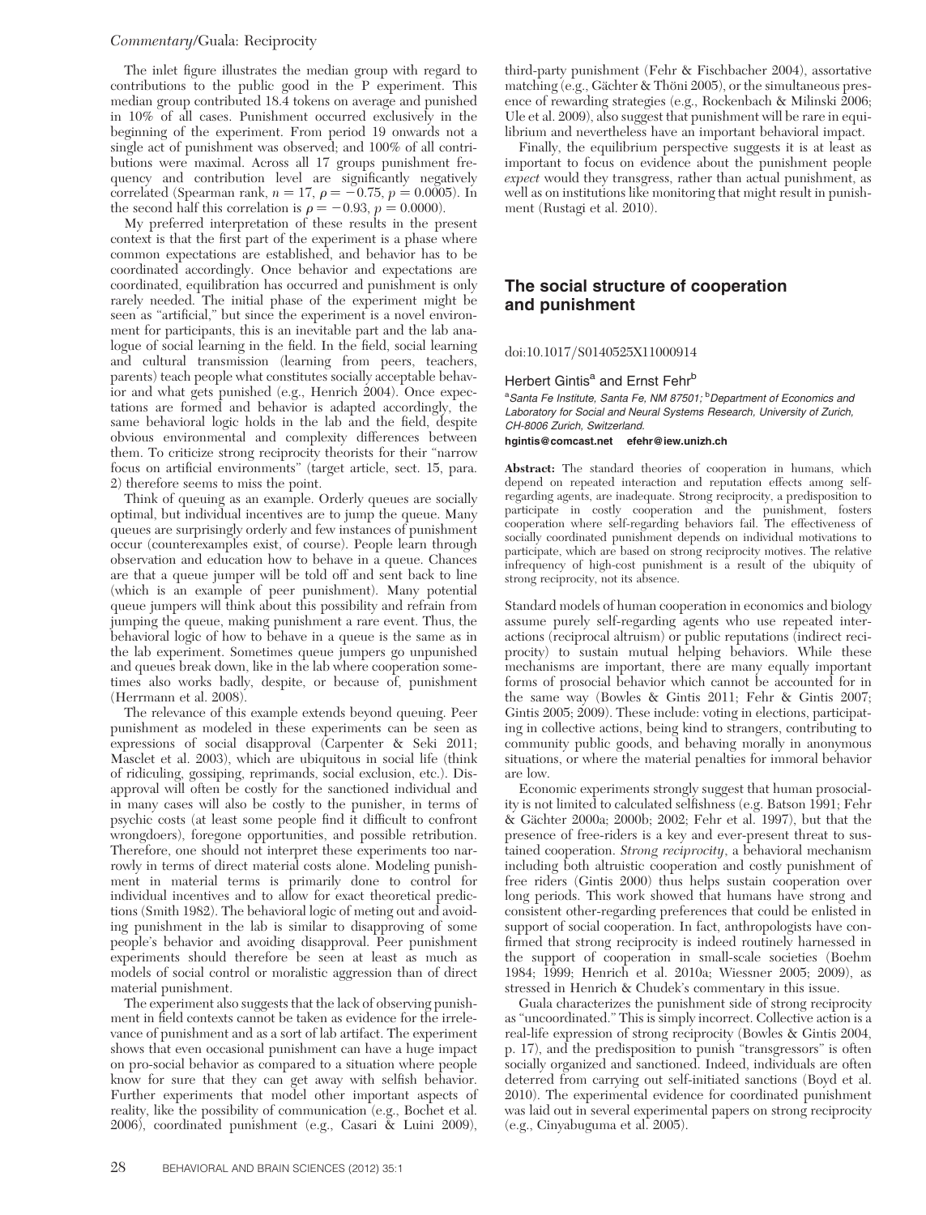The inlet figure illustrates the median group with regard to contributions to the public good in the P experiment. This median group contributed 18.4 tokens on average and punished in 10% of all cases. Punishment occurred exclusively in the beginning of the experiment. From period 19 onwards not a single act of punishment was observed; and 100% of all contributions were maximal. Across all 17 groups punishment frequency and contribution level are significantly negatively correlated (Spearman rank, $n = 17$, $\rho = -0.75$, $p = 0.0005$). In the second half this correlation is $\rho = -0.93$, $p = 0.0000$).

My preferred interpretation of these results in the present context is that the first part of the experiment is a phase where common expectations are established, and behavior has to be coordinated accordingly. Once behavior and expectations are coordinated, equilibration has occurred and punishment is only rarely needed. The initial phase of the experiment might be seen as "artificial," but since the experiment is a novel environment for participants, this is an inevitable part and the lab analogue of social learning in the field. In the field, social learning and cultural transmission (learning from peers, teachers, parents) teach people what constitutes socially acceptable behavior and what gets punished (e.g., Henrich 2004). Once expectations are formed and behavior is adapted accordingly, the same behavioral logic holds in the lab and the field, despite obvious environmental and complexity differences between them. To criticize strong reciprocity theorists for their "narrow focus on artificial environments" (target article, sect. 15, para. 2) therefore seems to miss the point.

Think of queuing as an example. Orderly queues are socially optimal, but individual incentives are to jump the queue. Many queues are surprisingly orderly and few instances of punishment occur (counterexamples exist, of course). People learn through observation and education how to behave in a queue. Chances are that a queue jumper will be told off and sent back to line (which is an example of peer punishment). Many potential queue jumpers will think about this possibility and refrain from jumping the queue, making punishment a rare event. Thus, the behavioral logic of how to behave in a queue is the same as in the lab experiment. Sometimes queue jumpers go unpunished and queues break down, like in the lab where cooperation sometimes also works badly, despite, or because of, punishment (Herrmann et al. 2008).

The relevance of this example extends beyond queuing. Peer punishment as modeled in these experiments can be seen as expressions of social disapproval (Carpenter & Seki 2011; Masclet et al. 2003), which are ubiquitous in social life (think of ridiculing, gossiping, reprimands, social exclusion, etc.). Disapproval will often be costly for the sanctioned individual and in many cases will also be costly to the punisher, in terms of psychic costs (at least some people find it difficult to confront wrongdoers), foregone opportunities, and possible retribution. Therefore, one should not interpret these experiments too narrowly in terms of direct material costs alone. Modeling punishment in material terms is primarily done to control for individual incentives and to allow for exact theoretical predictions (Smith 1982). The behavioral logic of meting out and avoiding punishment in the lab is similar to disapproving of some people's behavior and avoiding disapproval. Peer punishment experiments should therefore be seen at least as much as models of social control or moralistic aggression than of direct material punishment.

The experiment also suggests that the lack of observing punishment in field contexts cannot be taken as evidence for the irrelevance of punishment and as a sort of lab artifact. The experiment shows that even occasional punishment can have a huge impact on pro-social behavior as compared to a situation where people know for sure that they can get away with selfish behavior. Further experiments that model other important aspects of reality, like the possibility of communication (e.g., Bochet et al. 2006), coordinated punishment (e.g., Casari & Luini 2009), third-party punishment (Fehr & Fischbacher 2004), assortative matching (e.g., Gächter & Thöni 2005), or the simultaneous presence of rewarding strategies (e.g., Rockenbach & Milinski 2006; Ule et al. 2009), also suggest that punishment will be rare in equilibrium and nevertheless have an important behavioral impact.

Finally, the equilibrium perspective suggests it is at least as important to focus on evidence about the punishment people *expect* would they transgress, rather than actual punishment, as well as on institutions like monitoring that might result in punishment (Rustagi et al. 2010).

## The social structure of cooperation and punishment

doi:10.1017/S0140525X11000914

Herbert Gintis[a] and Ernst Fehr[b]

[a]*Santa Fe Institute, Santa Fe, NM 87501;* [b]*Department of Economics and Laboratory for Social and Neural Systems Research, University of Zurich, CH-8006 Zurich, Switzerland.*

**hgintis@comcast.net efehr@iew.unizh.ch**

**Abstract:** The standard theories of cooperation in humans, which depend on repeated interaction and reputation effects among self-regarding agents, are inadequate. Strong reciprocity, a predisposition to participate in costly cooperation and the punishment, fosters cooperation where self-regarding behaviors fail. The effectiveness of socially coordinated punishment depends on individual motivations to participate, which are based on strong reciprocity motives. The relative infrequency of high-cost punishment is a result of the ubiquity of strong reciprocity, not its absence.

Standard models of human cooperation in economics and biology assume purely self-regarding agents who use repeated interactions (reciprocal altruism) or public reputations (indirect reciprocity) to sustain mutual helping behaviors. While these mechanisms are important, there are many equally important forms of prosocial behavior which cannot be accounted for in the same way (Bowles & Gintis 2011; Fehr & Gintis 2007; Gintis 2005; 2009). These include: voting in elections, participating in collective actions, being kind to strangers, contributing to community public goods, and behaving morally in anonymous situations, or where the material penalties for immoral behavior are low.

Economic experiments strongly suggest that human prosociality is not limited to calculated selfishness (e.g. Batson 1991; Fehr & Gächter 2000a; 2000b; 2002; Fehr et al. 1997), but that the presence of free-riders is a key and ever-present threat to sustained cooperation. *Strong reciprocity*, a behavioral mechanism including both altruistic cooperation and costly punishment of free riders (Gintis 2000) thus helps sustain cooperation over long periods. This work showed that humans have strong and consistent other-regarding preferences that could be enlisted in support of social cooperation. In fact, anthropologists have confirmed that strong reciprocity is indeed routinely harnessed in the support of cooperation in small-scale societies (Boehm 1984; 1999; Henrich et al. 2010a; Wiessner 2005; 2009), as stressed in Henrich & Chudek's commentary in this issue.

Guala characterizes the punishment side of strong reciprocity as "uncoordinated." This is simply incorrect. Collective action is a real-life expression of strong reciprocity (Bowles & Gintis 2004, p. 17), and the predisposition to punish "transgressors" is often socially organized and sanctioned. Indeed, individuals are often deterred from carrying out self-initiated sanctions (Boyd et al. 2010). The experimental evidence for coordinated punishment was laid out in several experimental papers on strong reciprocity (e.g., Cinyabuguma et al. 2005).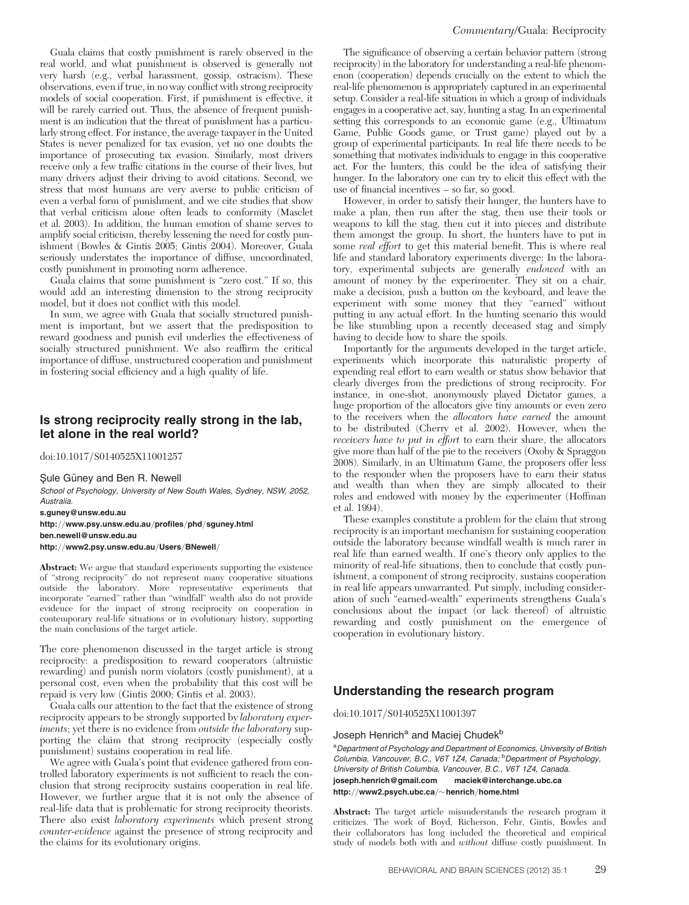Guala claims that costly punishment is rarely observed in the real world, and what punishment is observed is generally not very harsh (e.g., verbal harassment, gossip, ostracism). These observations, even if true, in no way conflict with strong reciprocity models of social cooperation. First, if punishment is effective, it will be rarely carried out. Thus, the absence of frequent punishment is an indication that the threat of punishment has a particularly strong effect. For instance, the average taxpayer in the United States is never penalized for tax evasion, yet no one doubts the importance of prosecuting tax evasion. Similarly, most drivers receive only a few traffic citations in the course of their lives, but many drivers adjust their driving to avoid citations. Second, we stress that most humans are very averse to public criticism of even a verbal form of punishment, and we cite studies that show that verbal criticism alone often leads to conformity (Masclet et al. 2003). In addition, the human emotion of shame serves to amplify social criticism, thereby lessening the need for costly punishment (Bowles & Gintis 2005; Gintis 2004). Moreover, Guala seriously understates the importance of diffuse, uncoordinated, costly punishment in promoting norm adherence.

Guala claims that some punishment is "zero cost." If so, this would add an interesting dimension to the strong reciprocity model, but it does not conflict with this model.

In sum, we agree with Guala that socially structured punishment is important, but we assert that the predisposition to reward goodness and punish evil underlies the effectiveness of socially structured punishment. We also reaffirm the critical importance of diffuse, unstructured cooperation and punishment in fostering social efficiency and a high quality of life.

## Is strong reciprocity really strong in the lab, let alone in the real world?

doi:10.1017/S0140525X11001257

Şule Güney and Ben R. Newell

*School of Psychology, University of New South Wales, Sydney, NSW, 2052, Australia.*

**s.guney@unsw.edu.au**

**http://www.psy.unsw.edu.au/profiles/phd/sguney.html**

**ben.newell@unsw.edu.au**

**http://www2.psy.unsw.edu.au/Users/BNewell/**

**Abstract:** We argue that standard experiments supporting the existence of "strong reciprocity" do not represent many cooperative situations outside the laboratory. More representative experiments that incorporate "earned" rather than "windfall" wealth also do not provide evidence for the impact of strong reciprocity on cooperation in contemporary real-life situations or in evolutionary history, supporting the main conclusions of the target article.

The core phenomenon discussed in the target article is strong reciprocity: a predisposition to reward cooperators (altruistic rewarding) and punish norm violators (costly punishment), at a personal cost, even when the probability that this cost will be repaid is very low (Gintis 2000; Gintis et al. 2003).

Guala calls our attention to the fact that the existence of strong reciprocity appears to be strongly supported by *laboratory experiments*; yet there is no evidence from *outside the laboratory* supporting the claim that strong reciprocity (especially costly punishment) sustains cooperation in real life.

We agree with Guala's point that evidence gathered from controlled laboratory experiments is not sufficient to reach the conclusion that strong reciprocity sustains cooperation in real life. However, we further argue that it is not only the absence of real-life data that is problematic for strong reciprocity theorists. There also exist *laboratory experiments* which present strong *counter-evidence* against the presence of strong reciprocity and the claims for its evolutionary origins.

The significance of observing a certain behavior pattern (strong reciprocity) in the laboratory for understanding a real-life phenomenon (cooperation) depends crucially on the extent to which the real-life phenomenon is appropriately captured in an experimental setup. Consider a real-life situation in which a group of individuals engages in a cooperative act, say, hunting a stag. In an experimental setting this corresponds to an economic game (e.g., Ultimatum Game, Public Goods game, or Trust game) played out by a group of experimental participants. In real life there needs to be something that motivates individuals to engage in this cooperative act. For the hunters, this could be the idea of satisfying their hunger. In the laboratory one can try to elicit this effect with the use of financial incentives – so far, so good.

However, in order to satisfy their hunger, the hunters have to make a plan, then run after the stag, then use their tools or weapons to kill the stag, then cut it into pieces and distribute them amongst the group. In short, the hunters have to put in some *real effort* to get this material benefit. This is where real life and standard laboratory experiments diverge: In the laboratory, experimental subjects are generally *endowed* with an amount of money by the experimenter. They sit on a chair, make a decision, push a button on the keyboard, and leave the experiment with some money that they "earned" without putting in any actual effort. In the hunting scenario this would be like stumbling upon a recently deceased stag and simply having to decide how to share the spoils.

Importantly for the arguments developed in the target article, experiments which incorporate this naturalistic property of expending real effort to earn wealth or status show behavior that clearly diverges from the predictions of strong reciprocity. For instance, in one-shot, anonymously played Dictator games, a huge proportion of the allocators give tiny amounts or even zero to the receivers when the *allocators have earned* the amount to be distributed (Cherry et al. 2002). However, when the *receivers have to put in effort* to earn their share, the allocators give more than half of the pie to the receivers (Oxoby & Spraggon 2008). Similarly, in an Ultimatum Game, the proposers offer less to the responder when the proposers have to earn their status and wealth than when they are simply allocated to their roles and endowed with money by the experimenter (Hoffman et al. 1994).

These examples constitute a problem for the claim that strong reciprocity is an important mechanism for sustaining cooperation outside the laboratory because windfall wealth is much rarer in real life than earned wealth. If one's theory only applies to the minority of real-life situations, then to conclude that costly punishment, a component of strong reciprocity, sustains cooperation in real life appears unwarranted. Put simply, including consideration of such "earned-wealth" experiments strengthens Guala's conclusions about the impact (or lack thereof) of altruistic rewarding and costly punishment on the emergence of cooperation in evolutionary history.

## Understanding the research program

doi:10.1017/S0140525X11001397

Joseph Henrich[a] and Maciej Chudek[b]

[a]*Department of Psychology and Department of Economics, University of British Columbia, Vancouver, B.C., V6T 1Z4, Canada;* [b]*Department of Psychology, University of British Columbia, Vancouver, B.C., V6T 1Z4, Canada.*

**joseph.henrich@gmail.com** **maciek@interchange.ubc.ca**

**http://www2.psych.ubc.ca/~henrich/home.html**

**Abstract:** The target article misunderstands the research program it criticizes. The work of Boyd, Richerson, Fehr, Gintis, Bowles and their collaborators has long included the theoretical and empirical study of models both with and *without* diffuse costly punishment. In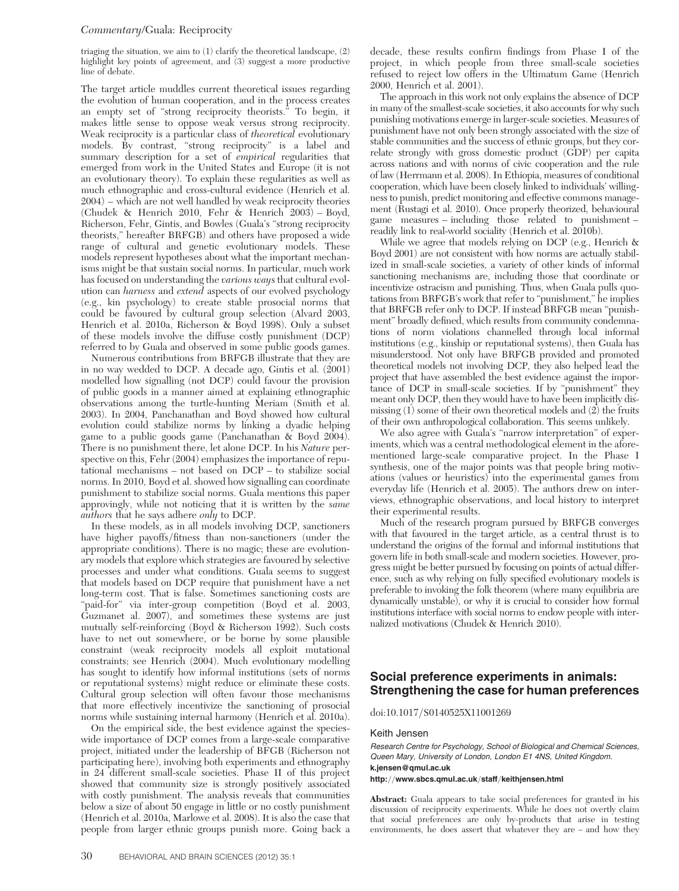triaging the situation, we aim to (1) clarify the theoretical landscape, (2) highlight key points of agreement, and (3) suggest a more productive line of debate.

The target article muddles current theoretical issues regarding the evolution of human cooperation, and in the process creates an empty set of "strong reciprocity theorists." To begin, it makes little sense to oppose weak versus strong reciprocity. Weak reciprocity is a particular class of *theoretical* evolutionary models. By contrast, "strong reciprocity" is a label and summary description for a set of *empirical* regularities that emerged from work in the United States and Europe (it is not an evolutionary theory). To explain these regularities as well as much ethnographic and cross-cultural evidence (Henrich et al. 2004) – which are not well handled by weak reciprocity theories (Chudek & Henrich 2010, Fehr & Henrich 2003) – Boyd, Richerson, Fehr, Gintis, and Bowles (Guala's "strong reciprocity theorists," hereafter BRFGB) and others have proposed a wide range of cultural and genetic evolutionary models. These models represent hypotheses about what the important mechanisms might be that sustain social norms. In particular, much work has focused on understanding the *various ways* that cultural evolution can *harness* and *extend* aspects of our evolved psychology (e.g., kin psychology) to create stable prosocial norms that could be favoured by cultural group selection (Alvard 2003, Henrich et al. 2010a, Richerson & Boyd 1998). Only a subset of these models involve the diffuse costly punishment (DCP) referred to by Guala and observed in some public goods games.

Numerous contributions from BRFGB illustrate that they are in no way wedded to DCP. A decade ago, Gintis et al. (2001) modelled how signalling (not DCP) could favour the provision of public goods in a manner aimed at explaining ethnographic observations among the turtle-hunting Meriam (Smith et al. 2003). In 2004, Panchanathan and Boyd showed how cultural evolution could stabilize norms by linking a dyadic helping game to a public goods game (Panchanathan & Boyd 2004). There is no punishment there, let alone DCP. In his *Nature* perspective on this, Fehr (2004) emphasizes the importance of reputational mechanisms – not based on DCP – to stabilize social norms. In 2010, Boyd et al. showed how signalling can coordinate punishment to stabilize social norms. Guala mentions this paper approvingly, while not noticing that it is written by the *same authors* that he says adhere *only* to DCP.

In these models, as in all models involving DCP, sanctioners have higher payoffs/fitness than non-sanctioners (under the appropriate conditions). There is no magic; these are evolutionary models that explore which strategies are favoured by selective processes and under what conditions. Guala seems to suggest that models based on DCP require that punishment have a net long-term cost. That is false. Sometimes sanctioning costs are "paid-for" via inter-group competition (Boyd et al. 2003, Guzmanet al. 2007), and sometimes these systems are just mutually self-reinforcing (Boyd & Richerson 1992). Such costs have to net out somewhere, or be borne by some plausible constraint (weak reciprocity models all exploit mutational constraints; see Henrich (2004). Much evolutionary modelling has sought to identify how informal institutions (sets of norms or reputational systems) might reduce or eliminate these costs. Cultural group selection will often favour those mechanisms that more effectively incentivize the sanctioning of prosocial norms while sustaining internal harmony (Henrich et al. 2010a).

On the empirical side, the best evidence against the species-wide importance of DCP comes from a large-scale comparative project, initiated under the leadership of BFGB (Richerson not participating here), involving both experiments and ethnography in 24 different small-scale societies. Phase II of this project showed that community size is strongly positively associated with costly punishment. The analysis reveals that communities below a size of about 50 engage in little or no costly punishment (Henrich et al. 2010a, Marlowe et al. 2008). It is also the case that people from larger ethnic groups punish more. Going back a decade, these results confirm findings from Phase I of the project, in which people from three small-scale societies refused to reject low offers in the Ultimatum Game (Henrich 2000, Henrich et al. 2001).

The approach in this work not only explains the absence of DCP in many of the smallest-scale societies, it also accounts for why such punishing motivations emerge in larger-scale societies. Measures of punishment have not only been strongly associated with the size of stable communities and the success of ethnic groups, but they correlate strongly with gross domestic product (GDP) per capita across nations and with norms of civic cooperation and the rule of law (Herrmann et al. 2008). In Ethiopia, measures of conditional cooperation, which have been closely linked to individuals' willingness to punish, predict monitoring and effective commons management (Rustagi et al. 2010). Once properly theorized, behavioural game measures – including those related to punishment – readily link to real-world sociality (Henrich et al. 2010b).

While we agree that models relying on DCP (e.g., Henrich & Boyd 2001) are not consistent with how norms are actually stabilized in small-scale societies, a variety of other kinds of informal sanctioning mechanisms are, including those that coordinate or incentivize ostracism and punishing. Thus, when Guala pulls quotations from BRFGB's work that refer to "punishment," he implies that BRFGB refer only to DCP. If instead BRFGB mean "punishment" broadly defined, which results from community condemnations of norm violations channelled through local informal institutions (e.g., kinship or reputational systems), then Guala has misunderstood. Not only have BRFGB provided and promoted theoretical models not involving DCP, they also helped lead the project that have assembled the best evidence against the importance of DCP in small-scale societies. If by "punishment" they meant only DCP, then they would have to have been implicitly dismissing (1) some of their own theoretical models and (2) the fruits of their own anthropological collaboration. This seems unlikely.

We also agree with Guala's "narrow interpretation" of experiments, which was a central methodological element in the aforementioned large-scale comparative project. In the Phase I synthesis, one of the major points was that people bring motivations (values or heuristics) into the experimental games from everyday life (Henrich et al. 2005). The authors drew on interviews, ethnographic observations, and local history to interpret their experimental results.

Much of the research program pursued by BRFGB converges with that favoured in the target article, as a central thrust is to understand the origins of the formal and informal institutions that govern life in both small-scale and modern societies. However, progress might be better pursued by focusing on points of actual difference, such as why relying on fully specified evolutionary models is preferable to invoking the folk theorem (where many equilibria are dynamically unstable), or why it is crucial to consider how formal institutions interface with social norms to endow people with internalized motivations (Chudek & Henrich 2010).

## Social preference experiments in animals: Strengthening the case for human preferences

doi:10.1017/S0140525X11001269

Keith Jensen

*Research Centre for Psychology, School of Biological and Chemical Sciences, Queen Mary, University of London, London E1 4NS, United Kingdom.*
**k.jensen@qmul.ac.uk**
**http://www.sbcs.qmul.ac.uk/staff/keithjensen.html**

**Abstract:** Guala appears to take social preferences for granted in his discussion of reciprocity experiments. While he does not overtly claim that social preferences are only by-products that arise in testing environments, he does assert that whatever they are – and how they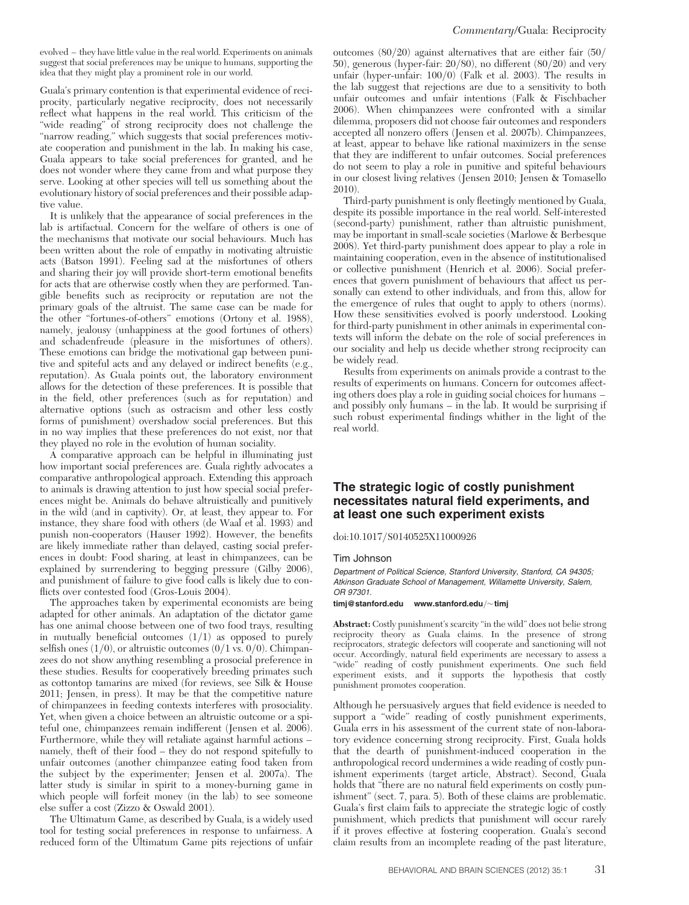evolved – they have little value in the real world. Experiments on animals suggest that social preferences may be unique to humans, supporting the idea that they might play a prominent role in our world.

Guala's primary contention is that experimental evidence of reciprocity, particularly negative reciprocity, does not necessarily reflect what happens in the real world. This criticism of the "wide reading" of strong reciprocity does not challenge the "narrow reading," which suggests that social preferences motivate cooperation and punishment in the lab. In making his case, Guala appears to take social preferences for granted, and he does not wonder where they came from and what purpose they serve. Looking at other species will tell us something about the evolutionary history of social preferences and their possible adaptive value.

It is unlikely that the appearance of social preferences in the lab is artifactual. Concern for the welfare of others is one of the mechanisms that motivate our social behaviours. Much has been written about the role of empathy in motivating altruistic acts (Batson 1991). Feeling sad at the misfortunes of others and sharing their joy will provide short-term emotional benefits for acts that are otherwise costly when they are performed. Tangible benefits such as reciprocity or reputation are not the primary goals of the altruist. The same case can be made for the other "fortunes-of-others" emotions (Ortony et al. 1988), namely, jealousy (unhappiness at the good fortunes of others) and schadenfreude (pleasure in the misfortunes of others). These emotions can bridge the motivational gap between punitive and spiteful acts and any delayed or indirect benefits (e.g., reputation). As Guala points out, the laboratory environment allows for the detection of these preferences. It is possible that in the field, other preferences (such as for reputation) and alternative options (such as ostracism and other less costly forms of punishment) overshadow social preferences. But this in no way implies that these preferences do not exist, nor that they played no role in the evolution of human sociality.

A comparative approach can be helpful in illuminating just how important social preferences are. Guala rightly advocates a comparative anthropological approach. Extending this approach to animals is drawing attention to just how special social preferences might be. Animals do behave altruistically and punitively in the wild (and in captivity). Or, at least, they appear to. For instance, they share food with others (de Waal et al. 1993) and punish non-cooperators (Hauser 1992). However, the benefits are likely immediate rather than delayed, casting social preferences in doubt: Food sharing, at least in chimpanzees, can be explained by surrendering to begging pressure (Gilby 2006), and punishment of failure to give food calls is likely due to conflicts over contested food (Gros-Louis 2004).

The approaches taken by experimental economists are being adapted for other animals. An adaptation of the dictator game has one animal choose between one of two food trays, resulting in mutually beneficial outcomes (1/1) as opposed to purely selfish ones (1/0), or altruistic outcomes (0/1 vs. 0/0). Chimpanzees do not show anything resembling a prosocial preference in these studies. Results for cooperatively breeding primates such as cottontop tamarins are mixed (for reviews, see Silk & House 2011; Jensen, in press). It may be that the competitive nature of chimpanzees in feeding contexts interferes with prosociality. Yet, when given a choice between an altruistic outcome or a spiteful one, chimpanzees remain indifferent (Jensen et al. 2006). Furthermore, while they will retaliate against harmful actions – namely, theft of their food – they do not respond spitefully to unfair outcomes (another chimpanzee eating food taken from the subject by the experimenter; Jensen et al. 2007a). The latter study is similar in spirit to a money-burning game in which people will forfeit money (in the lab) to see someone else suffer a cost (Zizzo & Oswald 2001).

The Ultimatum Game, as described by Guala, is a widely used tool for testing social preferences in response to unfairness. A reduced form of the Ultimatum Game pits rejections of unfair outcomes (80/20) against alternatives that are either fair (50/50), generous (hyper-fair: 20/80), no different (80/20) and very unfair (hyper-unfair: 100/0) (Falk et al. 2003). The results in the lab suggest that rejections are due to a sensitivity to both unfair outcomes and unfair intentions (Falk & Fischbacher 2006). When chimpanzees were confronted with a similar dilemma, proposers did not choose fair outcomes and responders accepted all nonzero offers (Jensen et al. 2007b). Chimpanzees, at least, appear to behave like rational maximizers in the sense that they are indifferent to unfair outcomes. Social preferences do not seem to play a role in punitive and spiteful behaviours in our closest living relatives (Jensen 2010; Jensen & Tomasello 2010).

Third-party punishment is only fleetingly mentioned by Guala, despite its possible importance in the real world. Self-interested (second-party) punishment, rather than altruistic punishment, may be important in small-scale societies (Marlowe & Berbesque 2008). Yet third-party punishment does appear to play a role in maintaining cooperation, even in the absence of institutionalised or collective punishment (Henrich et al. 2006). Social preferences that govern punishment of behaviours that affect us personally can extend to other individuals, and from this, allow for the emergence of rules that ought to apply to others (norms). How these sensitivities evolved is poorly understood. Looking for third-party punishment in other animals in experimental contexts will inform the debate on the role of social preferences in our sociality and help us decide whether strong reciprocity can be widely read.

Results from experiments on animals provide a contrast to the results of experiments on humans. Concern for outcomes affecting others does play a role in guiding social choices for humans – and possibly only humans – in the lab. It would be surprising if such robust experimental findings whither in the light of the real world.

## The strategic logic of costly punishment necessitates natural field experiments, and at least one such experiment exists

doi:10.1017/S0140525X11000926

Tim Johnson

*Department of Political Science, Stanford University, Stanford, CA 94305; Atkinson Graduate School of Management, Willamette University, Salem, OR 97301.*

**timj@stanford.edu www.stanford.edu/~timj**

**Abstract:** Costly punishment's scarcity "in the wild" does not belie strong reciprocity theory as Guala claims. In the presence of strong reciprocators, strategic defectors will cooperate and sanctioning will not occur. Accordingly, natural field experiments are necessary to assess a "wide" reading of costly punishment experiments. One such field experiment exists, and it supports the hypothesis that costly punishment promotes cooperation.

Although he persuasively argues that field evidence is needed to support a "wide" reading of costly punishment experiments, Guala errs in his assessment of the current state of non-laboratory evidence concerning strong reciprocity. First, Guala holds that the dearth of punishment-induced cooperation in the anthropological record undermines a wide reading of costly punishment experiments (target article, Abstract). Second, Guala holds that "there are no natural field experiments on costly punishment" (sect. 7, para. 5). Both of these claims are problematic. Guala's first claim fails to appreciate the strategic logic of costly punishment, which predicts that punishment will occur rarely if it proves effective at fostering cooperation. Guala's second claim results from an incomplete reading of the past literature,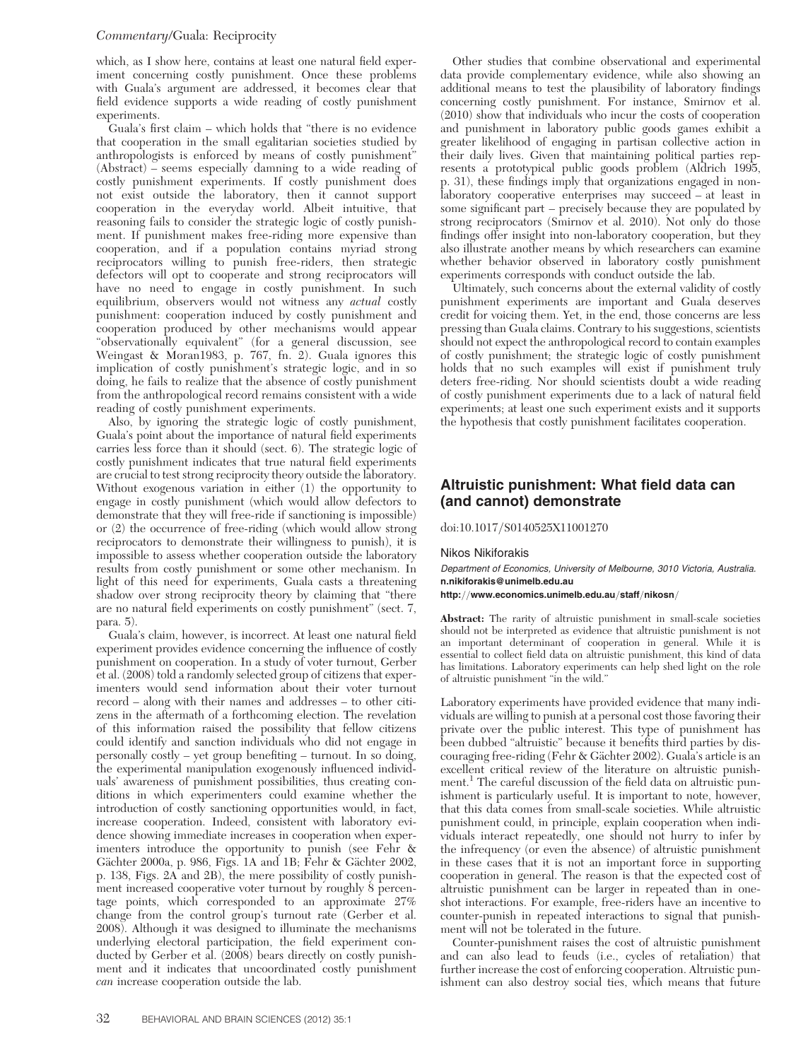which, as I show here, contains at least one natural field experiment concerning costly punishment. Once these problems with Guala's argument are addressed, it becomes clear that field evidence supports a wide reading of costly punishment experiments.

Guala's first claim – which holds that "there is no evidence that cooperation in the small egalitarian societies studied by anthropologists is enforced by means of costly punishment" (Abstract) – seems especially damning to a wide reading of costly punishment experiments. If costly punishment does not exist outside the laboratory, then it cannot support cooperation in the everyday world. Albeit intuitive, that reasoning fails to consider the strategic logic of costly punishment. If punishment makes free-riding more expensive than cooperation, and if a population contains myriad strong reciprocators willing to punish free-riders, then strategic defectors will opt to cooperate and strong reciprocators will have no need to engage in costly punishment. In such equilibrium, observers would not witness any *actual* costly punishment: cooperation induced by costly punishment and cooperation produced by other mechanisms would appear "observationally equivalent" (for a general discussion, see Weingast & Moran1983, p. 767, fn. 2). Guala ignores this implication of costly punishment's strategic logic, and in so doing, he fails to realize that the absence of costly punishment from the anthropological record remains consistent with a wide reading of costly punishment experiments.

Also, by ignoring the strategic logic of costly punishment, Guala's point about the importance of natural field experiments carries less force than it should (sect. 6). The strategic logic of costly punishment indicates that true natural field experiments are crucial to test strong reciprocity theory outside the laboratory. Without exogenous variation in either (1) the opportunity to engage in costly punishment (which would allow defectors to demonstrate that they will free-ride if sanctioning is impossible) or (2) the occurrence of free-riding (which would allow strong reciprocators to demonstrate their willingness to punish), it is impossible to assess whether cooperation outside the laboratory results from costly punishment or some other mechanism. In light of this need for experiments, Guala casts a threatening shadow over strong reciprocity theory by claiming that "there are no natural field experiments on costly punishment" (sect. 7, para. 5).

Guala's claim, however, is incorrect. At least one natural field experiment provides evidence concerning the influence of costly punishment on cooperation. In a study of voter turnout, Gerber et al. (2008) told a randomly selected group of citizens that experimenters would send information about their voter turnout record – along with their names and addresses – to other citizens in the aftermath of a forthcoming election. The revelation of this information raised the possibility that fellow citizens could identify and sanction individuals who did not engage in personally costly – yet group benefiting – turnout. In so doing, the experimental manipulation exogenously influenced individuals' awareness of punishment possibilities, thus creating conditions in which experimenters could examine whether the introduction of costly sanctioning opportunities would, in fact, increase cooperation. Indeed, consistent with laboratory evidence showing immediate increases in cooperation when experimenters introduce the opportunity to punish (see Fehr & Gächter 2000a, p. 986, Figs. 1A and 1B; Fehr & Gächter 2002, p. 138, Figs. 2A and 2B), the mere possibility of costly punishment increased cooperative voter turnout by roughly 8 percentage points, which corresponded to an approximate 27% change from the control group's turnout rate (Gerber et al. 2008). Although it was designed to illuminate the mechanisms underlying electoral participation, the field experiment conducted by Gerber et al. (2008) bears directly on costly punishment and it indicates that uncoordinated costly punishment *can* increase cooperation outside the lab.

Other studies that combine observational and experimental data provide complementary evidence, while also showing an additional means to test the plausibility of laboratory findings concerning costly punishment. For instance, Smirnov et al. (2010) show that individuals who incur the costs of cooperation and punishment in laboratory public goods games exhibit a greater likelihood of engaging in partisan collective action in their daily lives. Given that maintaining political parties represents a prototypical public goods problem (Aldrich 1995, p. 31), these findings imply that organizations engaged in non-laboratory cooperative enterprises may succeed – at least in some significant part – precisely because they are populated by strong reciprocators (Smirnov et al. 2010). Not only do those findings offer insight into non-laboratory cooperation, but they also illustrate another means by which researchers can examine whether behavior observed in laboratory costly punishment experiments corresponds with conduct outside the lab.

Ultimately, such concerns about the external validity of costly punishment experiments are important and Guala deserves credit for voicing them. Yet, in the end, those concerns are less pressing than Guala claims. Contrary to his suggestions, scientists should not expect the anthropological record to contain examples of costly punishment; the strategic logic of costly punishment holds that no such examples will exist if punishment truly deters free-riding. Nor should scientists doubt a wide reading of costly punishment experiments due to a lack of natural field experiments; at least one such experiment exists and it supports the hypothesis that costly punishment facilitates cooperation.

## Altruistic punishment: What field data can (and cannot) demonstrate

doi:10.1017/S0140525X11001270

Nikos Nikiforakis

*Department of Economics, University of Melbourne, 3010 Victoria, Australia.*
**n.nikiforakis@unimelb.edu.au**
**http://www.economics.unimelb.edu.au/staff/nikosn/**

**Abstract:** The rarity of altruistic punishment in small-scale societies should not be interpreted as evidence that altruistic punishment is not an important determinant of cooperation in general. While it is essential to collect field data on altruistic punishment, this kind of data has limitations. Laboratory experiments can help shed light on the role of altruistic punishment "in the wild."

Laboratory experiments have provided evidence that many individuals are willing to punish at a personal cost those favoring their private over the public interest. This type of punishment has been dubbed "altruistic" because it benefits third parties by discouraging free-riding (Fehr & Gächter 2002). Guala's article is an excellent critical review of the literature on altruistic punishment.[1] The careful discussion of the field data on altruistic punishment is particularly useful. It is important to note, however, that this data comes from small-scale societies. While altruistic punishment could, in principle, explain cooperation when individuals interact repeatedly, one should not hurry to infer by the infrequency (or even the absence) of altruistic punishment in these cases that it is not an important force in supporting cooperation in general. The reason is that the expected cost of altruistic punishment can be larger in repeated than in one-shot interactions. For example, free-riders have an incentive to counter-punish in repeated interactions to signal that punishment will not be tolerated in the future.

Counter-punishment raises the cost of altruistic punishment and can also lead to feuds (i.e., cycles of retaliation) that further increase the cost of enforcing cooperation. Altruistic punishment can also destroy social ties, which means that future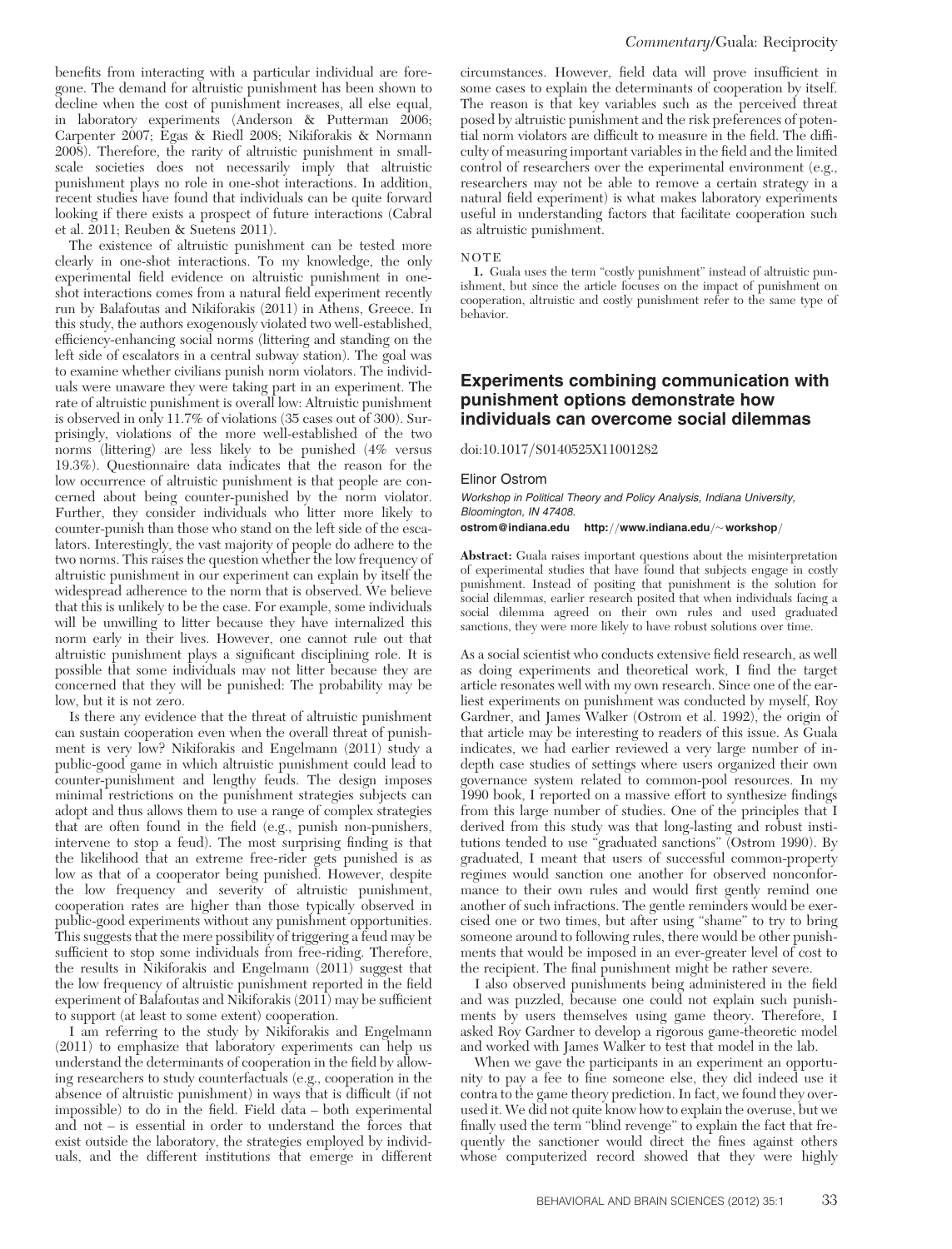benefits from interacting with a particular individual are foregone. The demand for altruistic punishment has been shown to decline when the cost of punishment increases, all else equal, in laboratory experiments (Anderson & Putterman 2006; Carpenter 2007; Egas & Riedl 2008; Nikiforakis & Normann 2008). Therefore, the rarity of altruistic punishment in small-scale societies does not necessarily imply that altruistic punishment plays no role in one-shot interactions. In addition, recent studies have found that individuals can be quite forward looking if there exists a prospect of future interactions (Cabral et al. 2011; Reuben & Suetens 2011).

The existence of altruistic punishment can be tested more clearly in one-shot interactions. To my knowledge, the only experimental field evidence on altruistic punishment in one-shot interactions comes from a natural field experiment recently run by Balafoutas and Nikiforakis (2011) in Athens, Greece. In this study, the authors exogenously violated two well-established, efficiency-enhancing social norms (littering and standing on the left side of escalators in a central subway station). The goal was to examine whether civilians punish norm violators. The individuals were unaware they were taking part in an experiment. The rate of altruistic punishment is overall low: Altruistic punishment is observed in only 11.7% of violations (35 cases out of 300). Surprisingly, violations of the more well-established of the two norms (littering) are less likely to be punished (4% versus 19.3%). Questionnaire data indicates that the reason for the low occurrence of altruistic punishment is that people are concerned about being counter-punished by the norm violator. Further, they consider individuals who litter more likely to counter-punish than those who stand on the left side of the escalators. Interestingly, the vast majority of people do adhere to the two norms. This raises the question whether the low frequency of altruistic punishment in our experiment can explain by itself the widespread adherence to the norm that is observed. We believe that this is unlikely to be the case. For example, some individuals will be unwilling to litter because they have internalized this norm early in their lives. However, one cannot rule out that altruistic punishment plays a significant disciplining role. It is possible that some individuals may not litter because they are concerned that they will be punished: The probability may be low, but it is not zero.

Is there any evidence that the threat of altruistic punishment can sustain cooperation even when the overall threat of punishment is very low? Nikiforakis and Engelmann (2011) study a public-good game in which altruistic punishment could lead to counter-punishment and lengthy feuds. The design imposes minimal restrictions on the punishment strategies subjects can adopt and thus allows them to use a range of complex strategies that are often found in the field (e.g., punish non-punishers, intervene to stop a feud). The most surprising finding is that the likelihood that an extreme free-rider gets punished is as low as that of a cooperator being punished. However, despite the low frequency and severity of altruistic punishment, cooperation rates are higher than those typically observed in public-good experiments without any punishment opportunities. This suggests that the mere possibility of triggering a feud may be sufficient to stop some individuals from free-riding. Therefore, the results in Nikiforakis and Engelmann (2011) suggest that the low frequency of altruistic punishment reported in the field experiment of Balafoutas and Nikiforakis (2011) may be sufficient to support (at least to some extent) cooperation.

I am referring to the study by Nikiforakis and Engelmann (2011) to emphasize that laboratory experiments can help us understand the determinants of cooperation in the field by allowing researchers to study counterfactuals (e.g., cooperation in the absence of altruistic punishment) in ways that is difficult (if not impossible) to do in the field. Field data – both experimental and not – is essential in order to understand the forces that exist outside the laboratory, the strategies employed by individuals, and the different institutions that emerge in different circumstances. However, field data will prove insufficient in some cases to explain the determinants of cooperation by itself. The reason is that key variables such as the perceived threat posed by altruistic punishment and the risk preferences of potential norm violators are difficult to measure in the field. The difficulty of measuring important variables in the field and the limited control of researchers over the experimental environment (e.g., researchers may not be able to remove a certain strategy in a natural field experiment) is what makes laboratory experiments useful in understanding factors that facilitate cooperation such as altruistic punishment.

NOTE

1. Guala uses the term "costly punishment" instead of altruistic punishment, but since the article focuses on the impact of punishment on cooperation, altruistic and costly punishment refer to the same type of behavior.

## Experiments combining communication with punishment options demonstrate how individuals can overcome social dilemmas

doi:10.1017/S0140525X11001282

Elinor Ostrom

*Workshop in Political Theory and Policy Analysis, Indiana University, Bloomington, IN 47408.*

**ostrom@indiana.edu http://www.indiana.edu/~workshop/**

**Abstract:** Guala raises important questions about the misinterpretation of experimental studies that have found that subjects engage in costly punishment. Instead of positing that punishment is the solution for social dilemmas, earlier research posited that when individuals facing a social dilemma agreed on their own rules and used graduated sanctions, they were more likely to have robust solutions over time.

As a social scientist who conducts extensive field research, as well as doing experiments and theoretical work, I find the target article resonates well with my own research. Since one of the earliest experiments on punishment was conducted by myself, Roy Gardner, and James Walker (Ostrom et al. 1992), the origin of that article may be interesting to readers of this issue. As Guala indicates, we had earlier reviewed a very large number of in-depth case studies of settings where users organized their own governance system related to common-pool resources. In my 1990 book, I reported on a massive effort to synthesize findings from this large number of studies. One of the principles that I derived from this study was that long-lasting and robust institutions tended to use "graduated sanctions" (Ostrom 1990). By graduated, I meant that users of successful common-property regimes would sanction one another for observed nonconformance to their own rules and would first gently remind one another of such infractions. The gentle reminders would be exercised one or two times, but after using "shame" to try to bring someone around to following rules, there would be other punishments that would be imposed in an ever-greater level of cost to the recipient. The final punishment might be rather severe.

I also observed punishments being administered in the field and was puzzled, because one could not explain such punishments by users themselves using game theory. Therefore, I asked Roy Gardner to develop a rigorous game-theoretic model and worked with James Walker to test that model in the lab.

When we gave the participants in an experiment an opportunity to pay a fee to fine someone else, they did indeed use it contra to the game theory prediction. In fact, we found they overused it. We did not quite know how to explain the overuse, but we finally used the term "blind revenge" to explain the fact that frequently the sanctioner would direct the fines against others whose computerized record showed that they were highly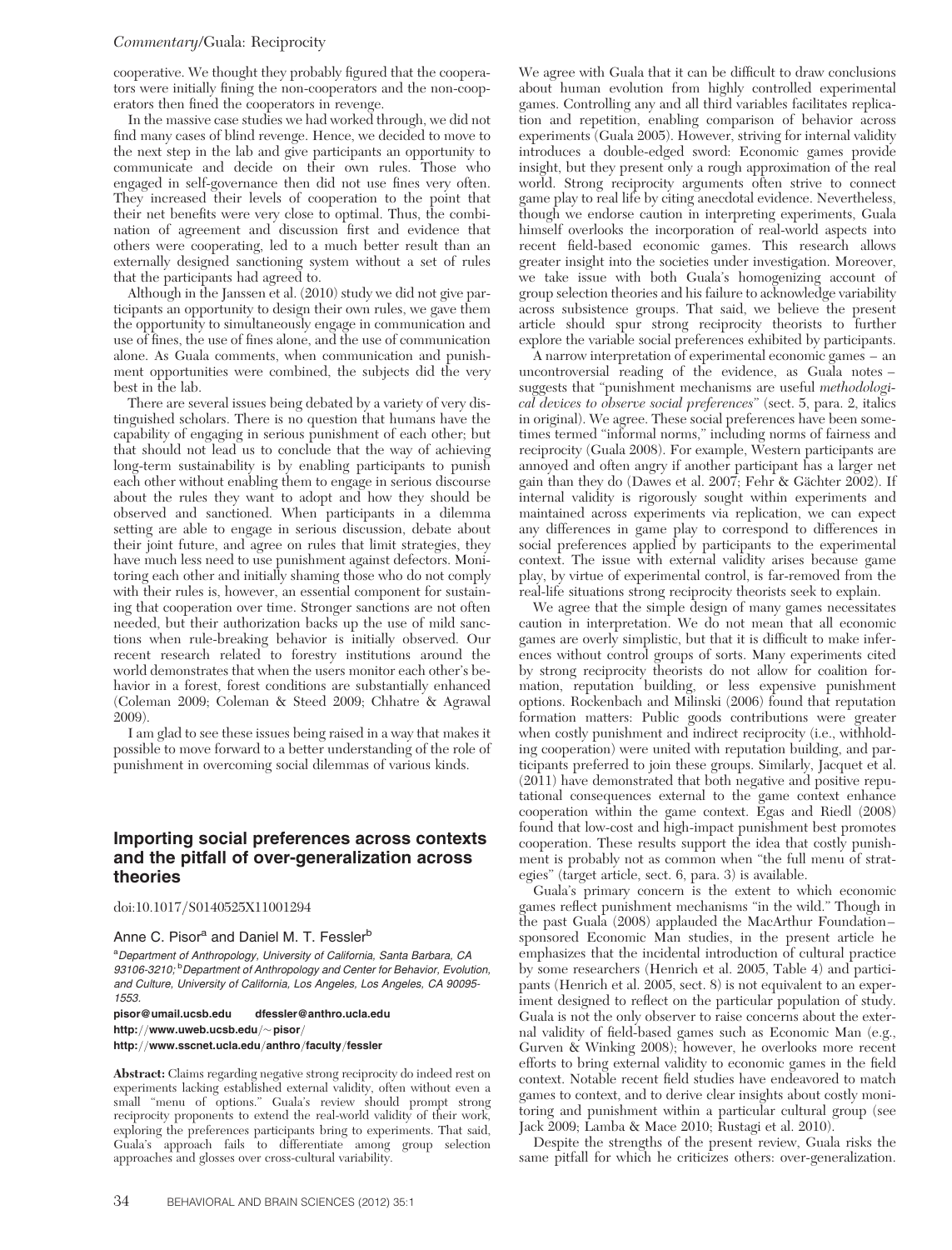cooperative. We thought they probably figured that the cooperators were initially fining the non-cooperators and the non-cooperators then fined the cooperators in revenge.

In the massive case studies we had worked through, we did not find many cases of blind revenge. Hence, we decided to move to the next step in the lab and give participants an opportunity to communicate and decide on their own rules. Those who engaged in self-governance then did not use fines very often. They increased their levels of cooperation to the point that their net benefits were very close to optimal. Thus, the combination of agreement and discussion first and evidence that others were cooperating, led to a much better result than an externally designed sanctioning system without a set of rules that the participants had agreed to.

Although in the Janssen et al. (2010) study we did not give participants an opportunity to design their own rules, we gave them the opportunity to simultaneously engage in communication and use of fines, the use of fines alone, and the use of communication alone. As Guala comments, when communication and punishment opportunities were combined, the subjects did the very best in the lab.

There are several issues being debated by a variety of very distinguished scholars. There is no question that humans have the capability of engaging in serious punishment of each other; but that should not lead us to conclude that the way of achieving long-term sustainability is by enabling participants to punish each other without enabling them to engage in serious discourse about the rules they want to adopt and how they should be observed and sanctioned. When participants in a dilemma setting are able to engage in serious discussion, debate about their joint future, and agree on rules that limit strategies, they have much less need to use punishment against defectors. Monitoring each other and initially shaming those who do not comply with their rules is, however, an essential component for sustaining that cooperation over time. Stronger sanctions are not often needed, but their authorization backs up the use of mild sanctions when rule-breaking behavior is initially observed. Our recent research related to forestry institutions around the world demonstrates that when the users monitor each other's behavior in a forest, forest conditions are substantially enhanced (Coleman 2009; Coleman & Steed 2009; Chhatre & Agrawal 2009).

I am glad to see these issues being raised in a way that makes it possible to move forward to a better understanding of the role of punishment in overcoming social dilemmas of various kinds.

## Importing social preferences across contexts and the pitfall of over-generalization across theories

doi:10.1017/S0140525X11001294

Anne C. Pisor[a] and Daniel M. T. Fessler[b]

[a]Department of Anthropology, University of California, Santa Barbara, CA 93106-3210; [b]Department of Anthropology and Center for Behavior, Evolution, and Culture, University of California, Los Angeles, Los Angeles, CA 90095-1553.

**pisor@umail.ucsb.edu dfessler@anthro.ucla.edu**
**http://www.uweb.ucsb.edu/~pisor/**
**http://www.sscnet.ucla.edu/anthro/faculty/fessler**

**Abstract:** Claims regarding negative strong reciprocity do indeed rest on experiments lacking established external validity, often without even a small "menu of options." Guala's review should prompt strong reciprocity proponents to extend the real-world validity of their work, exploring the preferences participants bring to experiments. That said, Guala's approach fails to differentiate among group selection approaches and glosses over cross-cultural variability.

We agree with Guala that it can be difficult to draw conclusions about human evolution from highly controlled experimental games. Controlling any and all third variables facilitates replication and repetition, enabling comparison of behavior across experiments (Guala 2005). However, striving for internal validity introduces a double-edged sword: Economic games provide insight, but they present only a rough approximation of the real world. Strong reciprocity arguments often strive to connect game play to real life by citing anecdotal evidence. Nevertheless, though we endorse caution in interpreting experiments, Guala himself overlooks the incorporation of real-world aspects into recent field-based economic games. This research allows greater insight into the societies under investigation. Moreover, we take issue with both Guala's homogenizing account of group selection theories and his failure to acknowledge variability across subsistence groups. That said, we believe the present article should spur strong reciprocity theorists to further explore the variable social preferences exhibited by participants.

A narrow interpretation of experimental economic games – an uncontroversial reading of the evidence, as Guala notes – suggests that "punishment mechanisms are useful *methodological devices to observe social preferences*" (sect. 5, para. 2, italics in original). We agree. These social preferences have been sometimes termed "informal norms," including norms of fairness and reciprocity (Guala 2008). For example, Western participants are annoyed and often angry if another participant has a larger net gain than they do (Dawes et al. 2007; Fehr & Gächter 2002). If internal validity is rigorously sought within experiments and maintained across experiments via replication, we can expect any differences in game play to correspond to differences in social preferences applied by participants to the experimental context. The issue with external validity arises because game play, by virtue of experimental control, is far-removed from the real-life situations strong reciprocity theorists seek to explain.

We agree that the simple design of many games necessitates caution in interpretation. We do not mean that all economic games are overly simplistic, but that it is difficult to make inferences without control groups of sorts. Many experiments cited by strong reciprocity theorists do not allow for coalition formation, reputation building, or less expensive punishment options. Rockenbach and Milinski (2006) found that reputation formation matters: Public goods contributions were greater when costly punishment and indirect reciprocity (i.e., withholding cooperation) were united with reputation building, and participants preferred to join these groups. Similarly, Jacquet et al. (2011) have demonstrated that both negative and positive reputational consequences external to the game context enhance cooperation within the game context. Egas and Riedl (2008) found that low-cost and high-impact punishment best promotes cooperation. These results support the idea that costly punishment is probably not as common when "the full menu of strategies" (target article, sect. 6, para. 3) is available.

Guala's primary concern is the extent to which economic games reflect punishment mechanisms "in the wild." Though in the past Guala (2008) applauded the MacArthur Foundation–sponsored Economic Man studies, in the present article he emphasizes that the incidental introduction of cultural practice by some researchers (Henrich et al. 2005, Table 4) and participants (Henrich et al. 2005, sect. 8) is not equivalent to an experiment designed to reflect on the particular population of study. Guala is not the only observer to raise concerns about the external validity of field-based games such as Economic Man (e.g., Gurven & Winking 2008); however, he overlooks more recent efforts to bring external validity to economic games in the field context. Notable recent field studies have endeavored to match games to context, and to derive clear insights about costly monitoring and punishment within a particular cultural group (see Jack 2009; Lamba & Mace 2010; Rustagi et al. 2010).

Despite the strengths of the present review, Guala risks the same pitfall for which he criticizes others: over-generalization.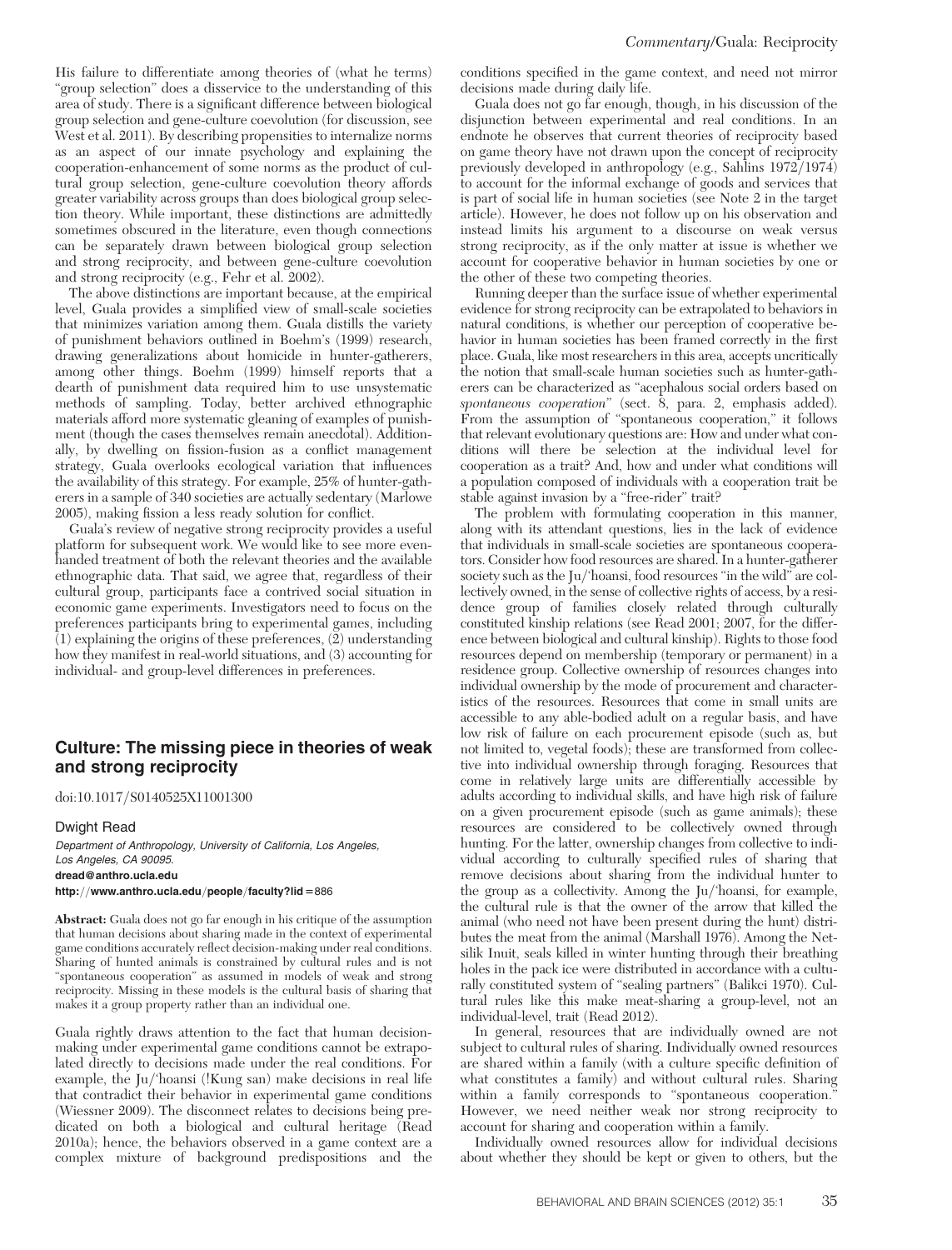His failure to differentiate among theories of (what he terms) "group selection" does a disservice to the understanding of this area of study. There is a significant difference between biological group selection and gene-culture coevolution (for discussion, see West et al. 2011). By describing propensities to internalize norms as an aspect of our innate psychology and explaining the cooperation-enhancement of some norms as the product of cultural group selection, gene-culture coevolution theory affords greater variability across groups than does biological group selection theory. While important, these distinctions are admittedly sometimes obscured in the literature, even though connections can be separately drawn between biological group selection and strong reciprocity, and between gene-culture coevolution and strong reciprocity (e.g., Fehr et al. 2002).

The above distinctions are important because, at the empirical level, Guala provides a simplified view of small-scale societies that minimizes variation among them. Guala distills the variety of punishment behaviors outlined in Boehm's (1999) research, drawing generalizations about homicide in hunter-gatherers, among other things. Boehm (1999) himself reports that a dearth of punishment data required him to use unsystematic methods of sampling. Today, better archived ethnographic materials afford more systematic gleaning of examples of punishment (though the cases themselves remain anecdotal). Additionally, by dwelling on fission-fusion as a conflict management strategy, Guala overlooks ecological variation that influences the availability of this strategy. For example, 25% of hunter-gatherers in a sample of 340 societies are actually sedentary (Marlowe 2005), making fission a less ready solution for conflict.

Guala's review of negative strong reciprocity provides a useful platform for subsequent work. We would like to see more even-handed treatment of both the relevant theories and the available ethnographic data. That said, we agree that, regardless of their cultural group, participants face a contrived social situation in economic game experiments. Investigators need to focus on the preferences participants bring to experimental games, including (1) explaining the origins of these preferences, (2) understanding how they manifest in real-world situations, and (3) accounting for individual- and group-level differences in preferences.

## Culture: The missing piece in theories of weak and strong reciprocity

doi:10.1017/S0140525X11001300

Dwight Read

*Department of Anthropology, University of California, Los Angeles, Los Angeles, CA 90095.*
**dread@anthro.ucla.edu**
**http://www.anthro.ucla.edu/people/faculty?lid=886**

**Abstract:** Guala does not go far enough in his critique of the assumption that human decisions about sharing made in the context of experimental game conditions accurately reflect decision-making under real conditions. Sharing of hunted animals is constrained by cultural rules and is not "spontaneous cooperation" as assumed in models of weak and strong reciprocity. Missing in these models is the cultural basis of sharing that makes it a group property rather than an individual one.

Guala rightly draws attention to the fact that human decision-making under experimental game conditions cannot be extrapolated directly to decisions made under the real conditions. For example, the Ju/'hoansi (!Kung san) make decisions in real life that contradict their behavior in experimental game conditions (Wiessner 2009). The disconnect relates to decisions being predicated on both a biological and cultural heritage (Read 2010a); hence, the behaviors observed in a game context are a complex mixture of background predispositions and the conditions specified in the game context, and need not mirror decisions made during daily life.

Guala does not go far enough, though, in his discussion of the disjunction between experimental and real conditions. In an endnote he observes that current theories of reciprocity based on game theory have not drawn upon the concept of reciprocity previously developed in anthropology (e.g., Sahlins 1972/1974) to account for the informal exchange of goods and services that is part of social life in human societies (see Note 2 in the target article). However, he does not follow up on his observation and instead limits his argument to a discourse on weak versus strong reciprocity, as if the only matter at issue is whether we account for cooperative behavior in human societies by one or the other of these two competing theories.

Running deeper than the surface issue of whether experimental evidence for strong reciprocity can be extrapolated to behaviors in natural conditions, is whether our perception of cooperative behavior in human societies has been framed correctly in the first place. Guala, like most researchers in this area, accepts uncritically the notion that small-scale human societies such as hunter-gatherers can be characterized as "acephalous social orders based on *spontaneous cooperation*" (sect. 8, para. 2, emphasis added). From the assumption of "spontaneous cooperation," it follows that relevant evolutionary questions are: How and under what conditions will there be selection at the individual level for cooperation as a trait? And, how and under what conditions will a population composed of individuals with a cooperation trait be stable against invasion by a "free-rider" trait?

The problem with formulating cooperation in this manner, along with its attendant questions, lies in the lack of evidence that individuals in small-scale societies are spontaneous cooperators. Consider how food resources are shared. In a hunter-gatherer society such as the Ju/'hoansi, food resources "in the wild" are collectively owned, in the sense of collective rights of access, by a residence group of families closely related through culturally constituted kinship relations (see Read 2001; 2007, for the difference between biological and cultural kinship). Rights to those food resources depend on membership (temporary or permanent) in a residence group. Collective ownership of resources changes into individual ownership by the mode of procurement and characteristics of the resources. Resources that come in small units are accessible to any able-bodied adult on a regular basis, and have low risk of failure on each procurement episode (such as, but not limited to, vegetal foods); these are transformed from collective into individual ownership through foraging. Resources that come in relatively large units are differentially accessible by adults according to individual skills, and have high risk of failure on a given procurement episode (such as game animals); these resources are considered to be collectively owned through hunting. For the latter, ownership changes from collective to individual according to culturally specified rules of sharing that remove decisions about sharing from the individual hunter to the group as a collectivity. Among the Ju/'hoansi, for example, the cultural rule is that the owner of the arrow that killed the animal (who need not have been present during the hunt) distributes the meat from the animal (Marshall 1976). Among the Netsilik Inuit, seals killed in winter hunting through their breathing holes in the pack ice were distributed in accordance with a culturally constituted system of "sealing partners" (Balikci 1970). Cultural rules like this make meat-sharing a group-level, not an individual-level, trait (Read 2012).

In general, resources that are individually owned are not subject to cultural rules of sharing. Individually owned resources are shared within a family (with a culture specific definition of what constitutes a family) and without cultural rules. Sharing within a family corresponds to "spontaneous cooperation." However, we need neither weak nor strong reciprocity to account for sharing and cooperation within a family.

Individually owned resources allow for individual decisions about whether they should be kept or given to others, but the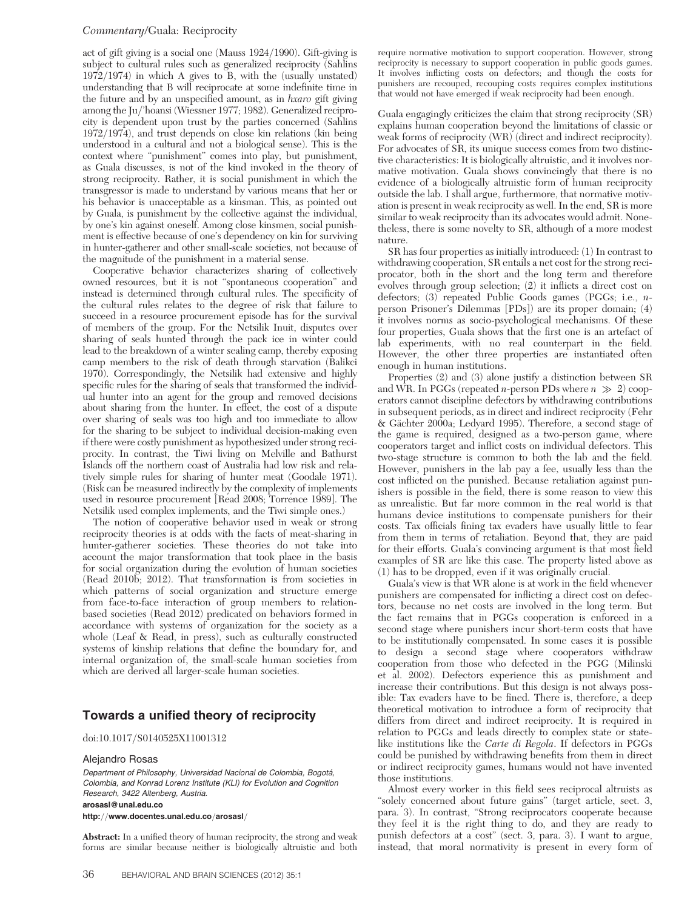act of gift giving is a social one (Mauss 1924/1990). Gift-giving is subject to cultural rules such as generalized reciprocity (Sahlins 1972/1974) in which A gives to B, with the (usually unstated) understanding that B will reciprocate at some indefinite time in the future and by an unspecified amount, as in *hxaro* gift giving among the Ju/'hoansi (Wiessner 1977; 1982). Generalized reciprocity is dependent upon trust by the parties concerned (Sahlins 1972/1974), and trust depends on close kin relations (kin being understood in a cultural and not a biological sense). This is the context where "punishment" comes into play, but punishment, as Guala discusses, is not of the kind invoked in the theory of strong reciprocity. Rather, it is social punishment in which the transgressor is made to understand by various means that her or his behavior is unacceptable as a kinsman. This, as pointed out by Guala, is punishment by the collective against the individual, by one's kin against oneself. Among close kinsmen, social punishment is effective because of one's dependency on kin for surviving in hunter-gatherer and other small-scale societies, not because of the magnitude of the punishment in a material sense.

Cooperative behavior characterizes sharing of collectively owned resources, but it is not "spontaneous cooperation" and instead is determined through cultural rules. The specificity of the cultural rules relates to the degree of risk that failure to succeed in a resource procurement episode has for the survival of members of the group. For the Netsilik Inuit, disputes over sharing of seals hunted through the pack ice in winter could lead to the breakdown of a winter sealing camp, thereby exposing camp members to the risk of death through starvation (Balikci 1970). Correspondingly, the Netsilik had extensive and highly specific rules for the sharing of seals that transformed the individual hunter into an agent for the group and removed decisions about sharing from the hunter. In effect, the cost of a dispute over sharing of seals was too high and too immediate to allow for the sharing to be subject to individual decision-making even if there were costly punishment as hypothesized under strong reciprocity. In contrast, the Tiwi living on Melville and Bathurst Islands off the northern coast of Australia had low risk and relatively simple rules for sharing of hunter meat (Goodale 1971). (Risk can be measured indirectly by the complexity of implements used in resource procurement [Read 2008; Torrence 1989]. The Netsilik used complex implements, and the Tiwi simple ones.)

The notion of cooperative behavior used in weak or strong reciprocity theories is at odds with the facts of meat-sharing in hunter-gatherer societies. These theories do not take into account the major transformation that took place in the basis for social organization during the evolution of human societies (Read 2010b; 2012). That transformation is from societies in which patterns of social organization and structure emerge from face-to-face interaction of group members to relation-based societies (Read 2012) predicated on behaviors formed in accordance with systems of organization for the society as a whole (Leaf & Read, in press), such as culturally constructed systems of kinship relations that define the boundary for, and internal organization of, the small-scale human societies from which are derived all larger-scale human societies.

## Towards a unified theory of reciprocity

doi:10.1017/S0140525X11001312

Alejandro Rosas

*Department of Philosophy, Universidad Nacional de Colombia, Bogotá, Colombia, and Konrad Lorenz Institute (KLI) for Evolution and Cognition Research, 3422 Altenberg, Austria.*

**arosasl@unal.edu.co**

**http://www.docentes.unal.edu.co/arosasl/**

**Abstract:** In a unified theory of human reciprocity, the strong and weak forms are similar because neither is biologically altruistic and both require normative motivation to support cooperation. However, strong reciprocity is necessary to support cooperation in public goods games. It involves inflicting costs on defectors; and though the costs for punishers are recouped, recouping costs requires complex institutions that would not have emerged if weak reciprocity had been enough.

Guala engagingly criticizes the claim that strong reciprocity (SR) explains human cooperation beyond the limitations of classic or weak forms of reciprocity (WR) (direct and indirect reciprocity). For advocates of SR, its unique success comes from two distinctive characteristics: It is biologically altruistic, and it involves normative motivation. Guala shows convincingly that there is no evidence of a biologically altruistic form of human reciprocity outside the lab. I shall argue, furthermore, that normative motivation is present in weak reciprocity as well. In the end, SR is more similar to weak reciprocity than its advocates would admit. Nonetheless, there is some novelty to SR, although of a more modest nature.

SR has four properties as initially introduced: (1) In contrast to withdrawing cooperation, SR entails a net cost for the strong reciprocator, both in the short and the long term and therefore evolves through group selection; (2) it inflicts a direct cost on defectors; (3) repeated Public Goods games (PGGs; i.e., $n$-person Prisoner's Dilemmas [PDs]) are its proper domain; (4) it involves norms as socio-psychological mechanisms. Of these four properties, Guala shows that the first one is an artefact of lab experiments, with no real counterpart in the field. However, the other three properties are instantiated often enough in human institutions.

Properties (2) and (3) alone justify a distinction between SR and WR. In PGGs (repeated $n$-person PDs where $n \gg 2$) cooperators cannot discipline defectors by withdrawing contributions in subsequent periods, as in direct and indirect reciprocity (Fehr & Gächter 2000a; Ledyard 1995). Therefore, a second stage of the game is required, designed as a two-person game, where cooperators target and inflict costs on individual defectors. This two-stage structure is common to both the lab and the field. However, punishers in the lab pay a fee, usually less than the cost inflicted on the punished. Because retaliation against punishers is possible in the field, there is some reason to view this as unrealistic. But far more common in the real world is that humans device institutions to compensate punishers for their costs. Tax officials fining tax evaders have usually little to fear from them in terms of retaliation. Beyond that, they are paid for their efforts. Guala's convincing argument is that most field examples of SR are like this case. The property listed above as (1) has to be dropped, even if it was originally crucial.

Guala's view is that WR alone is at work in the field whenever punishers are compensated for inflicting a direct cost on defectors, because no net costs are involved in the long term. But the fact remains that in PGGs cooperation is enforced in a second stage where punishers incur short-term costs that have to be institutionally compensated. In some cases it is possible to design a second stage where cooperators withdraw cooperation from those who defected in the PGG (Milinski et al. 2002). Defectors experience this as punishment and increase their contributions. But this design is not always possible: Tax evaders have to be fined. There is, therefore, a deep theoretical motivation to introduce a form of reciprocity that differs from direct and indirect reciprocity. It is required in relation to PGGs and leads directly to complex state or state-like institutions like the *Carte di Regola*. If defectors in PGGs could be punished by withdrawing benefits from them in direct or indirect reciprocity games, humans would not have invented those institutions.

Almost every worker in this field sees reciprocal altruists as "solely concerned about future gains" (target article, sect. 3, para. 3). In contrast, "Strong reciprocators cooperate because they feel it is the right thing to do, and they are ready to punish defectors at a cost" (sect. 3, para. 3). I want to argue, instead, that moral normativity is present in every form of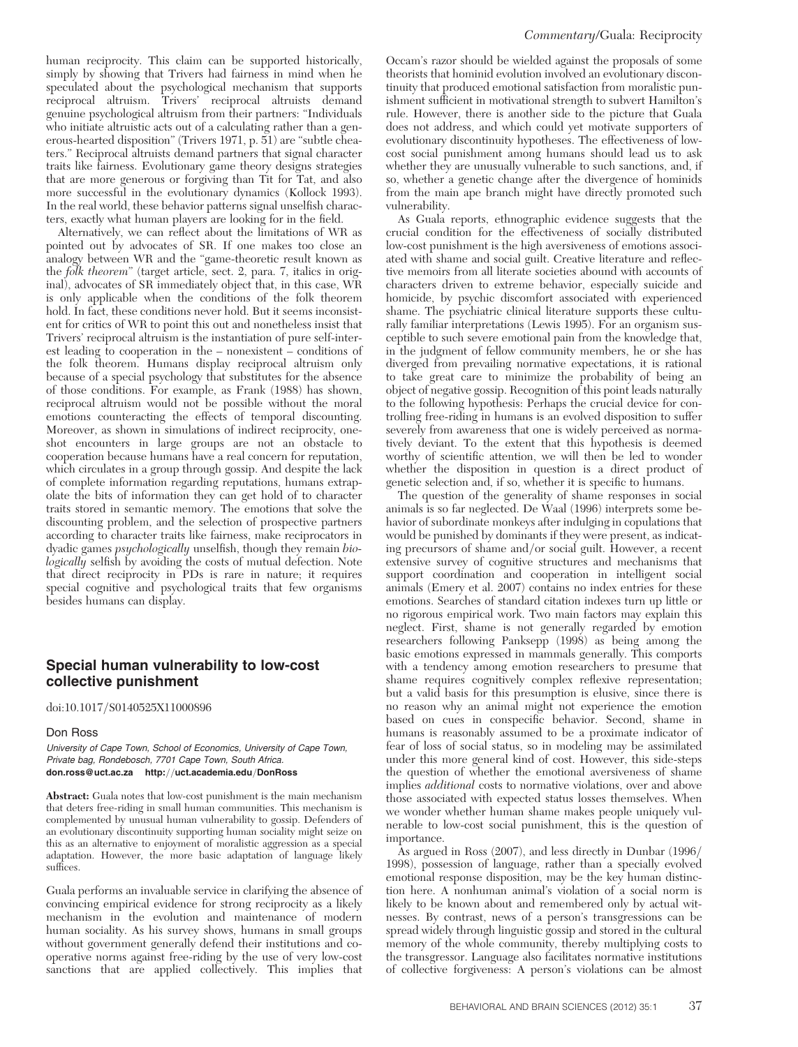human reciprocity. This claim can be supported historically, simply by showing that Trivers had fairness in mind when he speculated about the psychological mechanism that supports reciprocal altruism. Trivers' reciprocal altruists demand genuine psychological altruism from their partners: "Individuals who initiate altruistic acts out of a calculating rather than a generous-hearted disposition" (Trivers 1971, p. 51) are "subtle cheaters." Reciprocal altruists demand partners that signal character traits like fairness. Evolutionary game theory designs strategies that are more generous or forgiving than Tit for Tat, and also more successful in the evolutionary dynamics (Kollock 1993). In the real world, these behavior patterns signal unselfish characters, exactly what human players are looking for in the field.

Alternatively, we can reflect about the limitations of WR as pointed out by advocates of SR. If one makes too close an analogy between WR and the "game-theoretic result known as the *folk theorem*" (target article, sect. 2, para. 7, italics in original), advocates of SR immediately object that, in this case, WR is only applicable when the conditions of the folk theorem hold. In fact, these conditions never hold. But it seems inconsistent for critics of WR to point this out and nonetheless insist that Trivers' reciprocal altruism is the instantiation of pure self-interest leading to cooperation in the – nonexistent – conditions of the folk theorem. Humans display reciprocal altruism only because of a special psychology that substitutes for the absence of those conditions. For example, as Frank (1988) has shown, reciprocal altruism would not be possible without the moral emotions counteracting the effects of temporal discounting. Moreover, as shown in simulations of indirect reciprocity, one-shot encounters in large groups are not an obstacle to cooperation because humans have a real concern for reputation, which circulates in a group through gossip. And despite the lack of complete information regarding reputations, humans extrapolate the bits of information they can get hold of to character traits stored in semantic memory. The emotions that solve the discounting problem, and the selection of prospective partners according to character traits like fairness, make reciprocators in dyadic games *psychologically* unselfish, though they remain *biologically* selfish by avoiding the costs of mutual defection. Note that direct reciprocity in PDs is rare in nature; it requires special cognitive and psychological traits that few organisms besides humans can display.

## Special human vulnerability to low-cost collective punishment

doi:10.1017/S0140525X11000896

Don Ross

*University of Cape Town, School of Economics, University of Cape Town, Private bag, Rondebosch, 7701 Cape Town, South Africa.*
**don.ross@uct.ac.za http://uct.academia.edu/DonRoss**

**Abstract:** Guala notes that low-cost punishment is the main mechanism that deters free-riding in small human communities. This mechanism is complemented by unusual human vulnerability to gossip. Defenders of an evolutionary discontinuity supporting human sociality might seize on this as an alternative to enjoyment of moralistic aggression as a special adaptation. However, the more basic adaptation of language likely suffices.

Guala performs an invaluable service in clarifying the absence of convincing empirical evidence for strong reciprocity as a likely mechanism in the evolution and maintenance of modern human sociality. As his survey shows, humans in small groups without government generally defend their institutions and cooperative norms against free-riding by the use of very low-cost sanctions that are applied collectively. This implies that Occam's razor should be wielded against the proposals of some theorists that hominid evolution involved an evolutionary discontinuity that produced emotional satisfaction from moralistic punishment sufficient in motivational strength to subvert Hamilton's rule. However, there is another side to the picture that Guala does not address, and which could yet motivate supporters of evolutionary discontinuity hypotheses. The effectiveness of low-cost social punishment among humans should lead us to ask whether they are unusually vulnerable to such sanctions, and, if so, whether a genetic change after the divergence of hominids from the main ape branch might have directly promoted such vulnerability.

As Guala reports, ethnographic evidence suggests that the crucial condition for the effectiveness of socially distributed low-cost punishment is the high aversiveness of emotions associated with shame and social guilt. Creative literature and reflective memoirs from all literate societies abound with accounts of characters driven to extreme behavior, especially suicide and homicide, by psychic discomfort associated with experienced shame. The psychiatric clinical literature supports these culturally familiar interpretations (Lewis 1995). For an organism susceptible to such severe emotional pain from the knowledge that, in the judgment of fellow community members, he or she has diverged from prevailing normative expectations, it is rational to take great care to minimize the probability of being an object of negative gossip. Recognition of this point leads naturally to the following hypothesis: Perhaps the crucial device for controlling free-riding in humans is an evolved disposition to suffer severely from awareness that one is widely perceived as normatively deviant. To the extent that this hypothesis is deemed worthy of scientific attention, we will then be led to wonder whether the disposition in question is a direct product of genetic selection and, if so, whether it is specific to humans.

The question of the generality of shame responses in social animals is so far neglected. De Waal (1996) interprets some behavior of subordinate monkeys after indulging in copulations that would be punished by dominants if they were present, as indicating precursors of shame and/or social guilt. However, a recent extensive survey of cognitive structures and mechanisms that support coordination and cooperation in intelligent social animals (Emery et al. 2007) contains no index entries for these emotions. Searches of standard citation indexes turn up little or no rigorous empirical work. Two main factors may explain this neglect. First, shame is not generally regarded by emotion researchers following Panksepp (1998) as being among the basic emotions expressed in mammals generally. This comports with a tendency among emotion researchers to presume that shame requires cognitively complex reflexive representation; but a valid basis for this presumption is elusive, since there is no reason why an animal might not experience the emotion based on cues in conspecific behavior. Second, shame in humans is reasonably assumed to be a proximate indicator of fear of loss of social status, so in modeling may be assimilated under this more general kind of cost. However, this side-steps the question of whether the emotional aversiveness of shame implies *additional* costs to normative violations, over and above those associated with expected status losses themselves. When we wonder whether human shame makes people uniquely vulnerable to low-cost social punishment, this is the question of importance.

As argued in Ross (2007), and less directly in Dunbar (1996/1998), possession of language, rather than a specially evolved emotional response disposition, may be the key human distinction here. A nonhuman animal's violation of a social norm is likely to be known about and remembered only by actual witnesses. By contrast, news of a person's transgressions can be spread widely through linguistic gossip and stored in the cultural memory of the whole community, thereby multiplying costs to the transgressor. Language also facilitates normative institutions of collective forgiveness: A person's violations can be almost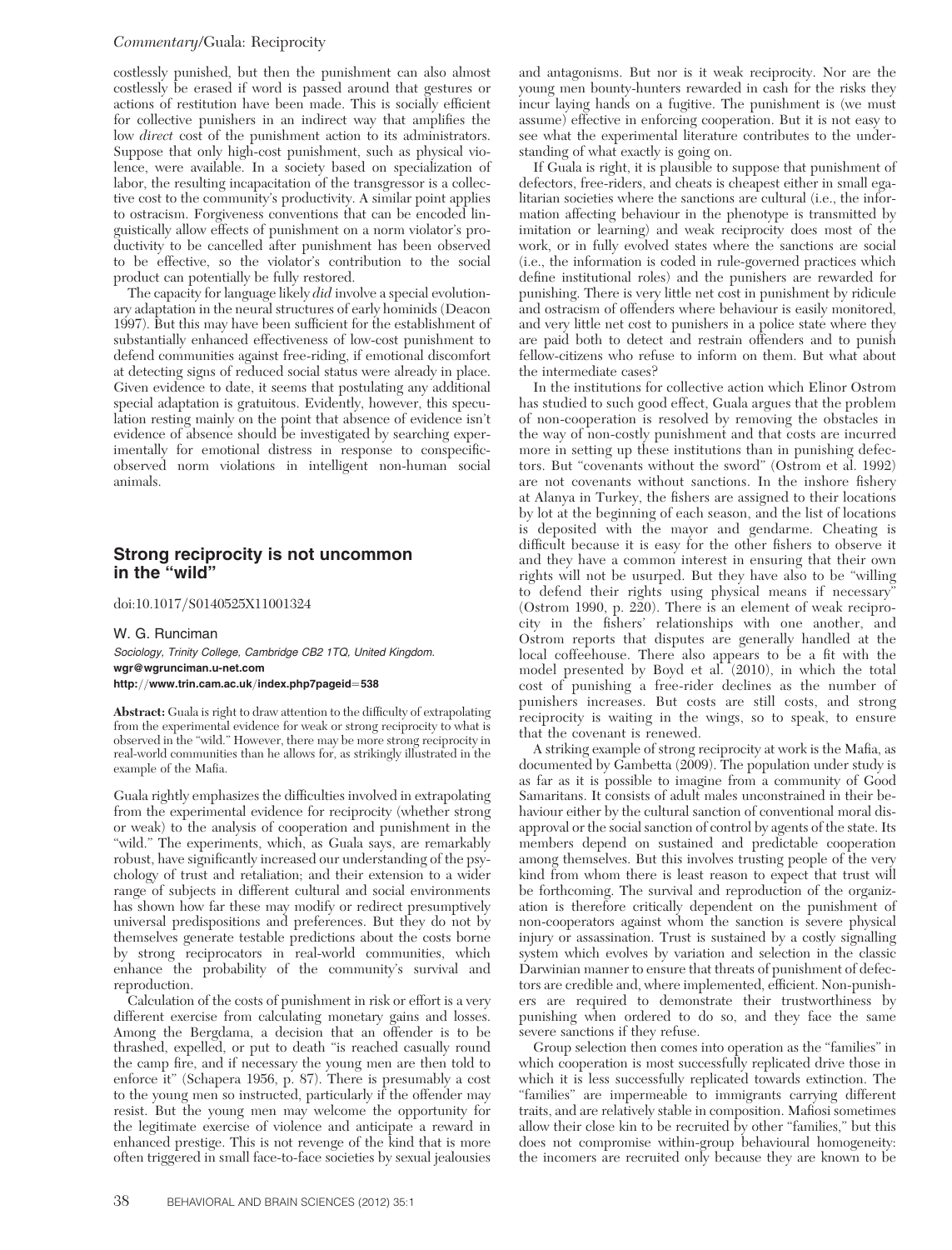costlessly punished, but then the punishment can also almost costlessly be erased if word is passed around that gestures or actions of restitution have been made. This is socially efficient for collective punishers in an indirect way that amplifies the low *direct* cost of the punishment action to its administrators. Suppose that only high-cost punishment, such as physical violence, were available. In a society based on specialization of labor, the resulting incapacitation of the transgressor is a collective cost to the community's productivity. A similar point applies to ostracism. Forgiveness conventions that can be encoded linguistically allow effects of punishment on a norm violator's productivity to be cancelled after punishment has been observed to be effective, so the violator's contribution to the social product can potentially be fully restored.

The capacity for language likely *did* involve a special evolutionary adaptation in the neural structures of early hominids (Deacon 1997). But this may have been sufficient for the establishment of substantially enhanced effectiveness of low-cost punishment to defend communities against free-riding, if emotional discomfort at detecting signs of reduced social status were already in place. Given evidence to date, it seems that postulating any additional special adaptation is gratuitous. Evidently, however, this speculation resting mainly on the point that absence of evidence isn't evidence of absence should be investigated by searching experimentally for emotional distress in response to conspecific-observed norm violations in intelligent non-human social animals.

## Strong reciprocity is not uncommon in the "wild"

doi:10.1017/S0140525X11001324

W. G. Runciman

*Sociology, Trinity College, Cambridge CB2 1TQ, United Kingdom.*
**wgr@wgrunciman.u-net.com**
**http://www.trin.cam.ac.uk/index.php?pageid=538**

**Abstract:** Guala is right to draw attention to the difficulty of extrapolating from the experimental evidence for weak or strong reciprocity to what is observed in the "wild." However, there may be more strong reciprocity in real-world communities than he allows for, as strikingly illustrated in the example of the Mafia.

Guala rightly emphasizes the difficulties involved in extrapolating from the experimental evidence for reciprocity (whether strong or weak) to the analysis of cooperation and punishment in the "wild." The experiments, which, as Guala says, are remarkably robust, have significantly increased our understanding of the psychology of trust and retaliation; and their extension to a wider range of subjects in different cultural and social environments has shown how far these may modify or redirect presumptively universal predispositions and preferences. But they do not by themselves generate testable predictions about the costs borne by strong reciprocators in real-world communities, which enhance the probability of the community's survival and reproduction.

Calculation of the costs of punishment in risk or effort is a very different exercise from calculating monetary gains and losses. Among the Bergdama, a decision that an offender is to be thrashed, expelled, or put to death "is reached casually round the camp fire, and if necessary the young men are then told to enforce it" (Schapera 1956, p. 87). There is presumably a cost to the young men so instructed, particularly if the offender may resist. But the young men may welcome the opportunity for the legitimate exercise of violence and anticipate a reward in enhanced prestige. This is not revenge of the kind that is more often triggered in small face-to-face societies by sexual jealousies and antagonisms. But nor is it weak reciprocity. Nor are the young men bounty-hunters rewarded in cash for the risks they incur laying hands on a fugitive. The punishment is (we must assume) effective in enforcing cooperation. But it is not easy to see what the experimental literature contributes to the understanding of what exactly is going on.

If Guala is right, it is plausible to suppose that punishment of defectors, free-riders, and cheats is cheapest either in small egalitarian societies where the sanctions are cultural (i.e., the information affecting behaviour in the phenotype is transmitted by imitation or learning) and weak reciprocity does most of the work, or in fully evolved states where the sanctions are social (i.e., the information is coded in rule-governed practices which define institutional roles) and the punishers are rewarded for punishing. There is very little net cost in punishment by ridicule and ostracism of offenders where behaviour is easily monitored, and very little net cost to punishers in a police state where they are paid both to detect and restrain offenders and to punish fellow-citizens who refuse to inform on them. But what about the intermediate cases?

In the institutions for collective action which Elinor Ostrom has studied to such good effect, Guala argues that the problem of non-cooperation is resolved by removing the obstacles in the way of non-costly punishment and that costs are incurred more in setting up these institutions than in punishing defectors. But "covenants without the sword" (Ostrom et al. 1992) are not covenants without sanctions. In the inshore fishery at Alanya in Turkey, the fishers are assigned to their locations by lot at the beginning of each season, and the list of locations is deposited with the mayor and gendarme. Cheating is difficult because it is easy for the other fishers to observe it and they have a common interest in ensuring that their own rights will not be usurped. But they have also to be "willing to defend their rights using physical means if necessary" (Ostrom 1990, p. 220). There is an element of weak reciprocity in the fishers' relationships with one another, and Ostrom reports that disputes are generally handled at the local coffeehouse. There also appears to be a fit with the model presented by Boyd et al. (2010), in which the total cost of punishing a free-rider declines as the number of punishers increases. But costs are still costs, and strong reciprocity is waiting in the wings, so to speak, to ensure that the covenant is renewed.

A striking example of strong reciprocity at work is the Mafia, as documented by Gambetta (2009). The population under study is as far as it is possible to imagine from a community of Good Samaritans. It consists of adult males unconstrained in their behaviour either by the cultural sanction of conventional moral disapproval or the social sanction of control by agents of the state. Its members depend on sustained and predictable cooperation among themselves. But this involves trusting people of the very kind from whom there is least reason to expect that trust will be forthcoming. The survival and reproduction of the organization is therefore critically dependent on the punishment of non-cooperators against whom the sanction is severe physical injury or assassination. Trust is sustained by a costly signalling system which evolves by variation and selection in the classic Darwinian manner to ensure that threats of punishment of defectors are credible and, where implemented, efficient. Non-punishers are required to demonstrate their trustworthiness by punishing when ordered to do so, and they face the same severe sanctions if they refuse.

Group selection then comes into operation as the "families" in which cooperation is most successfully replicated drive those in which it is less successfully replicated towards extinction. The "families" are impermeable to immigrants carrying different traits, and are relatively stable in composition. Mafiosi sometimes allow their close kin to be recruited by other "families," but this does not compromise within-group behavioural homogeneity: the incomers are recruited only because they are known to be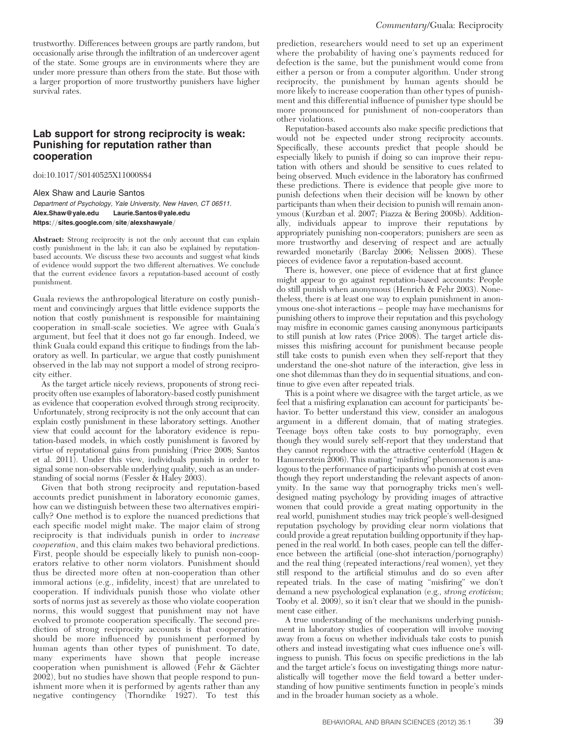trustworthy. Differences between groups are partly random, but occasionally arise through the infiltration of an undercover agent of the state. Some groups are in environments where they are under more pressure than others from the state. But those with a larger proportion of more trustworthy punishers have higher survival rates.

## Lab support for strong reciprocity is weak: Punishing for reputation rather than cooperation

doi:10.1017/S0140525X11000884

Alex Shaw and Laurie Santos

*Department of Psychology, Yale University, New Haven, CT 06511.*
**Alex.Shaw@yale.edu Laurie.Santos@yale.edu**
**https://sites.google.com/site/alexshawyale/**

**Abstract:** Strong reciprocity is not the only account that can explain costly punishment in the lab; it can also be explained by reputation-based accounts. We discuss these two accounts and suggest what kinds of evidence would support the two different alternatives. We conclude that the current evidence favors a reputation-based account of costly punishment.

Guala reviews the anthropological literature on costly punishment and convincingly argues that little evidence supports the notion that costly punishment is responsible for maintaining cooperation in small-scale societies. We agree with Guala's argument, but feel that it does not go far enough. Indeed, we think Guala could expand this critique to findings from the laboratory as well. In particular, we argue that costly punishment observed in the lab may not support a model of strong reciprocity either.

As the target article nicely reviews, proponents of strong reciprocity often use examples of laboratory-based costly punishment as evidence that cooperation evolved through strong reciprocity. Unfortunately, strong reciprocity is not the only account that can explain costly punishment in these laboratory settings. Another view that could account for the laboratory evidence is reputation-based models, in which costly punishment is favored by virtue of reputational gains from punishing (Price 2008; Santos et al. 2011). Under this view, individuals punish in order to signal some non-observable underlying quality, such as an understanding of social norms (Fessler & Haley 2003).

Given that both strong reciprocity and reputation-based accounts predict punishment in laboratory economic games, how can we distinguish between these two alternatives empirically? One method is to explore the nuanced predictions that each specific model might make. The major claim of strong reciprocity is that individuals punish in order to *increase cooperation*, and this claim makes two behavioral predictions. First, people should be especially likely to punish non-cooperators relative to other norm violators. Punishment should thus be directed more often at non-cooperation than other immoral actions (e.g., infidelity, incest) that are unrelated to cooperation. If individuals punish those who violate other sorts of norms just as severely as those who violate cooperation norms, this would suggest that punishment may not have evolved to promote cooperation specifically. The second prediction of strong reciprocity accounts is that cooperation should be more influenced by punishment performed by human agents than other types of punishment. To date, many experiments have shown that people increase cooperation when punishment is allowed (Fehr & Gächter 2002), but no studies have shown that people respond to punishment more when it is performed by agents rather than any negative contingency (Thorndike 1927). To test this prediction, researchers would need to set up an experiment where the probability of having one's payments reduced for defection is the same, but the punishment would come from either a person or from a computer algorithm. Under strong reciprocity, the punishment by human agents should be more likely to increase cooperation than other types of punishment and this differential influence of punisher type should be more pronounced for punishment of non-cooperators than other violations.

Reputation-based accounts also make specific predictions that would not be expected under strong reciprocity accounts. Specifically, these accounts predict that people should be especially likely to punish if doing so can improve their reputation with others and should be sensitive to cues related to being observed. Much evidence in the laboratory has confirmed these predictions. There is evidence that people give more to punish defections when their decision will be known by other participants than when their decision to punish will remain anonymous (Kurzban et al. 2007; Piazza & Bering 2008b). Additionally, individuals appear to improve their reputations by appropriately punishing non-cooperators; punishers are seen as more trustworthy and deserving of respect and are actually rewarded monetarily (Barclay 2006; Nelissen 2008). These pieces of evidence favor a reputation-based account.

There is, however, one piece of evidence that at first glance might appear to go against reputation-based accounts: People do still punish when anonymous (Henrich & Fehr 2003). Nonetheless, there is at least one way to explain punishment in anonymous one-shot interactions – people may have mechanisms for punishing others to improve their reputation and this psychology may misfire in economic games causing anonymous participants to still punish at low rates (Price 2008). The target article dismisses this misfiring account for punishment because people still take costs to punish even when they self-report that they understand the one-shot nature of the interaction, give less in one shot dilemmas than they do in sequential situations, and continue to give even after repeated trials.

This is a point where we disagree with the target article, as we feel that a misfiring explanation can account for participants' behavior. To better understand this view, consider an analogous argument in a different domain, that of mating strategies. Teenage boys often take costs to buy pornography, even though they would surely self-report that they understand that they cannot reproduce with the attractive centerfold (Hagen & Hammerstein 2006). This mating "misfiring" phenomenon is analogous to the performance of participants who punish at cost even though they report understanding the relevant aspects of anonymity. In the same way that pornography tricks men's well-designed mating psychology by providing images of attractive women that could provide a great mating opportunity in the real world, punishment studies may trick people's well-designed reputation psychology by providing clear norm violations that could provide a great reputation building opportunity if they happened in the real world. In both cases, people can tell the difference between the artificial (one-shot interaction/pornography) and the real thing (repeated interactions/real women), yet they still respond to the artificial stimulus and do so even after repeated trials. In the case of mating "misfiring" we don't demand a new psychological explanation (e.g., *strong eroticism*; Tooby et al. 2009), so it isn't clear that we should in the punishment case either.

A true understanding of the mechanisms underlying punishment in laboratory studies of cooperation will involve moving away from a focus on whether individuals take costs to punish others and instead investigating what cues influence one's willingness to punish. This focus on specific predictions in the lab and the target article's focus on investigating things more naturalistically will together move the field toward a better understanding of how punitive sentiments function in people's minds and in the broader human society as a whole.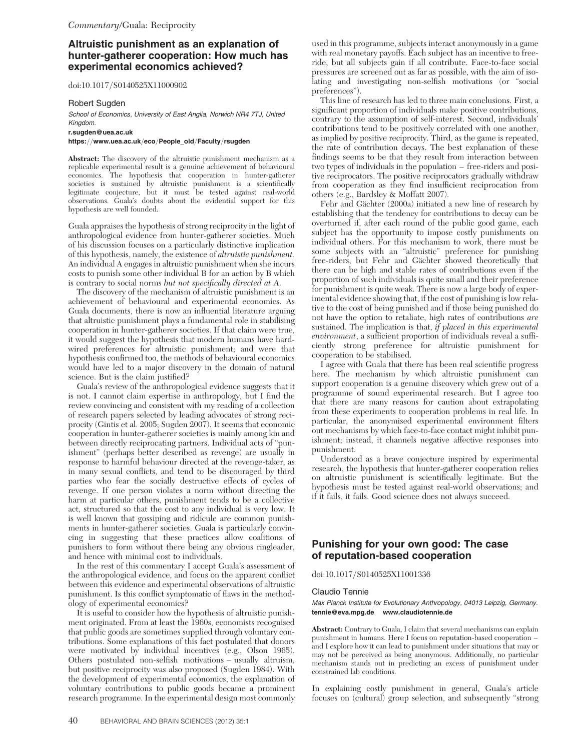## Altruistic punishment as an explanation of hunter-gatherer cooperation: How much has experimental economics achieved?

doi:10.1017/S0140525X11000902

Robert Sugden

*School of Economics, University of East Anglia, Norwich NR4 7TJ, United Kingdom.*

**r.sugden@uea.ac.uk**

**https://www.uea.ac.uk/eco/People_old/Faculty/rsugden**

**Abstract:** The discovery of the altruistic punishment mechanism as a replicable experimental result is a genuine achievement of behavioural economics. The hypothesis that cooperation in hunter-gatherer societies is sustained by altruistic punishment is a scientifically legitimate conjecture, but it must be tested against real-world observations. Guala's doubts about the evidential support for this hypothesis are well founded.

Guala appraises the hypothesis of strong reciprocity in the light of anthropological evidence from hunter-gatherer societies. Much of his discussion focuses on a particularly distinctive implication of this hypothesis, namely, the existence of *altruistic punishment.* An individual A engages in altruistic punishment when she incurs costs to punish some other individual B for an action by B which is contrary to social norms *but not specifically directed at A.*

The discovery of the mechanism of altruistic punishment is an achievement of behavioural and experimental economics. As Guala documents, there is now an influential literature arguing that altruistic punishment plays a fundamental role in stabilising cooperation in hunter-gatherer societies. If that claim were true, it would suggest the hypothesis that modern humans have hard-wired preferences for altruistic punishment; and were that hypothesis confirmed too, the methods of behavioural economics would have led to a major discovery in the domain of natural science. But is the claim justified?

Guala's review of the anthropological evidence suggests that it is not. I cannot claim expertise in anthropology, but I find the review convincing and consistent with my reading of a collection of research papers selected by leading advocates of strong reciprocity (Gintis et al. 2005; Sugden 2007). It seems that economic cooperation in hunter-gatherer societies is mainly among kin and between directly reciprocating partners. Individual acts of "punishment" (perhaps better described as revenge) are usually in response to harmful behaviour directed at the revenge-taker, as in many sexual conflicts, and tend to be discouraged by third parties who fear the socially destructive effects of cycles of revenge. If one person violates a norm without directing the harm at particular others, punishment tends to be a collective act, structured so that the cost to any individual is very low. It is well known that gossiping and ridicule are common punishments in hunter-gatherer societies. Guala is particularly convincing in suggesting that these practices allow coalitions of punishers to form without there being any obvious ringleader, and hence with minimal cost to individuals.

In the rest of this commentary I accept Guala's assessment of the anthropological evidence, and focus on the apparent conflict between this evidence and experimental observations of altruistic punishment. Is this conflict symptomatic of flaws in the methodology of experimental economics?

It is useful to consider how the hypothesis of altruistic punishment originated. From at least the 1960s, economists recognised that public goods are sometimes supplied through voluntary contributions. Some explanations of this fact postulated that donors were motivated by individual incentives (e.g., Olson 1965). Others postulated non-selfish motivations – usually altruism, but positive reciprocity was also proposed (Sugden 1984). With the development of experimental economics, the explanation of voluntary contributions to public goods became a prominent research programme. In the experimental design most commonly used in this programme, subjects interact anonymously in a game with real monetary payoffs. Each subject has an incentive to free-ride, but all subjects gain if all contribute. Face-to-face social pressures are screened out as far as possible, with the aim of isolating and investigating non-selfish motivations (or "social preferences").

This line of research has led to three main conclusions. First, a significant proportion of individuals make positive contributions, contrary to the assumption of self-interest. Second, individuals' contributions tend to be positively correlated with one another, as implied by positive reciprocity. Third, as the game is repeated, the rate of contribution decays. The best explanation of these findings seems to be that they result from interaction between two types of individuals in the population – free-riders and positive reciprocators. The positive reciprocators gradually withdraw from cooperation as they find insufficient reciprocation from others (e.g., Bardsley & Moffatt 2007).

Fehr and Gächter (2000a) initiated a new line of research by establishing that the tendency for contributions to decay can be overturned if, after each round of the public good game, each subject has the opportunity to impose costly punishments on individual others. For this mechanism to work, there must be some subjects with an "altruistic" preference for punishing free-riders, but Fehr and Gächter showed theoretically that there can be high and stable rates of contributions even if the proportion of such individuals is quite small and their preference for punishment is quite weak. There is now a large body of experimental evidence showing that, if the cost of punishing is low relative to the cost of being punished and if those being punished do not have the option to retaliate, high rates of contributions *are* sustained. The implication is that, *if placed in this experimental environment*, a sufficient proportion of individuals reveal a sufficiently strong preference for altruistic punishment for cooperation to be stabilised.

I agree with Guala that there has been real scientific progress here. The mechanism by which altruistic punishment can support cooperation is a genuine discovery which grew out of a programme of sound experimental research. But I agree too that there are many reasons for caution about extrapolating from these experiments to cooperation problems in real life. In particular, the anonymised experimental environment filters out mechanisms by which face-to-face contact might inhibit punishment; instead, it channels negative affective responses into punishment.

Understood as a brave conjecture inspired by experimental research, the hypothesis that hunter-gatherer cooperation relies on altruistic punishment is scientifically legitimate. But the hypothesis must be tested against real-world observations; and if it fails, it fails. Good science does not always succeed.

## Punishing for your own good: The case of reputation-based cooperation

doi:10.1017/S0140525X11001336

Claudio Tennie

*Max Planck Institute for Evolutionary Anthropology, 04103 Leipzig, Germany.*

**tennie@eva.mpg.de www.claudiotennie.de**

**Abstract:** Contrary to Guala, I claim that several mechanisms can explain punishment in humans. Here I focus on reputation-based cooperation – and I explore how it can lead to punishment under situations that may or may not be perceived as being anonymous. Additionally, no particular mechanism stands out in predicting an excess of punishment under constrained lab conditions.

In explaining costly punishment in general, Guala's article focuses on (cultural) group selection, and subsequently "strong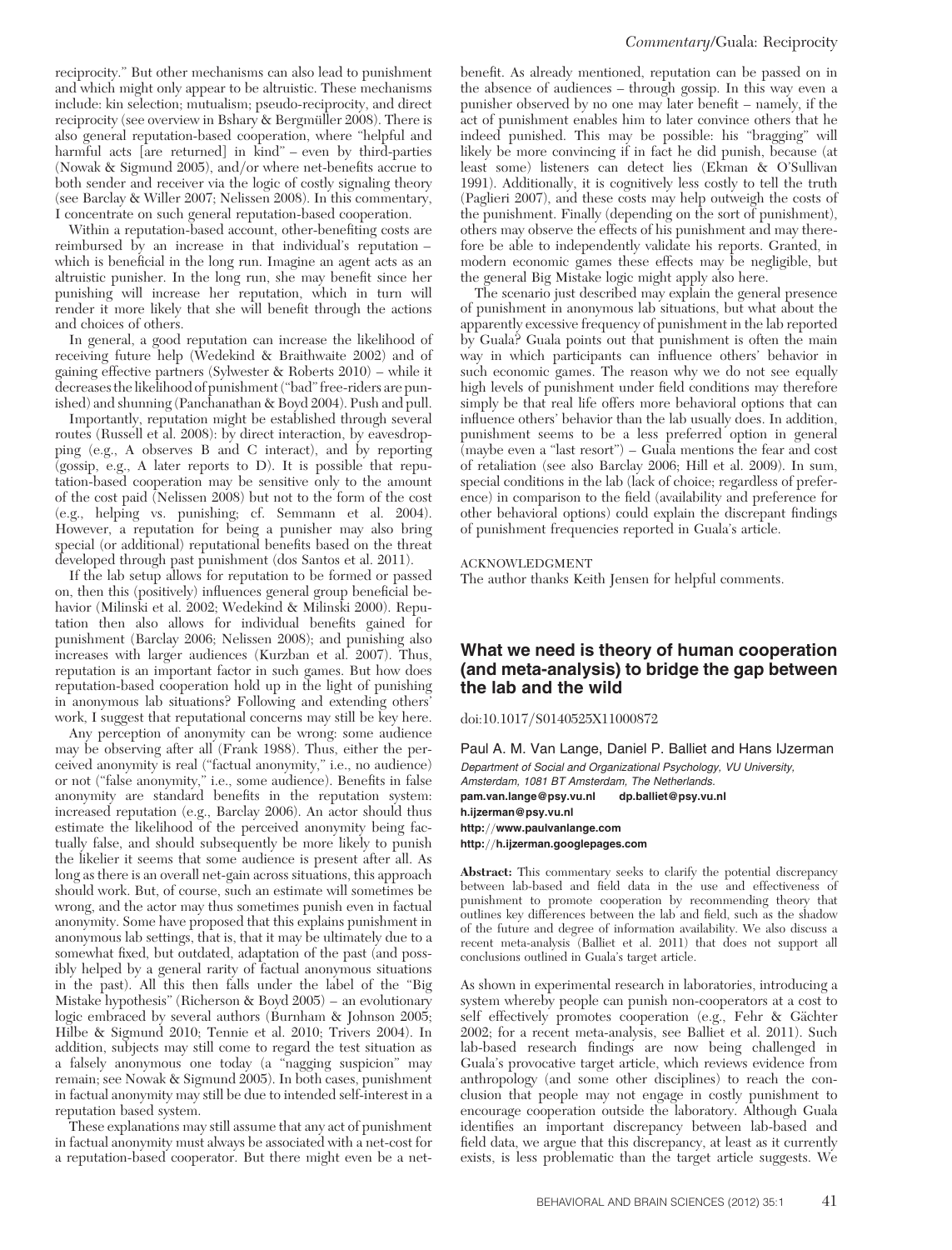reciprocity." But other mechanisms can also lead to punishment and which might only appear to be altruistic. These mechanisms include: kin selection; mutualism; pseudo-reciprocity, and direct reciprocity (see overview in Bshary & Bergmüller 2008). There is also general reputation-based cooperation, where "helpful and harmful acts [are returned] in kind" – even by third-parties (Nowak & Sigmund 2005), and/or where net-benefits accrue to both sender and receiver via the logic of costly signaling theory (see Barclay & Willer 2007; Nelissen 2008). In this commentary, I concentrate on such general reputation-based cooperation.

Within a reputation-based account, other-benefiting costs are reimbursed by an increase in that individual's reputation – which is beneficial in the long run. Imagine an agent acts as an altruistic punisher. In the long run, she may benefit since her punishing will increase her reputation, which in turn will render it more likely that she will benefit through the actions and choices of others.

In general, a good reputation can increase the likelihood of receiving future help (Wedekind & Braithwaite 2002) and of gaining effective partners (Sylwester & Roberts 2010) – while it decreases the likelihood of punishment ("bad" free-riders are punished) and shunning (Panchanathan & Boyd 2004). Push and pull.

Importantly, reputation might be established through several routes (Russell et al. 2008): by direct interaction, by eavesdropping (e.g., A observes B and C interact), and by reporting (gossip, e.g., A later reports to D). It is possible that reputation-based cooperation may be sensitive only to the amount of the cost paid (Nelissen 2008) but not to the form of the cost (e.g., helping vs. punishing; cf. Semmann et al. 2004). However, a reputation for being a punisher may also bring special (or additional) reputational benefits based on the threat developed through past punishment (dos Santos et al. 2011).

If the lab setup allows for reputation to be formed or passed on, then this (positively) influences general group beneficial behavior (Milinski et al. 2002; Wedekind & Milinski 2000). Reputation then also allows for individual benefits gained for punishment (Barclay 2006; Nelissen 2008); and punishing also increases with larger audiences (Kurzban et al. 2007). Thus, reputation is an important factor in such games. But how does reputation-based cooperation hold up in the light of punishing in anonymous lab situations? Following and extending others' work, I suggest that reputational concerns may still be key here.

Any perception of anonymity can be wrong: some audience may be observing after all (Frank 1988). Thus, either the perceived anonymity is real ("factual anonymity," i.e., no audience) or not ("false anonymity," i.e., some audience). Benefits in false anonymity are standard benefits in the reputation system: increased reputation (e.g., Barclay 2006). An actor should thus estimate the likelihood of the perceived anonymity being factually false, and should subsequently be more likely to punish the likelier it seems that some audience is present after all. As long as there is an overall net-gain across situations, this approach should work. But, of course, such an estimate will sometimes be wrong, and the actor may thus sometimes punish even in factual anonymity. Some have proposed that this explains punishment in anonymous lab settings, that is, that it may be ultimately due to a somewhat fixed, but outdated, adaptation of the past (and possibly helped by a general rarity of factual anonymous situations in the past). All this then falls under the label of the "Big Mistake hypothesis" (Richerson & Boyd 2005) – an evolutionary logic embraced by several authors (Burnham & Johnson 2005; Hilbe & Sigmund 2010; Tennie et al. 2010; Trivers 2004). In addition, subjects may still come to regard the test situation as a falsely anonymous one today (a "nagging suspicion" may remain; see Nowak & Sigmund 2005). In both cases, punishment in factual anonymity may still be due to intended self-interest in a reputation based system.

These explanations may still assume that any act of punishment in factual anonymity must always be associated with a net-cost for a reputation-based cooperator. But there might even be a net-benefit. As already mentioned, reputation can be passed on in the absence of audiences – through gossip. In this way even a punisher observed by no one may later benefit – namely, if the act of punishment enables him to later convince others that he indeed punished. This may be possible: his "bragging" will likely be more convincing if in fact he did punish, because (at least some) listeners can detect lies (Ekman & O'Sullivan 1991). Additionally, it is cognitively less costly to tell the truth (Paglieri 2007), and these costs may help outweigh the costs of the punishment. Finally (depending on the sort of punishment), others may observe the effects of his punishment and may therefore be able to independently validate his reports. Granted, in modern economic games these effects may be negligible, but the general Big Mistake logic might apply also here.

The scenario just described may explain the general presence of punishment in anonymous lab situations, but what about the apparently excessive frequency of punishment in the lab reported by Guala? Guala points out that punishment is often the main way in which participants can influence others' behavior in such economic games. The reason why we do not see equally high levels of punishment under field conditions may therefore simply be that real life offers more behavioral options that can influence others' behavior than the lab usually does. In addition, punishment seems to be a less preferred option in general (maybe even a "last resort") – Guala mentions the fear and cost of retaliation (see also Barclay 2006; Hill et al. 2009). In sum, special conditions in the lab (lack of choice; regardless of preference) in comparison to the field (availability and preference for other behavioral options) could explain the discrepant findings of punishment frequencies reported in Guala's article.

ACKNOWLEDGMENT

The author thanks Keith Jensen for helpful comments.

## What we need is theory of human cooperation (and meta-analysis) to bridge the gap between the lab and the wild

doi:10.1017/S0140525X11000872

Paul A. M. Van Lange, Daniel P. Balliet and Hans IJzerman

*Department of Social and Organizational Psychology, VU University, Amsterdam, 1081 BT Amsterdam, The Netherlands.*

**pam.van.lange@psy.vu.nl** **dp.balliet@psy.vu.nl**

**h.ijzerman@psy.vu.nl**

**http://www.paulvanlange.com**

**http://h.ijzerman.googlepages.com**

**Abstract:** This commentary seeks to clarify the potential discrepancy between lab-based and field data in the use and effectiveness of punishment to promote cooperation by recommending theory that outlines key differences between the lab and field, such as the shadow of the future and degree of information availability. We also discuss a recent meta-analysis (Balliet et al. 2011) that does not support all conclusions outlined in Guala's target article.

As shown in experimental research in laboratories, introducing a system whereby people can punish non-cooperators at a cost to self effectively promotes cooperation (e.g., Fehr & Gächter 2002; for a recent meta-analysis, see Balliet et al. 2011). Such lab-based research findings are now being challenged in Guala's provocative target article, which reviews evidence from anthropology (and some other disciplines) to reach the conclusion that people may not engage in costly punishment to encourage cooperation outside the laboratory. Although Guala identifies an important discrepancy between lab-based and field data, we argue that this discrepancy, at least as it currently exists, is less problematic than the target article suggests. We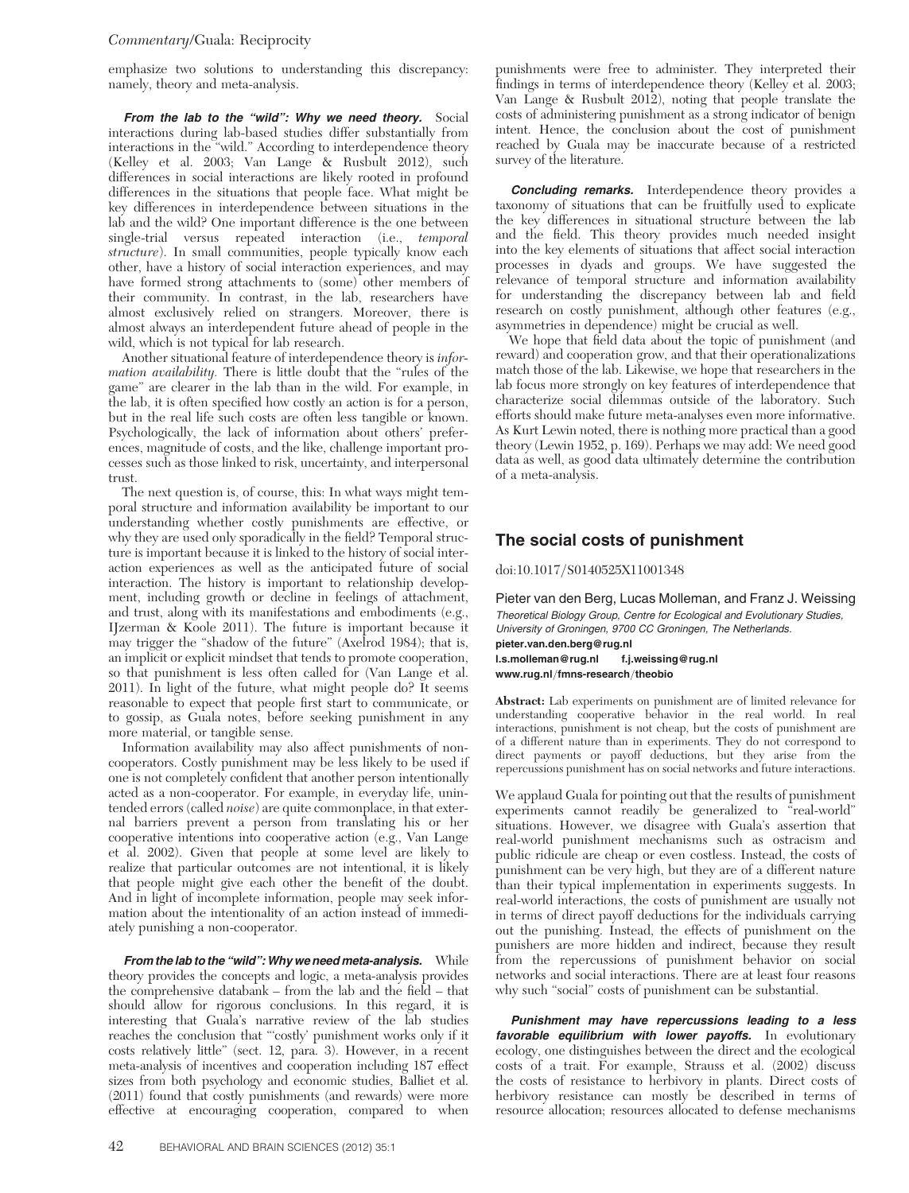emphasize two solutions to understanding this discrepancy: namely, theory and meta-analysis.

***From the lab to the "wild": Why we need theory.*** Social interactions during lab-based studies differ substantially from interactions in the "wild." According to interdependence theory (Kelley et al. 2003; Van Lange & Rusbult 2012), such differences in social interactions are likely rooted in profound differences in the situations that people face. What might be key differences in interdependence between situations in the lab and the wild? One important difference is the one between single-trial versus repeated interaction (i.e., *temporal structure*). In small communities, people typically know each other, have a history of social interaction experiences, and may have formed strong attachments to (some) other members of their community. In contrast, in the lab, researchers have almost exclusively relied on strangers. Moreover, there is almost always an interdependent future ahead of people in the wild, which is not typical for lab research.

Another situational feature of interdependence theory is *information availability*. There is little doubt that the "rules of the game" are clearer in the lab than in the wild. For example, in the lab, it is often specified how costly an action is for a person, but in the real life such costs are often less tangible or known. Psychologically, the lack of information about others' preferences, magnitude of costs, and the like, challenge important processes such as those linked to risk, uncertainty, and interpersonal trust.

The next question is, of course, this: In what ways might temporal structure and information availability be important to our understanding whether costly punishments are effective, or why they are used only sporadically in the field? Temporal structure is important because it is linked to the history of social interaction experiences as well as the anticipated future of social interaction. The history is important to relationship development, including growth or decline in feelings of attachment, and trust, along with its manifestations and embodiments (e.g., IJzerman & Koole 2011). The future is important because it may trigger the "shadow of the future" (Axelrod 1984); that is, an implicit or explicit mindset that tends to promote cooperation, so that punishment is less often called for (Van Lange et al. 2011). In light of the future, what might people do? It seems reasonable to expect that people first start to communicate, or to gossip, as Guala notes, before seeking punishment in any more material, or tangible sense.

Information availability may also affect punishments of noncooperators. Costly punishment may be less likely to be used if one is not completely confident that another person intentionally acted as a non-cooperator. For example, in everyday life, unintended errors (called *noise*) are quite commonplace, in that external barriers prevent a person from translating his or her cooperative intentions into cooperative action (e.g., Van Lange et al. 2002). Given that people at some level are likely to realize that particular outcomes are not intentional, it is likely that people might give each other the benefit of the doubt. And in light of incomplete information, people may seek information about the intentionality of an action instead of immediately punishing a non-cooperator.

***From the lab to the "wild": Why we need meta-analysis.*** While theory provides the concepts and logic, a meta-analysis provides the comprehensive databank – from the lab and the field – that should allow for rigorous conclusions. In this regard, it is interesting that Guala's narrative review of the lab studies reaches the conclusion that "'costly' punishment works only if it costs relatively little" (sect. 12, para. 3). However, in a recent meta-analysis of incentives and cooperation including 187 effect sizes from both psychology and economic studies, Balliet et al. (2011) found that costly punishments (and rewards) were more effective at encouraging cooperation, compared to when punishments were free to administer. They interpreted their findings in terms of interdependence theory (Kelley et al. 2003; Van Lange & Rusbult 2012), noting that people translate the costs of administering punishment as a strong indicator of benign intent. Hence, the conclusion about the cost of punishment reached by Guala may be inaccurate because of a restricted survey of the literature.

***Concluding remarks.*** Interdependence theory provides a taxonomy of situations that can be fruitfully used to explicate the key differences in situational structure between the lab and the field. This theory provides much needed insight into the key elements of situations that affect social interaction processes in dyads and groups. We have suggested the relevance of temporal structure and information availability for understanding the discrepancy between lab and field research on costly punishment, although other features (e.g., asymmetries in dependence) might be crucial as well.

We hope that field data about the topic of punishment (and reward) and cooperation grow, and that their operationalizations match those of the lab. Likewise, we hope that researchers in the lab focus more strongly on key features of interdependence that characterize social dilemmas outside of the laboratory. Such efforts should make future meta-analyses even more informative. As Kurt Lewin noted, there is nothing more practical than a good theory (Lewin 1952, p. 169). Perhaps we may add: We need good data as well, as good data ultimately determine the contribution of a meta-analysis.

## The social costs of punishment

doi:10.1017/S0140525X11001348

Pieter van den Berg, Lucas Molleman, and Franz J. Weissing

*Theoretical Biology Group, Centre for Ecological and Evolutionary Studies, University of Groningen, 9700 CC Groningen, The Netherlands.*

**pieter.van.den.berg@rug.nl**
**l.s.molleman@rug.nl f.j.weissing@rug.nl**
**www.rug.nl/fmns-research/theobio**

**Abstract:** Lab experiments on punishment are of limited relevance for understanding cooperative behavior in the real world. In real interactions, punishment is not cheap, but the costs of punishment are of a different nature than in experiments. They do not correspond to direct payments or payoff deductions, but they arise from the repercussions punishment has on social networks and future interactions.

We applaud Guala for pointing out that the results of punishment experiments cannot readily be generalized to "real-world" situations. However, we disagree with Guala's assertion that real-world punishment mechanisms such as ostracism and public ridicule are cheap or even costless. Instead, the costs of punishment can be very high, but they are of a different nature than their typical implementation in experiments suggests. In real-world interactions, the costs of punishment are usually not in terms of direct payoff deductions for the individuals carrying out the punishing. Instead, the effects of punishment on the punishers are more hidden and indirect, because they result from the repercussions of punishment behavior on social networks and social interactions. There are at least four reasons why such "social" costs of punishment can be substantial.

***Punishment may have repercussions leading to a less favorable equilibrium with lower payoffs.*** In evolutionary ecology, one distinguishes between the direct and the ecological costs of a trait. For example, Strauss et al. (2002) discuss the costs of resistance to herbivory in plants. Direct costs of herbivory resistance can mostly be described in terms of resource allocation; resources allocated to defense mechanisms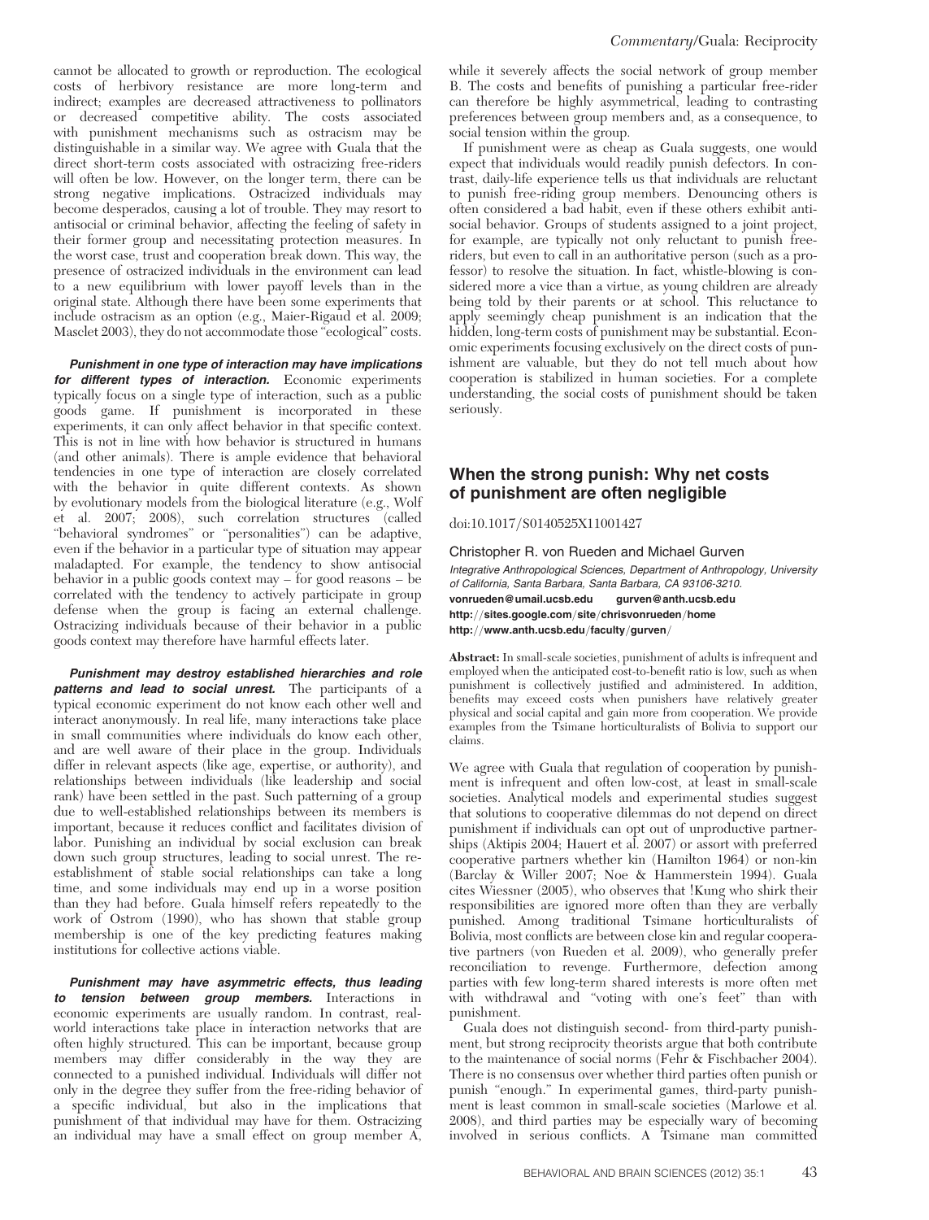cannot be allocated to growth or reproduction. The ecological costs of herbivory resistance are more long-term and indirect; examples are decreased attractiveness to pollinators or decreased competitive ability. The costs associated with punishment mechanisms such as ostracism may be distinguishable in a similar way. We agree with Guala that the direct short-term costs associated with ostracizing free-riders will often be low. However, on the longer term, there can be strong negative implications. Ostracized individuals may become desperados, causing a lot of trouble. They may resort to antisocial or criminal behavior, affecting the feeling of safety in their former group and necessitating protection measures. In the worst case, trust and cooperation break down. This way, the presence of ostracized individuals in the environment can lead to a new equilibrium with lower payoff levels than in the original state. Although there have been some experiments that include ostracism as an option (e.g., Maier-Rigaud et al. 2009; Masclet 2003), they do not accommodate those "ecological" costs.

***Punishment in one type of interaction may have implications for different types of interaction.*** Economic experiments typically focus on a single type of interaction, such as a public goods game. If punishment is incorporated in these experiments, it can only affect behavior in that specific context. This is not in line with how behavior is structured in humans (and other animals). There is ample evidence that behavioral tendencies in one type of interaction are closely correlated with the behavior in quite different contexts. As shown by evolutionary models from the biological literature (e.g., Wolf et al. 2007; 2008), such correlation structures (called "behavioral syndromes" or "personalities") can be adaptive, even if the behavior in a particular type of situation may appear maladapted. For example, the tendency to show antisocial behavior in a public goods context may – for good reasons – be correlated with the tendency to actively participate in group defense when the group is facing an external challenge. Ostracizing individuals because of their behavior in a public goods context may therefore have harmful effects later.

***Punishment may destroy established hierarchies and role patterns and lead to social unrest.*** The participants of a typical economic experiment do not know each other well and interact anonymously. In real life, many interactions take place in small communities where individuals do know each other, and are well aware of their place in the group. Individuals differ in relevant aspects (like age, expertise, or authority), and relationships between individuals (like leadership and social rank) have been settled in the past. Such patterning of a group due to well-established relationships between its members is important, because it reduces conflict and facilitates division of labor. Punishing an individual by social exclusion can break down such group structures, leading to social unrest. The re-establishment of stable social relationships can take a long time, and some individuals may end up in a worse position than they had before. Guala himself refers repeatedly to the work of Ostrom (1990), who has shown that stable group membership is one of the key predicting features making institutions for collective actions viable.

***Punishment may have asymmetric effects, thus leading to tension between group members.*** Interactions in economic experiments are usually random. In contrast, real-world interactions take place in interaction networks that are often highly structured. This can be important, because group members may differ considerably in the way they are connected to a punished individual. Individuals will differ not only in the degree they suffer from the free-riding behavior of a specific individual, but also in the implications that punishment of that individual may have for them. Ostracizing an individual may have a small effect on group member A, while it severely affects the social network of group member B. The costs and benefits of punishing a particular free-rider can therefore be highly asymmetrical, leading to contrasting preferences between group members and, as a consequence, to social tension within the group.

If punishment were as cheap as Guala suggests, one would expect that individuals would readily punish defectors. In contrast, daily-life experience tells us that individuals are reluctant to punish free-riding group members. Denouncing others is often considered a bad habit, even if these others exhibit antisocial behavior. Groups of students assigned to a joint project, for example, are typically not only reluctant to punish free-riders, but even to call in an authoritative person (such as a professor) to resolve the situation. In fact, whistle-blowing is considered more a vice than a virtue, as young children are already being told by their parents or at school. This reluctance to apply seemingly cheap punishment is an indication that the hidden, long-term costs of punishment may be substantial. Economic experiments focusing exclusively on the direct costs of punishment are valuable, but they do not tell much about how cooperation is stabilized in human societies. For a complete understanding, the social costs of punishment should be taken seriously.

## When the strong punish: Why net costs of punishment are often negligible

doi:10.1017/S0140525X11001427

Christopher R. von Rueden and Michael Gurven

*Integrative Anthropological Sciences, Department of Anthropology, University of California, Santa Barbara, Santa Barbara, CA 93106-3210.*
**vonrueden@umail.ucsb.edu gurven@anth.ucsb.edu**
**http://sites.google.com/site/chrisvonrueden/home**
**http://www.anth.ucsb.edu/faculty/gurven/**

**Abstract:** In small-scale societies, punishment of adults is infrequent and employed when the anticipated cost-to-benefit ratio is low, such as when punishment is collectively justified and administered. In addition, benefits may exceed costs when punishers have relatively greater physical and social capital and gain more from cooperation. We provide examples from the Tsimane horticulturalists of Bolivia to support our claims.

We agree with Guala that regulation of cooperation by punishment is infrequent and often low-cost, at least in small-scale societies. Analytical models and experimental studies suggest that solutions to cooperative dilemmas do not depend on direct punishment if individuals can opt out of unproductive partnerships (Aktipis 2004; Hauert et al. 2007) or assort with preferred cooperative partners whether kin (Hamilton 1964) or non-kin (Barclay & Willer 2007; Noe & Hammerstein 1994). Guala cites Wiessner (2005), who observes that !Kung who shirk their responsibilities are ignored more often than they are verbally punished. Among traditional Tsimane horticulturalists of Bolivia, most conflicts are between close kin and regular cooperative partners (von Rueden et al. 2009), who generally prefer reconciliation to revenge. Furthermore, defection among parties with few long-term shared interests is more often met with withdrawal and "voting with one's feet" than with punishment.

Guala does not distinguish second- from third-party punishment, but strong reciprocity theorists argue that both contribute to the maintenance of social norms (Fehr & Fischbacher 2004). There is no consensus over whether third parties often punish or punish "enough." In experimental games, third-party punishment is least common in small-scale societies (Marlowe et al. 2008), and third parties may be especially wary of becoming involved in serious conflicts. A Tsimane man committed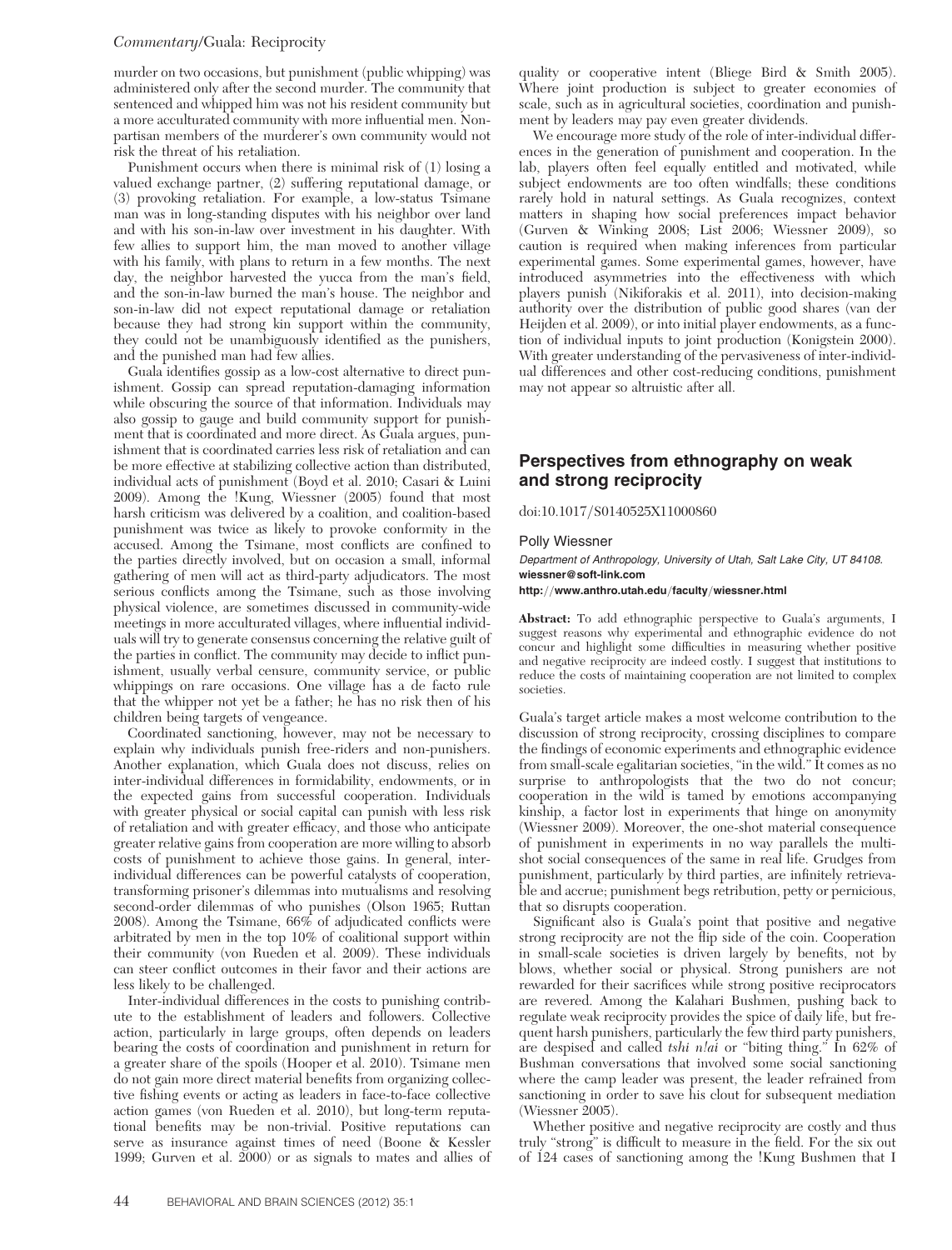murder on two occasions, but punishment (public whipping) was administered only after the second murder. The community that sentenced and whipped him was not his resident community but a more acculturated community with more influential men. Nonpartisan members of the murderer's own community would not risk the threat of his retaliation.

Punishment occurs when there is minimal risk of (1) losing a valued exchange partner, (2) suffering reputational damage, or (3) provoking retaliation. For example, a low-status Tsimane man was in long-standing disputes with his neighbor over land and with his son-in-law over investment in his daughter. With few allies to support him, the man moved to another village with his family, with plans to return in a few months. The next day, the neighbor harvested the yucca from the man's field, and the son-in-law burned the man's house. The neighbor and son-in-law did not expect reputational damage or retaliation because they had strong kin support within the community, they could not be unambiguously identified as the punishers, and the punished man had few allies.

Guala identifies gossip as a low-cost alternative to direct punishment. Gossip can spread reputation-damaging information while obscuring the source of that information. Individuals may also gossip to gauge and build community support for punishment that is coordinated and more direct. As Guala argues, punishment that is coordinated carries less risk of retaliation and can be more effective at stabilizing collective action than distributed, individual acts of punishment (Boyd et al. 2010; Casari & Luini 2009). Among the !Kung, Wiessner (2005) found that most harsh criticism was delivered by a coalition, and coalition-based punishment was twice as likely to provoke conformity in the accused. Among the Tsimane, most conflicts are confined to the parties directly involved, but on occasion a small, informal gathering of men will act as third-party adjudicators. The most serious conflicts among the Tsimane, such as those involving physical violence, are sometimes discussed in community-wide meetings in more acculturated villages, where influential individuals will try to generate consensus concerning the relative guilt of the parties in conflict. The community may decide to inflict punishment, usually verbal censure, community service, or public whippings on rare occasions. One village has a de facto rule that the whipper not yet be a father; he has no risk then of his children being targets of vengeance.

Coordinated sanctioning, however, may not be necessary to explain why individuals punish free-riders and non-punishers. Another explanation, which Guala does not discuss, relies on inter-individual differences in formidability, endowments, or in the expected gains from successful cooperation. Individuals with greater physical or social capital can punish with less risk of retaliation and with greater efficacy, and those who anticipate greater relative gains from cooperation are more willing to absorb costs of punishment to achieve those gains. In general, inter-individual differences can be powerful catalysts of cooperation, transforming prisoner's dilemmas into mutualisms and resolving second-order dilemmas of who punishes (Olson 1965; Ruttan 2008). Among the Tsimane, 66% of adjudicated conflicts were arbitrated by men in the top 10% of coalitional support within their community (von Rueden et al. 2009). These individuals can steer conflict outcomes in their favor and their actions are less likely to be challenged.

Inter-individual differences in the costs to punishing contribute to the establishment of leaders and followers. Collective action, particularly in large groups, often depends on leaders bearing the costs of coordination and punishment in return for a greater share of the spoils (Hooper et al. 2010). Tsimane men do not gain more direct material benefits from organizing collective fishing events or acting as leaders in face-to-face collective action games (von Rueden et al. 2010), but long-term reputational benefits may be non-trivial. Positive reputations can serve as insurance against times of need (Boone & Kessler 1999; Gurven et al. 2000) or as signals to mates and allies of quality or cooperative intent (Bliege Bird & Smith 2005). Where joint production is subject to greater economies of scale, such as in agricultural societies, coordination and punishment by leaders may pay even greater dividends.

We encourage more study of the role of inter-individual differences in the generation of punishment and cooperation. In the lab, players often feel equally entitled and motivated, while subject endowments are too often windfalls; these conditions rarely hold in natural settings. As Guala recognizes, context matters in shaping how social preferences impact behavior (Gurven & Winking 2008; List 2006; Wiessner 2009), so caution is required when making inferences from particular experimental games. Some experimental games, however, have introduced asymmetries into the effectiveness with which players punish (Nikiforakis et al. 2011), into decision-making authority over the distribution of public good shares (van der Heijden et al. 2009), or into initial player endowments, as a function of individual inputs to joint production (Konigstein 2000). With greater understanding of the pervasiveness of inter-individual differences and other cost-reducing conditions, punishment may not appear so altruistic after all.

## Perspectives from ethnography on weak and strong reciprocity

doi:10.1017/S0140525X11000860

Polly Wiessner

*Department of Anthropology, University of Utah, Salt Lake City, UT 84108.*
**wiessner@soft-link.com**
**http://www.anthro.utah.edu/faculty/wiessner.html**

**Abstract:** To add ethnographic perspective to Guala's arguments, I suggest reasons why experimental and ethnographic evidence do not concur and highlight some difficulties in measuring whether positive and negative reciprocity are indeed costly. I suggest that institutions to reduce the costs of maintaining cooperation are not limited to complex societies.

Guala's target article makes a most welcome contribution to the discussion of strong reciprocity, crossing disciplines to compare the findings of economic experiments and ethnographic evidence from small-scale egalitarian societies, "in the wild." It comes as no surprise to anthropologists that the two do not concur; cooperation in the wild is tamed by emotions accompanying kinship, a factor lost in experiments that hinge on anonymity (Wiessner 2009). Moreover, the one-shot material consequence of punishment in experiments in no way parallels the multi-shot social consequences of the same in real life. Grudges from punishment, particularly by third parties, are infinitely retrievable and accrue; punishment begs retribution, petty or pernicious, that so disrupts cooperation.

Significant also is Guala's point that positive and negative strong reciprocity are not the flip side of the coin. Cooperation in small-scale societies is driven largely by benefits, not by blows, whether social or physical. Strong punishers are not rewarded for their sacrifices while strong positive reciprocators are revered. Among the Kalahari Bushmen, pushing back to regulate weak reciprocity provides the spice of daily life, but frequent harsh punishers, particularly the few third party punishers, are despised and called *tshi n!ai* or "biting thing." In 62% of Bushman conversations that involved some social sanctioning where the camp leader was present, the leader refrained from sanctioning in order to save his clout for subsequent mediation (Wiessner 2005).

Whether positive and negative reciprocity are costly and thus truly "strong" is difficult to measure in the field. For the six out of 124 cases of sanctioning among the !Kung Bushmen that I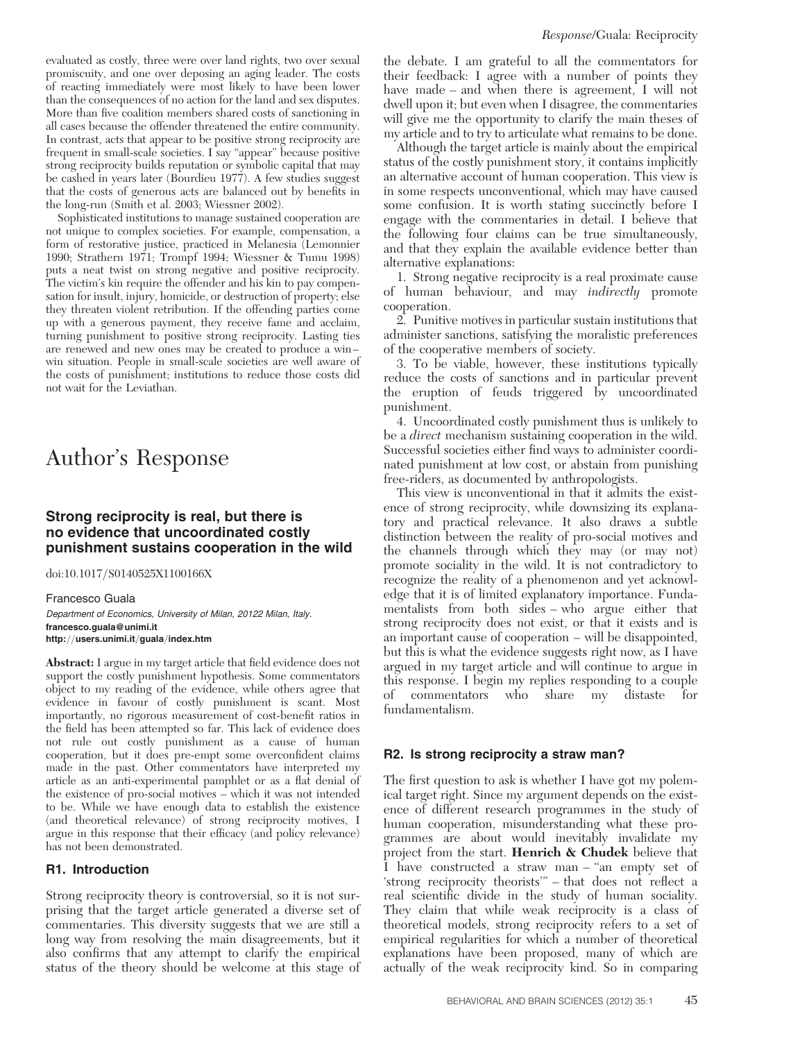evaluated as costly, three were over land rights, two over sexual promiscuity, and one over deposing an aging leader. The costs of reacting immediately were most likely to have been lower than the consequences of no action for the land and sex disputes. More than five coalition members shared costs of sanctioning in all cases because the offender threatened the entire community. In contrast, acts that appear to be positive strong reciprocity are frequent in small-scale societies. I say "appear" because positive strong reciprocity builds reputation or symbolic capital that may be cashed in years later (Bourdieu 1977). A few studies suggest that the costs of generous acts are balanced out by benefits in the long-run (Smith et al. 2003; Wiessner 2002).

Sophisticated institutions to manage sustained cooperation are not unique to complex societies. For example, compensation, a form of restorative justice, practiced in Melanesia (Lemonnier 1990; Strathern 1971; Trompf 1994; Wiessner & Tumu 1998) puts a neat twist on strong negative and positive reciprocity. The victim's kin require the offender and his kin to pay compensation for insult, injury, homicide, or destruction of property; else they threaten violent retribution. If the offending parties come up with a generous payment, they receive fame and acclaim, turning punishment to positive strong reciprocity. Lasting ties are renewed and new ones may be created to produce a win–win situation. People in small-scale societies are well aware of the costs of punishment; institutions to reduce those costs did not wait for the Leviathan.

# Author's Response

## Strong reciprocity is real, but there is no evidence that uncoordinated costly punishment sustains cooperation in the wild

doi:10.1017/S0140525X1100166X

Francesco Guala

*Department of Economics, University of Milan, 20122 Milan, Italy.*
**francesco.guala@unimi.it**
**http://users.unimi.it/guala/index.htm**

**Abstract:** I argue in my target article that field evidence does not support the costly punishment hypothesis. Some commentators object to my reading of the evidence, while others agree that evidence in favour of costly punishment is scant. Most importantly, no rigorous measurement of cost-benefit ratios in the field has been attempted so far. This lack of evidence does not rule out costly punishment as a cause of human cooperation, but it does pre-empt some overconfident claims made in the past. Other commentators have interpreted my article as an anti-experimental pamphlet or as a flat denial of the existence of pro-social motives – which it was not intended to be. While we have enough data to establish the existence (and theoretical relevance) of strong reciprocity motives, I argue in this response that their efficacy (and policy relevance) has not been demonstrated.

### R1. Introduction

Strong reciprocity theory is controversial, so it is not surprising that the target article generated a diverse set of commentaries. This diversity suggests that we are still a long way from resolving the main disagreements, but it also confirms that any attempt to clarify the empirical status of the theory should be welcome at this stage of the debate. I am grateful to all the commentators for their feedback: I agree with a number of points they have made – and when there is agreement, I will not dwell upon it; but even when I disagree, the commentaries will give me the opportunity to clarify the main theses of my article and to try to articulate what remains to be done.

Although the target article is mainly about the empirical status of the costly punishment story, it contains implicitly an alternative account of human cooperation. This view is in some respects unconventional, which may have caused some confusion. It is worth stating succinctly before I engage with the commentaries in detail. I believe that the following four claims can be true simultaneously, and that they explain the available evidence better than alternative explanations:

1. Strong negative reciprocity is a real proximate cause of human behaviour, and may *indirectly* promote cooperation.

2. Punitive motives in particular sustain institutions that administer sanctions, satisfying the moralistic preferences of the cooperative members of society.

3. To be viable, however, these institutions typically reduce the costs of sanctions and in particular prevent the eruption of feuds triggered by uncoordinated punishment.

4. Uncoordinated costly punishment thus is unlikely to be a *direct* mechanism sustaining cooperation in the wild. Successful societies either find ways to administer coordinated punishment at low cost, or abstain from punishing free-riders, as documented by anthropologists.

This view is unconventional in that it admits the existence of strong reciprocity, while downsizing its explanatory and practical relevance. It also draws a subtle distinction between the reality of pro-social motives and the channels through which they may (or may not) promote sociality in the wild. It is not contradictory to recognize the reality of a phenomenon and yet acknowledge that it is of limited explanatory importance. Fundamentalists from both sides – who argue either that strong reciprocity does not exist, or that it exists and is an important cause of cooperation – will be disappointed, but this is what the evidence suggests right now, as I have argued in my target article and will continue to argue in this response. I begin my replies responding to a couple of commentators who share my distaste for fundamentalism.

### R2. Is strong reciprocity a straw man?

The first question to ask is whether I have got my polemical target right. Since my argument depends on the existence of different research programmes in the study of human cooperation, misunderstanding what these programmes are about would inevitably invalidate my project from the start. **Henrich & Chudek** believe that I have constructed a straw man – "an empty set of 'strong reciprocity theorists'" – that does not reflect a real scientific divide in the study of human sociality. They claim that while weak reciprocity is a class of theoretical models, strong reciprocity refers to a set of empirical regularities for which a number of theoretical explanations have been proposed, many of which are actually of the weak reciprocity kind. So in comparing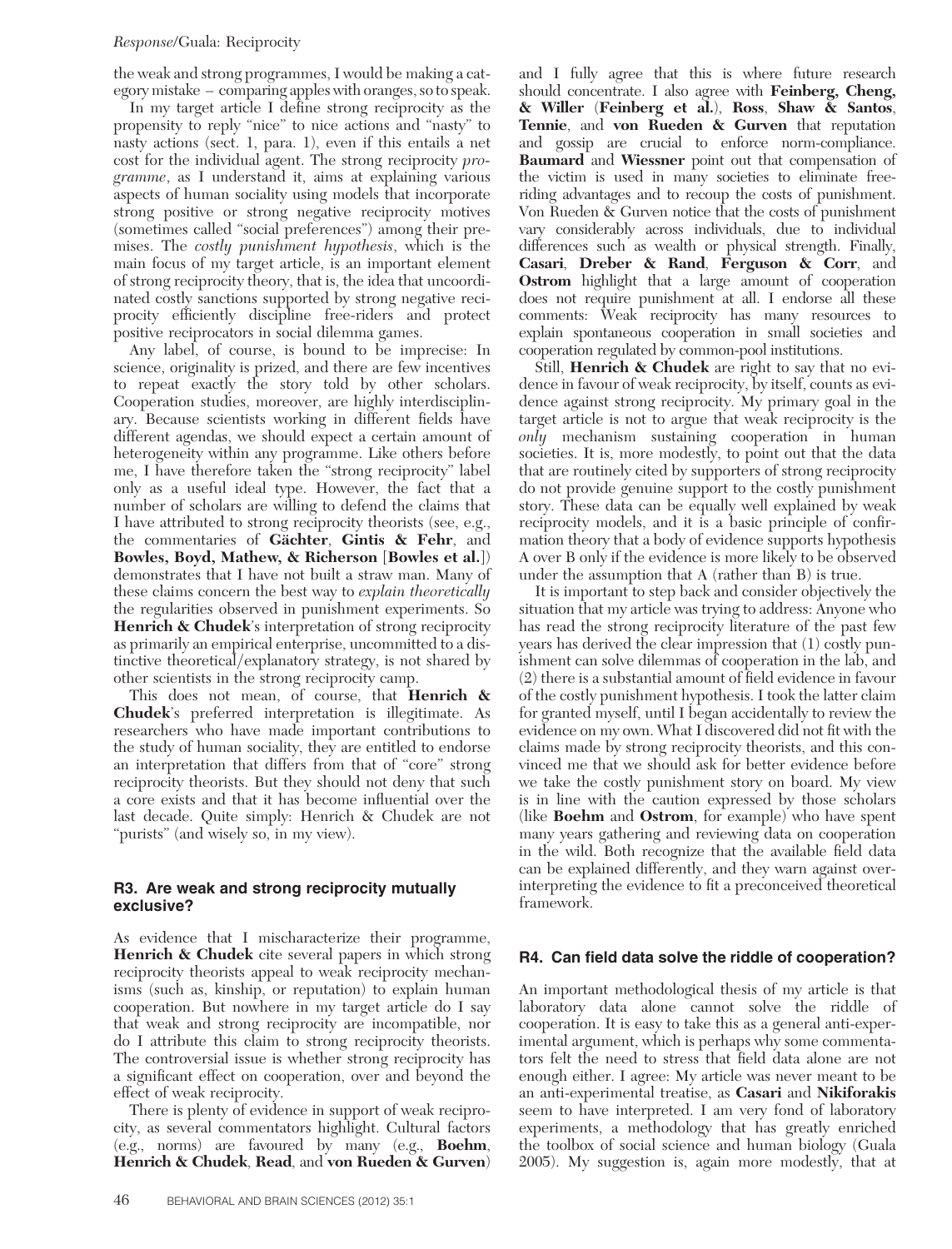the weak and strong programmes, I would be making a category mistake – comparing apples with oranges, so to speak.

In my target article I define strong reciprocity as the propensity to reply "nice" to nice actions and "nasty" to nasty actions (sect. 1, para. 1), even if this entails a net cost for the individual agent. The strong reciprocity *programme*, as I understand it, aims at explaining various aspects of human sociality using models that incorporate strong positive or strong negative reciprocity motives (sometimes called "social preferences") among their premises. The *costly punishment hypothesis*, which is the main focus of my target article, is an important element of strong reciprocity theory, that is, the idea that uncoordinated costly sanctions supported by strong negative reciprocity efficiently discipline free-riders and protect positive reciprocators in social dilemma games.

Any label, of course, is bound to be imprecise: In science, originality is prized, and there are few incentives to repeat exactly the story told by other scholars. Cooperation studies, moreover, are highly interdisciplinary. Because scientists working in different fields have different agendas, we should expect a certain amount of heterogeneity within any programme. Like others before me, I have therefore taken the "strong reciprocity" label only as a useful ideal type. However, the fact that a number of scholars are willing to defend the claims that I have attributed to strong reciprocity theorists (see, e.g., the commentaries of **Gächter**, **Gintis & Fehr**, and **Bowles, Boyd, Mathew, & Richerson** [**Bowles et al.**]) demonstrates that I have not built a straw man. Many of these claims concern the best way to *explain theoretically* the regularities observed in punishment experiments. So **Henrich & Chudek**'s interpretation of strong reciprocity as primarily an empirical enterprise, uncommitted to a distinctive theoretical/explanatory strategy, is not shared by other scientists in the strong reciprocity camp.

This does not mean, of course, that **Henrich & Chudek**'s preferred interpretation is illegitimate. As researchers who have made important contributions to the study of human sociality, they are entitled to endorse an interpretation that differs from that of "core" strong reciprocity theorists. But they should not deny that such a core exists and that it has become influential over the last decade. Quite simply: Henrich & Chudek are not "purists" (and wisely so, in my view).

## R3. Are weak and strong reciprocity mutually exclusive?

As evidence that I mischaracterize their programme, **Henrich & Chudek** cite several papers in which strong reciprocity theorists appeal to weak reciprocity mechanisms (such as, kinship, or reputation) to explain human cooperation. But nowhere in my target article do I say that weak and strong reciprocity are incompatible, nor do I attribute this claim to strong reciprocity theorists. The controversial issue is whether strong reciprocity has a significant effect on cooperation, over and beyond the effect of weak reciprocity.

There is plenty of evidence in support of weak reciprocity, as several commentators highlight. Cultural factors (e.g., norms) are favoured by many (e.g., **Boehm**, **Henrich & Chudek**, **Read**, and **von Rueden & Gurven**) and I fully agree that this is where future research should concentrate. I also agree with **Feinberg, Cheng, & Willer** (**Feinberg et al.**), **Ross**, **Shaw & Santos**, **Tennie**, and **von Rueden & Gurven** that reputation and gossip are crucial to enforce norm-compliance. **Baumard** and **Wiessner** point out that compensation of the victim is used in many societies to eliminate free-riding advantages and to recoup the costs of punishment. Von Rueden & Gurven notice that the costs of punishment vary considerably across individuals, due to individual differences such as wealth or physical strength. Finally, **Casari**, **Dreber & Rand**, **Ferguson & Corr**, and **Ostrom** highlight that a large amount of cooperation does not require punishment at all. I endorse all these comments: Weak reciprocity has many resources to explain spontaneous cooperation in small societies and cooperation regulated by common-pool institutions.

Still, **Henrich & Chudek** are right to say that no evidence in favour of weak reciprocity, by itself, counts as evidence against strong reciprocity. My primary goal in the target article is not to argue that weak reciprocity is the *only* mechanism sustaining cooperation in human societies. It is, more modestly, to point out that the data that are routinely cited by supporters of strong reciprocity do not provide genuine support to the costly punishment story. These data can be equally well explained by weak reciprocity models, and it is a basic principle of confirmation theory that a body of evidence supports hypothesis A over B only if the evidence is more likely to be observed under the assumption that A (rather than B) is true.

It is important to step back and consider objectively the situation that my article was trying to address: Anyone who has read the strong reciprocity literature of the past few years has derived the clear impression that (1) costly punishment can solve dilemmas of cooperation in the lab, and (2) there is a substantial amount of field evidence in favour of the costly punishment hypothesis. I took the latter claim for granted myself, until I began accidentally to review the evidence on my own. What I discovered did not fit with the claims made by strong reciprocity theorists, and this convinced me that we should ask for better evidence before we take the costly punishment story on board. My view is in line with the caution expressed by those scholars (like **Boehm** and **Ostrom**, for example) who have spent many years gathering and reviewing data on cooperation in the wild. Both recognize that the available field data can be explained differently, and they warn against over-interpreting the evidence to fit a preconceived theoretical framework.

## R4. Can field data solve the riddle of cooperation?

An important methodological thesis of my article is that laboratory data alone cannot solve the riddle of cooperation. It is easy to take this as a general anti-experimental argument, which is perhaps why some commentators felt the need to stress that field data alone are not enough either. I agree: My article was never meant to be an anti-experimental treatise, as **Casari** and **Nikiforakis** seem to have interpreted. I am very fond of laboratory experiments, a methodology that has greatly enriched the toolbox of social science and human biology (Guala 2005). My suggestion is, again more modestly, that at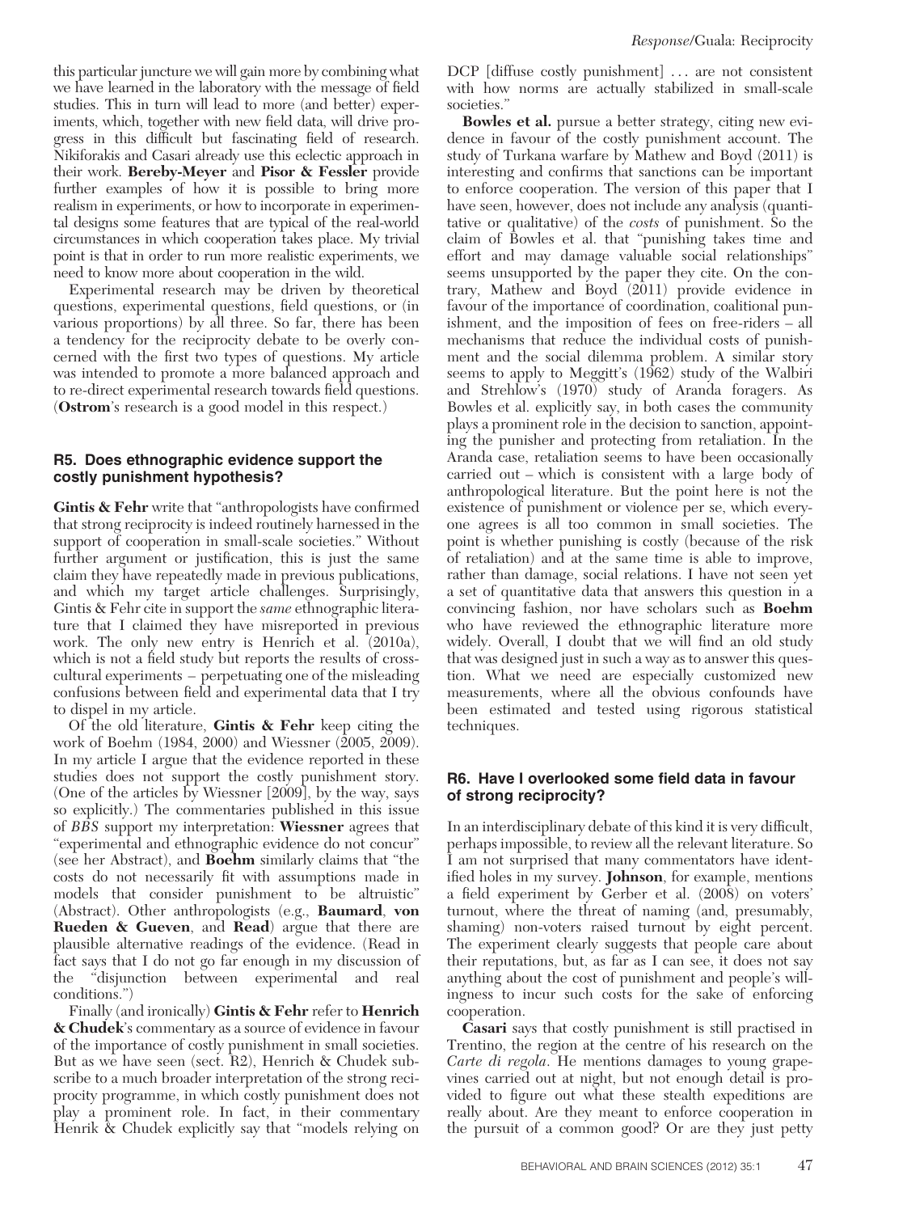this particular juncture we will gain more by combining what we have learned in the laboratory with the message of field studies. This in turn will lead to more (and better) experiments, which, together with new field data, will drive progress in this difficult but fascinating field of research. Nikiforakis and Casari already use this eclectic approach in their work. **Bereby-Meyer** and **Pisor & Fessler** provide further examples of how it is possible to bring more realism in experiments, or how to incorporate in experimental designs some features that are typical of the real-world circumstances in which cooperation takes place. My trivial point is that in order to run more realistic experiments, we need to know more about cooperation in the wild.

Experimental research may be driven by theoretical questions, experimental questions, field questions, or (in various proportions) by all three. So far, there has been a tendency for the reciprocity debate to be overly concerned with the first two types of questions. My article was intended to promote a more balanced approach and to re-direct experimental research towards field questions. (**Ostrom**'s research is a good model in this respect.)

## R5. Does ethnographic evidence support the costly punishment hypothesis?

**Gintis & Fehr** write that "anthropologists have confirmed that strong reciprocity is indeed routinely harnessed in the support of cooperation in small-scale societies." Without further argument or justification, this is just the same claim they have repeatedly made in previous publications, and which my target article challenges. Surprisingly, Gintis & Fehr cite in support the *same* ethnographic literature that I claimed they have misreported in previous work. The only new entry is Henrich et al. (2010a), which is not a field study but reports the results of cross-cultural experiments – perpetuating one of the misleading confusions between field and experimental data that I try to dispel in my article.

Of the old literature, **Gintis & Fehr** keep citing the work of Boehm (1984, 2000) and Wiessner (2005, 2009). In my article I argue that the evidence reported in these studies does not support the costly punishment story. (One of the articles by Wiessner [2009], by the way, says so explicitly.) The commentaries published in this issue of *BBS* support my interpretation: **Wiessner** agrees that "experimental and ethnographic evidence do not concur" (see her Abstract), and **Boehm** similarly claims that "the costs do not necessarily fit with assumptions made in models that consider punishment to be altruistic" (Abstract). Other anthropologists (e.g., **Baumard**, **von Rueden & Gueven**, and **Read**) argue that there are plausible alternative readings of the evidence. (Read in fact says that I do not go far enough in my discussion of the "disjunction between experimental and real conditions.")

Finally (and ironically) **Gintis & Fehr** refer to **Henrich & Chudek**'s commentary as a source of evidence in favour of the importance of costly punishment in small societies. But as we have seen (sect. R2), Henrich & Chudek subscribe to a much broader interpretation of the strong reciprocity programme, in which costly punishment does not play a prominent role. In fact, in their commentary Henrik & Chudek explicitly say that "models relying on DCP [diffuse costly punishment] ... are not consistent with how norms are actually stabilized in small-scale societies."

**Bowles et al.** pursue a better strategy, citing new evidence in favour of the costly punishment account. The study of Turkana warfare by Mathew and Boyd (2011) is interesting and confirms that sanctions can be important to enforce cooperation. The version of this paper that I have seen, however, does not include any analysis (quantitative or qualitative) of the *costs* of punishment. So the claim of Bowles et al. that "punishing takes time and effort and may damage valuable social relationships" seems unsupported by the paper they cite. On the contrary, Mathew and Boyd (2011) provide evidence in favour of the importance of coordination, coalitional punishment, and the imposition of fees on free-riders – all mechanisms that reduce the individual costs of punishment and the social dilemma problem. A similar story seems to apply to Meggitt's (1962) study of the Walbiri and Strehlow's (1970) study of Aranda foragers. As Bowles et al. explicitly say, in both cases the community plays a prominent role in the decision to sanction, appointing the punisher and protecting from retaliation. In the Aranda case, retaliation seems to have been occasionally carried out – which is consistent with a large body of anthropological literature. But the point here is not the existence of punishment or violence per se, which everyone agrees is all too common in small societies. The point is whether punishing is costly (because of the risk of retaliation) and at the same time is able to improve, rather than damage, social relations. I have not seen yet a set of quantitative data that answers this question in a convincing fashion, nor have scholars such as **Boehm** who have reviewed the ethnographic literature more widely. Overall, I doubt that we will find an old study that was designed just in such a way as to answer this question. What we need are especially customized new measurements, where all the obvious confounds have been estimated and tested using rigorous statistical techniques.

## R6. Have I overlooked some field data in favour of strong reciprocity?

In an interdisciplinary debate of this kind it is very difficult, perhaps impossible, to review all the relevant literature. So I am not surprised that many commentators have identified holes in my survey. **Johnson**, for example, mentions a field experiment by Gerber et al. (2008) on voters' turnout, where the threat of naming (and, presumably, shaming) non-voters raised turnout by eight percent. The experiment clearly suggests that people care about their reputations, but, as far as I can see, it does not say anything about the cost of punishment and people's willingness to incur such costs for the sake of enforcing cooperation.

**Casari** says that costly punishment is still practised in Trentino, the region at the centre of his research on the *Carte di regola*. He mentions damages to young grapevines carried out at night, but not enough detail is provided to figure out what these stealth expeditions are really about. Are they meant to enforce cooperation in the pursuit of a common good? Or are they just petty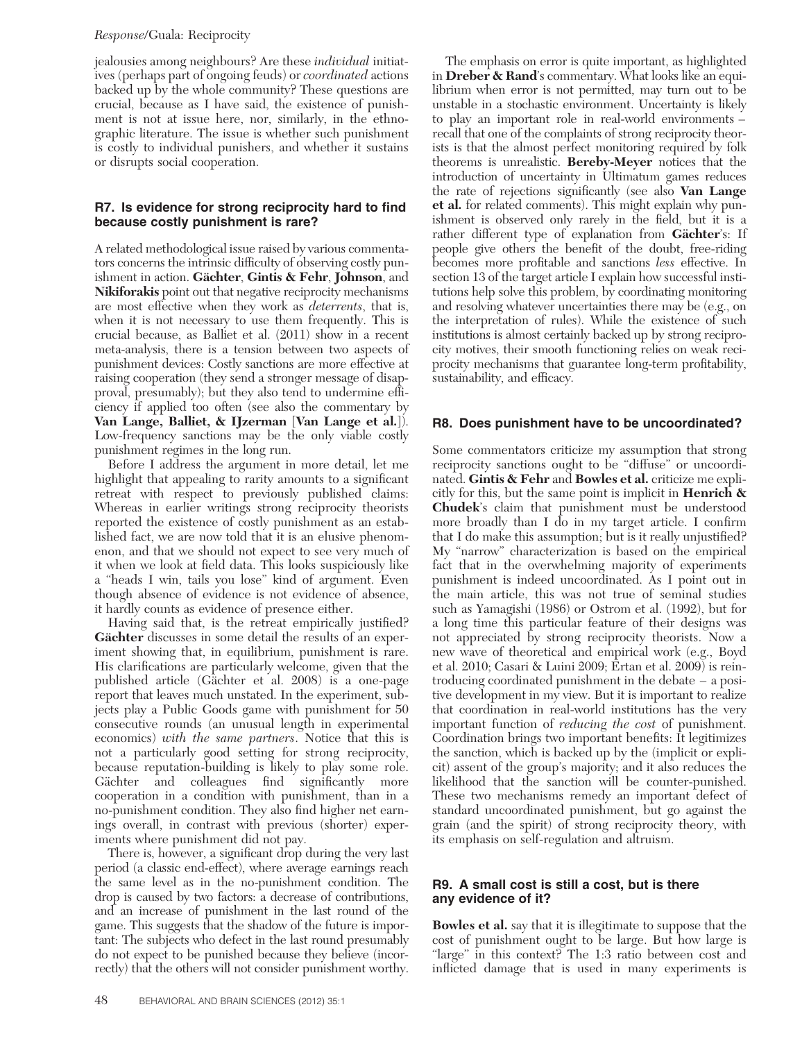jealousies among neighbours? Are these *individual* initiatives (perhaps part of ongoing feuds) or *coordinated* actions backed up by the whole community? These questions are crucial, because as I have said, the existence of punishment is not at issue here, nor, similarly, in the ethnographic literature. The issue is whether such punishment is costly to individual punishers, and whether it sustains or disrupts social cooperation.

## R7. Is evidence for strong reciprocity hard to find because costly punishment is rare?

A related methodological issue raised by various commentators concerns the intrinsic difficulty of observing costly punishment in action. **Gächter**, **Gintis & Fehr**, **Johnson**, and **Nikiforakis** point out that negative reciprocity mechanisms are most effective when they work as *deterrents*, that is, when it is not necessary to use them frequently. This is crucial because, as Balliet et al. (2011) show in a recent meta-analysis, there is a tension between two aspects of punishment devices: Costly sanctions are more effective at raising cooperation (they send a stronger message of disapproval, presumably); but they also tend to undermine efficiency if applied too often (see also the commentary by **Van Lange, Balliet, & IJzerman [Van Lange et al.]**). Low-frequency sanctions may be the only viable costly punishment regimes in the long run.

Before I address the argument in more detail, let me highlight that appealing to rarity amounts to a significant retreat with respect to previously published claims: Whereas in earlier writings strong reciprocity theorists reported the existence of costly punishment as an established fact, we are now told that it is an elusive phenomenon, and that we should not expect to see very much of it when we look at field data. This looks suspiciously like a "heads I win, tails you lose" kind of argument. Even though absence of evidence is not evidence of absence, it hardly counts as evidence of presence either.

Having said that, is the retreat empirically justified? **Gächter** discusses in some detail the results of an experiment showing that, in equilibrium, punishment is rare. His clarifications are particularly welcome, given that the published article (Gächter et al. 2008) is a one-page report that leaves much unstated. In the experiment, subjects play a Public Goods game with punishment for 50 consecutive rounds (an unusual length in experimental economics) *with the same partners*. Notice that this is not a particularly good setting for strong reciprocity, because reputation-building is likely to play some role. Gächter and colleagues find significantly more cooperation in a condition with punishment, than in a no-punishment condition. They also find higher net earnings overall, in contrast with previous (shorter) experiments where punishment did not pay.

There is, however, a significant drop during the very last period (a classic end-effect), where average earnings reach the same level as in the no-punishment condition. The drop is caused by two factors: a decrease of contributions, and an increase of punishment in the last round of the game. This suggests that the shadow of the future is important: The subjects who defect in the last round presumably do not expect to be punished because they believe (incorrectly) that the others will not consider punishment worthy.

The emphasis on error is quite important, as highlighted in **Dreber & Rand**'s commentary. What looks like an equilibrium when error is not permitted, may turn out to be unstable in a stochastic environment. Uncertainty is likely to play an important role in real-world environments – recall that one of the complaints of strong reciprocity theorists is that the almost perfect monitoring required by folk theorems is unrealistic. **Bereby-Meyer** notices that the introduction of uncertainty in Ultimatum games reduces the rate of rejections significantly (see also **Van Lange et al.** for related comments). This might explain why punishment is observed only rarely in the field, but it is a rather different type of explanation from **Gächter**'s: If people give others the benefit of the doubt, free-riding becomes more profitable and sanctions *less* effective. In section 13 of the target article I explain how successful institutions help solve this problem, by coordinating monitoring and resolving whatever uncertainties there may be (e.g., on the interpretation of rules). While the existence of such institutions is almost certainly backed up by strong reciprocity motives, their smooth functioning relies on weak reciprocity mechanisms that guarantee long-term profitability, sustainability, and efficacy.

## R8. Does punishment have to be uncoordinated?

Some commentators criticize my assumption that strong reciprocity sanctions ought to be "diffuse" or uncoordinated. **Gintis & Fehr** and **Bowles et al.** criticize me explicitly for this, but the same point is implicit in **Henrich & Chudek**'s claim that punishment must be understood more broadly than I do in my target article. I confirm that I do make this assumption; but is it really unjustified? My "narrow" characterization is based on the empirical fact that in the overwhelming majority of experiments punishment is indeed uncoordinated. As I point out in the main article, this was not true of seminal studies such as Yamagishi (1986) or Ostrom et al. (1992), but for a long time this particular feature of their designs was not appreciated by strong reciprocity theorists. Now a new wave of theoretical and empirical work (e.g., Boyd et al. 2010; Casari & Luini 2009; Ertan et al. 2009) is reintroducing coordinated punishment in the debate – a positive development in my view. But it is important to realize that coordination in real-world institutions has the very important function of *reducing the cost* of punishment. Coordination brings two important benefits: It legitimizes the sanction, which is backed up by the (implicit or explicit) assent of the group's majority; and it also reduces the likelihood that the sanction will be counter-punished. These two mechanisms remedy an important defect of standard uncoordinated punishment, but go against the grain (and the spirit) of strong reciprocity theory, with its emphasis on self-regulation and altruism.

## R9. A small cost is still a cost, but is there any evidence of it?

**Bowles et al.** say that it is illegitimate to suppose that the cost of punishment ought to be large. But how large is "large" in this context? The 1:3 ratio between cost and inflicted damage that is used in many experiments is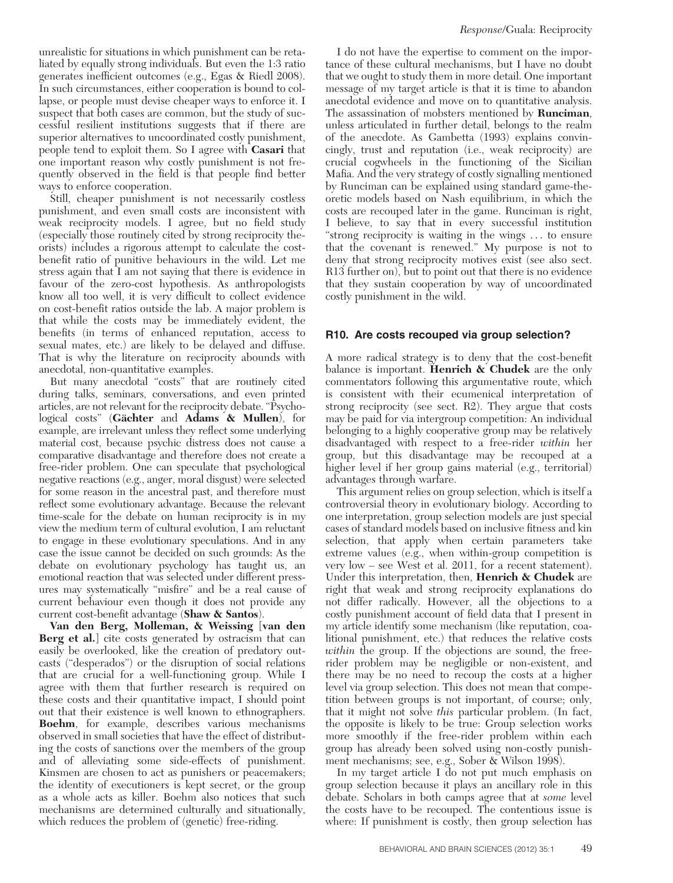unrealistic for situations in which punishment can be retaliated by equally strong individuals. But even the 1:3 ratio generates inefficient outcomes (e.g., Egas & Riedl 2008). In such circumstances, either cooperation is bound to collapse, or people must devise cheaper ways to enforce it. I suspect that both cases are common, but the study of successful resilient institutions suggests that if there are superior alternatives to uncoordinated costly punishment, people tend to exploit them. So I agree with **Casari** that one important reason why costly punishment is not frequently observed in the field is that people find better ways to enforce cooperation.

Still, cheaper punishment is not necessarily costless punishment, and even small costs are inconsistent with weak reciprocity models. I agree, but no field study (especially those routinely cited by strong reciprocity theorists) includes a rigorous attempt to calculate the cost-benefit ratio of punitive behaviours in the wild. Let me stress again that I am not saying that there is evidence in favour of the zero-cost hypothesis. As anthropologists know all too well, it is very difficult to collect evidence on cost-benefit ratios outside the lab. A major problem is that while the costs may be immediately evident, the benefits (in terms of enhanced reputation, access to sexual mates, etc.) are likely to be delayed and diffuse. That is why the literature on reciprocity abounds with anecdotal, non-quantitative examples.

But many anecdotal "costs" that are routinely cited during talks, seminars, conversations, and even printed articles, are not relevant for the reciprocity debate. "Psychological costs" (**Gächter** and **Adams & Mullen**), for example, are irrelevant unless they reflect some underlying material cost, because psychic distress does not cause a comparative disadvantage and therefore does not create a free-rider problem. One can speculate that psychological negative reactions (e.g., anger, moral disgust) were selected for some reason in the ancestral past, and therefore must reflect some evolutionary advantage. Because the relevant time-scale for the debate on human reciprocity is in my view the medium term of cultural evolution, I am reluctant to engage in these evolutionary speculations. And in any case the issue cannot be decided on such grounds: As the debate on evolutionary psychology has taught us, an emotional reaction that was selected under different pressures may systematically "misfire" and be a real cause of current behaviour even though it does not provide any current cost-benefit advantage (**Shaw & Santos**).

**Van den Berg, Molleman, & Weissing [van den Berg et al.]** cite costs generated by ostracism that can easily be overlooked, like the creation of predatory outcasts ("desperados") or the disruption of social relations that are crucial for a well-functioning group. While I agree with them that further research is required on these costs and their quantitative impact, I should point out that their existence is well known to ethnographers. **Boehm**, for example, describes various mechanisms observed in small societies that have the effect of distributing the costs of sanctions over the members of the group and of alleviating some side-effects of punishment. Kinsmen are chosen to act as punishers or peacemakers; the identity of executioners is kept secret, or the group as a whole acts as killer. Boehm also notices that such mechanisms are determined culturally and situationally, which reduces the problem of (genetic) free-riding.

I do not have the expertise to comment on the importance of these cultural mechanisms, but I have no doubt that we ought to study them in more detail. One important message of my target article is that it is time to abandon anecdotal evidence and move on to quantitative analysis. The assassination of mobsters mentioned by **Runciman**, unless articulated in further detail, belongs to the realm of the anecdote. As Gambetta (1993) explains convincingly, trust and reputation (i.e., weak reciprocity) are crucial cogwheels in the functioning of the Sicilian Mafia. And the very strategy of costly signalling mentioned by Runciman can be explained using standard game-theoretic models based on Nash equilibrium, in which the costs are recouped later in the game. Runciman is right, I believe, to say that in every successful institution "strong reciprocity is waiting in the wings … to ensure that the covenant is renewed." My purpose is not to deny that strong reciprocity motives exist (see also sect. R13 further on), but to point out that there is no evidence that they sustain cooperation by way of uncoordinated costly punishment in the wild.

## R10. Are costs recouped via group selection?

A more radical strategy is to deny that the cost-benefit balance is important. **Henrich & Chudek** are the only commentators following this argumentative route, which is consistent with their ecumenical interpretation of strong reciprocity (see sect. R2). They argue that costs may be paid for via intergroup competition: An individual belonging to a highly cooperative group may be relatively disadvantaged with respect to a free-rider *within* her group, but this disadvantage may be recouped at a higher level if her group gains material (e.g., territorial) advantages through warfare.

This argument relies on group selection, which is itself a controversial theory in evolutionary biology. According to one interpretation, group selection models are just special cases of standard models based on inclusive fitness and kin selection, that apply when certain parameters take extreme values (e.g., when within-group competition is very low – see West et al. 2011, for a recent statement). Under this interpretation, then, **Henrich & Chudek** are right that weak and strong reciprocity explanations do not differ radically. However, all the objections to a costly punishment account of field data that I present in my article identify some mechanism (like reputation, coalitional punishment, etc.) that reduces the relative costs *within* the group. If the objections are sound, the free-rider problem may be negligible or non-existent, and there may be no need to recoup the costs at a higher level via group selection. This does not mean that competition between groups is not important, of course; only, that it might not solve *this* particular problem. (In fact, the opposite is likely to be true: Group selection works more smoothly if the free-rider problem within each group has already been solved using non-costly punishment mechanisms; see, e.g., Sober & Wilson 1998).

In my target article I do not put much emphasis on group selection because it plays an ancillary role in this debate. Scholars in both camps agree that at *some* level the costs have to be recouped. The contentious issue is where: If punishment is costly, then group selection has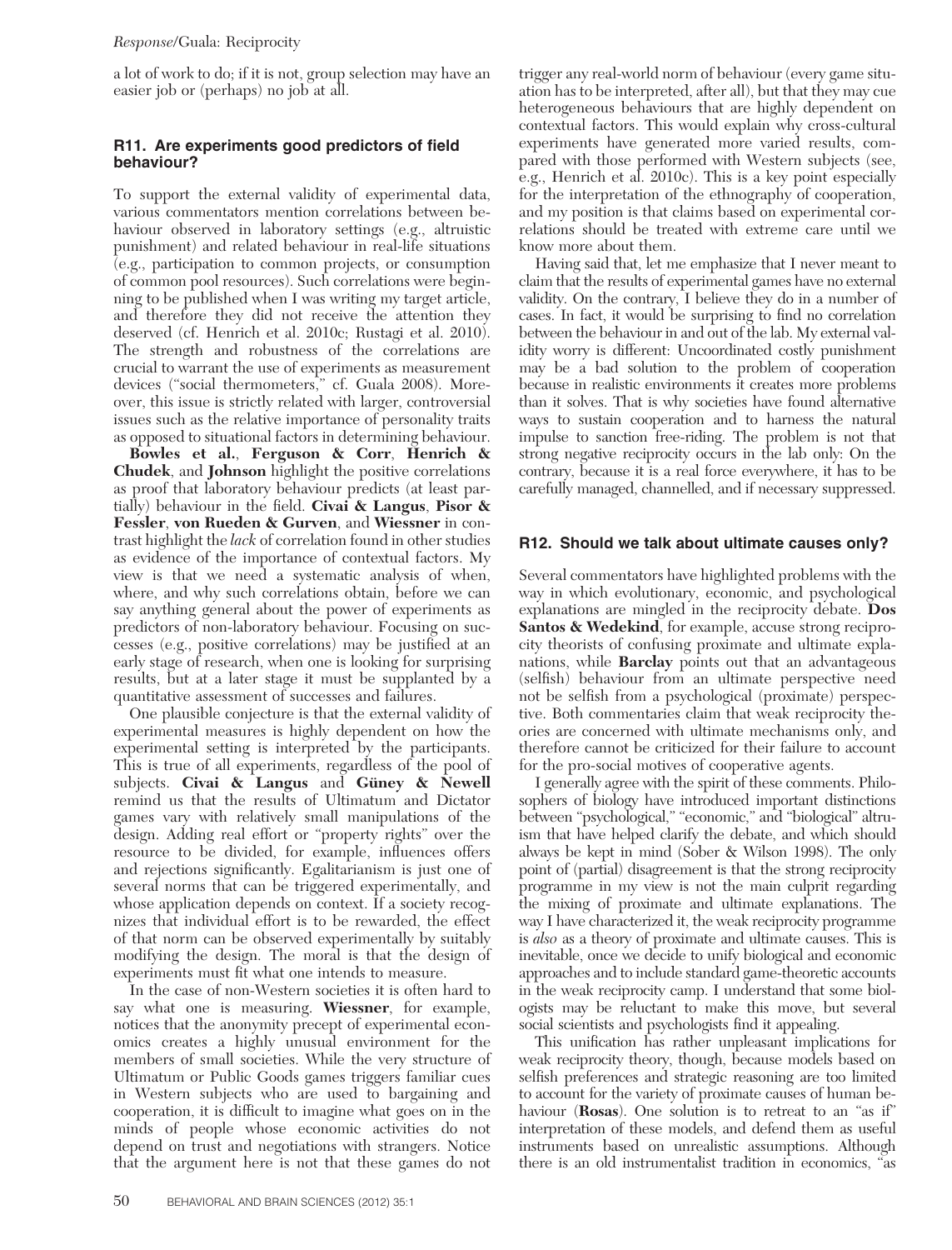a lot of work to do; if it is not, group selection may have an easier job or (perhaps) no job at all.

## R11. Are experiments good predictors of field behaviour?

To support the external validity of experimental data, various commentators mention correlations between behaviour observed in laboratory settings (e.g., altruistic punishment) and related behaviour in real-life situations (e.g., participation to common projects, or consumption of common pool resources). Such correlations were beginning to be published when I was writing my target article, and therefore they did not receive the attention they deserved (cf. Henrich et al. 2010c; Rustagi et al. 2010). The strength and robustness of the correlations are crucial to warrant the use of experiments as measurement devices ("social thermometers," cf. Guala 2008). Moreover, this issue is strictly related with larger, controversial issues such as the relative importance of personality traits as opposed to situational factors in determining behaviour.

**Bowles et al.**, **Ferguson & Corr**, **Henrich & Chudek**, and **Johnson** highlight the positive correlations as proof that laboratory behaviour predicts (at least partially) behaviour in the field. **Civai & Langus**, **Pisor & Fessler**, **von Rueden & Gurven**, and **Wiessner** in contrast highlight the *lack* of correlation found in other studies as evidence of the importance of contextual factors. My view is that we need a systematic analysis of when, where, and why such correlations obtain, before we can say anything general about the power of experiments as predictors of non-laboratory behaviour. Focusing on successes (e.g., positive correlations) may be justified at an early stage of research, when one is looking for surprising results, but at a later stage it must be supplanted by a quantitative assessment of successes and failures.

One plausible conjecture is that the external validity of experimental measures is highly dependent on how the experimental setting is interpreted by the participants. This is true of all experiments, regardless of the pool of subjects. **Civai & Langus** and **Güney & Newell** remind us that the results of Ultimatum and Dictator games vary with relatively small manipulations of the design. Adding real effort or "property rights" over the resource to be divided, for example, influences offers and rejections significantly. Egalitarianism is just one of several norms that can be triggered experimentally, and whose application depends on context. If a society recognizes that individual effort is to be rewarded, the effect of that norm can be observed experimentally by suitably modifying the design. The moral is that the design of experiments must fit what one intends to measure.

In the case of non-Western societies it is often hard to say what one is measuring. **Wiessner**, for example, notices that the anonymity precept of experimental economics creates a highly unusual environment for the members of small societies. While the very structure of Ultimatum or Public Goods games triggers familiar cues in Western subjects who are used to bargaining and cooperation, it is difficult to imagine what goes on in the minds of people whose economic activities do not depend on trust and negotiations with strangers. Notice that the argument here is not that these games do not trigger any real-world norm of behaviour (every game situation has to be interpreted, after all), but that they may cue heterogeneous behaviours that are highly dependent on contextual factors. This would explain why cross-cultural experiments have generated more varied results, compared with those performed with Western subjects (see, e.g., Henrich et al. 2010c). This is a key point especially for the interpretation of the ethnography of cooperation, and my position is that claims based on experimental correlations should be treated with extreme care until we know more about them.

Having said that, let me emphasize that I never meant to claim that the results of experimental games have no external validity. On the contrary, I believe they do in a number of cases. In fact, it would be surprising to find no correlation between the behaviour in and out of the lab. My external validity worry is different: Uncoordinated costly punishment may be a bad solution to the problem of cooperation because in realistic environments it creates more problems than it solves. That is why societies have found alternative ways to sustain cooperation and to harness the natural impulse to sanction free-riding. The problem is not that strong negative reciprocity occurs in the lab only: On the contrary, because it is a real force everywhere, it has to be carefully managed, channelled, and if necessary suppressed.

## R12. Should we talk about ultimate causes only?

Several commentators have highlighted problems with the way in which evolutionary, economic, and psychological explanations are mingled in the reciprocity debate. **Dos Santos & Wedekind**, for example, accuse strong reciprocity theorists of confusing proximate and ultimate explanations, while **Barclay** points out that an advantageous (selfish) behaviour from an ultimate perspective need not be selfish from a psychological (proximate) perspective. Both commentaries claim that weak reciprocity theories are concerned with ultimate mechanisms only, and therefore cannot be criticized for their failure to account for the pro-social motives of cooperative agents.

I generally agree with the spirit of these comments. Philosophers of biology have introduced important distinctions between "psychological," "economic," and "biological" altruism that have helped clarify the debate, and which should always be kept in mind (Sober & Wilson 1998). The only point of (partial) disagreement is that the strong reciprocity programme in my view is not the main culprit regarding the mixing of proximate and ultimate explanations. The way I have characterized it, the weak reciprocity programme is *also* as a theory of proximate and ultimate causes. This is inevitable, once we decide to unify biological and economic approaches and to include standard game-theoretic accounts in the weak reciprocity camp. I understand that some biologists may be reluctant to make this move, but several social scientists and psychologists find it appealing.

This unification has rather unpleasant implications for weak reciprocity theory, though, because models based on selfish preferences and strategic reasoning are too limited to account for the variety of proximate causes of human behaviour (**Rosas**). One solution is to retreat to an "as if" interpretation of these models, and defend them as useful instruments based on unrealistic assumptions. Although there is an old instrumentalist tradition in economics, "as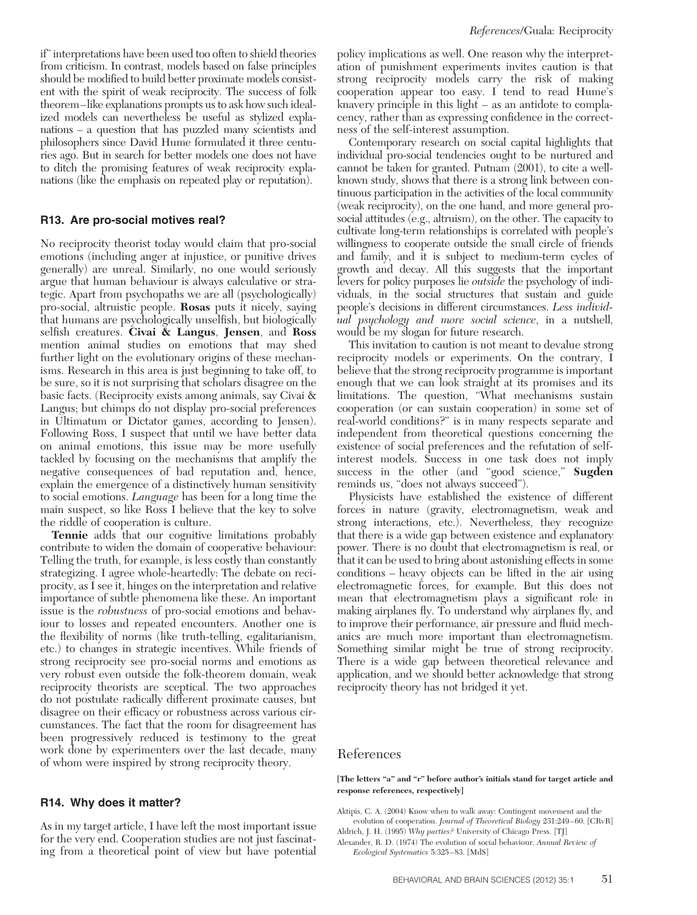if" interpretations have been used too often to shield theories from criticism. In contrast, models based on false principles should be modified to build better proximate models consistent with the spirit of weak reciprocity. The success of folk theorem–like explanations prompts us to ask how such idealized models can nevertheless be useful as stylized explanations – a question that has puzzled many scientists and philosophers since David Hume formulated it three centuries ago. But in search for better models one does not have to ditch the promising features of weak reciprocity explanations (like the emphasis on repeated play or reputation).

## R13. Are pro-social motives real?

No reciprocity theorist today would claim that pro-social emotions (including anger at injustice, or punitive drives generally) are unreal. Similarly, no one would seriously argue that human behaviour is always calculative or strategic. Apart from psychopaths we are all (psychologically) pro-social, altruistic people. **Rosas** puts it nicely, saying that humans are psychologically unselfish, but biologically selfish creatures. **Civai & Langus**, **Jensen**, and **Ross** mention animal studies on emotions that may shed further light on the evolutionary origins of these mechanisms. Research in this area is just beginning to take off, to be sure, so it is not surprising that scholars disagree on the basic facts. (Reciprocity exists among animals, say Civai & Langus; but chimps do not display pro-social preferences in Ultimatum or Dictator games, according to Jensen). Following Ross, I suspect that until we have better data on animal emotions, this issue may be more usefully tackled by focusing on the mechanisms that amplify the negative consequences of bad reputation and, hence, explain the emergence of a distinctively human sensitivity to social emotions. *Language* has been for a long time the main suspect, so like Ross I believe that the key to solve the riddle of cooperation is culture.

**Tennie** adds that our cognitive limitations probably contribute to widen the domain of cooperative behaviour: Telling the truth, for example, is less costly than constantly strategizing. I agree whole-heartedly: The debate on reciprocity, as I see it, hinges on the interpretation and relative importance of subtle phenomena like these. An important issue is the *robustness* of pro-social emotions and behaviour to losses and repeated encounters. Another one is the flexibility of norms (like truth-telling, egalitarianism, etc.) to changes in strategic incentives. While friends of strong reciprocity see pro-social norms and emotions as very robust even outside the folk-theorem domain, weak reciprocity theorists are sceptical. The two approaches do not postulate radically different proximate causes, but disagree on their efficacy or robustness across various circumstances. The fact that the room for disagreement has been progressively reduced is testimony to the great work done by experimenters over the last decade, many of whom were inspired by strong reciprocity theory.

## R14. Why does it matter?

As in my target article, I have left the most important issue for the very end. Cooperation studies are not just fascinating from a theoretical point of view but have potential policy implications as well. One reason why the interpretation of punishment experiments invites caution is that strong reciprocity models carry the risk of making cooperation appear too easy. I tend to read Hume's knavery principle in this light – as an antidote to complacency, rather than as expressing confidence in the correctness of the self-interest assumption.

Contemporary research on social capital highlights that individual pro-social tendencies ought to be nurtured and cannot be taken for granted. Putnam (2001), to cite a well-known study, shows that there is a strong link between continuous participation in the activities of the local community (weak reciprocity), on the one hand, and more general pro-social attitudes (e.g., altruism), on the other. The capacity to cultivate long-term relationships is correlated with people's willingness to cooperate outside the small circle of friends and family, and it is subject to medium-term cycles of growth and decay. All this suggests that the important levers for policy purposes lie *outside* the psychology of individuals, in the social structures that sustain and guide people's decisions in different circumstances. *Less individual psychology and more social science*, in a nutshell, would be my slogan for future research.

This invitation to caution is not meant to devalue strong reciprocity models or experiments. On the contrary, I believe that the strong reciprocity programme is important enough that we can look straight at its promises and its limitations. The question, "What mechanisms sustain cooperation (or can sustain cooperation) in some set of real-world conditions?" is in many respects separate and independent from theoretical questions concerning the existence of social preferences and the refutation of self-interest models. Success in one task does not imply success in the other (and "good science," **Sugden** reminds us, "does not always succeed").

Physicists have established the existence of different forces in nature (gravity, electromagnetism, weak and strong interactions, etc.). Nevertheless, they recognize that there is a wide gap between existence and explanatory power. There is no doubt that electromagnetism is real, or that it can be used to bring about astonishing effects in some conditions – heavy objects can be lifted in the air using electromagnetic forces, for example. But this does not mean that electromagnetism plays a significant role in making airplanes fly. To understand why airplanes fly, and to improve their performance, air pressure and fluid mechanics are much more important than electromagnetism. Something similar might be true of strong reciprocity. There is a wide gap between theoretical relevance and application, and we should better acknowledge that strong reciprocity theory has not bridged it yet.

# References

**[The letters "a" and "r" before author's initials stand for target article and response references, respectively]**

Aktipis, C. A. (2004) Know when to walk away: Contingent movement and the evolution of cooperation. *Journal of Theoretical Biology* 231:249–60. [CRvR]

Aldrich, J. H. (1995) *Why parties?* University of Chicago Press. [TJ]

Alexander, R. D. (1974) The evolution of social behaviour. *Annual Review of Ecological Systematics* 5:325–83. [MdS]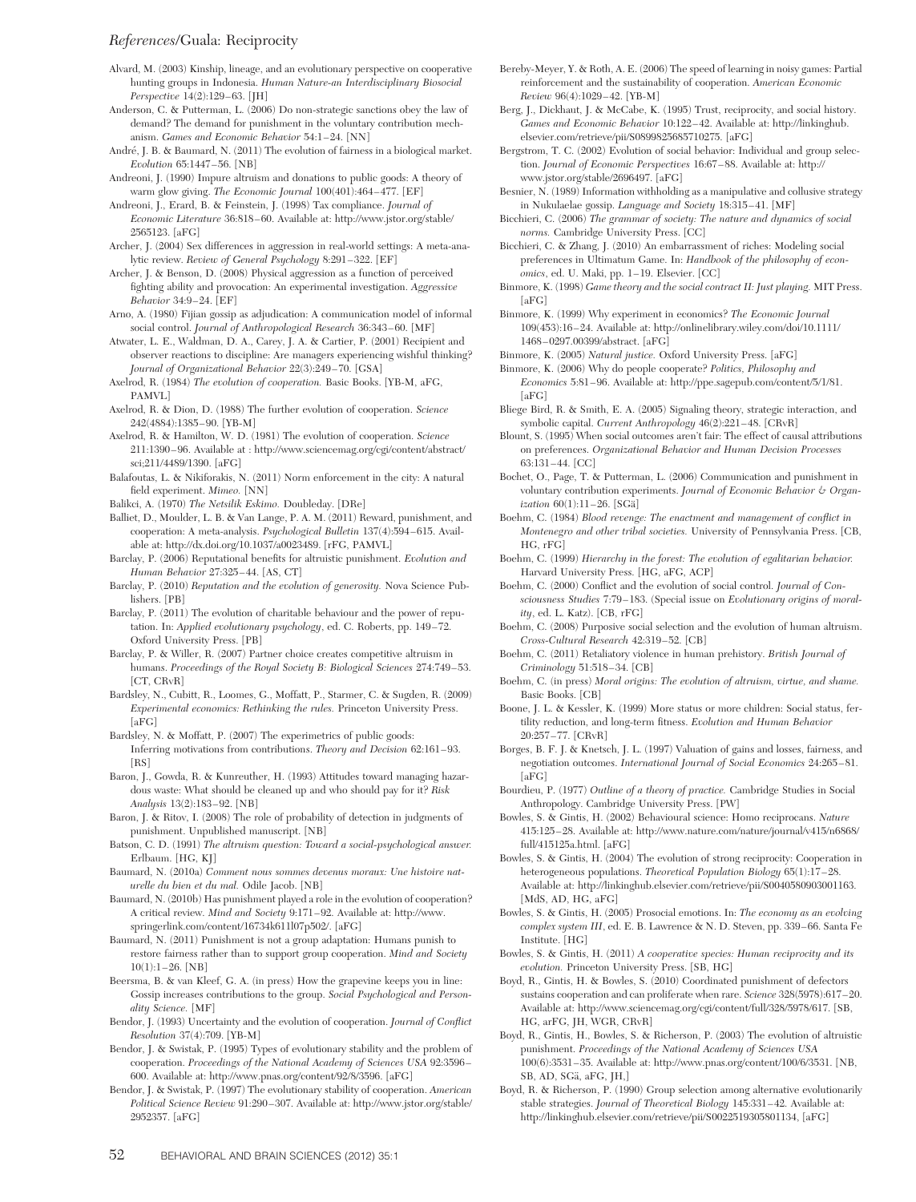- Alvard, M. (2003) Kinship, lineage, and an evolutionary perspective on cooperative hunting groups in Indonesia. *Human Nature-an Interdisciplinary Biosocial Perspective* 14(2):129–63. [JH]
- Anderson, C. & Putterman, L. (2006) Do non-strategic sanctions obey the law of demand? The demand for punishment in the voluntary contribution mechanism. *Games and Economic Behavior* 54:1–24. [NN]
- André, J. B. & Baumard, N. (2011) The evolution of fairness in a biological market. *Evolution* 65:1447–56. [NB]
- Andreoni, J. (1990) Impure altruism and donations to public goods: A theory of warm glow giving. *The Economic Journal* 100(401):464–477. [EF]
- Andreoni, J., Erard, B. & Feinstein, J. (1998) Tax compliance. *Journal of Economic Literature* 36:818–60. Available at: http://www.jstor.org/stable/2565123. [aFG]
- Archer, J. (2004) Sex differences in aggression in real-world settings: A meta-analytic review. *Review of General Psychology* 8:291–322. [EF]
- Archer, J. & Benson, D. (2008) Physical aggression as a function of perceived fighting ability and provocation: An experimental investigation. *Aggressive Behavior* 34:9–24. [EF]
- Arno, A. (1980) Fijian gossip as adjudication: A communication model of informal social control. *Journal of Anthropological Research* 36:343–60. [MF]
- Atwater, L. E., Waldman, D. A., Carey, J. A. & Cartier, P. (2001) Recipient and observer reactions to discipline: Are managers experiencing wishful thinking? *Journal of Organizational Behavior* 22(3):249–70. [GSA]
- Axelrod, R. (1984) *The evolution of cooperation.* Basic Books. [YB-M, aFG, PAMVL]
- Axelrod, R. & Dion, D. (1988) The further evolution of cooperation. *Science* 242(4884):1385–90. [YB-M]
- Axelrod, R. & Hamilton, W. D. (1981) The evolution of cooperation. *Science* 211:1390–96. Available at : http://www.sciencemag.org/cgi/content/abstract/sci;211/4489/1390. [aFG]
- Balafoutas, L. & Nikiforakis, N. (2011) Norm enforcement in the city: A natural field experiment. *Mimeo.* [NN]
- Balikci, A. (1970) *The Netsilik Eskimo.* Doubleday. [DRe]
- Balliet, D., Moulder, L. B. & Van Lange, P. A. M. (2011) Reward, punishment, and cooperation: A meta-analysis. *Psychological Bulletin* 137(4):594–615. Available at: http://dx.doi.org/10.1037/a0023489. [rFG, PAMVL]
- Barclay, P. (2006) Reputational benefits for altruistic punishment. *Evolution and Human Behavior* 27:325–44. [AS, CT]
- Barclay, P. (2010) *Reputation and the evolution of generosity.* Nova Science Publishers. [PB]
- Barclay, P. (2011) The evolution of charitable behaviour and the power of reputation. In: *Applied evolutionary psychology*, ed. C. Roberts, pp. 149–72. Oxford University Press. [PB]
- Barclay, P. & Willer, R. (2007) Partner choice creates competitive altruism in humans. *Proceedings of the Royal Society B: Biological Sciences* 274:749–53. [CT, CRvR]
- Bardsley, N., Cubitt, R., Loomes, G., Moffatt, P., Starmer, C. & Sugden, R. (2009) *Experimental economics: Rethinking the rules.* Princeton University Press. [aFG]
- Bardsley, N. & Moffatt, P. (2007) The experimetrics of public goods: Inferring motivations from contributions. *Theory and Decision* 62:161–93. [RS]
- Baron, J., Gowda, R. & Kunreuther, H. (1993) Attitudes toward managing hazardous waste: What should be cleaned up and who should pay for it? *Risk Analysis* 13(2):183–92. [NB]
- Baron, J. & Ritov, I. (2008) The role of probability of detection in judgments of punishment. Unpublished manuscript. [NB]
- Batson, C. D. (1991) *The altruism question: Toward a social-psychological answer.* Erlbaum. [HG, KJ]
- Baumard, N. (2010a) *Comment nous sommes devenus moraux: Une histoire naturelle du bien et du mal.* Odile Jacob. [NB]
- Baumard, N. (2010b) Has punishment played a role in the evolution of cooperation? A critical review. *Mind and Society* 9:171–92. Available at: http://www.springerlink.com/content/16734k611l07p502/. [aFG]
- Baumard, N. (2011) Punishment is not a group adaptation: Humans punish to restore fairness rather than to support group cooperation. *Mind and Society* 10(1):1–26. [NB]
- Beersma, B. & van Kleef, G. A. (in press) How the grapevine keeps you in line: Gossip increases contributions to the group. *Social Psychological and Personality Science.* [MF]
- Bendor, J. (1993) Uncertainty and the evolution of cooperation. *Journal of Conflict Resolution* 37(4):709. [YB-M]
- Bendor, J. & Swistak, P. (1995) Types of evolutionary stability and the problem of cooperation. *Proceedings of the National Academy of Sciences USA* 92:3596–600. Available at: http://www.pnas.org/content/92/8/3596. [aFG]
- Bendor, J. & Swistak, P. (1997) The evolutionary stability of cooperation. *American Political Science Review* 91:290–307. Available at: http://www.jstor.org/stable/2952357. [aFG]
- Bereby-Meyer, Y. & Roth, A. E. (2006) The speed of learning in noisy games: Partial reinforcement and the sustainability of cooperation. *American Economic Review* 96(4):1029–42. [YB-M]
- Berg, J., Dickhaut, J. & McCabe, K. (1995) Trust, reciprocity, and social history. *Games and Economic Behavior* 10:122–42. Available at: http://linkinghub.elsevier.com/retrieve/pii/S0899825685710275. [aFG]
- Bergstrom, T. C. (2002) Evolution of social behavior: Individual and group selection. *Journal of Economic Perspectives* 16:67–88. Available at: http://www.jstor.org/stable/2696497. [aFG]
- Besnier, N. (1989) Information withholding as a manipulative and collusive strategy in Nukulaelae gossip. *Language and Society* 18:315–41. [MF]
- Bicchieri, C. (2006) *The grammar of society: The nature and dynamics of social norms.* Cambridge University Press. [CC]
- Bicchieri, C. & Zhang, J. (2010) An embarrassment of riches: Modeling social preferences in Ultimatum Game. In: *Handbook of the philosophy of economics*, ed. U. Maki, pp. 1–19. Elsevier. [CC]
- Binmore, K. (1998) *Game theory and the social contract II: Just playing.* MIT Press. [aFG]
- Binmore, K. (1999) Why experiment in economics? *The Economic Journal* 109(453):16–24. Available at: http://onlinelibrary.wiley.com/doi/10.1111/1468–0297.00399/abstract. [aFG]
- Binmore, K. (2005) *Natural justice.* Oxford University Press. [aFG]
- Binmore, K. (2006) Why do people cooperate? *Politics, Philosophy and Economics* 5:81–96. Available at: http://ppe.sagepub.com/content/5/1/81. [aFG]
- Bliege Bird, R. & Smith, E. A. (2005) Signaling theory, strategic interaction, and symbolic capital. *Current Anthropology* 46(2):221–48. [CRvR]
- Blount, S. (1995) When social outcomes aren't fair: The effect of causal attributions on preferences. *Organizational Behavior and Human Decision Processes* 63:131–44. [CC]
- Bochet, O., Page, T. & Putterman, L. (2006) Communication and punishment in voluntary contribution experiments. *Journal of Economic Behavior & Organization* 60(1):11–26. [SGä]
- Boehm, C. (1984) *Blood revenge: The enactment and management of conflict in Montenegro and other tribal societies.* University of Pennsylvania Press. [CB, HG, rFG]
- Boehm, C. (1999) *Hierarchy in the forest: The evolution of egalitarian behavior.* Harvard University Press. [HG, aFG, ACP]
- Boehm, C. (2000) Conflict and the evolution of social control. *Journal of Consciousness Studies* 7:79–183. (Special issue on *Evolutionary origins of morality*, ed. L. Katz). [CB, rFG]
- Boehm, C. (2008) Purposive social selection and the evolution of human altruism. *Cross-Cultural Research* 42:319–52. [CB]
- Boehm, C. (2011) Retaliatory violence in human prehistory. *British Journal of Criminology* 51:518–34. [CB]
- Boehm, C. (in press) *Moral origins: The evolution of altruism, virtue, and shame.* Basic Books. [CB]
- Boone, J. L. & Kessler, K. (1999) More status or more children: Social status, fertility reduction, and long-term fitness. *Evolution and Human Behavior* 20:257–77. [CRvR]
- Borges, B. F. J. & Knetsch, J. L. (1997) Valuation of gains and losses, fairness, and negotiation outcomes. *International Journal of Social Economics* 24:265–81. [aFG]
- Bourdieu, P. (1977) *Outline of a theory of practice.* Cambridge Studies in Social Anthropology. Cambridge University Press. [PW]
- Bowles, S. & Gintis, H. (2002) Behavioural science: Homo reciprocans. *Nature* 415:125–28. Available at: http://www.nature.com/nature/journal/v415/n6868/full/415125a.html. [aFG]
- Bowles, S. & Gintis, H. (2004) The evolution of strong reciprocity: Cooperation in heterogeneous populations. *Theoretical Population Biology* 65(1):17–28. Available at: http://linkinghub.elsevier.com/retrieve/pii/S0040580903001163. [MdS, AD, HG, aFG]
- Bowles, S. & Gintis, H. (2005) Prosocial emotions. In: *The economy as an evolving complex system III*, ed. E. B. Lawrence & N. D. Steven, pp. 339–66. Santa Fe Institute. [HG]
- Bowles, S. & Gintis, H. (2011) *A cooperative species: Human reciprocity and its evolution.* Princeton University Press. [SB, HG]
- Boyd, R., Gintis, H. & Bowles, S. (2010) Coordinated punishment of defectors sustains cooperation and can proliferate when rare. *Science* 328(5978):617–20. Available at: http://www.sciencemag.org/cgi/content/full/328/5978/617. [SB, HG, arFG, JH, WGR, CRvR]
- Boyd, R., Gintis, H., Bowles, S. & Richerson, P. (2003) The evolution of altruistic punishment. *Proceedings of the National Academy of Sciences USA* 100(6):3531–35. Available at: http://www.pnas.org/content/100/6/3531. [NB, SB, AD, SGä, aFG, JH,]
- Boyd, R. & Richerson, P. (1990) Group selection among alternative evolutionarily stable strategies. *Journal of Theoretical Biology* 145:331–42. Available at: http://linkinghub.elsevier.com/retrieve/pii/S0022519305801134, [aFG]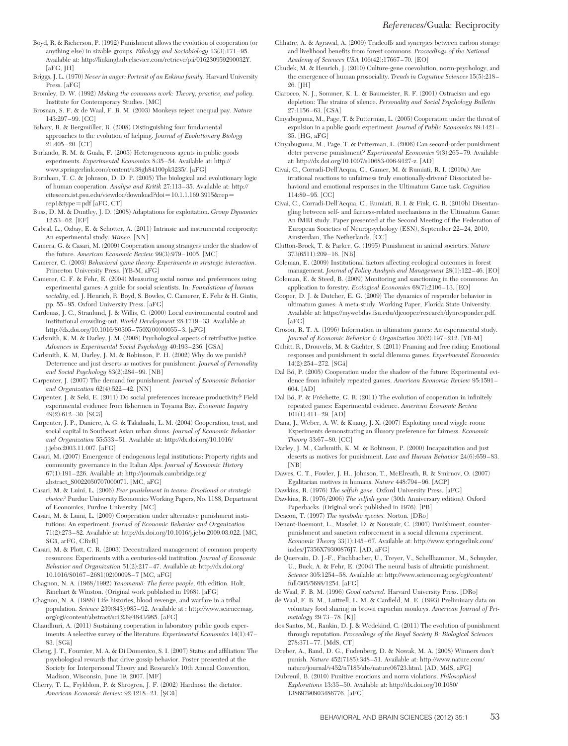Boyd, R. & Richerson, P. (1992) Punishment allows the evolution of cooperation (or anything else) in sizable groups. *Ethology and Sociobiology* 13(3):171–95. Available at: http://linkinghub.elsevier.com/retrieve/pii/016230959290032Y. [aFG, JH]

Briggs, J. L. (1970) *Never in anger: Portrait of an Eskimo family.* Harvard University Press. [aFG]

Bromley, D. W. (1992) *Making the commons work: Theory, practice, and policy.* Institute for Contemporary Studies. [MC]

Brosnan, S. F. & de Waal, F. B. M. (2003) Monkeys reject unequal pay. *Nature* 143:297–99. [CC]

Bshary, R. & Bergmüller, R. (2008) Distinguishing four fundamental approaches to the evolution of helping. *Journal of Evolutionary Biology* 21:405–20. [CT]

Burlando, R. M. & Guala, F. (2005) Heterogeneous agents in public goods experiments. *Experimental Economics* 8:35–54. Available at: http://www.springerlink.com/content/u38gh84100pk3235/. [aFG]

Burnham, T. C. & Johnson, D. D. P. (2005) The biological and evolutionary logic of human cooperation. *Analyse and Kritik* 27:113–35. Available at: http://citeseerx.ist.psu.edu/viewdoc/download?doi=10.1.1.169.3915&rep=rep1&type=pdf [aFG, CT]

Buss, D. M. & Duntley, J. D. (2008) Adaptations for exploitation. *Group Dynamics* 12:53–62. [EF]

Cabral, L., Ozbay, E. & Schotter, A. (2011) Intrinsic and instrumental reciprocity: An experimental study. *Mimeo.* [NN]

Camera, G. & Casari, M. (2009) Cooperation among strangers under the shadow of the future. *American Economic Review* 99(3):979–1005. [MC]

Camerer, C. (2003) *Behavioral game theory: Experiments in strategic interaction.* Princeton University Press. [YB-M, aFG]

Camerer, C. F. & Fehr, E. (2004) Measuring social norms and preferences using experimental games: A guide for social scientists. In: *Foundations of human sociality*, ed. J. Henrich, R. Boyd, S. Bowles, C. Camerer, E. Fehr & H. Gintis, pp. 55–95. Oxford University Press. [aFG]

Cardenas, J. C., Stranlund, J. & Willis, C. (2000) Local environmental control and institutional crowding-out. *World Development* 28:1719–33. Available at: http://dx.doi.org/10.1016/S0305–750X(00)00055–3. [aFG]

Carlsmith, K. M. & Darley, J. M. (2008) Psychological aspects of retributive justice. *Advances in Experimental Social Psychology* 40:193–236. [GSA]

Carlsmith, K. M, Darley, J. M. & Robinson, P. H. (2002) Why do we punish? Deterrence and just deserts as motives for punishment. *Journal of Personality and Social Psychology* 83(2):284–99. [NB]

Carpenter, J. (2007) The demand for punishment. *Journal of Economic Behavior and Organization* 62(4):522–42. [NN]

Carpenter, J. & Seki, E. (2011) Do social preferences increase productivity? Field experimental evidence from fishermen in Toyama Bay. *Economic Inquiry* 49(2):612–30. [SGä]

Carpenter, J. P., Daniere, A. G. & Takahashi, L. M. (2004) Cooperation, trust, and social capital in Southeast Asian urban slums. *Journal of Economic Behavior and Organization* 55:533–51. Available at: http://dx.doi.org/10.1016/j.jebo.2003.11.007. [aFG]

Casari, M. (2007) Emergence of endogenous legal institutions: Property rights and community governance in the Italian Alps. *Journal of Economic History* 67(1):191–226. Available at: http://journals.cambridge.org/abstract_S0022050707000071. [MC, aFG]

Casari, M. & Luini, L. (2006) *Peer punishment in teams: Emotional or strategic choice?* Purdue University Economics Working Papers, No. 1188, Department of Economics, Purdue University. [MC]

Casari, M. & Luini, L. (2009) Cooperation under alternative punishment institutions: An experiment. *Journal of Economic Behavior and Organization* 71(2):273–82. Available at: http://dx.doi.org/10.1016/j.jebo.2009.03.022. [MC, SGä, arFG, CRvR]

Casari, M. & Plott, C. R. (2003) Decentralized management of common property resources: Experiments with a centuries-old institution. *Journal of Economic Behavior and Organization* 51(2):217–47. Available at: http://dx.doi.org/10.1016/S0167–2681(02)00098–7 [MC, aFG]

Chagnon, N. A. (1968/1992) *Yanomamö: The fierce people*, 6th edition. Holt, Rinehart & Winston. (Original work published in 1968). [aFG]

Chagnon, N. A. (1988) Life histories, blood revenge, and warfare in a tribal population. *Science* 239(843):985–92. Available at : http://www.sciencemag.org/cgi/content/abstract/sci;239/4843/985. [aFG]

Chaudhuri, A. (2011) Sustaining cooperation in laboratory public goods experiments: A selective survey of the literature. *Experimental Economics* 14(1):47–83. [SGä]

Cheng, J. T., Fournier, M. A. & Di Domenico, S. I. (2007) Status and affiliation: The psychological rewards that drive gossip behavior. Poster presented at the Society for Interpersonal Theory and Research's 10th Annual Convention, Madison, Wisconsin, June 19, 2007. [MF]

Cherry, T. L., Frykblom, P. & Shrogren, J. F. (2002) Hardnose the dictator. *American Economic Review* 92:1218–21. [ŞGü]

Chhatre, A. & Agrawal, A. (2009) Tradeoffs and synergies between carbon storage and livelihood benefits from forest commons. *Proceedings of the National Academy of Sciences USA* 106(42):17667–70. [EO]

Chudek, M. & Henrich, J. (2010) Culture-gene coevolution, norm-psychology, and the emergence of human prosociality. *Trends in Cognitive Sciences* 15(5):218–26. [JH]

Ciarocco, N. J., Sommer, K. L. & Baumeister, R. F. (2001) Ostracism and ego depletion: The strains of silence. *Personality and Social Psychology Bulletin* 27:1156–63. [GSA]

Cinyabuguma, M., Page, T. & Putterman, L. (2005) Cooperation under the threat of expulsion in a public goods experiment. *Journal of Public Economics* 89:1421–35. [HG, aFG]

Cinyabuguma, M., Page, T. & Putterman, L. (2006) Can second-order punishment deter perverse punishment? *Experimental Economics* 9(3):265–79. Available at: http://dx.doi.org/10.1007/s10683-006-9127-z. [AD]

Civai, C., Corradi-Dell'Acqua, C., Gamer, M. & Rumiati, R. I. (2010a) Are irrational reactions to unfairness truly emotionally-driven? Dissociated behavioral and emotional responses in the Ultimatum Game task. *Cognition* 114:89–95. [CC]

Civai, C., Corradi-Dell'Acqua, C., Rumiati, R. I. & Fink, G. R. (2010b) Disentangling between self- and fairness-related mechanisms in the Ultimatum Game: An fMRI study. Paper presented at the Second Meeting of the Federation of European Societies of Neuropsychology (ESN), September 22–24, 2010, Amsterdam, The Netherlands. [CC]

Clutton-Brock, T. & Parker, G. (1995) Punishment in animal societies. *Nature* 373(6511):209–16. [NB]

Coleman, E. (2009) Institutional factors affecting ecological outcomes in forest management. *Journal of Policy Analysis and Management* 28(1):122–46. [EO]

Coleman, E. & Steed, B. (2009) Monitoring and sanctioning in the commons: An application to forestry. *Ecological Economics* 68(7):2106–13. [EO]

Cooper, D. J. & Dutcher, E. G. (2009) The dynamics of responder behavior in ultimatum games: A meta-study. Working Paper, Florida State University. Available at: https://mywebdav.fsu.edu/djcooper/research/dynresponder.pdf. [aFG]

Croson, R. T. A. (1996) Information in ultimatum games: An experimental study. *Journal of Economic Behavior & Organization* 30(2):197–212. [YB-M]

Cubitt, R., Drouvelis, M. & Gächter, S. (2011) Framing and free riding: Emotional responses and punishment in social dilemma games. *Experimental Economics* 14(2):254–272. [SGä]

Dal Bó, P. (2005) Cooperation under the shadow of the future: Experimental evidence from infinitely repeated games. *American Economic Review* 95:1591–604. [AD]

Dal Bó, P. & Fréchette, G. R. (2011) The evolution of cooperation in infinitely repeated games: Experimental evidence. *American Economic Review* 101(1):411–29. [AD]

Dana, J., Weber, A. W. & Kuang, J. X. (2007) Exploiting moral wiggle room: Experiments demonstrating an illusory preference for fairness. *Economic Theory* 33:67–80. [CC]

Darley, J. M., Carlsmith, K. M. & Robinson, P. (2000) Incapacitation and just deserts as motives for punishment. *Law and Human Behavior* 24(6):659–83. [NB]

Dawes, C. T., Fowler, J. H., Johnson, T., McElreath, R. & Smirnov, O. (2007) Egalitarian motives in humans. *Nature* 448:794–96. [ACP]

Dawkins, R. (1976) *The selfish gene.* Oxford University Press. [aFG]

Dawkins, R. (1976/2006) *The selfish gene* (30th Anniversary edition). Oxford Paperbacks. (Original work published in 1976). [PB]

Deacon, T. (1997) *The symbolic species.* Norton. [DRo]

Denant-Boemont, L., Masclet, D. & Noussair, C. (2007) Punishment, counterpunishment and sanction enforcement in a social dilemma experiment. *Economic Theory* 33(1):145–67. Available at: http://www.springerlink.com/index/J7356X79300876J7. [AD, aFG]

de Quervain, D. J.-F., Fischbacher, U., Treyer, V., Schellhammer, M., Schnyder, U., Buck, A. & Fehr, E. (2004) The neural basis of altruistic punishment. *Science* 305:1254–58. Available at: http://www.sciencemag.org/cgi/content/full/305/5688/1254. [aFG]

de Waal, F. B. M. (1996) *Good natured.* Harvard University Press. [DRo]

de Waal, F. B. M., Luttrell, L. M. & Canfield, M. E. (1993) Preliminary data on voluntary food sharing in brown capuchin monkeys. *American Journal of Primatology* 29:73–78. [KJ]

dos Santos, M., Rankin, D. J. & Wedekind, C. (2011) The evolution of punishment through reputation. *Proceedings of the Royal Society B: Biological Sciences* 278:371–77. [MdS, CT]

Dreber, A., Rand, D. G., Fudenberg, D. & Nowak, M. A. (2008) Winners don't punish. *Nature* 452(7185):348–51. Available at: http://www.nature.com/nature/journal/v452/n7185/abs/nature06723.html. [AD, MdS, aFG]

Dubreuil, B. (2010) Punitive emotions and norm violations. *Philosophical Explorations* 13:35–50. Available at: http://dx.doi.org/10.1080/13869790903486776. [aFG]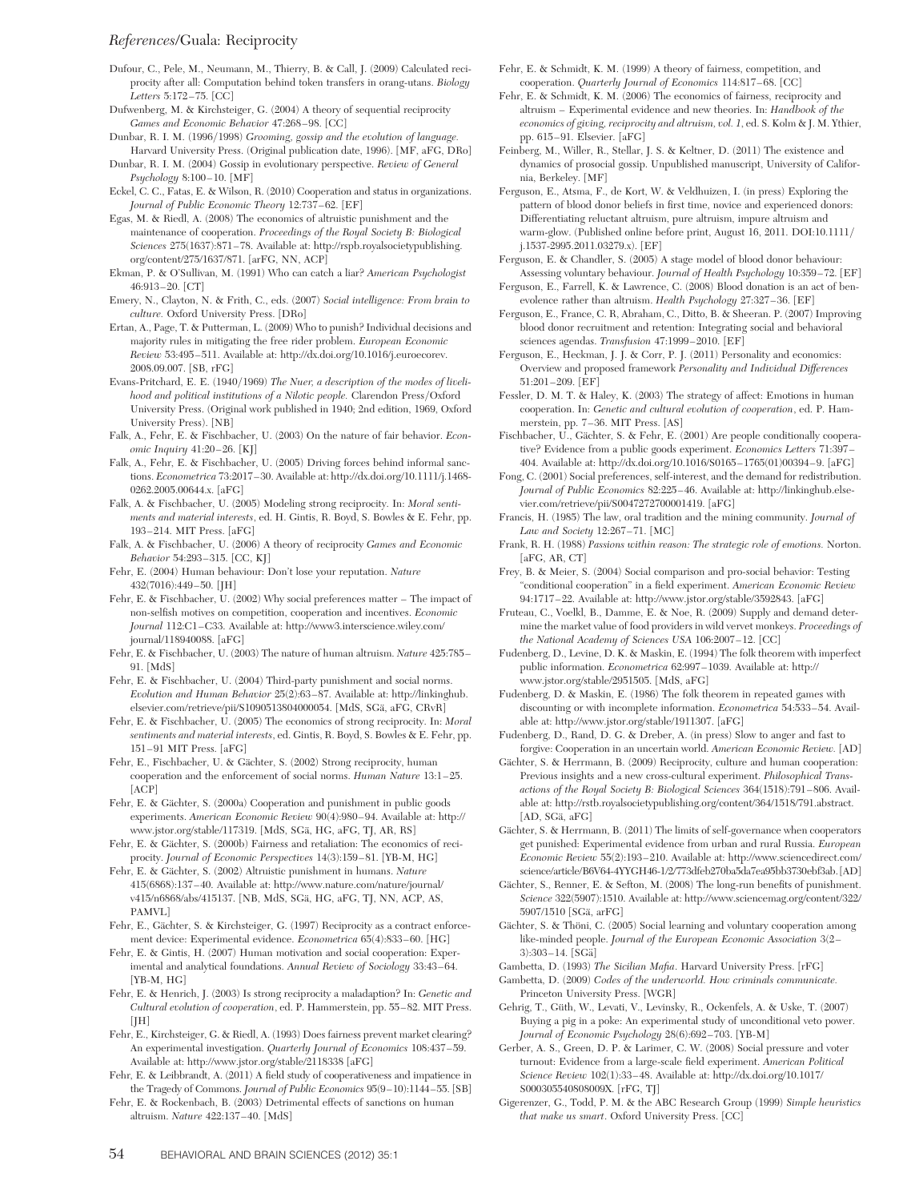Dufour, C., Pele, M., Neumann, M., Thierry, B. & Call, J. (2009) Calculated reciprocity after all: Computation behind token transfers in orang-utans. *Biology Letters* 5:172–75. [CC]

Dufwenberg, M. & Kirchsteiger, G. (2004) A theory of sequential reciprocity *Games and Economic Behavior* 47:268–98. [CC]

Dunbar, R. I. M. (1996/1998) *Grooming, gossip and the evolution of language.* Harvard University Press. (Original publication date, 1996). [MF, aFG, DRo]

Dunbar, R. I. M. (2004) Gossip in evolutionary perspective. *Review of General Psychology* 8:100–10. [MF]

Eckel, C. C., Fatas, E. & Wilson, R. (2010) Cooperation and status in organizations. *Journal of Public Economic Theory* 12:737–62. [EF]

Egas, M. & Riedl, A. (2008) The economics of altruistic punishment and the maintenance of cooperation. *Proceedings of the Royal Society B: Biological Sciences* 275(1637):871–78. Available at: http://rspb.royalsocietypublishing.org/content/275/1637/871. [arFG, NN, ACP]

Ekman, P. & O'Sullivan, M. (1991) Who can catch a liar? *American Psychologist* 46:913–20. [CT]

Emery, N., Clayton, N. & Frith, C., eds. (2007) *Social intelligence: From brain to culture.* Oxford University Press. [DRo]

Ertan, A., Page, T. & Putterman, L. (2009) Who to punish? Individual decisions and majority rules in mitigating the free rider problem. *European Economic Review* 53:495–511. Available at: http://dx.doi.org/10.1016/j.euroecorev.2008.09.007. [SB, rFG]

Evans-Pritchard, E. E. (1940/1969) *The Nuer, a description of the modes of livelihood and political institutions of a Nilotic people.* Clarendon Press/Oxford University Press. (Original work published in 1940; 2nd edition, 1969, Oxford University Press). [NB]

Falk, A., Fehr, E. & Fischbacher, U. (2003) On the nature of fair behavior. *Economic Inquiry* 41:20–26. [KJ]

Falk, A., Fehr, E. & Fischbacher, U. (2005) Driving forces behind informal sanctions. *Econometrica* 73:2017–30. Available at: http://dx.doi.org/10.1111/j.1468-0262.2005.00644.x. [aFG]

Falk, A. & Fischbacher, U. (2005) Modeling strong reciprocity. In: *Moral sentiments and material interests*, ed. H. Gintis, R. Boyd, S. Bowles & E. Fehr, pp. 193–214. MIT Press. [aFG]

Falk, A. & Fischbacher, U. (2006) A theory of reciprocity *Games and Economic Behavior* 54:293–315. [CC, KJ]

Fehr, E. (2004) Human behaviour: Don't lose your reputation. *Nature* 432(7016):449–50. [JH]

Fehr, E. & Fischbacher, U. (2002) Why social preferences matter – The impact of non-selfish motives on competition, cooperation and incentives. *Economic Journal* 112:C1–C33. Available at: http://www3.interscience.wiley.com/journal/118940088. [aFG]

Fehr, E. & Fischbacher, U. (2003) The nature of human altruism. *Nature* 425:785–91. [MdS]

Fehr, E. & Fischbacher, U. (2004) Third-party punishment and social norms. *Evolution and Human Behavior* 25(2):63–87. Available at: http://linkinghub.elsevier.com/retrieve/pii/S1090513804000054. [MdS, SGä, aFG, CRvR]

Fehr, E. & Fischbacher, U. (2005) The economics of strong reciprocity. In: *Moral sentiments and material interests*, ed. Gintis, R. Boyd, S. Bowles & E. Fehr, pp. 151–91 MIT Press. [aFG]

Fehr, E., Fischbacher, U. & Gächter, S. (2002) Strong reciprocity, human cooperation and the enforcement of social norms. *Human Nature* 13:1–25. [ACP]

Fehr, E. & Gächter, S. (2000a) Cooperation and punishment in public goods experiments. *American Economic Review* 90(4):980–94. Available at: http://www.jstor.org/stable/117319. [MdS, SGä, HG, aFG, TJ, AR, RS]

Fehr, E. & Gächter, S. (2000b) Fairness and retaliation: The economics of reciprocity. *Journal of Economic Perspectives* 14(3):159–81. [YB-M, HG]

Fehr, E. & Gächter, S. (2002) Altruistic punishment in humans. *Nature* 415(6868):137–40. Available at: http://www.nature.com/nature/journal/v415/n6868/abs/415137. [NB, MdS, SGä, HG, aFG, TJ, NN, ACP, AS, PAMVL]

Fehr, E., Gächter, S. & Kirchsteiger, G. (1997) Reciprocity as a contract enforcement device: Experimental evidence. *Econometrica* 65(4):833–60. [HG]

Fehr, E. & Gintis, H. (2007) Human motivation and social cooperation: Experimental and analytical foundations. *Annual Review of Sociology* 33:43–64. [YB-M, HG]

Fehr, E. & Henrich, J. (2003) Is strong reciprocity a maladaption? In: *Genetic and Cultural evolution of cooperation*, ed. P. Hammerstein, pp. 55–82. MIT Press. [JH]

Fehr, E., Kirchsteiger, G. & Riedl, A. (1993) Does fairness prevent market clearing? An experimental investigation. *Quarterly Journal of Economics* 108:437–59. Available at: http://www.jstor.org/stable/2118338 [aFG]

Fehr, E. & Leibbrandt, A. (2011) A field study of cooperativeness and impatience in the Tragedy of Commons. *Journal of Public Economics* 95(9–10):1144–55. [SB]

Fehr, E. & Rockenbach, B. (2003) Detrimental effects of sanctions on human altruism. *Nature* 422:137–40. [MdS]

Fehr, E. & Schmidt, K. M. (1999) A theory of fairness, competition, and cooperation. *Quarterly Journal of Economics* 114:817–68. [CC]

Fehr, E. & Schmidt, K. M. (2006) The economics of fairness, reciprocity and altruism – Experimental evidence and new theories. In: *Handbook of the economics of giving, reciprocity and altruism, vol. 1*, ed. S. Kolm & J. M. Ythier, pp. 615–91. Elsevier. [aFG]

Feinberg, M., Willer, R., Stellar, J. S. & Keltner, D. (2011) The existence and dynamics of prosocial gossip. Unpublished manuscript, University of California, Berkeley. [MF]

Ferguson, E., Atsma, F., de Kort, W. & Veldhuizen, I. (in press) Exploring the pattern of blood donor beliefs in first time, novice and experienced donors: Differentiating reluctant altruism, pure altruism, impure altruism and warm-glow. (Published online before print, August 16, 2011. DOI:10.1111/j.1537-2995.2011.03279.x). [EF]

Ferguson, E. & Chandler, S. (2005) A stage model of blood donor behaviour: Assessing voluntary behaviour. *Journal of Health Psychology* 10:359–72. [EF]

Ferguson, E., Farrell, K. & Lawrence, C. (2008) Blood donation is an act of benevolence rather than altruism. *Health Psychology* 27:327–36. [EF]

Ferguson, E., France, C. R, Abraham, C., Ditto, B. & Sheeran. P. (2007) Improving blood donor recruitment and retention: Integrating social and behavioral sciences agendas. *Transfusion* 47:1999–2010. [EF]

Ferguson, E., Heckman, J. J. & Corr, P. J. (2011) Personality and economics: Overview and proposed framework *Personality and Individual Differences* 51:201–209. [EF]

Fessler, D. M. T. & Haley, K. (2003) The strategy of affect: Emotions in human cooperation. In: *Genetic and cultural evolution of cooperation*, ed. P. Hammerstein, pp. 7–36. MIT Press. [AS]

Fischbacher, U., Gächter, S. & Fehr, E. (2001) Are people conditionally cooperative? Evidence from a public goods experiment. *Economics Letters* 71:397–404. Available at: http://dx.doi.org/10.1016/S0165–1765(01)00394–9. [aFG]

Fong, C. (2001) Social preferences, self-interest, and the demand for redistribution. *Journal of Public Economics* 82:225–46. Available at: http://linkinghub.elsevier.com/retrieve/pii/S0047272700001419. [aFG]

Francis, H. (1985) The law, oral tradition and the mining community. *Journal of Law and Society* 12:267–71. [MC]

Frank, R. H. (1988) *Passions within reason: The strategic role of emotions.* Norton. [aFG, AR, CT]

Frey, B. & Meier, S. (2004) Social comparison and pro-social behavior: Testing "conditional cooperation" in a field experiment. *American Economic Review* 94:1717–22. Available at: http://www.jstor.org/stable/3592843. [aFG]

Fruteau, C., Voelkl, B., Damme, E. & Noe, R. (2009) Supply and demand determine the market value of food providers in wild vervet monkeys. *Proceedings of the National Academy of Sciences USA* 106:2007–12. [CC]

Fudenberg, D., Levine, D. K. & Maskin, E. (1994) The folk theorem with imperfect public information. *Econometrica* 62:997–1039. Available at: http://www.jstor.org/stable/2951505. [MdS, aFG]

Fudenberg, D. & Maskin, E. (1986) The folk theorem in repeated games with discounting or with incomplete information. *Econometrica* 54:533–54. Available at: http://www.jstor.org/stable/1911307. [aFG]

Fudenberg, D., Rand, D. G. & Dreber, A. (in press) Slow to anger and fast to forgive: Cooperation in an uncertain world. *American Economic Review.* [AD]

Gächter, S. & Herrmann, B. (2009) Reciprocity, culture and human cooperation: Previous insights and a new cross-cultural experiment. *Philosophical Transactions of the Royal Society B: Biological Sciences* 364(1518):791–806. Available at: http://rstb.royalsocietypublishing.org/content/364/1518/791.abstract. [AD, SGä, aFG]

Gächter, S. & Herrmann, B. (2011) The limits of self-governance when cooperators get punished: Experimental evidence from urban and rural Russia. *European Economic Review* 55(2):193–210. Available at: http://www.sciencedirect.com/science/article/B6V64-4YYGH46-1/2/773dfeb270ba5da7ea95bb3730ebf3ab. [AD]

Gächter, S., Renner, E. & Sefton, M. (2008) The long-run benefits of punishment. *Science* 322(5907):1510. Available at: http://www.sciencemag.org/content/322/5907/1510 [SGä, arFG]

Gächter, S. & Thöni, C. (2005) Social learning and voluntary cooperation among like-minded people. *Journal of the European Economic Association* 3(2–3):303–14. [SGä]

Gambetta, D. (1993) *The Sicilian Mafia.* Harvard University Press. [rFG]

Gambetta, D. (2009) *Codes of the underworld. How criminals communicate.* Princeton University Press. [WGR]

Gehrig, T., Güth, W., Levati, V., Levinsky, R., Ockenfels, A. & Uske, T. (2007) Buying a pig in a poke: An experimental study of unconditional veto power. *Journal of Economic Psychology* 28(6):692–703. [YB-M]

Gerber, A. S., Green, D. P. & Larimer, C. W. (2008) Social pressure and voter turnout: Evidence from a large-scale field experiment. *American Political Science Review* 102(1):33–48. Available at: http://dx.doi.org/10.1017/S000305540808009X. [rFG, TJ]

Gigerenzer, G., Todd, P. M. & the ABC Research Group (1999) *Simple heuristics that make us smart.* Oxford University Press. [CC]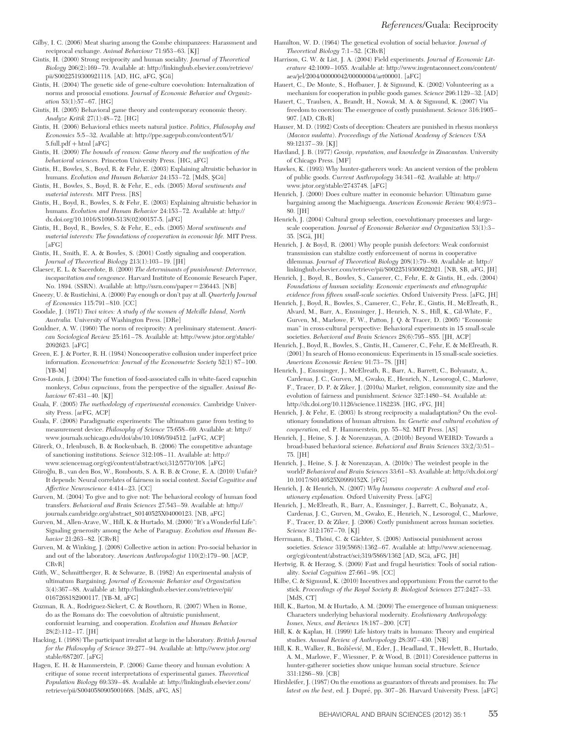Gilby, I. C. (2006) Meat sharing among the Gombe chimpanzees: Harassment and reciprocal exchange. *Animal Behaviour* 71:953–63. [KJ]

Gintis, H. (2000) Strong reciprocity and human sociality. *Journal of Theoretical Biology* 206(2):169–79. Available at: http://linkinghub.elsevier.com/retrieve/pii/S0022519300921118. [AD, HG, aFG, ŞGü]

Gintis, H. (2004) The genetic side of gene-culture coevolution: Internalization of norms and prosocial emotions. *Journal of Economic Behavior and Organization* 53(1):57–67. [HG]

Gintis, H. (2005) Behavioral game theory and contemporary economic theory. *Analyze Kritik* 27(1):48–72. [HG]

Gintis, H. (2006) Behavioral ethics meets natural justice. *Politics, Philosophy and Economics* 5:5–32. Available at: http://ppe.sagepub.com/content/5/1/5.full.pdf + html [aFG]

Gintis, H. (2009) *The bounds of reason: Game theory and the unification of the behavioral sciences.* Princeton University Press. [HG, aFG]

Gintis, H., Bowles, S., Boyd, R. & Fehr, E. (2003) Explaining altruistic behavior in humans. *Evolution and Human Behavior* 24:153–72. [MdS, ŞGü]

Gintis, H., Bowles, S., Boyd, R. & Fehr, E., eds. (2005) *Moral sentiments and material interests.* MIT Press. [RS]

Gintis, H., Boyd, R., Bowles, S. & Fehr, E. (2003) Explaining altruistic behavior in humans. *Evolution and Human Behavior* 24:153–72. Available at: http://dx.doi.org/10.1016/S1090-5138(02)00157-5. [aFG]

Gintis, H., Boyd, R., Bowles, S. & Fehr, E., eds. (2005) *Moral sentiments and material interests: The foundations of cooperation in economic life.* MIT Press. [aFG]

Gintis, H., Smith, E. A. & Bowles, S. (2001) Costly signaling and cooperation. *Journal of Theoretical Biology* 213(1):103–19. [JH]

Glaeser, E. L. & Sacerdote, B. (2000) *The determinants of punishment: Deterrence, incapacitation and vengeance.* Harvard Institute of Economic Research Paper, No. 1894. (SSRN). Available at: http://ssrn.com/paper=236443. [NB]

Gneezy, U. & Rustichini, A. (2000) Pay enough or don't pay at all. *Quarterly Journal of Economics* 115:791–810. [CC]

Goodale, J. (1971) *Tiwi wives: A study of the women of Melville Island, North Australia.* University of Washington Press. [DRe]

Gouldner, A. W. (1960) The norm of reciprocity: A preliminary statement. *American Sociological Review* 25:161–78. Available at: http://www.jstor.org/stable/2092623. [aFG]

Green, E. J. & Porter, R. H. (1984) Noncooperative collusion under imperfect price information. *Econometrica: Journal of the Econometric Society* 52(1) 87–100. [YB-M]

Gros-Louis, J. (2004) The function of food-associated calls in white-faced capuchin monkeys, *Cebus capucinus*, from the perspective of the signaller. *Animal Behaviour* 67:431–40. [KJ]

Guala, F. (2005) *The methodology of experimental economics.* Cambridge University Press. [arFG, ACP]

Guala, F. (2008) Paradigmatic experiments: The ultimatum game from testing to measurement device. *Philosophy of Science* 75:658–69. Available at: http://www.journals.uchicago.edu/doi/abs/10.1086/594512. [arFG, ACP]

Gürerk, O., Irlenbusch, B. & Rockenbach, B. (2006) The competitive advantage of sanctioning institutions. *Science* 312:108–11. Available at: http://www.sciencemag.org/cgi/content/abstract/sci;312/5770/108. [aFG]

Güroğlu, B., van den Bos, W., Rombouts, S. A. R. B. & Crone, E. A. (2010) Unfair? It depends: Neural correlates of fairness in social context. *Social Cognitive and Affective Neuroscience* 4:414–23. [CC]

Gurven, M. (2004) To give and to give not: The behavioral ecology of human food transfers. *Behavioral and Brain Sciences* 27:543–59. Available at: http://journals.cambridge.org/abstract_S0140525X04000123. [NB, aFG]

Gurven, M., Allen-Arave, W., Hill, K. & Hurtado, M. (2000) "It's a Wonderful Life": Signaling generosity among the Ache of Paraguay. *Evolution and Human Behavior* 21:263–82. [CRvR]

Gurven, M. & Winking, J. (2008) Collective action in action: Pro-social behavior in and out of the laboratory. *American Anthropologist* 110(2):179–90. [ACP, CRvR]

Güth, W., Schmittberger, R. & Schwarze, B. (1982) An experimental analysis of ultimatum Bargaining. *Journal of Economic Behavior and Organization* 3(4):367–88. Available at: http://linkinghub.elsevier.com/retrieve/pii/0167268182900117. [YB-M, aFG]

Guzman, R. A., Rodriguez-Sickert, C. & Rowthorn, R. (2007) When in Rome, do as the Romans do: The coevolution of altruistic punishment, conformist learning, and cooperation. *Evolution and Human Behavior* 28(2):112–17. [JH]

Hacking, I. (1988) The participant irrealist at large in the laboratory. *British Journal for the Philosophy of Science* 39:277–94. Available at: http://www.jstor.org/stable/687207. [aFG]

Hagen, E. H. & Hammerstein, P. (2006) Game theory and human evolution: A critique of some recent interpretations of experimental games. *Theoretical Population Biology* 69:339–48. Available at: http://linkinghub.elsevier.com/retrieve/pii/S0040580905001668. [MdS, aFG, AS]

Hamilton, W. D. (1964) The genetical evolution of social behavior. *Journal of Theoretical Biology* 7:1–52. [CRvR]

Harrison, G. W. & List, J. A. (2004) Field experiments. *Journal of Economic Literature* 42:1009–1055. Available at: http://www.ingentaconnect.com/content/aea/jel/2004/00000042/00000004/art00001. [aFG]

Hauert, C., De Monte, S., Hofbauer, J. & Sigmund, K. (2002) Volunteering as a mechanism for cooperation in public goods games. *Science* 296:1129–32. [AD]

Hauert, C., Traulsen, A., Brandt, H., Nowak, M. A. & Sigmund, K. (2007) Via freedom to coercion: The emergence of costly punishment. *Science* 316:1905–907. [AD, CRvR]

Hauser, M. D. (1992) Costs of deception: Cheaters are punished in rhesus monkeys (*Macaca mulatta*). *Proceedings of the National Academy of Sciences USA* 89:12137–39. [KJ]

Haviland, J. B. (1977) *Gossip, reputation, and knowledge in Zinacantan.* University of Chicago Press. [MF]

Hawkes, K. (1993) Why hunter-gatherers work: An ancient version of the problem of public goods. *Current Anthropology* 34:341–62. Available at: http://www.jstor.org/stable/2743748. [aFG]

Henrich, J. (2000) Does culture matter in economic behavior: Ultimatum game bargaining among the Machiguenga. *American Economic Review* 90(4):973–80. [JH]

Henrich, J. (2004) Cultural group selection, coevolutionary processes and large-scale cooperation. *Journal of Economic Behavior and Organization* 53(1):3–35. [SGä, JH]

Henrich, J. & Boyd, R. (2001) Why people punish defectors: Weak conformist transmission can stabilize costly enforcement of norms in cooperative dilemmas. *Journal of Theoretical Biology* 208(1):79–89. Available at: http://linkinghub.elsevier.com/retrieve/pii/S0022519300922021. [NB, SB, aFG, JH]

Henrich, J., Boyd, R., Bowles, S., Camerer, C., Fehr, E. & Gintis, H., eds. (2004) *Foundations of human sociality: Economic experiments and ethnographic evidence from fifteen small-scale societies.* Oxford University Press. [aFG, JH]

Henrich, J., Boyd, R., Bowles, S., Camerer, C., Fehr, E., Gintis, H., McElreath, R., Alvard, M., Barr, A., Ensminger, J., Henrich, N. S., Hill, K., Gil-White, F., Gurven, M., Marlowe, F. W., Patton, J. Q. & Tracer, D. (2005) "Economic man" in cross-cultural perspective: Behavioral experiments in 15 small-scale societies. *Behavioral and Brain Sciences* 28(6):795–855. [JH, ACP]

Henrich, J., Boyd, R., Bowles, S., Gintis, H., Camerer, C., Fehr, E. & McElreath, R. (2001) In search of Homo economicus: Experiments in 15 small-scale societies. *American Economic Review* 91:73–78. [JH]

Henrich, J., Ensminger, J., McElreath, R., Barr, A., Barrett, C., Bolyanatz, A., Cardenas, J. C., Gurven, M., Gwako, E., Henrich, N., Lesorogol, C., Marlowe, F., Tracer, D. P. & Ziker, J. (2010a) Market, religion, community size and the evolution of fairness and punishment. *Science* 327:1480–84. Available at: http://dx.doi.org/10.1126/science.1182238. [HG, rFG, JH]

Henrich, J. & Fehr, E. (2003) Is strong reciprocity a maladaptation? On the evolutionary foundations of human altruism. In: *Genetic and cultural evolution of cooperation*, ed. P. Hammerstein, pp. 55–82. MIT Press. [AS]

Henrich, J., Heine, S. J. & Norenzayan, A. (2010b) Beyond WEIRD: Towards a broad-based behavioral science. *Behavioral and Brain Sciences* 33(2/3):51–75. [JH]

Henrich, J., Heine, S. J. & Norenzayan, A. (2010c) The weirdest people in the world? *Behavioral and Brain Sciences* 33:61–83. Available at: http://dx.doi.org/10.1017/S0140525X0999152X. [rFG]

Henrich, J. & Henrich, N. (2007) *Why humans cooperate: A cultural and evolutionary explanation.* Oxford University Press. [aFG]

Henrich, J., McElreath, R., Barr, A., Ensminger, J., Barrett, C., Bolyanatz, A., Cardenas, J. C., Gurven, M., Gwako, E., Henrich, N., Lesorogol, C., Marlowe, F., Tracer, D. & Ziker, J. (2006) Costly punishment across human societies. *Science* 312:1767–70. [KJ]

Herrmann, B., Thöni, C. & Gächter, S. (2008) Antisocial punishment across societies. *Science* 319(5868):1362–67. Available at: http://www.sciencemag.org/cgi/content/abstract/sci;319/5868/1362 [AD, SGä, aFG, JH]

Hertwig, R. & Herzog, S. (2009) Fast and frugal heuristics: Tools of social rationality. *Social Cognition* 27:661–98. [CC]

Hilbe, C. & Sigmund, K. (2010) Incentives and opportunism: From the carrot to the stick. *Proceedings of the Royal Society B: Biological Sciences* 277:2427–33. [MdS, CT]

Hill, K., Barton, M. & Hurtado, A. M. (2009) The emergence of human uniqueness: Characters underlying behavioral modernity. *Evolutionary Anthropology: Issues, News, and Reviews* 18:187–200. [CT]

Hill, K. & Kaplan, H. (1999) Life history traits in humans: Theory and empirical studies. *Annual Review of Anthropology* 28:397–430. [NB]

Hill, K. R., Walker, R., Božičević, M., Eder, J., Headland, T., Hewlett, B., Hurtado, A. M., Marlowe, F., Wiessner, P. & Wood, B. (2011) Coresidence patterns in hunter-gatherer societies show unique human social structure. *Science* 331:1286–89. [CB]

Hirshleifer, J. (1987) On the emotions as guarantors of threats and promises. In: *The latest on the best*, ed. J. Dupré, pp. 307–26. Harvard University Press. [aFG]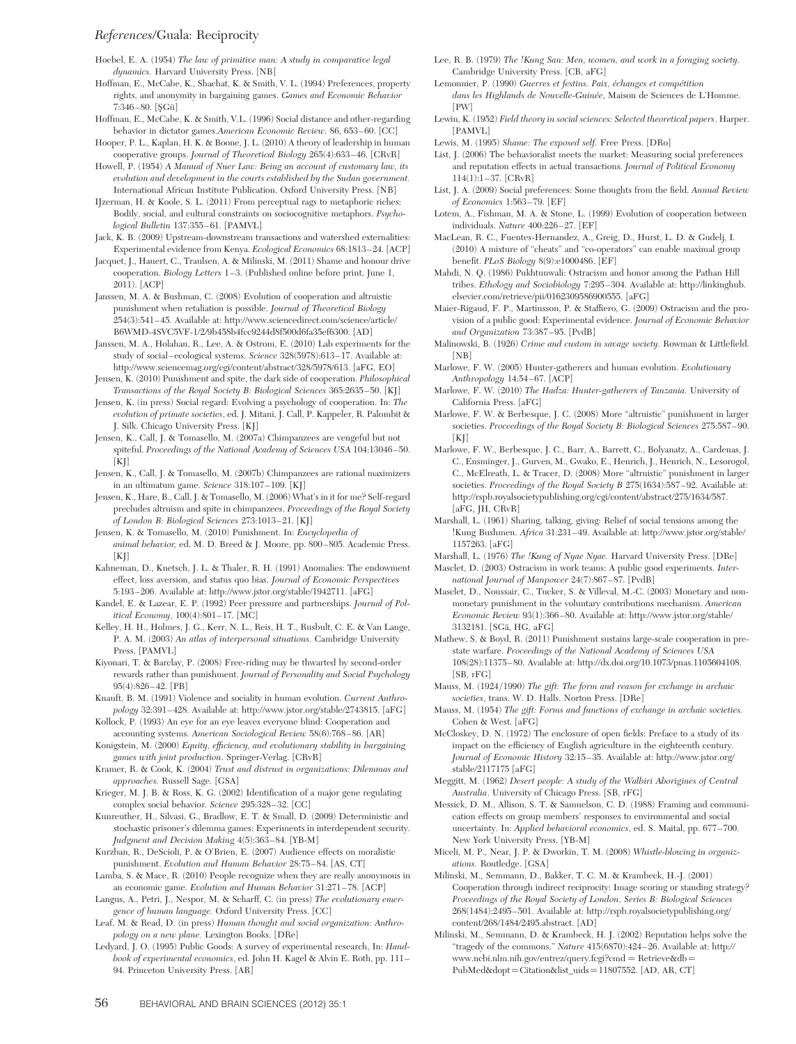Hoebel, E. A. (1954) *The law of primitive man: A study in comparative legal dynamics.* Harvard University Press. [NB]

Hoffman, E., McCabe, K., Shachat, K. & Smith, V. L. (1994) Preferences, property rights, and anonymity in bargaining games. *Games and Economic Behavior* 7:346–80. [ŞGü]

Hoffman, E., McCabe, K. & Smith, V.L. (1996) Social distance and other-regarding behavior in dictator games.*American Economic Review.* 86, 653–60. [CC]

Hooper, P. L., Kaplan, H. K. & Boone, J. L. (2010) A theory of leadership in human cooperative groups. *Journal of Theoretical Biology* 265(4):633–46. [CRvR]

Howell, P. (1954) *A Manual of Nuer Law: Being an account of customary law, its evolution and development in the courts established by the Sudan government.* International African Institute Publication. Oxford University Press. [NB]

IJzerman, H. & Koole, S. L. (2011) From perceptual rags to metaphoric riches: Bodily, social, and cultural constraints on sociocognitive metaphors. *Psychological Bulletin* 137:355–61. [PAMVL]

Jack, K. B. (2009) Upstream-downstream transactions and watershed externalities: Experimental evidence from Kenya. *Ecological Economics* 68:1813–24. [ACP]

Jacquet, J., Hauert, C., Traulsen, A. & Milinski, M. (2011) Shame and honour drive cooperation. *Biology Letters* 1–3. (Published online before print, June 1, 2011). [ACP]

Janssen, M. A. & Bushman, C. (2008) Evolution of cooperation and altruistic punishment when retaliation is possible. *Journal of Theoretical Biology* 254(3):541–45. Available at: http://www.sciencedirect.com/science/article/B6WMD-4SVC5VF-1/2/9b458b4fcc9244d8f500d6fa35ef6300. [AD]

Janssen, M. A., Holahan, R., Lee, A. & Ostrom, E. (2010) Lab experiments for the study of social–ecological systems. *Science* 328(5978):613–17. Available at: http://www.sciencemag.org/cgi/content/abstract/328/5978/613. [aFG, EO]

Jensen, K. (2010) Punishment and spite, the dark side of cooperation. *Philosophical Transactions of the Royal Society B: Biological Sciences* 365:2635–50. [KJ]

Jensen, K. (in press) Social regard: Evolving a psychology of cooperation. In: *The evolution of primate societies*, ed. J. Mitani, J. Call, P. Kappeler, R. Palombit & J. Silk. Chicago University Press. [KJ]

Jensen, K., Call, J. & Tomasello, M. (2007a) Chimpanzees are vengeful but not spiteful. *Proceedings of the National Academy of Sciences USA* 104:13046–50. [KJ]

Jensen, K., Call, J. & Tomasello, M. (2007b) Chimpanzees are rational maximizers in an ultimatum game. *Science* 318:107–109. [KJ]

Jensen, K., Hare, B., Call, J. & Tomasello, M. (2006) What's in it for me? Self-regard precludes altruism and spite in chimpanzees. *Proceedings of the Royal Society of London B: Biological Sciences* 273:1013–21. [KJ]

Jensen, K. & Tomasello, M. (2010) Punishment. In: *Encyclopedia of animal behavior,* ed. M. D. Breed & J. Moore, pp. 800–805. Academic Press. [KJ]

Kahneman, D., Knetsch, J. L. & Thaler, R. H. (1991) Anomalies: The endowment effect, loss aversion, and status quo bias. *Journal of Economic Perspectives* 5:193–206. Available at: http://www.jstor.org/stable/1942711. [aFG]

Kandel, E. & Lazear, E. P. (1992) Peer pressure and partnerships. *Journal of Political Economy*, 100(4):801–17. [MC]

Kelley, H. H., Holmes, J. G., Kerr, N. L., Reis, H. T., Rusbult, C. E. & Van Lange, P. A. M. (2003) *An atlas of interpersonal situations.* Cambridge University Press. [PAMVL]

Kiyonari, T. & Barclay, P. (2008) Free-riding may be thwarted by second-order rewards rather than punishment. *Journal of Personality and Social Psychology* 95(4):826–42. [PB]

Knauft, B. M. (1991) Violence and sociality in human evolution. *Current Anthropology* 32:391–428. Available at: http://www.jstor.org/stable/2743815. [aFG]

Kollock, P. (1993) An eye for an eye leaves everyone blind: Cooperation and accounting systems. *American Sociological Review* 58(6):768–86. [AR]

Konigstein, M. (2000) *Equity, efficiency, and evolutionary stability in bargaining games with joint production*. Springer-Verlag. [CRvR]

Kramer, R. & Cook, K. (2004) *Trust and distrust in organizations: Dilemmas and approaches.* Russell Sage. [GSA]

Krieger, M. J. B. & Ross, K. G. (2002) Identification of a major gene regulating complex social behavior. *Science* 295:328–32. [CC]

Kunreuther, H., Silvasi, G., Bradlow, E. T. & Small, D. (2009) Deterministic and stochastic prisoner's dilemma games: Experiments in interdependent security. *Judgment and Decision Making* 4(5):363–84. [YB-M]

Kurzban, R., DeScioli, P. & O'Brien, E. (2007) Audience effects on moralistic punishment. *Evolution and Human Behavior* 28:75–84. [AS, CT]

Lamba, S. & Mace, R. (2010) People recognize when they are really anonymous in an economic game. *Evolution and Human Behavior* 31:271–78. [ACP]

Langus, A., Petri, J., Nespor, M. & Scharff, C. (in press) *The evolutionary emergence of human language.* Oxford University Press. [CC]

Leaf, M. & Read, D. (in press) *Human thought and social organization: Anthropology on a new plane.* Lexington Books. [DRe]

Ledyard, J. O. (1995) Public Goods: A survey of experimental research, In: *Handbook of experimental economics*, ed. John H. Kagel & Alvin E. Roth, pp. 111–94. Princeton University Press. [AR]

Lee, R. B. (1979) *The !Kung San: Men, women, and work in a foraging society.* Cambridge University Press. [CB, aFG]

Lemonnier, P. (1990) *Guerres et festins. Paix, échanges et compétition dans les Highlands de Nouvelle-Guinée*, Maison de Sciences de L'Homme. [PW]

Lewin, K. (1952) *Field theory in social sciences: Selected theoretical papers*. Harper. [PAMVL]

Lewis, M. (1995) *Shame: The exposed self.* Free Press. [DRo]

List, J. (2006) The behavioralist meets the market: Measuring social preferences and reputation effects in actual transactions. *Journal of Political Economy* 114(1):1–37. [CRvR]

List, J. A. (2009) Social preferences: Some thoughts from the field. *Annual Review of Economics* 1:563–79. [EF]

Lotem, A., Fishman, M. A. & Stone, L. (1999) Evolution of cooperation between individuals. *Nature* 400:226–27. [EF]

MacLean, R. C., Fuentes-Hernandez, A., Greig, D., Hurst, L. D. & Gudelj, I. (2010) A mixture of "cheats" and "co-operators" can enable maximal group benefit. *PLoS Biology* 8(9):e1000486. [EF]

Mahdi, N. Q. (1986) Pukhtunwali: Ostracism and honor among the Pathan Hill tribes. *Ethology and Sociobiology* 7:295–304. Available at: http://linkinghub.elsevier.com/retrieve/pii/0162309586900555. [aFG]

Maier-Rigaud, F. P., Martinsson, P. & Staffiero, G. (2009) Ostracism and the provision of a public good: Experimental evidence. *Journal of Economic Behavior and Organization* 73:387–95. [PvdB]

Malinowski, B. (1926) *Crime and custom in savage society.* Rowman & Littlefield. [NB]

Marlowe, F. W. (2005) Hunter-gatherers and human evolution. *Evolutionary Anthropology* 14:54–67. [ACP]

Marlowe, F. W. (2010) *The Hadza: Hunter-gatherers of Tanzania.* University of California Press. [aFG]

Marlowe, F. W. & Berbesque, J. C. (2008) More "altruistic" punishment in larger societies. *Proceedings of the Royal Society B: Biological Sciences* 275:587–90. [KJ]

Marlowe, F. W., Berbesque, J. C., Barr, A., Barrett, C., Bolyanatz, A., Cardenas, J. C., Ensminger, J., Gurven, M., Gwako, E., Henrich, J., Henrich, N., Lesorogol, C., McElreath, L. & Tracer, D. (2008) More "altruistic" punishment in larger societies. *Proceedings of the Royal Society B* 275(1634):587–92. Available at: http://rspb.royalsocietypublishing.org/cgi/content/abstract/275/1634/587. [aFG, JH, CRvR]

Marshall, L. (1961) Sharing, talking, giving: Relief of social tensions among the !Kung Bushmen. *Africa* 31:231–49. Available at: http://www.jstor.org/stable/1157263. [aFG]

Marshall, L. (1976) *The !Kung of Nyae Nyae.* Harvard University Press. [DRe]

Masclet, D. (2003) Ostracism in work teams: A public good experiments. *International Journal of Manpower* 24(7):867–87. [PvdB]

Masclet, D., Noussair, C., Tucker, S. & Villeval, M.-C. (2003) Monetary and nonmonetary punishment in the voluntary contributions mechanism. *American Economic Review* 93(1):366–80. Available at: http://www.jstor.org/stable/3132181. [SGä, HG, aFG]

Mathew, S. & Boyd, R. (2011) Punishment sustains large-scale cooperation in prestate warfare. *Proceedings of the National Academy of Sciences USA* 108(28):11375–80. Available at: http://dx.doi.org/10.1073/pnas.1105604108. [SB, rFG]

Mauss, M. (1924/1990) *The gift: The form and reason for exchange in archaic societies*, trans. W. D. Halls. Norton Press. [DRe]

Mauss, M. (1954) *The gift: Forms and functions of exchange in archaic societies.* Cohen & West. [aFG]

McCloskey, D. N. (1972) The enclosure of open fields: Preface to a study of its impact on the efficiency of English agriculture in the eighteenth century. *Journal of Economic History* 32:15–35. Available at: http://www.jstor.org/stable/2117175 [aFG]

Meggitt, M. (1962) *Desert people: A study of the Walbiri Aborigines of Central Australia*. University of Chicago Press. [SB, rFG]

Messick, D. M., Allison, S. T. & Samuelson, C. D. (1988) Framing and communication effects on group members' responses to environmental and social uncertainty. In: *Applied behavioral economics*, ed. S. Maital, pp. 677–700. New York University Press. [YB-M]

Miceli, M. P., Near, J. P. & Dworkin, T. M. (2008) *Whistle-blowing in organizations.* Routledge. [GSA]

Milinski, M., Semmann, D., Bakker, T. C. M. & Krambeck, H.-J. (2001) Cooperation through indirect reciprocity: Image scoring or standing strategy? *Proceedings of the Royal Society of London, Series B: Biological Sciences* 268(1484):2495–501. Available at: http://rspb.royalsocietypublishing.org/content/268/1484/2495.abstract. [AD]

Milinski, M., Semmann, D. & Krambeck, H. J. (2002) Reputation helps solve the "tragedy of the commons." *Nature* 415(6870):424–26. Available at: http://www.ncbi.nlm.nih.gov/entrez/query.fcgi?cmd = Retrieve&db = PubMed&dopt = Citation&list_uids = 11807552. [AD, AR, CT]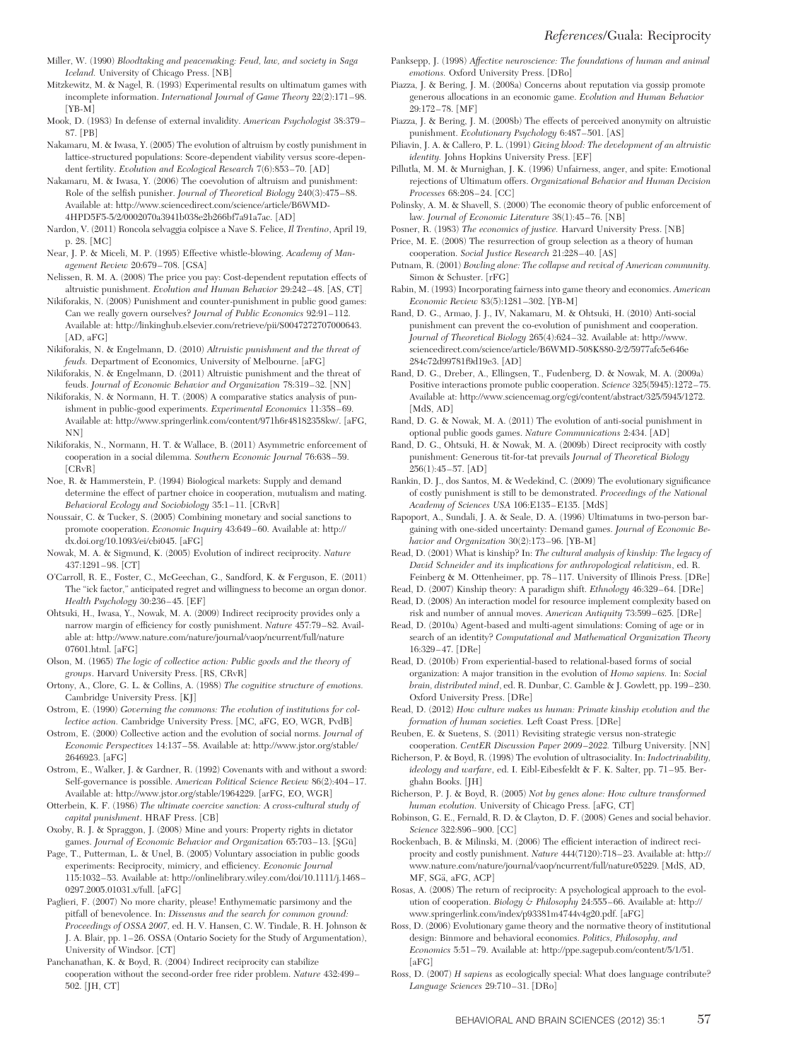Miller, W. (1990) *Bloodtaking and peacemaking: Feud, law, and society in Saga Iceland.* University of Chicago Press. [NB]

Mitzkewitz, M. & Nagel, R. (1993) Experimental results on ultimatum games with incomplete information. *International Journal of Game Theory* 22(2):171–98. [YB-M]

Mook, D. (1983) In defense of external invalidity. *American Psychologist* 38:379–87. [PB]

Nakamaru, M. & Iwasa, Y. (2005) The evolution of altruism by costly punishment in lattice-structured populations: Score-dependent viability versus score-dependent fertility. *Evolution and Ecological Research* 7(6):853–70. [AD]

Nakamaru, M. & Iwasa, Y. (2006) The coevolution of altruism and punishment: Role of the selfish punisher. *Journal of Theoretical Biology* 240(3):475–88. Available at: http://www.sciencedirect.com/science/article/B6WMD-4HPD5F5-5/2/0002070a3941b038e2b266bf7a91a7ac. [AD]

Nardon, V. (2011) Roncola selvaggia colpisce a Nave S. Felice, *Il Trentino*, April 19, p. 28. [MC]

Near, J. P. & Miceli, M. P. (1995) Effective whistle-blowing. *Academy of Management Review* 20:679–708. [GSA]

Nelissen, R. M. A. (2008) The price you pay: Cost-dependent reputation effects of altruistic punishment. *Evolution and Human Behavior* 29:242–48. [AS, CT]

Nikiforakis, N. (2008) Punishment and counter-punishment in public good games: Can we really govern ourselves? *Journal of Public Economics* 92:91–112. Available at: http://linkinghub.elsevier.com/retrieve/pii/S0047272707000643. [AD, aFG]

Nikiforakis, N. & Engelmann, D. (2010) *Altruistic punishment and the threat of feuds.* Department of Economics, University of Melbourne. [aFG]

Nikiforakis, N. & Engelmann, D. (2011) Altruistic punishment and the threat of feuds. *Journal of Economic Behavior and Organization* 78:319–32. [NN]

Nikiforakis, N. & Normann, H. T. (2008) A comparative statics analysis of punishment in public-good experiments. *Experimental Economics* 11:358–69. Available at: http://www.springerlink.com/content/971h6r48182358kw/. [aFG, NN]

Nikiforakis, N., Normann, H. T. & Wallace, B. (2011) Asymmetric enforcement of cooperation in a social dilemma. *Southern Economic Journal* 76:638–59. [CRvR]

Noe, R. & Hammerstein, P. (1994) Biological markets: Supply and demand determine the effect of partner choice in cooperation, mutualism and mating. *Behavioral Ecology and Sociobiology* 35:1–11. [CRvR]

Noussair, C. & Tucker, S. (2005) Combining monetary and social sanctions to promote cooperation. *Economic Inquiry* 43:649–60. Available at: http://dx.doi.org/10.1093/ei/cbi045. [aFG]

Nowak, M. A. & Sigmund, K. (2005) Evolution of indirect reciprocity. *Nature* 437:1291–98. [CT]

O'Carroll, R. E., Foster, C., McGeechan, G., Sandford, K. & Ferguson, E. (2011) The "ick factor," anticipated regret and willingness to become an organ donor. *Health Psychology* 30:236–45. [EF]

Ohtsuki, H., Iwasa, Y., Nowak, M. A. (2009) Indirect reciprocity provides only a narrow margin of efficiency for costly punishment. *Nature* 457:79–82. Available at: http://www.nature.com/nature/journal/vaop/ncurrent/full/nature07601.html. [aFG]

Olson, M. (1965) *The logic of collective action: Public goods and the theory of groups.* Harvard University Press. [RS, CRvR]

Ortony, A., Clore, G. L. & Collins, A. (1988) *The cognitive structure of emotions.* Cambridge University Press. [KJ]

Ostrom, E. (1990) *Governing the commons: The evolution of institutions for collective action.* Cambridge University Press. [MC, aFG, EO, WGR, PvdB]

Ostrom, E. (2000) Collective action and the evolution of social norms. *Journal of Economic Perspectives* 14:137–58. Available at: http://www.jstor.org/stable/2646923. [aFG]

Ostrom, E., Walker, J. & Gardner, R. (1992) Covenants with and without a sword: Self-governance is possible. *American Political Science Review* 86(2):404–17. Available at: http://www.jstor.org/stable/1964229. [arFG, EO, WGR]

Otterbein, K. F. (1986) *The ultimate coercive sanction: A cross-cultural study of capital punishment.* HRAF Press. [CB]

Oxoby, R. J. & Spraggon, J. (2008) Mine and yours: Property rights in dictator games. *Journal of Economic Behavior and Organization* 65:703–13. [ŞGü]

Page, T., Putterman, L. & Unel, B. (2005) Voluntary association in public goods experiments: Reciprocity, mimicry, and efficiency. *Economic Journal* 115:1032–53. Available at: http://onlinelibrary.wiley.com/doi/10.1111/j.1468-0297.2005.01031.x/full. [aFG]

Paglieri, F. (2007) No more charity, please! Enthymematic parsimony and the pitfall of benevolence. In: *Dissensus and the search for common ground: Proceedings of OSSA 2007*, ed. H. V. Hansen, C. W. Tindale, R. H. Johnson & J. A. Blair, pp. 1–26. OSSA (Ontario Society for the Study of Argumentation), University of Windsor. [CT]

Panchanathan, K. & Boyd, R. (2004) Indirect reciprocity can stabilize cooperation without the second-order free rider problem. *Nature* 432:499–502. [JH, CT]

Panksepp, J. (1998) *Affective neuroscience: The foundations of human and animal emotions.* Oxford University Press. [DRo]

Piazza, J. & Bering, J. M. (2008a) Concerns about reputation via gossip promote generous allocations in an economic game. *Evolution and Human Behavior* 29:172–78. [MF]

Piazza, J. & Bering, J. M. (2008b) The effects of perceived anonymity on altruistic punishment. *Evolutionary Psychology* 6:487–501. [AS]

Piliavin, J. A. & Callero, P. L. (1991) *Giving blood: The development of an altruistic identity.* Johns Hopkins University Press. [EF]

Pillutla, M. M. & Murnighan, J. K. (1996) Unfairness, anger, and spite: Emotional rejections of Ultimatum offers. *Organizational Behavior and Human Decision Processes* 68:208–24. [CC]

Polinsky, A. M. & Shavell, S. (2000) The economic theory of public enforcement of law. *Journal of Economic Literature* 38(1):45–76. [NB]

Posner, R. (1983) *The economics of justice.* Harvard University Press. [NB]

Price, M. E. (2008) The resurrection of group selection as a theory of human cooperation. *Social Justice Research* 21:228–40. [AS]

Putnam, R. (2001) *Bowling alone: The collapse and revival of American community.* Simon & Schuster. [rFG]

Rabin, M. (1993) Incorporating fairness into game theory and economics. *American Economic Review* 83(5):1281–302. [YB-M]

Rand, D. G., Armao, J. J., IV, Nakamaru, M. & Ohtsuki, H. (2010) Anti-social punishment can prevent the co-evolution of punishment and cooperation. *Journal of Theoretical Biology* 265(4):624–32. Available at: http://www.sciencedirect.com/science/article/B6WMD-508K880-2/2/5977afc5e646e284c72d99781f9d19e3. [AD]

Rand, D. G., Dreber, A., Ellingsen, T., Fudenberg, D. & Nowak, M. A. (2009a) Positive interactions promote public cooperation. *Science* 325(5945):1272–75. Available at: http://www.sciencemag.org/cgi/content/abstract/325/5945/1272. [MdS, AD]

Rand, D. G. & Nowak, M. A. (2011) The evolution of anti-social punishment in optional public goods games. *Nature Communications* 2:434. [AD]

Rand, D. G., Ohtsuki, H. & Nowak, M. A. (2009b) Direct reciprocity with costly punishment: Generous tit-for-tat prevails *Journal of Theoretical Biology* 256(1):45–57. [AD]

Rankin, D. J., dos Santos, M. & Wedekind, C. (2009) The evolutionary significance of costly punishment is still to be demonstrated. *Proceedings of the National Academy of Sciences USA* 106:E135–E135. [MdS]

Rapoport, A., Sundali, J. A. & Seale, D. A. (1996) Ultimatums in two-person bargaining with one-sided uncertainty: Demand games. *Journal of Economic Behavior and Organization* 30(2):173–96. [YB-M]

Read, D. (2001) What is kinship? In: *The cultural analysis of kinship: The legacy of David Schneider and its implications for anthropological relativism*, ed. R. Feinberg & M. Ottenheimer, pp. 78–117. University of Illinois Press. [DRe]

Read, D. (2007) Kinship theory: A paradigm shift. *Ethnology* 46:329–64. [DRe]

Read, D. (2008) An interaction model for resource implement complexity based on risk and number of annual moves. *American Antiquity* 73:599–625. [DRe]

Read, D. (2010a) Agent-based and multi-agent simulations: Coming of age or in search of an identity? *Computational and Mathematical Organization Theory* 16:329–47. [DRe]

Read, D. (2010b) From experiential-based to relational-based forms of social organization: A major transition in the evolution of *Homo sapiens.* In: *Social brain, distributed mind*, ed. R. Dunbar, C. Gamble & J. Gowlett, pp. 199–230. Oxford University Press. [DRe]

Read, D. (2012) *How culture makes us human: Primate kinship evolution and the formation of human societies.* Left Coast Press. [DRe]

Reuben, E. & Suetens, S. (2011) Revisiting strategic versus non-strategic cooperation. *CentER Discussion Paper 2009–2022.* Tilburg University. [NN]

Richerson, P. & Boyd, R. (1998) The evolution of ultrasociality. In: *Indoctrinability, ideology and warfare*, ed. I. Eibl-Eibesfeldt & F. K. Salter, pp. 71–95. Berghahn Books. [JH]

Richerson, P. J. & Boyd, R. (2005) *Not by genes alone: How culture transformed human evolution.* University of Chicago Press. [aFG, CT]

Robinson, G. E., Fernald, R. D. & Clayton, D. F. (2008) Genes and social behavior. *Science* 322:896–900. [CC]

Rockenbach, B. & Milinski, M. (2006) The efficient interaction of indirect reciprocity and costly punishment. *Nature* 444(7120):718–23. Available at: http://www.nature.com/nature/journal/vaop/ncurrent/full/nature05229. [MdS, AD, MF, SGä, aFG, ACP]

Rosas, A. (2008) The return of reciprocity: A psychological approach to the evolution of cooperation. *Biology & Philosophy* 24:555–66. Available at: http://www.springerlink.com/index/p93381m4744v4g20.pdf. [aFG]

Ross, D. (2006) Evolutionary game theory and the normative theory of institutional design: Binmore and behavioral economics. *Politics, Philosophy, and Economics* 5:51–79. Available at: http://ppe.sagepub.com/content/5/1/51. [aFG]

Ross, D. (2007) *H sapiens* as ecologically special: What does language contribute? *Language Sciences* 29:710–31. [DRo]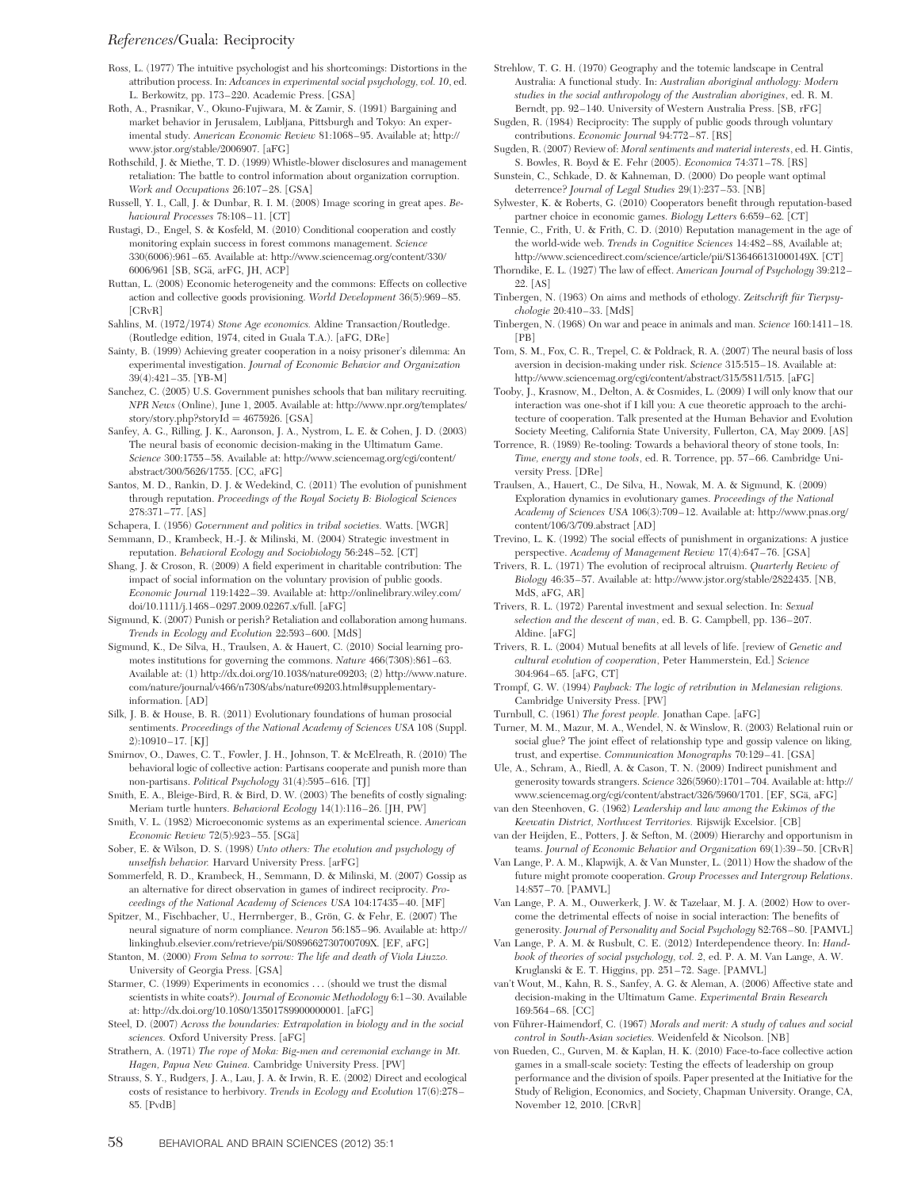Ross, L. (1977) The intuitive psychologist and his shortcomings: Distortions in the attribution process. In: *Advances in experimental social psychology, vol. 10*, ed. L. Berkowitz, pp. 173–220. Academic Press. [GSA]

Roth, A., Prasnikar, V., Okuno-Fujiwara, M. & Zamir, S. (1991) Bargaining and market behavior in Jerusalem, Lubljana, Pittsburgh and Tokyo: An experimental study. *American Economic Review* 81:1068–95. Available at; http://www.jstor.org/stable/2006907. [aFG]

Rothschild, J. & Miethe, T. D. (1999) Whistle-blower disclosures and management retaliation: The battle to control information about organization corruption. *Work and Occupations* 26:107–28. [GSA]

Russell, Y. I., Call, J. & Dunbar, R. I. M. (2008) Image scoring in great apes. *Behavioural Processes* 78:108–11. [CT]

Rustagi, D., Engel, S. & Kosfeld, M. (2010) Conditional cooperation and costly monitoring explain success in forest commons management. *Science* 330(6006):961–65. Available at: http://www.sciencemag.org/content/330/6006/961 [SB, SGä, arFG, JH, ACP]

Ruttan, L. (2008) Economic heterogeneity and the commons: Effects on collective action and collective goods provisioning. *World Development* 36(5):969–85. [CRvR]

Sahlins, M. (1972/1974) *Stone Age economics.* Aldine Transaction/Routledge. (Routledge edition, 1974, cited in Guala T.A.). [aFG, DRe]

Sainty, B. (1999) Achieving greater cooperation in a noisy prisoner's dilemma: An experimental investigation. *Journal of Economic Behavior and Organization* 39(4):421–35. [YB-M]

Sanchez, C. (2005) U.S. Government punishes schools that ban military recruiting. *NPR News* (Online), June 1, 2005. Available at: http://www.npr.org/templates/story/story.php?storyId = 4675926. [GSA]

Sanfey, A. G., Rilling, J. K., Aaronson, J. A., Nystrom, L. E. & Cohen, J. D. (2003) The neural basis of economic decision-making in the Ultimatum Game. *Science* 300:1755–58. Available at: http://www.sciencemag.org/cgi/content/abstract/300/5626/1755. [CC, aFG]

Santos, M. D., Rankin, D. J. & Wedekind, C. (2011) The evolution of punishment through reputation. *Proceedings of the Royal Society B: Biological Sciences* 278:371–77. [AS]

Schapera, I. (1956) *Government and politics in tribal societies.* Watts. [WGR]

Semmann, D., Krambeck, H.-J. & Milinski, M. (2004) Strategic investment in reputation. *Behavioral Ecology and Sociobiology* 56:248–52. [CT]

Shang, J. & Croson, R. (2009) A field experiment in charitable contribution: The impact of social information on the voluntary provision of public goods. *Economic Journal* 119:1422–39. Available at: http://onlinelibrary.wiley.com/doi/10.1111/j.1468–0297.2009.02267.x/full. [aFG]

Sigmund, K. (2007) Punish or perish? Retaliation and collaboration among humans. *Trends in Ecology and Evolution* 22:593–600. [MdS]

Sigmund, K., De Silva, H., Traulsen, A. & Hauert, C. (2010) Social learning promotes institutions for governing the commons. *Nature* 466(7308):861–63. Available at: (1) http://dx.doi.org/10.1038/nature09203; (2) http://www.nature.com/nature/journal/v466/n7308/abs/nature09203.html#supplementary-information. [AD]

Silk, J. B. & House, B. R. (2011) Evolutionary foundations of human prosocial sentiments. *Proceedings of the National Academy of Sciences USA* 108 (Suppl. 2):10910–17. [KJ]

Smirnov, O., Dawes, C. T., Fowler, J. H., Johnson, T. & McElreath, R. (2010) The behavioral logic of collective action: Partisans cooperate and punish more than non-partisans. *Political Psychology* 31(4):595–616. [TJ]

Smith, E. A., Bleige-Bird, R. & Bird, D. W. (2003) The benefits of costly signaling: Meriam turtle hunters. *Behavioral Ecology* 14(1):116–26. [JH, PW]

Smith, V. L. (1982) Microeconomic systems as an experimental science. *American Economic Review* 72(5):923–55. [SGä]

Sober, E. & Wilson, D. S. (1998) *Unto others: The evolution and psychology of unselfish behavior.* Harvard University Press. [arFG]

Sommerfeld, R. D., Krambeck, H., Semmann, D. & Milinski, M. (2007) Gossip as an alternative for direct observation in games of indirect reciprocity. *Proceedings of the National Academy of Sciences USA* 104:17435–40. [MF]

Spitzer, M., Fischbacher, U., Herrnberger, B., Grön, G. & Fehr, E. (2007) The neural signature of norm compliance. *Neuron* 56:185–96. Available at: http://linkinghub.elsevier.com/retrieve/pii/S089662730700709X. [EF, aFG]

Stanton, M. (2000) *From Selma to sorrow: The life and death of Viola Liuzzo.* University of Georgia Press. [GSA]

Starmer, C. (1999) Experiments in economics ... (should we trust the dismal scientists in white coats?). *Journal of Economic Methodology* 6:1–30. Available at: http://dx.doi.org/10.1080/13501789900000001. [aFG]

Steel, D. (2007) *Across the boundaries: Extrapolation in biology and in the social sciences.* Oxford University Press. [aFG]

Strathern, A. (1971) *The rope of Moka: Big-men and ceremonial exchange in Mt. Hagen, Papua New Guinea.* Cambridge University Press. [PW]

Strauss, S. Y., Rudgers, J. A., Lau, J. A. & Irwin, R. E. (2002) Direct and ecological costs of resistance to herbivory. *Trends in Ecology and Evolution* 17(6):278–85. [PvdB]

Strehlow, T. G. H. (1970) Geography and the totemic landscape in Central Australia: A functional study. In: *Australian aboriginal anthology: Modern studies in the social anthropology of the Australian aborigines*, ed. R. M. Berndt, pp. 92–140. University of Western Australia Press. [SB, rFG]

Sugden, R. (1984) Reciprocity: The supply of public goods through voluntary contributions. *Economic Journal* 94:772–87. [RS]

Sugden, R. (2007) Review of: *Moral sentiments and material interests*, ed. H. Gintis, S. Bowles, R. Boyd & E. Fehr (2005). *Economica* 74:371–78. [RS]

Sunstein, C., Schkade, D. & Kahneman, D. (2000) Do people want optimal deterrence? *Journal of Legal Studies* 29(1):237–53. [NB]

Sylwester, K. & Roberts, G. (2010) Cooperators benefit through reputation-based partner choice in economic games. *Biology Letters* 6:659–62. [CT]

Tennie, C., Frith, U. & Frith, C. D. (2010) Reputation management in the age of the world-wide web. *Trends in Cognitive Sciences* 14:482–88, Available at; http://www.sciencedirect.com/science/article/pii/S136466131000149X. [CT]

Thorndike, E. L. (1927) The law of effect. *American Journal of Psychology* 39:212–22. [AS]

Tinbergen, N. (1963) On aims and methods of ethology. *Zeitschrift für Tierpsychologie* 20:410–33. [MdS]

Tinbergen, N. (1968) On war and peace in animals and man. *Science* 160:1411–18. [PB]

Tom, S. M., Fox, C. R., Trepel, C. & Poldrack, R. A. (2007) The neural basis of loss aversion in decision-making under risk. *Science* 315:515–18. Available at: http://www.sciencemag.org/cgi/content/abstract/315/5811/515. [aFG]

Tooby, J., Krasnow, M., Delton, A. & Cosmides, L. (2009) I will only know that our interaction was one-shot if I kill you: A cue theoretic approach to the architecture of cooperation. Talk presented at the Human Behavior and Evolution Society Meeting, California State University, Fullerton, CA, May 2009. [AS]

Torrence, R. (1989) Re-tooling: Towards a behavioral theory of stone tools, In: *Time, energy and stone tools*, ed. R. Torrence, pp. 57–66. Cambridge University Press. [DRe]

Traulsen, A., Hauert, C., De Silva, H., Nowak, M. A. & Sigmund, K. (2009) Exploration dynamics in evolutionary games. *Proceedings of the National Academy of Sciences USA* 106(3):709–12. Available at: http://www.pnas.org/content/106/3/709.abstract [AD]

Trevino, L. K. (1992) The social effects of punishment in organizations: A justice perspective. *Academy of Management Review* 17(4):647–76. [GSA]

Trivers, R. L. (1971) The evolution of reciprocal altruism. *Quarterly Review of Biology* 46:35–57. Available at: http://www.jstor.org/stable/2822435. [NB, MdS, aFG, AR]

Trivers, R. L. (1972) Parental investment and sexual selection. In: *Sexual selection and the descent of man*, ed. B. G. Campbell, pp. 136–207. Aldine. [aFG]

Trivers, R. L. (2004) Mutual benefits at all levels of life. [review of *Genetic and cultural evolution of cooperation*, Peter Hammerstein, Ed.] *Science* 304:964–65. [aFG, CT]

Trompf, G. W. (1994) *Payback: The logic of retribution in Melanesian religions.* Cambridge University Press. [PW]

Turnbull, C. (1961) *The forest people.* Jonathan Cape. [aFG]

Turner, M. M., Mazur, M. A., Wendel, N. & Winslow, R. (2003) Relational ruin or social glue? The joint effect of relationship type and gossip valence on liking, trust, and expertise. *Communication Monographs* 70:129–41. [GSA]

Ule, A., Schram, A., Riedl, A. & Cason, T. N. (2009) Indirect punishment and generosity towards strangers. *Science* 326(5960):1701–704. Available at: http://www.sciencemag.org/cgi/content/abstract/326/5960/1701. [EF, SGä, aFG]

van den Steenhoven, G. (1962) *Leadership and law among the Eskimos of the Keewatin District, Northwest Territories.* Rijswijk Excelsior. [CB]

van der Heijden, E., Potters, J. & Sefton, M. (2009) Hierarchy and opportunism in teams. *Journal of Economic Behavior and Organization* 69(1):39–50. [CRvR]

Van Lange, P. A. M., Klapwijk, A. & Van Munster, L. (2011) How the shadow of the future might promote cooperation. *Group Processes and Intergroup Relations*. 14:857–70. [PAMVL]

Van Lange, P. A. M., Ouwerkerk, J. W. & Tazelaar, M. J. A. (2002) How to overcome the detrimental effects of noise in social interaction: The benefits of generosity. *Journal of Personality and Social Psychology* 82:768–80. [PAMVL]

Van Lange, P. A. M. & Rusbult, C. E. (2012) Interdependence theory. In: *Handbook of theories of social psychology, vol. 2*, ed. P. A. M. Van Lange, A. W. Kruglanski & E. T. Higgins, pp. 251–72. Sage. [PAMVL]

van't Wout, M., Kahn, R. S., Sanfey, A. G. & Aleman, A. (2006) Affective state and decision-making in the Ultimatum Game. *Experimental Brain Research* 169:564–68. [CC]

von Führer-Haimendorf, C. (1967) *Morals and merit: A study of values and social control in South-Asian societies.* Weidenfeld & Nicolson. [NB]

von Rueden, C., Gurven, M. & Kaplan, H. K. (2010) Face-to-face collective action games in a small-scale society: Testing the effects of leadership on group performance and the division of spoils. Paper presented at the Initiative for the Study of Religion, Economics, and Society, Chapman University. Orange, CA, November 12, 2010. [CRvR]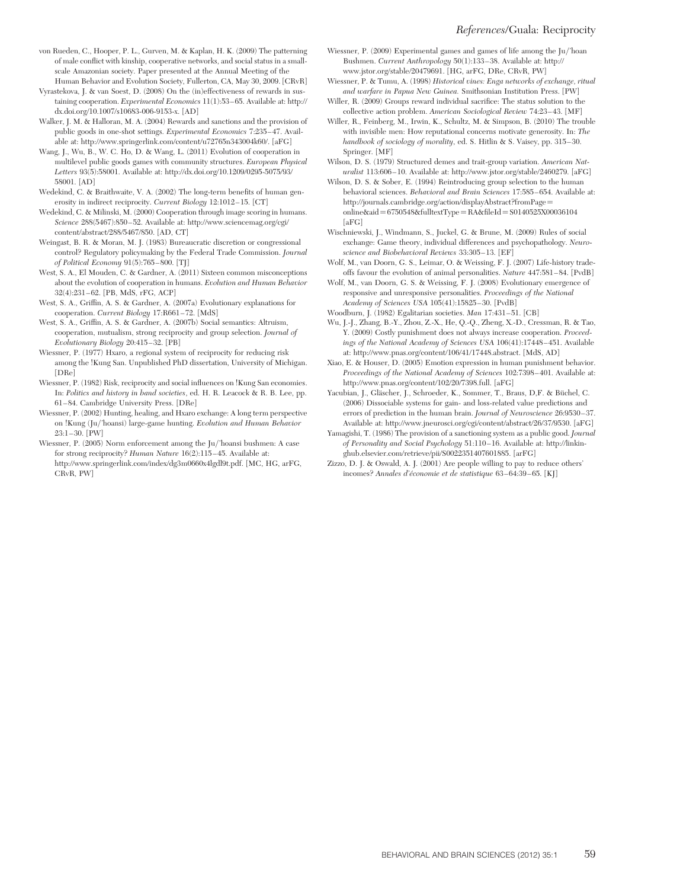von Rueden, C., Hooper, P. L., Gurven, M. & Kaplan, H. K. (2009) The patterning of male conflict with kinship, cooperative networks, and social status in a small-scale Amazonian society. Paper presented at the Annual Meeting of the Human Behavior and Evolution Society, Fullerton, CA, May 30, 2009. [CRvR]

Vyrastekova, J. & van Soest, D. (2008) On the (in)effectiveness of rewards in sustaining cooperation. *Experimental Economics* 11(1):53–65. Available at: http://dx.doi.org/10.1007/s10683-006-9153-x. [AD]

Walker, J. M. & Halloran, M. A. (2004) Rewards and sanctions and the provision of public goods in one-shot settings. *Experimental Economics* 7:235–47. Available at: http://www.springerlink.com/content/u72765n343004k60/. [aFG]

Wang, J., Wu, B., W. C. Ho, D. & Wang, L. (2011) Evolution of cooperation in multilevel public goods games with community structures. *European Physical Letters* 93(5):58001. Available at: http://dx.doi.org/10.1209/0295-5075/93/58001. [AD]

Wedekind, C. & Braithwaite, V. A. (2002) The long-term benefits of human generosity in indirect reciprocity. *Current Biology* 12:1012–15. [CT]

Wedekind, C. & Milinski, M. (2000) Cooperation through image scoring in humans. *Science* 288(5467):850–52. Available at: http://www.sciencemag.org/cgi/content/abstract/288/5467/850. [AD, CT]

Weingast, B. R. & Moran, M. J. (1983) Bureaucratic discretion or congressional control? Regulatory policymaking by the Federal Trade Commission. *Journal of Political Economy* 91(5):765–800. [TJ]

West, S. A., El Mouden, C. & Gardner, A. (2011) Sixteen common misconceptions about the evolution of cooperation in humans. *Evolution and Human Behavior* 32(4):231–62. [PB, MdS, rFG, ACP]

West, S. A., Griffin, A. S. & Gardner, A. (2007a) Evolutionary explanations for cooperation. *Current Biology* 17:R661–72. [MdS]

West, S. A., Griffin, A. S. & Gardner, A. (2007b) Social semantics: Altruism, cooperation, mutualism, strong reciprocity and group selection. *Journal of Evolutionary Biology* 20:415–32. [PB]

Wiessner, P. (1977) Hxaro, a regional system of reciprocity for reducing risk among the !Kung San. Unpublished PhD dissertation, University of Michigan. [DRe]

Wiessner, P. (1982) Risk, reciprocity and social influences on !Kung San economies. In: *Politics and history in band societies*, ed. H. R. Leacock & R. B. Lee, pp. 61–84. Cambridge University Press. [DRe]

Wiessner, P. (2002) Hunting, healing, and Hxaro exchange: A long term perspective on !Kung (Ju/'hoansi) large-game hunting. *Evolution and Human Behavior* 23:1–30. [PW]

Wiessner, P. (2005) Norm enforcement among the Ju/'hoansi bushmen: A case for strong reciprocity? *Human Nature* 16(2):115–45. Available at: http://www.springerlink.com/index/dg3m0660x4lgdl9t.pdf. [MC, HG, arFG, CRvR, PW]

Wiessner, P. (2009) Experimental games and games of life among the Ju/'hoan Bushmen. *Current Anthropology* 50(1):133–38. Available at: http://www.jstor.org/stable/20479691. [HG, arFG, DRe, CRvR, PW]

Wiessner, P. & Tumu, A. (1998) *Historical vines: Enga networks of exchange, ritual and warfare in Papua New Guinea.* Smithsonian Institution Press. [PW]

Willer, R. (2009) Groups reward individual sacrifice: The status solution to the collective action problem. *American Sociological Review* 74:23–43. [MF]

Willer, R., Feinberg, M., Irwin, K., Schultz, M. & Simpson, B. (2010) The trouble with invisible men: How reputational concerns motivate generosity. In: *The handbook of sociology of morality*, ed. S. Hitlin & S. Vaisey, pp. 315–30. Springer. [MF]

Wilson, D. S. (1979) Structured demes and trait-group variation. *American Naturalist* 113:606–10. Available at: http://www.jstor.org/stable/2460279. [aFG]

Wilson, D. S. & Sober, E. (1994) Reintroducing group selection to the human behavioral sciences. *Behavioral and Brain Sciences* 17:585–654. Available at: http://journals.cambridge.org/action/displayAbstract?fromPage=online&aid=6750548&fulltextType=RA&fileId=S0140525X00036104 [aFG]

Wischniewski, J., Windmann, S., Juckel, G. & Brune, M. (2009) Rules of social exchange: Game theory, individual differences and psychopathology. *Neuroscience and Biobehavioral Reviews* 33:305–13. [EF]

Wolf, M., van Doorn, G. S., Leimar, O. & Weissing, F. J. (2007) Life-history trade-offs favour the evolution of animal personalities. *Nature* 447:581–84. [PvdB]

Wolf, M., van Doorn, G. S. & Weissing, F. J. (2008) Evolutionary emergence of responsive and unresponsive personalities. *Proceedings of the National Academy of Sciences USA* 105(41):15825–30. [PvdB]

Woodburn, J. (1982) Egalitarian societies. *Man* 17:431–51. [CB]

Wu, J.-J., Zhang, B.-Y., Zhou, Z.-X., He, Q.-Q., Zheng, X.-D., Cressman, R. & Tao, Y. (2009) Costly punishment does not always increase cooperation. *Proceedings of the National Academy of Sciences USA* 106(41):17448–451. Available at: http://www.pnas.org/content/106/41/17448.abstract. [MdS, AD]

Xiao, E. & Houser, D. (2005) Emotion expression in human punishment behavior. *Proceedings of the National Academy of Sciences* 102:7398–401. Available at: http://www.pnas.org/content/102/20/7398.full. [aFG]

Yacubian, J., Gläscher, J., Schroeder, K., Sommer, T., Braus, D,F. & Büchel, C. (2006) Dissociable systems for gain- and loss-related value predictions and errors of prediction in the human brain. *Journal of Neuroscience* 26:9530–37. Available at: http://www.jneurosci.org/cgi/content/abstract/26/37/9530. [aFG]

Yamagishi, T. (1986) The provision of a sanctioning system as a public good. *Journal of Personality and Social Psychology* 51:110–16. Available at: http://linkinghub.elsevier.com/retrieve/pii/S0022351407601885. [arFG]

Zizzo, D. J. & Oswald, A. J. (2001) Are people willing to pay to reduce others' incomes? *Annales d'économie et de statistique* 63–64:39–65. [KJ]